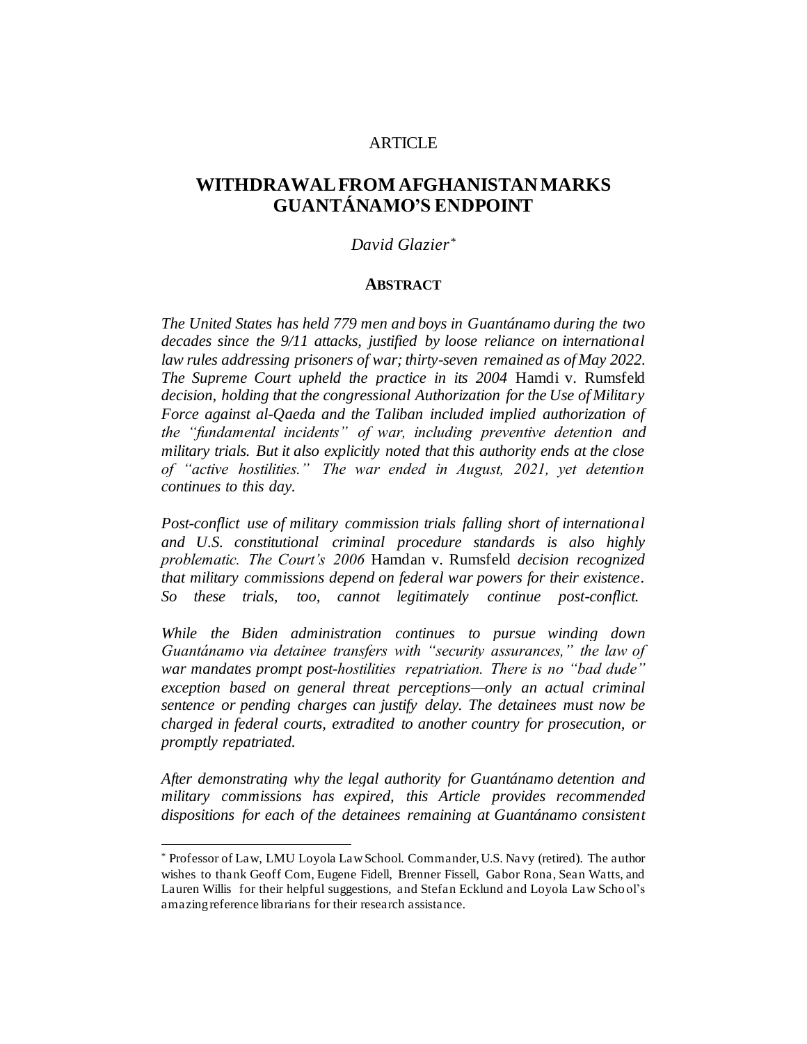ARTICLE

# WITHDRAWAL FROM AFGHANISTAN MARKS GUANTÁNAMO'S ENDPOINT

*David Glazier*[*]

## ABSTRACT

*The United States has held 779 men and boys in Guantánamo during the two decades since the 9/11 attacks, justified by loose reliance on international law rules addressing prisoners of war; thirty-seven remained as of May 2022. The Supreme Court upheld the practice in its 2004* Hamdi v. Rumsfeld *decision, holding that the congressional Authorization for the Use of Military Force against al-Qaeda and the Taliban included implied authorization of the "fundamental incidents" of war, including preventive detention and military trials. But it also explicitly noted that this authority ends at the close of "active hostilities." The war ended in August, 2021, yet detention continues to this day.*

*Post-conflict use of military commission trials falling short of international and U.S. constitutional criminal procedure standards is also highly problematic. The Court's 2006* Hamdan v. Rumsfeld *decision recognized that military commissions depend on federal war powers for their existence. So these trials, too, cannot legitimately continue post-conflict.*

*While the Biden administration continues to pursue winding down Guantánamo via detainee transfers with "security assurances," the law of war mandates prompt post-hostilities repatriation. There is no "bad dude" exception based on general threat perceptions—only an actual criminal sentence or pending charges can justify delay. The detainees must now be charged in federal courts, extradited to another country for prosecution, or promptly repatriated.*

*After demonstrating why the legal authority for Guantánamo detention and military commissions has expired, this Article provides recommended dispositions for each of the detainees remaining at Guantánamo consistent*

[*] Professor of Law, LMU Loyola Law School. Commander, U.S. Navy (retired). The author wishes to thank Geoff Corn, Eugene Fidell, Brenner Fissell, Gabor Rona, Sean Watts, and Lauren Willis for their helpful suggestions, and Stefan Ecklund and Loyola Law School's amazing reference librarians for their research assistance.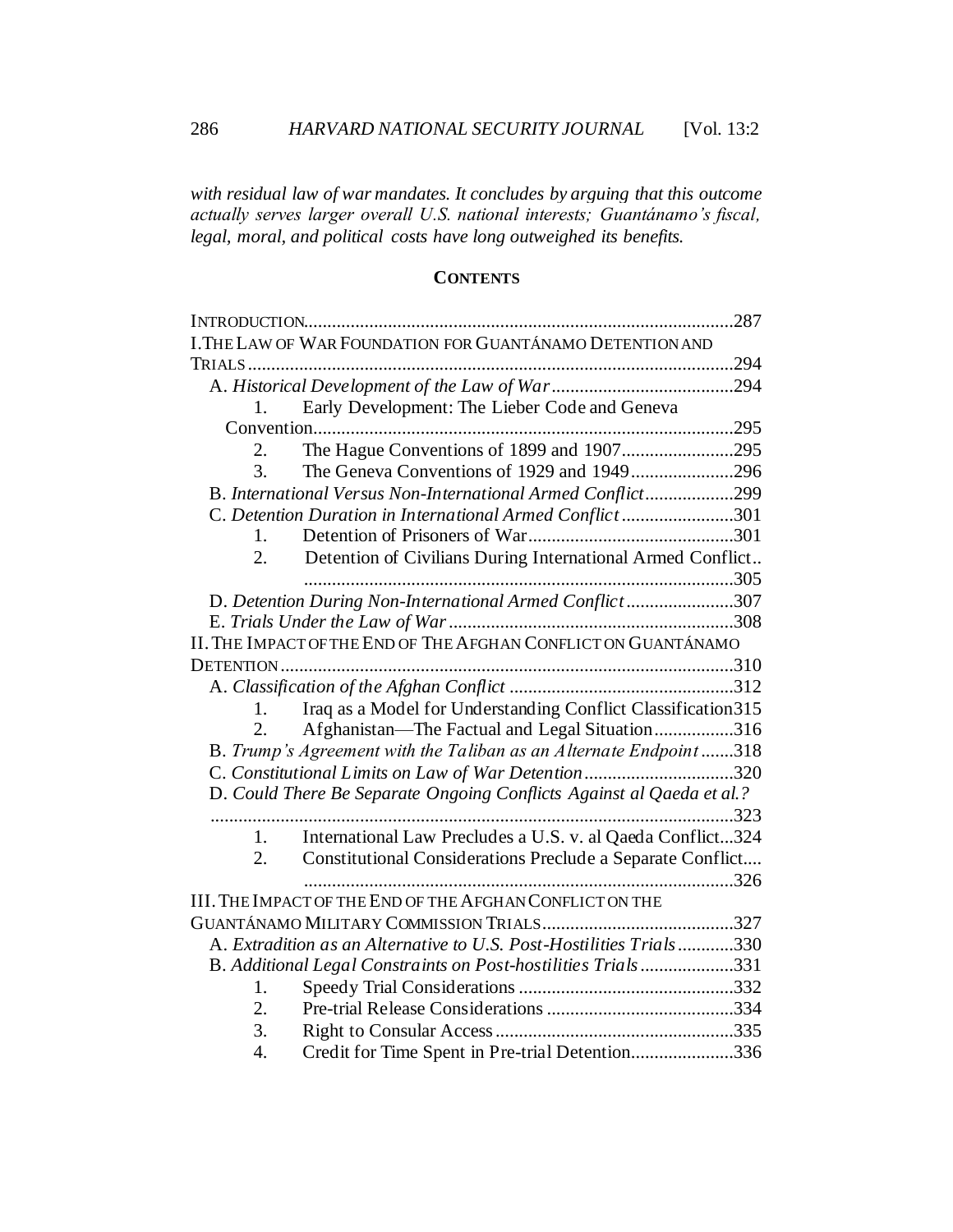*with residual law of war mandates. It concludes by arguing that this outcome actually serves larger overall U.S. national interests; Guantánamo's fiscal, legal, moral, and political costs have long outweighed its benefits.*

**CONTENTS**

INTRODUCTION .......... 287

I. THE LAW OF WAR FOUNDATION FOR GUANTÁNAMO DETENTION AND TRIALS .......... 294

- A. *Historical Development of the Law of War* .......... 294
  1. Early Development: The Lieber Code and Geneva Convention .......... 295
  2. The Hague Conventions of 1899 and 1907 .......... 295
  3. The Geneva Conventions of 1929 and 1949 .......... 296
- B. *International Versus Non-International Armed Conflict* .......... 299
- C. *Detention Duration in International Armed Conflict* .......... 301
  1. Detention of Prisoners of War .......... 301
  2. Detention of Civilians During International Armed Conflict .......... 305
- D. *Detention During Non-International Armed Conflict* .......... 307
- E. *Trials Under the Law of War* .......... 308

II. THE IMPACT OF THE END OF THE AFGHAN CONFLICT ON GUANTÁNAMO DETENTION .......... 310

- A. *Classification of the Afghan Conflict* .......... 312
  1. Iraq as a Model for Understanding Conflict Classification .......... 315
  2. Afghanistan—The Factual and Legal Situation .......... 316
- B. *Trump's Agreement with the Taliban as an Alternate Endpoint* .......... 318
- C. *Constitutional Limits on Law of War Detention* .......... 320
- D. *Could There Be Separate Ongoing Conflicts Against al Qaeda et al.?* .......... 323
  1. International Law Precludes a U.S. v. al Qaeda Conflict .......... 324
  2. Constitutional Considerations Preclude a Separate Conflict .......... 326

III. THE IMPACT OF THE END OF THE AFGHAN CONFLICT ON THE GUANTÁNAMO MILITARY COMMISSION TRIALS .......... 327

- A. *Extradition as an Alternative to U.S. Post-Hostilities Trials* .......... 330
- B. *Additional Legal Constraints on Post-hostilities Trials* .......... 331
  1. Speedy Trial Considerations .......... 332
  2. Pre-trial Release Considerations .......... 334
  3. Right to Consular Access .......... 335
  4. Credit for Time Spent in Pre-trial Detention .......... 336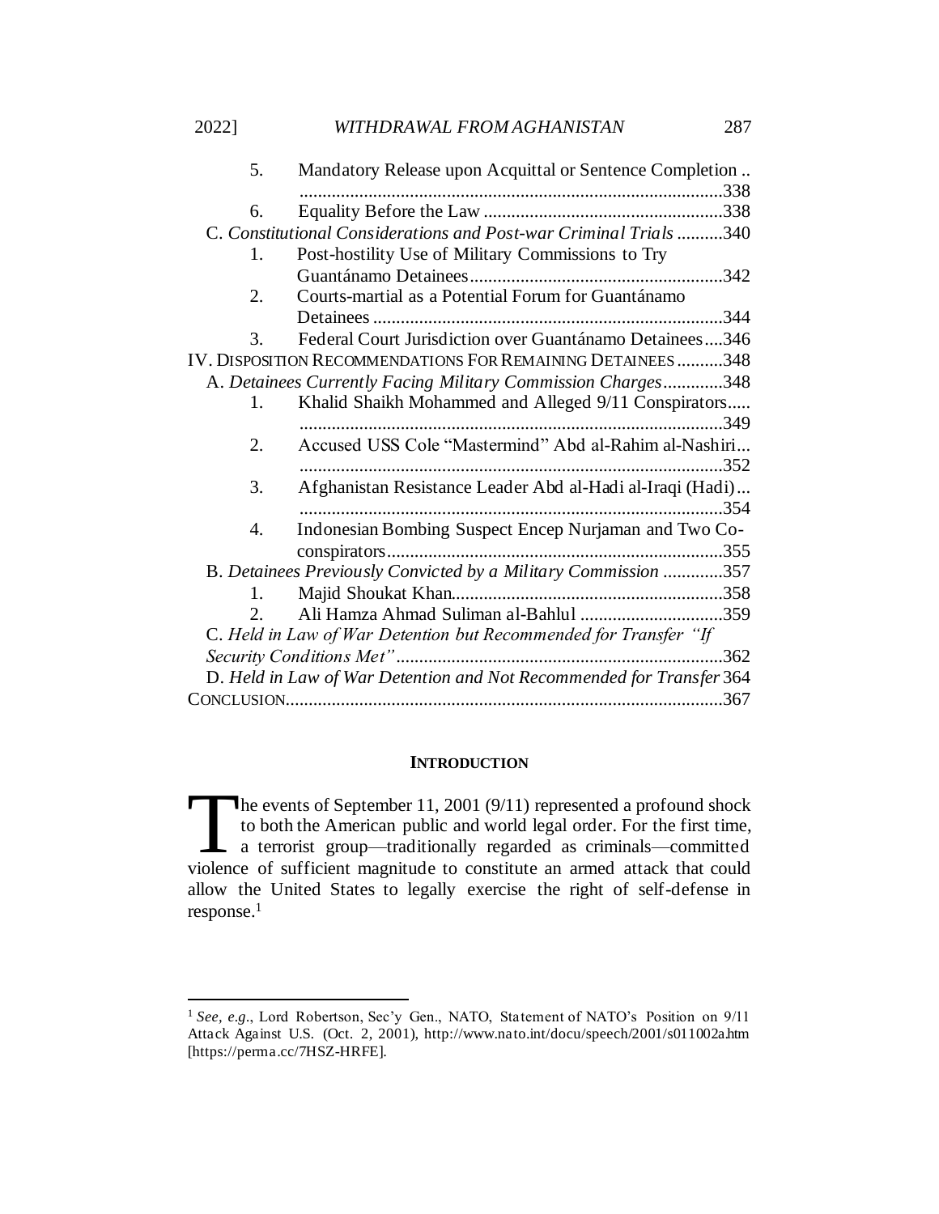5. Mandatory Release upon Acquittal or Sentence Completion .. ...........................................................................................338
6. Equality Before the Law ....................................................338

C. *Constitutional Considerations and Post-war Criminal Trials* ..........340

1. Post-hostility Use of Military Commissions to Try Guantánamo Detainees.......................................................342
2. Courts-martial as a Potential Forum for Guantánamo Detainees ............................................................................344
3. Federal Court Jurisdiction over Guantánamo Detainees....346

IV. DISPOSITION RECOMMENDATIONS FOR REMAINING DETAINEES ..........348

A. *Detainees Currently Facing Military Commission Charges*.............348

1. Khalid Shaikh Mohammed and Alleged 9/11 Conspirators..... ...........................................................................................349
2. Accused USS Cole "Mastermind" Abd al-Rahim al-Nashiri... ...........................................................................................352
3. Afghanistan Resistance Leader Abd al-Hadi al-Iraqi (Hadi)... ...........................................................................................354
4. Indonesian Bombing Suspect Encep Nurjaman and Two Co-conspirators.........................................................................355

B. *Detainees Previously Convicted by a Military Commission* .............357

1. Majid Shoukat Khan..........................................................358
2. Ali Hamza Ahmad Suliman al-Bahlul ...............................359

C. *Held in Law of War Detention but Recommended for Transfer "If Security Conditions Met"*.......................................................362

D. *Held in Law of War Detention and Not Recommended for Transfer* 364

CONCLUSION..............................................................................................367

## INTRODUCTION

The events of September 11, 2001 (9/11) represented a profound shock to both the American public and world legal order. For the first time, a terrorist group—traditionally regarded as criminals—committed violence of sufficient magnitude to constitute an armed attack that could allow the United States to legally exercise the right of self-defense in response.[1]

---

[1] *See, e.g.*, Lord Robertson, Sec'y Gen., NATO, Statement of NATO's Position on 9/11 Attack Against U.S. (Oct. 2, 2001), http://www.nato.int/docu/speech/2001/s011002a.htm [https://perma.cc/7HSZ-HRFE].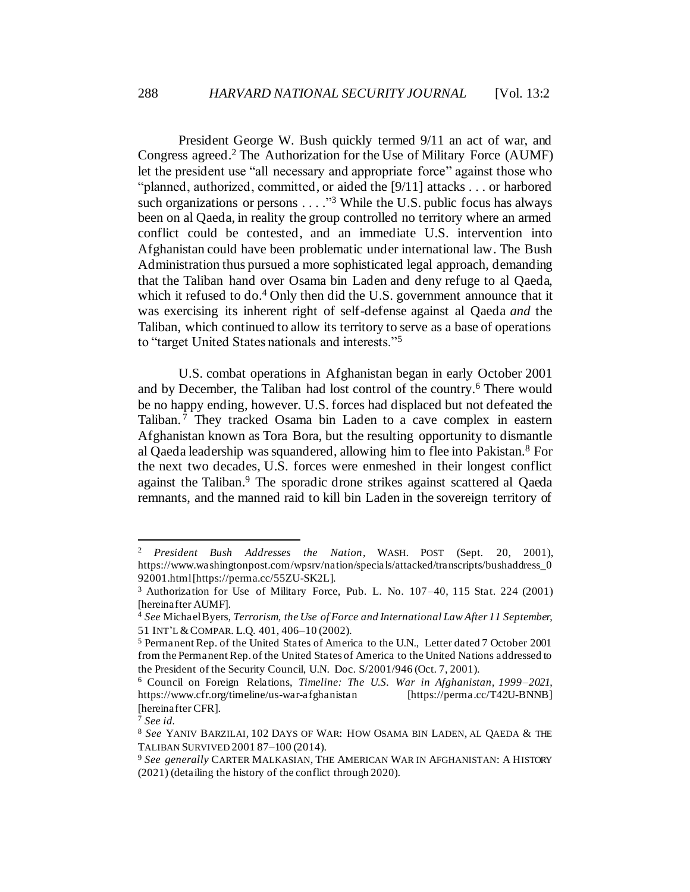President George W. Bush quickly termed 9/11 an act of war, and Congress agreed.[2] The Authorization for the Use of Military Force (AUMF) let the president use "all necessary and appropriate force" against those who "planned, authorized, committed, or aided the [9/11] attacks . . . or harbored such organizations or persons . . . ."[3] While the U.S. public focus has always been on al Qaeda, in reality the group controlled no territory where an armed conflict could be contested, and an immediate U.S. intervention into Afghanistan could have been problematic under international law. The Bush Administration thus pursued a more sophisticated legal approach, demanding that the Taliban hand over Osama bin Laden and deny refuge to al Qaeda, which it refused to do.[4] Only then did the U.S. government announce that it was exercising its inherent right of self-defense against al Qaeda *and* the Taliban, which continued to allow its territory to serve as a base of operations to "target United States nationals and interests."[5]

U.S. combat operations in Afghanistan began in early October 2001 and by December, the Taliban had lost control of the country.[6] There would be no happy ending, however. U.S. forces had displaced but not defeated the Taliban.[7] They tracked Osama bin Laden to a cave complex in eastern Afghanistan known as Tora Bora, but the resulting opportunity to dismantle al Qaeda leadership was squandered, allowing him to flee into Pakistan.[8] For the next two decades, U.S. forces were enmeshed in their longest conflict against the Taliban.[9] The sporadic drone strikes against scattered al Qaeda remnants, and the manned raid to kill bin Laden in the sovereign territory of

---

[2] *President Bush Addresses the Nation*, WASH. POST (Sept. 20, 2001), https://www.washingtonpost.com/wpsrv/nation/specials/attacked/transcripts/bushaddress_092001.html [https://perma.cc/55ZU-SK2L].

[3] Authorization for Use of Military Force, Pub. L. No. 107–40, 115 Stat. 224 (2001) [hereinafter AUMF].

[4] *See* Michael Byers, *Terrorism, the Use of Force and International Law After 11 September*, 51 INT'L & COMPAR. L.Q. 401, 406–10 (2002).

[5] Permanent Rep. of the United States of America to the U.N., Letter dated 7 October 2001 from the Permanent Rep. of the United States of America to the United Nations addressed to the President of the Security Council, U.N. Doc. S/2001/946 (Oct. 7, 2001).

[6] Council on Foreign Relations, *Timeline: The U.S. War in Afghanistan, 1999–2021*, https://www.cfr.org/timeline/us-war-afghanistan [https://perma.cc/T42U-BNNB] [hereinafter CFR].

[7] *See id.*

[8] *See* YANIV BARZILAI, 102 DAYS OF WAR: HOW OSAMA BIN LADEN, AL QAEDA & THE TALIBAN SURVIVED 2001 87–100 (2014).

[9] *See generally* CARTER MALKASIAN, THE AMERICAN WAR IN AFGHANISTAN: A HISTORY (2021) (detailing the history of the conflict through 2020).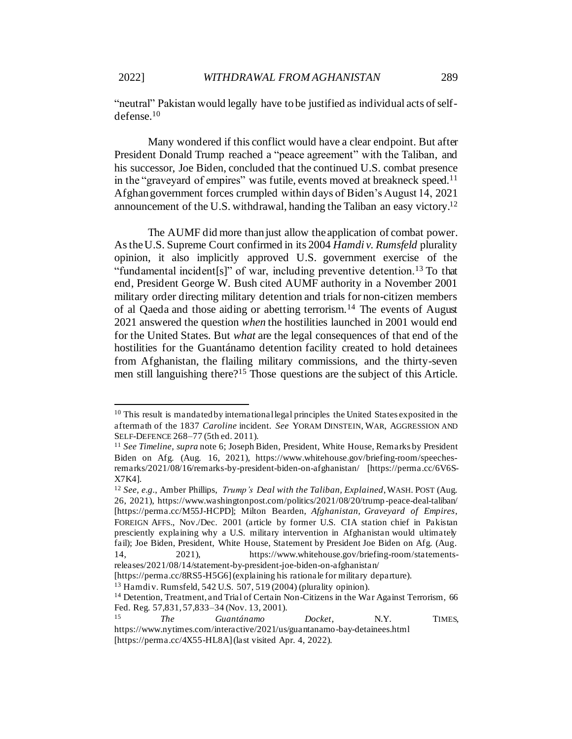"neutral" Pakistan would legally have to be justified as individual acts of self-defense.[10]

Many wondered if this conflict would have a clear endpoint. But after President Donald Trump reached a "peace agreement" with the Taliban, and his successor, Joe Biden, concluded that the continued U.S. combat presence in the "graveyard of empires" was futile, events moved at breakneck speed.[11] Afghan government forces crumpled within days of Biden's August 14, 2021 announcement of the U.S. withdrawal, handing the Taliban an easy victory.[12]

The AUMF did more than just allow the application of combat power. As the U.S. Supreme Court confirmed in its 2004 *Hamdi v. Rumsfeld* plurality opinion, it also implicitly approved U.S. government exercise of the "fundamental incident[s]" of war, including preventive detention.[13] To that end, President George W. Bush cited AUMF authority in a November 2001 military order directing military detention and trials for non-citizen members of al Qaeda and those aiding or abetting terrorism.[14] The events of August 2021 answered the question *when* the hostilities launched in 2001 would end for the United States. But *what* are the legal consequences of that end of the hostilities for the Guantánamo detention facility created to hold detainees from Afghanistan, the flailing military commissions, and the thirty-seven men still languishing there?[15] Those questions are the subject of this Article.

---

[10] This result is mandated by international legal principles the United States exposited in the aftermath of the 1837 *Caroline* incident. *See* YORAM DINSTEIN, WAR, AGGRESSION AND SELF-DEFENCE 268–77 (5th ed. 2011).

[11] *See Timeline*, *supra* note 6; Joseph Biden, President, White House, Remarks by President Biden on Afg. (Aug. 16, 2021), https://www.whitehouse.gov/briefing-room/speeches-remarks/2021/08/16/remarks-by-president-biden-on-afghanistan/ [https://perma.cc/6V6S-X7K4].

[12] *See, e.g.*, Amber Phillips, *Trump's Deal with the Taliban, Explained*, WASH. POST (Aug. 26, 2021), https://www.washingtonpost.com/politics/2021/08/20/trump-peace-deal-taliban/ [https://perma.cc/M55J-HCPD]; Milton Bearden, *Afghanistan, Graveyard of Empires*, FOREIGN AFFS., Nov./Dec. 2001 (article by former U.S. CIA station chief in Pakistan presciently explaining why a U.S. military intervention in Afghanistan would ultimately fail); Joe Biden, President, White House, Statement by President Joe Biden on Afg. (Aug. 14, 2021), https://www.whitehouse.gov/briefing-room/statements-releases/2021/08/14/statement-by-president-joe-biden-on-afghanistan/ [https://perma.cc/8RS5-H5G6] (explaining his rationale for military departure).

[13] Hamdi v. Rumsfeld, 542 U.S. 507, 519 (2004) (plurality opinion).

[14] Detention, Treatment, and Trial of Certain Non-Citizens in the War Against Terrorism, 66 Fed. Reg. 57,831, 57,833–34 (Nov. 13, 2001).

[15] *The Guantánamo Docket*, N.Y. TIMES, https://www.nytimes.com/interactive/2021/us/guantanamo-bay-detainees.html [https://perma.cc/4X55-HL8A] (last visited Apr. 4, 2022).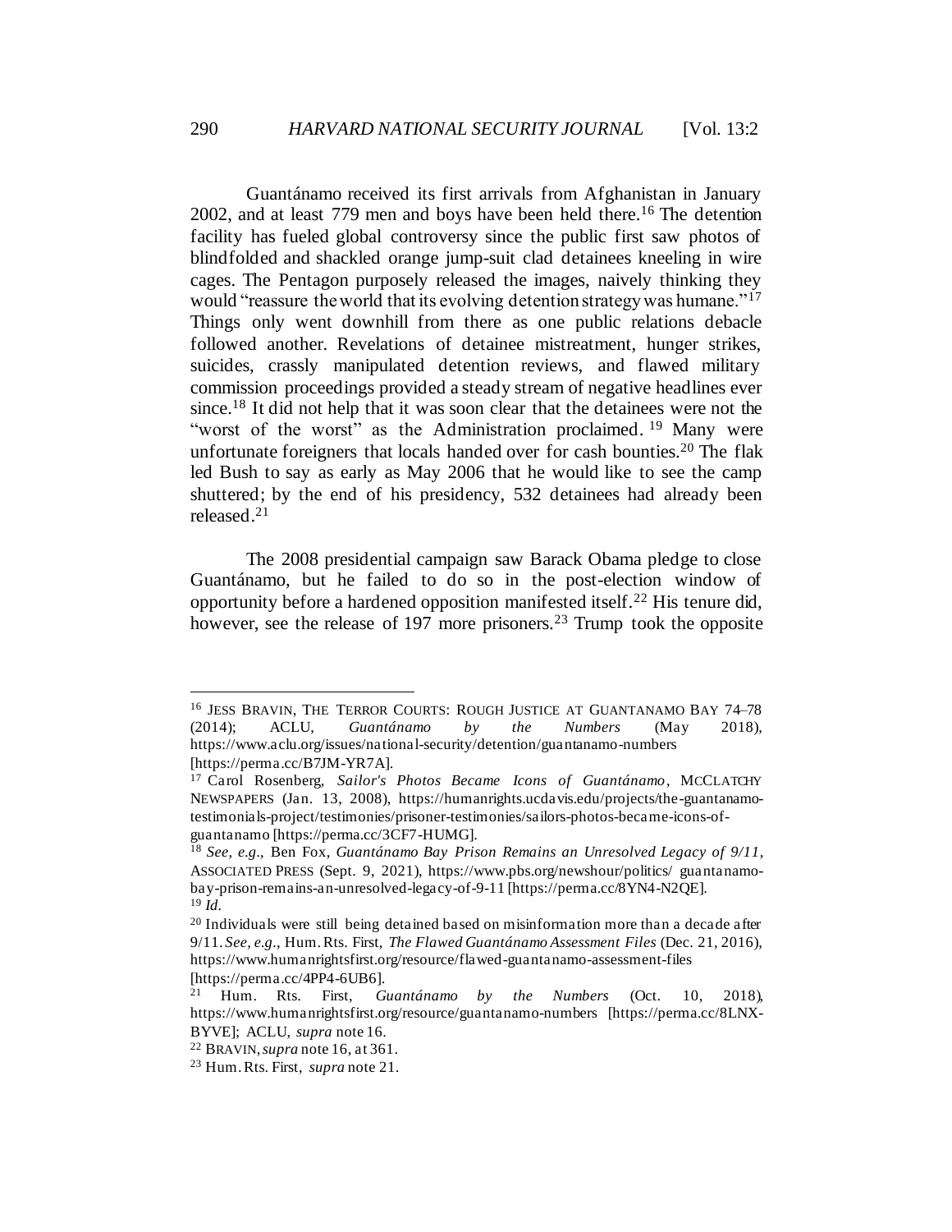Guantánamo received its first arrivals from Afghanistan in January 2002, and at least 779 men and boys have been held there.[16] The detention facility has fueled global controversy since the public first saw photos of blindfolded and shackled orange jump-suit clad detainees kneeling in wire cages. The Pentagon purposely released the images, naively thinking they would "reassure the world that its evolving detention strategy was humane."[17] Things only went downhill from there as one public relations debacle followed another. Revelations of detainee mistreatment, hunger strikes, suicides, crassly manipulated detention reviews, and flawed military commission proceedings provided a steady stream of negative headlines ever since.[18] It did not help that it was soon clear that the detainees were not the "worst of the worst" as the Administration proclaimed.[19] Many were unfortunate foreigners that locals handed over for cash bounties.[20] The flak led Bush to say as early as May 2006 that he would like to see the camp shuttered; by the end of his presidency, 532 detainees had already been released.[21]

The 2008 presidential campaign saw Barack Obama pledge to close Guantánamo, but he failed to do so in the post-election window of opportunity before a hardened opposition manifested itself.[22] His tenure did, however, see the release of 197 more prisoners.[23] Trump took the opposite

---

[16] JESS BRAVIN, THE TERROR COURTS: ROUGH JUSTICE AT GUANTANAMO BAY 74–78 (2014); ACLU, *Guantánamo by the Numbers* (May 2018), https://www.aclu.org/issues/national-security/detention/guantanamo-numbers [https://perma.cc/B7JM-YR7A].

[17] Carol Rosenberg, *Sailor's Photos Became Icons of Guantánamo*, MCCLATCHY NEWSPAPERS (Jan. 13, 2008), https://humanrights.ucdavis.edu/projects/the-guantanamo-testimonials-project/testimonies/prisoner-testimonies/sailors-photos-became-icons-of-guantanamo [https://perma.cc/3CF7-HUMG].

[18] *See, e.g.*, Ben Fox, *Guantánamo Bay Prison Remains an Unresolved Legacy of 9/11*, ASSOCIATED PRESS (Sept. 9, 2021), https://www.pbs.org/newshour/politics/ guantanamo-bay-prison-remains-an-unresolved-legacy-of-9-11 [https://perma.cc/8YN4-N2QE].

[19] *Id.*

[20] Individuals were still being detained based on misinformation more than a decade after 9/11. *See, e.g.*, Hum. Rts. First, *The Flawed Guantánamo Assessment Files* (Dec. 21, 2016), https://www.humanrightsfirst.org/resource/flawed-guantanamo-assessment-files [https://perma.cc/4PP4-6UB6].

[21] Hum. Rts. First, *Guantánamo by the Numbers* (Oct. 10, 2018), https://www.humanrightsfirst.org/resource/guantanamo-numbers [https://perma.cc/8LNX-BYVE]; ACLU, *supra* note 16.

[22] BRAVIN, *supra* note 16, at 361.

[23] Hum. Rts. First, *supra* note 21.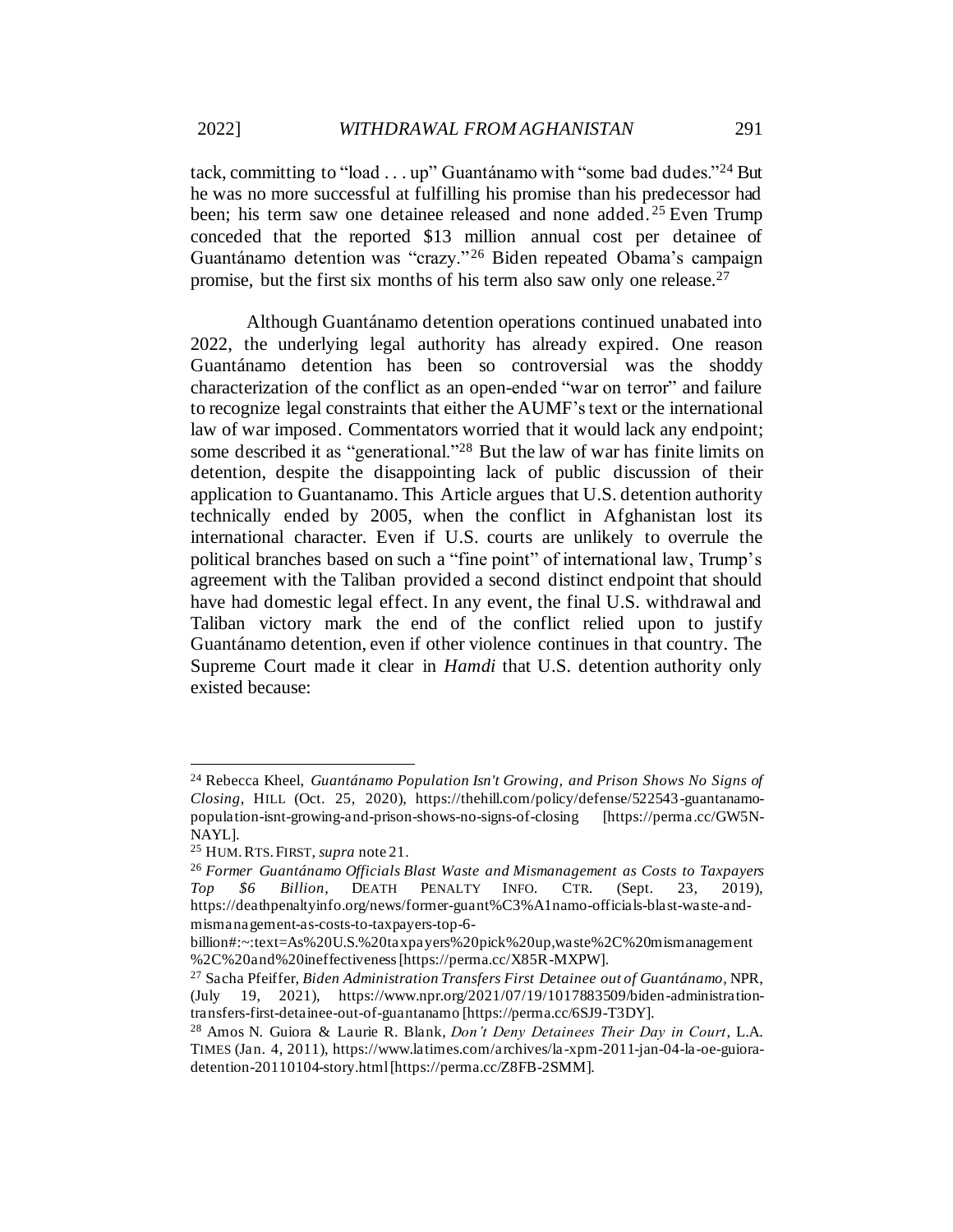tack, committing to "load . . . up" Guantánamo with "some bad dudes."[24] But he was no more successful at fulfilling his promise than his predecessor had been; his term saw one detainee released and none added.[25] Even Trump conceded that the reported $13 million annual cost per detainee of Guantánamo detention was "crazy."[26] Biden repeated Obama's campaign promise, but the first six months of his term also saw only one release.[27]

Although Guantánamo detention operations continued unabated into 2022, the underlying legal authority has already expired. One reason Guantánamo detention has been so controversial was the shoddy characterization of the conflict as an open-ended "war on terror" and failure to recognize legal constraints that either the AUMF's text or the international law of war imposed. Commentators worried that it would lack any endpoint; some described it as "generational."[28] But the law of war has finite limits on detention, despite the disappointing lack of public discussion of their application to Guantanamo. This Article argues that U.S. detention authority technically ended by 2005, when the conflict in Afghanistan lost its international character. Even if U.S. courts are unlikely to overrule the political branches based on such a "fine point" of international law, Trump's agreement with the Taliban provided a second distinct endpoint that should have had domestic legal effect. In any event, the final U.S. withdrawal and Taliban victory mark the end of the conflict relied upon to justify Guantánamo detention, even if other violence continues in that country. The Supreme Court made it clear in *Hamdi* that U.S. detention authority only existed because:

---

[24] Rebecca Kheel, *Guantánamo Population Isn't Growing, and Prison Shows No Signs of Closing*, HILL (Oct. 25, 2020), https://thehill.com/policy/defense/522543-guantanamo-population-isnt-growing-and-prison-shows-no-signs-of-closing [https://perma.cc/GW5N-NAYL].

[25] HUM. RTS. FIRST, *supra* note 21.

[26] *Former Guantánamo Officials Blast Waste and Mismanagement as Costs to Taxpayers Top $6 Billion*, DEATH PENALTY INFO. CTR. (Sept. 23, 2019), https://deathpenaltyinfo.org/news/former-guant%C3%A1namo-officials-blast-waste-and-mismanagement-as-costs-to-taxpayers-top-6-billion#:~:text=As%20U.S.%20taxpayers%20pick%20up,waste%2C%20mismanagement%2C%20and%20ineffectiveness [https://perma.cc/X85R-MXPW].

[27] Sacha Pfeiffer, *Biden Administration Transfers First Detainee out of Guantánamo*, NPR, (July 19, 2021), https://www.npr.org/2021/07/19/1017883509/biden-administration-transfers-first-detainee-out-of-guantanamo [https://perma.cc/6SJ9-T3DY].

[28] Amos N. Guiora & Laurie R. Blank, *Don't Deny Detainees Their Day in Court*, L.A. TIMES (Jan. 4, 2011), https://www.latimes.com/archives/la-xpm-2011-jan-04-la-oe-guiora-detention-20110104-story.html [https://perma.cc/Z8FB-2SMM].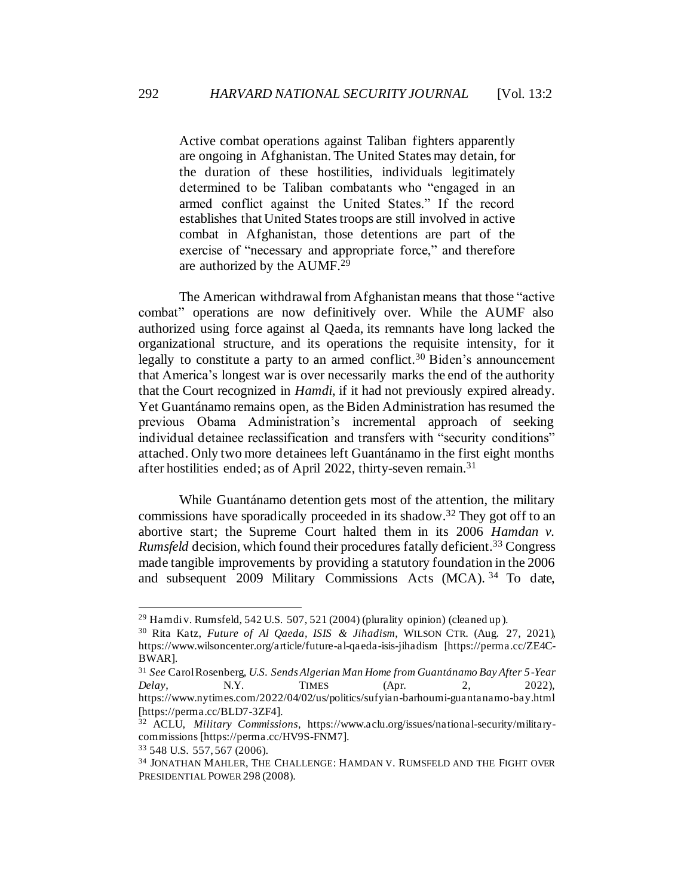> Active combat operations against Taliban fighters apparently are ongoing in Afghanistan. The United States may detain, for the duration of these hostilities, individuals legitimately determined to be Taliban combatants who "engaged in an armed conflict against the United States." If the record establishes that United States troops are still involved in active combat in Afghanistan, those detentions are part of the exercise of "necessary and appropriate force," and therefore are authorized by the AUMF.[29]

The American withdrawal from Afghanistan means that those "active combat" operations are now definitively over. While the AUMF also authorized using force against al Qaeda, its remnants have long lacked the organizational structure, and its operations the requisite intensity, for it legally to constitute a party to an armed conflict.[30] Biden's announcement that America's longest war is over necessarily marks the end of the authority that the Court recognized in *Hamdi*, if it had not previously expired already. Yet Guantánamo remains open, as the Biden Administration has resumed the previous Obama Administration's incremental approach of seeking individual detainee reclassification and transfers with "security conditions" attached. Only two more detainees left Guantánamo in the first eight months after hostilities ended; as of April 2022, thirty-seven remain.[31]

While Guantánamo detention gets most of the attention, the military commissions have sporadically proceeded in its shadow.[32] They got off to an abortive start; the Supreme Court halted them in its 2006 *Hamdan v. Rumsfeld* decision, which found their procedures fatally deficient.[33] Congress made tangible improvements by providing a statutory foundation in the 2006 and subsequent 2009 Military Commissions Acts (MCA).[34] To date,

---

[29] Hamdi v. Rumsfeld, 542 U.S. 507, 521 (2004) (plurality opinion) (cleaned up).

[30] Rita Katz, *Future of Al Qaeda, ISIS & Jihadism*, WILSON CTR. (Aug. 27, 2021), https://www.wilsoncenter.org/article/future-al-qaeda-isis-jihadism [https://perma.cc/ZE4C-BWAR].

[31] *See* Carol Rosenberg, *U.S. Sends Algerian Man Home from Guantánamo Bay After 5-Year Delay*, N.Y. TIMES (Apr. 2, 2022), https://www.nytimes.com/2022/04/02/us/politics/sufyian-barhoumi-guantanamo-bay.html [https://perma.cc/BLD7-3ZF4].

[32] ACLU, *Military Commissions*, https://www.aclu.org/issues/national-security/military-commissions [https://perma.cc/HV9S-FNM7].

[33] 548 U.S. 557, 567 (2006).

[34] JONATHAN MAHLER, THE CHALLENGE: HAMDAN V. RUMSFELD AND THE FIGHT OVER PRESIDENTIAL POWER 298 (2008).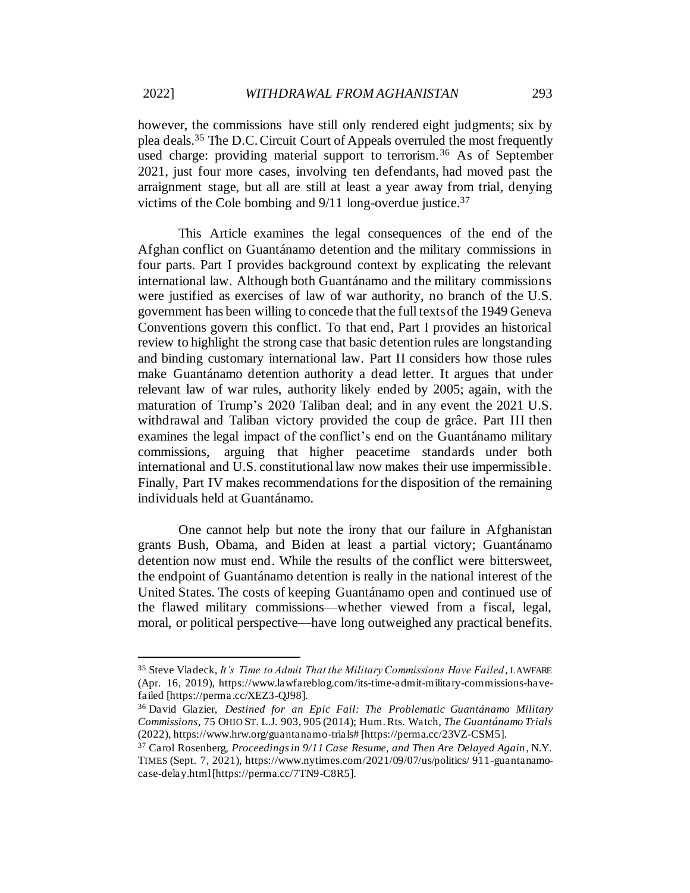however, the commissions have still only rendered eight judgments; six by plea deals.[35] The D.C. Circuit Court of Appeals overruled the most frequently used charge: providing material support to terrorism.[36] As of September 2021, just four more cases, involving ten defendants, had moved past the arraignment stage, but all are still at least a year away from trial, denying victims of the Cole bombing and 9/11 long-overdue justice.[37]

This Article examines the legal consequences of the end of the Afghan conflict on Guantánamo detention and the military commissions in four parts. Part I provides background context by explicating the relevant international law. Although both Guantánamo and the military commissions were justified as exercises of law of war authority, no branch of the U.S. government has been willing to concede that the full texts of the 1949 Geneva Conventions govern this conflict. To that end, Part I provides an historical review to highlight the strong case that basic detention rules are longstanding and binding customary international law. Part II considers how those rules make Guantánamo detention authority a dead letter. It argues that under relevant law of war rules, authority likely ended by 2005; again, with the maturation of Trump's 2020 Taliban deal; and in any event the 2021 U.S. withdrawal and Taliban victory provided the coup de grâce. Part III then examines the legal impact of the conflict's end on the Guantánamo military commissions, arguing that higher peacetime standards under both international and U.S. constitutional law now makes their use impermissible. Finally, Part IV makes recommendations for the disposition of the remaining individuals held at Guantánamo.

One cannot help but note the irony that our failure in Afghanistan grants Bush, Obama, and Biden at least a partial victory; Guantánamo detention now must end. While the results of the conflict were bittersweet, the endpoint of Guantánamo detention is really in the national interest of the United States. The costs of keeping Guantánamo open and continued use of the flawed military commissions—whether viewed from a fiscal, legal, moral, or political perspective—have long outweighed any practical benefits.

---

[35] Steve Vladeck, *It's Time to Admit That the Military Commissions Have Failed*, LAWFARE (Apr. 16, 2019), https://www.lawfareblog.com/its-time-admit-military-commissions-have-failed [https://perma.cc/XEZ3-QJ98].

[36] David Glazier, *Destined for an Epic Fail: The Problematic Guantánamo Military Commissions*, 75 OHIO ST. L.J. 903, 905 (2014); Hum. Rts. Watch, *The Guantánamo Trials* (2022), https://www.hrw.org/guantanamo-trials# [https://perma.cc/23VZ-CSM5].

[37] Carol Rosenberg, *Proceedings in 9/11 Case Resume, and Then Are Delayed Again*, N.Y. TIMES (Sept. 7, 2021), https://www.nytimes.com/2021/09/07/us/politics/ 911-guantanamo-case-delay.html [https://perma.cc/7TN9-C8R5].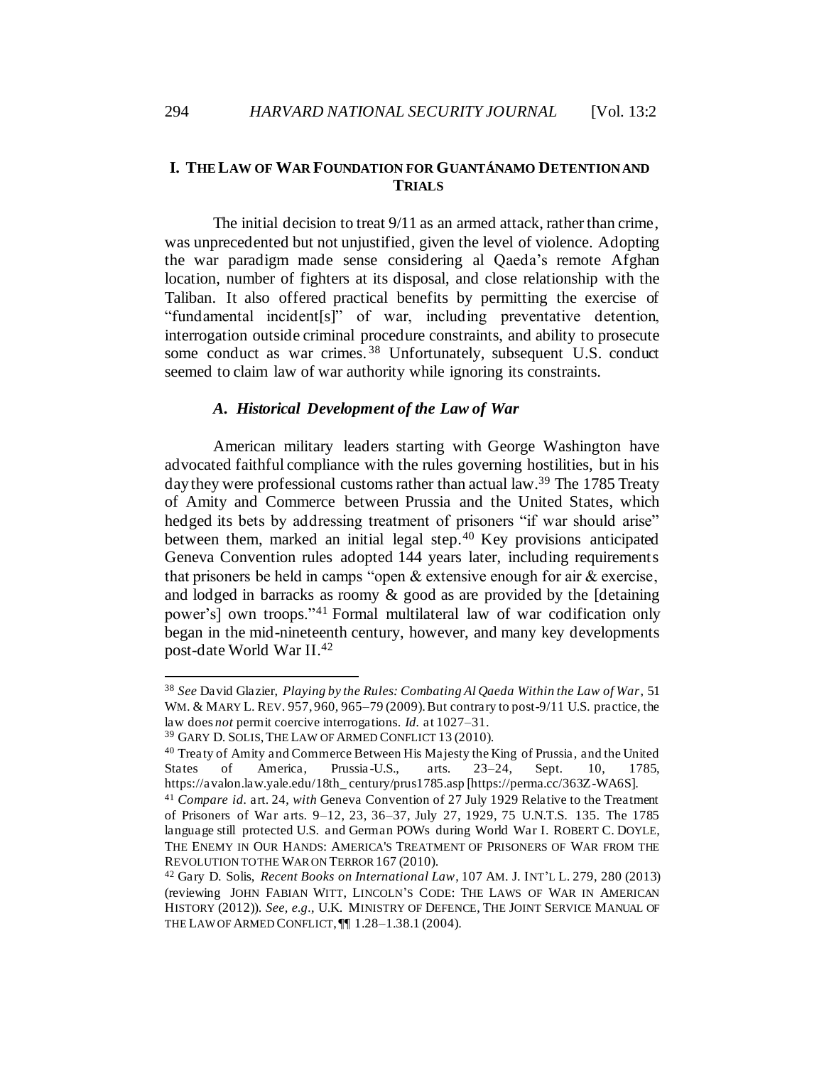## I. THE LAW OF WAR FOUNDATION FOR GUANTÁNAMO DETENTION AND TRIALS

The initial decision to treat 9/11 as an armed attack, rather than crime, was unprecedented but not unjustified, given the level of violence. Adopting the war paradigm made sense considering al Qaeda's remote Afghan location, number of fighters at its disposal, and close relationship with the Taliban. It also offered practical benefits by permitting the exercise of "fundamental incident[s]" of war, including preventative detention, interrogation outside criminal procedure constraints, and ability to prosecute some conduct as war crimes.[38] Unfortunately, subsequent U.S. conduct seemed to claim law of war authority while ignoring its constraints.

### *A. Historical Development of the Law of War*

American military leaders starting with George Washington have advocated faithful compliance with the rules governing hostilities, but in his day they were professional customs rather than actual law.[39] The 1785 Treaty of Amity and Commerce between Prussia and the United States, which hedged its bets by addressing treatment of prisoners "if war should arise" between them, marked an initial legal step.[40] Key provisions anticipated Geneva Convention rules adopted 144 years later, including requirements that prisoners be held in camps "open & extensive enough for air & exercise, and lodged in barracks as roomy & good as are provided by the [detaining power's] own troops."[41] Formal multilateral law of war codification only began in the mid-nineteenth century, however, and many key developments post-date World War II.[42]

---

[38] *See* David Glazier, *Playing by the Rules: Combating Al Qaeda Within the Law of War*, 51 WM. & MARY L. REV. 957, 960, 965–79 (2009). But contrary to post-9/11 U.S. practice, the law does *not* permit coercive interrogations. *Id.* at 1027–31.

[39] GARY D. SOLIS, THE LAW OF ARMED CONFLICT 13 (2010).

[40] Treaty of Amity and Commerce Between His Majesty the King of Prussia, and the United States of America, Prussia-U.S., arts. 23–24, Sept. 10, 1785, https://avalon.law.yale.edu/18th_century/prus1785.asp [https://perma.cc/363Z-WA6S].

[41] *Compare id.* art. 24, *with* Geneva Convention of 27 July 1929 Relative to the Treatment of Prisoners of War arts. 9–12, 23, 36–37, July 27, 1929, 75 U.N.T.S. 135. The 1785 language still protected U.S. and German POWs during World War I. ROBERT C. DOYLE, THE ENEMY IN OUR HANDS: AMERICA'S TREATMENT OF PRISONERS OF WAR FROM THE REVOLUTION TO THE WAR ON TERROR 167 (2010).

[42] Gary D. Solis, *Recent Books on International Law*, 107 AM. J. INT'L L. 279, 280 (2013) (reviewing JOHN FABIAN WITT, LINCOLN'S CODE: THE LAWS OF WAR IN AMERICAN HISTORY (2012)). *See, e.g.*, U.K. MINISTRY OF DEFENCE, THE JOINT SERVICE MANUAL OF THE LAW OF ARMED CONFLICT, ¶¶ 1.28–1.38.1 (2004).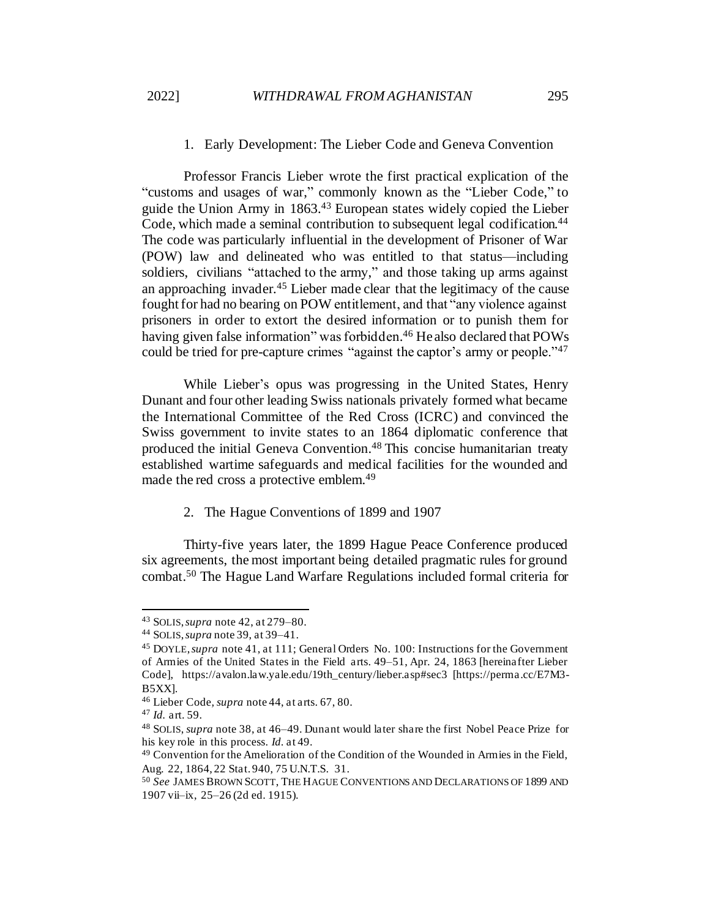### 1. Early Development: The Lieber Code and Geneva Convention

Professor Francis Lieber wrote the first practical explication of the "customs and usages of war," commonly known as the "Lieber Code," to guide the Union Army in 1863.[43] European states widely copied the Lieber Code, which made a seminal contribution to subsequent legal codification.[44] The code was particularly influential in the development of Prisoner of War (POW) law and delineated who was entitled to that status—including soldiers, civilians "attached to the army," and those taking up arms against an approaching invader.[45] Lieber made clear that the legitimacy of the cause fought for had no bearing on POW entitlement, and that "any violence against prisoners in order to extort the desired information or to punish them for having given false information" was forbidden.[46] He also declared that POWs could be tried for pre-capture crimes "against the captor's army or people."[47]

While Lieber's opus was progressing in the United States, Henry Dunant and four other leading Swiss nationals privately formed what became the International Committee of the Red Cross (ICRC) and convinced the Swiss government to invite states to an 1864 diplomatic conference that produced the initial Geneva Convention.[48] This concise humanitarian treaty established wartime safeguards and medical facilities for the wounded and made the red cross a protective emblem.[49]

### 2. The Hague Conventions of 1899 and 1907

Thirty-five years later, the 1899 Hague Peace Conference produced six agreements, the most important being detailed pragmatic rules for ground combat.[50] The Hague Land Warfare Regulations included formal criteria for

---

[43] SOLIS, *supra* note 42, at 279–80.

[44] SOLIS, *supra* note 39, at 39–41.

[45] DOYLE, *supra* note 41, at 111; General Orders No. 100: Instructions for the Government of Armies of the United States in the Field arts. 49–51, Apr. 24, 1863 [hereinafter Lieber Code], https://avalon.law.yale.edu/19th_century/lieber.asp#sec3 [https://perma.cc/E7M3-B5XX].

[46] Lieber Code, *supra* note 44, at arts. 67, 80.

[47] *Id.* art. 59.

[48] SOLIS, *supra* note 38, at 46–49. Dunant would later share the first Nobel Peace Prize for his key role in this process. *Id.* at 49.

[49] Convention for the Amelioration of the Condition of the Wounded in Armies in the Field, Aug. 22, 1864, 22 Stat. 940, 75 U.N.T.S. 31.

[50] *See* JAMES BROWN SCOTT, THE HAGUE CONVENTIONS AND DECLARATIONS OF 1899 AND 1907 vii–ix, 25–26 (2d ed. 1915).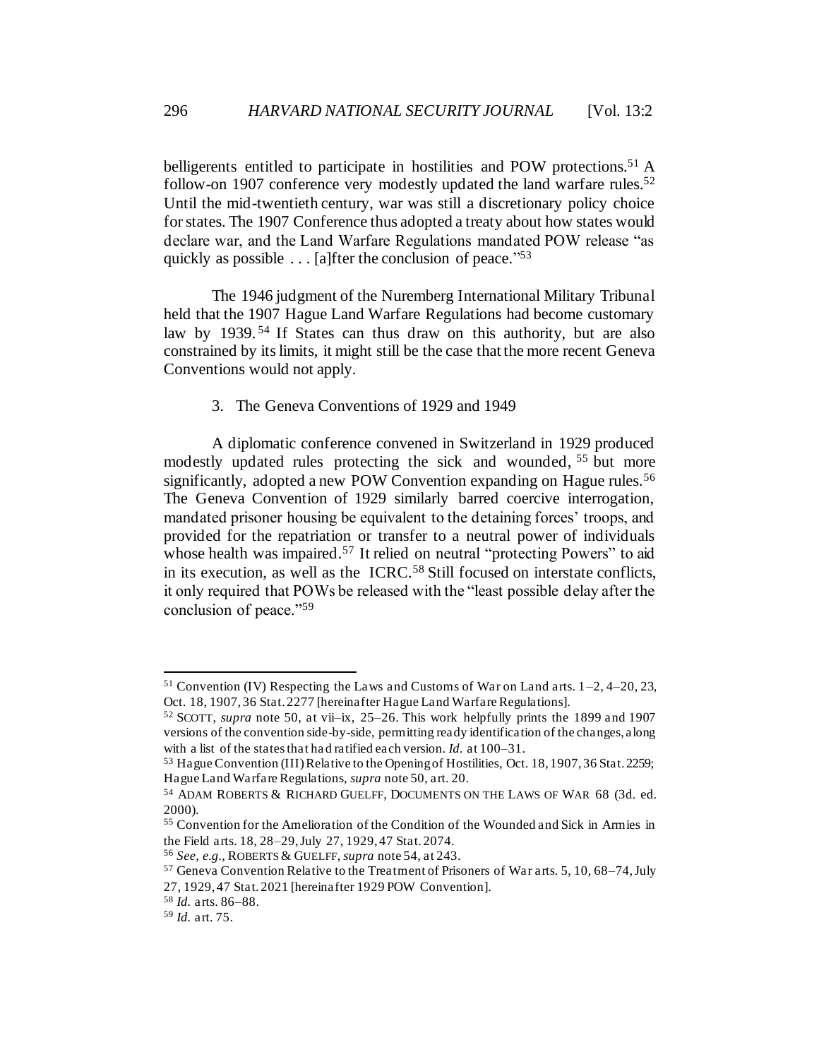belligerents entitled to participate in hostilities and POW protections.[51] A follow-on 1907 conference very modestly updated the land warfare rules.[52] Until the mid-twentieth century, war was still a discretionary policy choice for states. The 1907 Conference thus adopted a treaty about how states would declare war, and the Land Warfare Regulations mandated POW release "as quickly as possible . . . [a]fter the conclusion of peace."[53]

The 1946 judgment of the Nuremberg International Military Tribunal held that the 1907 Hague Land Warfare Regulations had become customary law by 1939.[54] If States can thus draw on this authority, but are also constrained by its limits, it might still be the case that the more recent Geneva Conventions would not apply.

### 3. The Geneva Conventions of 1929 and 1949

A diplomatic conference convened in Switzerland in 1929 produced modestly updated rules protecting the sick and wounded,[55] but more significantly, adopted a new POW Convention expanding on Hague rules.[56] The Geneva Convention of 1929 similarly barred coercive interrogation, mandated prisoner housing be equivalent to the detaining forces' troops, and provided for the repatriation or transfer to a neutral power of individuals whose health was impaired.[57] It relied on neutral "protecting Powers" to aid in its execution, as well as the ICRC.[58] Still focused on interstate conflicts, it only required that POWs be released with the "least possible delay after the conclusion of peace."[59]

---

[51] Convention (IV) Respecting the Laws and Customs of War on Land arts. 1–2, 4–20, 23, Oct. 18, 1907, 36 Stat. 2277 [hereinafter Hague Land Warfare Regulations].

[52] SCOTT, *supra* note 50, at vii–ix, 25–26. This work helpfully prints the 1899 and 1907 versions of the convention side-by-side, permitting ready identification of the changes, along with a list of the states that had ratified each version. *Id.* at 100–31.

[53] Hague Convention (III) Relative to the Opening of Hostilities, Oct. 18, 1907, 36 Stat. 2259; Hague Land Warfare Regulations, *supra* note 50, art. 20.

[54] ADAM ROBERTS & RICHARD GUELFF, DOCUMENTS ON THE LAWS OF WAR 68 (3d. ed. 2000).

[55] Convention for the Amelioration of the Condition of the Wounded and Sick in Armies in the Field arts. 18, 28–29, July 27, 1929, 47 Stat. 2074.

[56] *See, e.g.*, ROBERTS & GUELFF, *supra* note 54, at 243.

[57] Geneva Convention Relative to the Treatment of Prisoners of War arts. 5, 10, 68–74, July 27, 1929, 47 Stat. 2021 [hereinafter 1929 POW Convention].

[58] *Id.* arts. 86–88.

[59] *Id.* art. 75.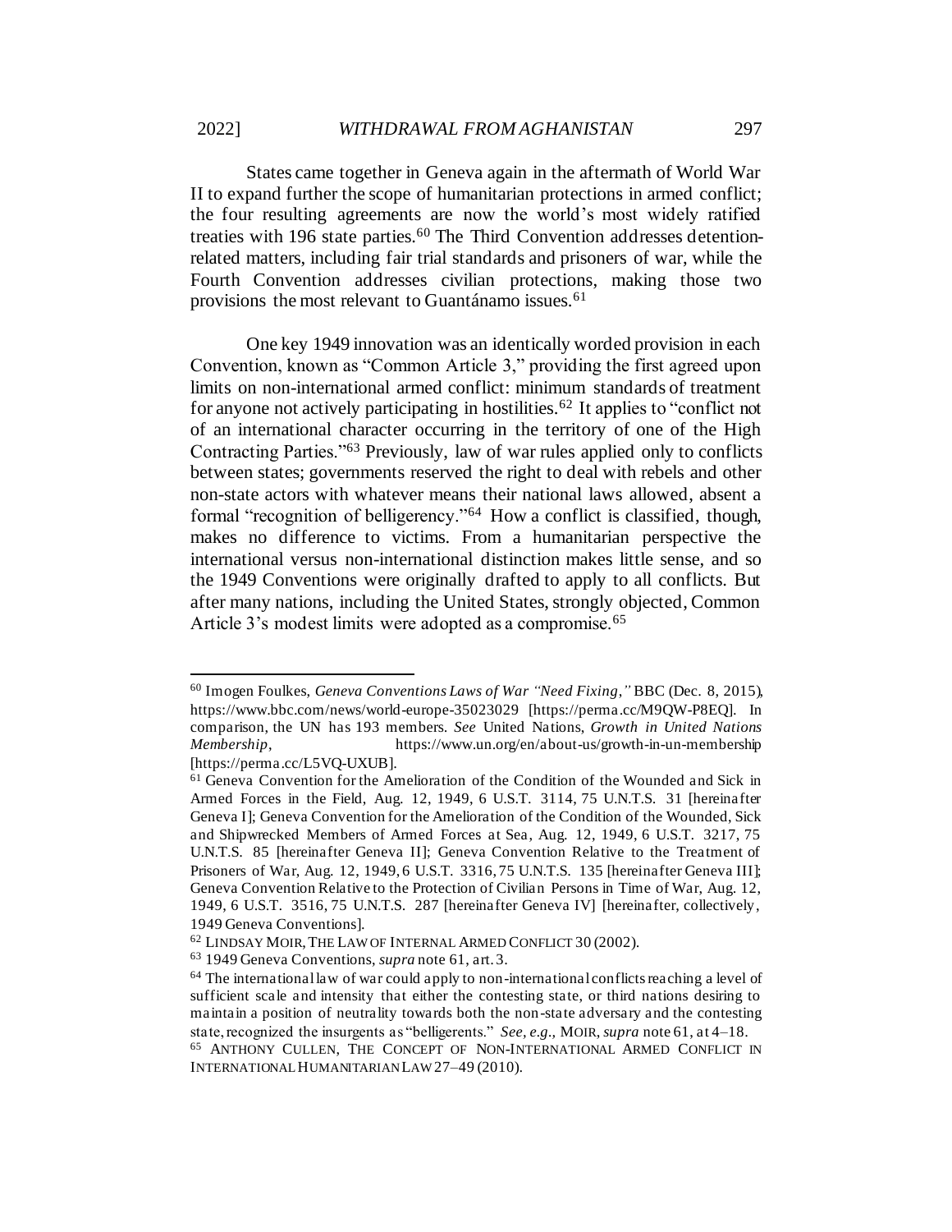States came together in Geneva again in the aftermath of World War II to expand further the scope of humanitarian protections in armed conflict; the four resulting agreements are now the world's most widely ratified treaties with 196 state parties.[60] The Third Convention addresses detention-related matters, including fair trial standards and prisoners of war, while the Fourth Convention addresses civilian protections, making those two provisions the most relevant to Guantánamo issues.[61]

One key 1949 innovation was an identically worded provision in each Convention, known as "Common Article 3," providing the first agreed upon limits on non-international armed conflict: minimum standards of treatment for anyone not actively participating in hostilities.[62] It applies to "conflict not of an international character occurring in the territory of one of the High Contracting Parties."[63] Previously, law of war rules applied only to conflicts between states; governments reserved the right to deal with rebels and other non-state actors with whatever means their national laws allowed, absent a formal "recognition of belligerency."[64] How a conflict is classified, though, makes no difference to victims. From a humanitarian perspective the international versus non-international distinction makes little sense, and so the 1949 Conventions were originally drafted to apply to all conflicts. But after many nations, including the United States, strongly objected, Common Article 3's modest limits were adopted as a compromise.[65]

---

[60] Imogen Foulkes, *Geneva Conventions Laws of War "Need Fixing,"* BBC (Dec. 8, 2015), https://www.bbc.com/news/world-europe-35023029 [https://perma.cc/M9QW-P8EQ]. In comparison, the UN has 193 members. *See* United Nations, *Growth in United Nations Membership*, https://www.un.org/en/about-us/growth-in-un-membership [https://perma.cc/L5VQ-UXUB].

[61] Geneva Convention for the Amelioration of the Condition of the Wounded and Sick in Armed Forces in the Field, Aug. 12, 1949, 6 U.S.T. 3114, 75 U.N.T.S. 31 [hereinafter Geneva I]; Geneva Convention for the Amelioration of the Condition of the Wounded, Sick and Shipwrecked Members of Armed Forces at Sea, Aug. 12, 1949, 6 U.S.T. 3217, 75 U.N.T.S. 85 [hereinafter Geneva II]; Geneva Convention Relative to the Treatment of Prisoners of War, Aug. 12, 1949, 6 U.S.T. 3316, 75 U.N.T.S. 135 [hereinafter Geneva III]; Geneva Convention Relative to the Protection of Civilian Persons in Time of War, Aug. 12, 1949, 6 U.S.T. 3516, 75 U.N.T.S. 287 [hereinafter Geneva IV] [hereinafter, collectively, 1949 Geneva Conventions].

[62] LINDSAY MOIR, THE LAW OF INTERNAL ARMED CONFLICT 30 (2002).

[63] 1949 Geneva Conventions, *supra* note 61, art. 3.

[64] The international law of war could apply to non-international conflicts reaching a level of sufficient scale and intensity that either the contesting state, or third nations desiring to maintain a position of neutrality towards both the non-state adversary and the contesting state, recognized the insurgents as "belligerents." *See, e.g.*, MOIR, *supra* note 61, at 4–18.

[65] ANTHONY CULLEN, THE CONCEPT OF NON-INTERNATIONAL ARMED CONFLICT IN INTERNATIONAL HUMANITARIAN LAW 27–49 (2010).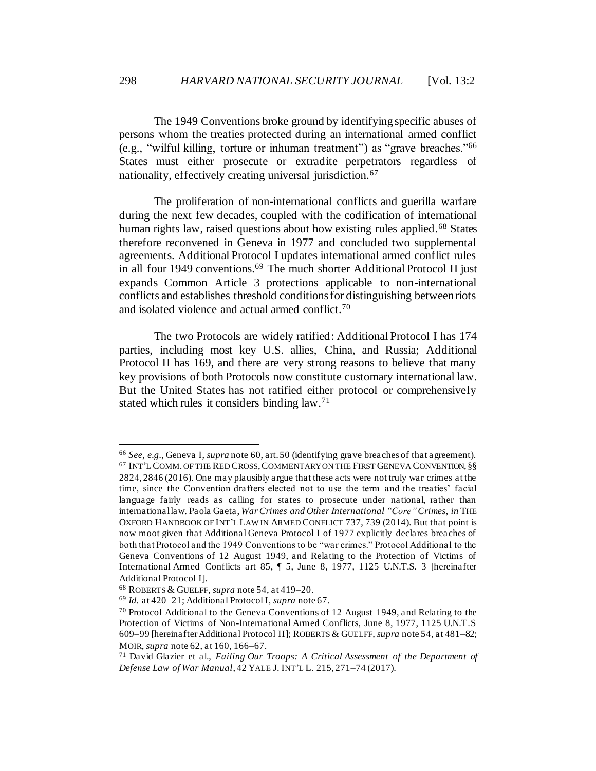The 1949 Conventions broke ground by identifying specific abuses of persons whom the treaties protected during an international armed conflict (e.g., "wilful killing, torture or inhuman treatment") as "grave breaches."[66] States must either prosecute or extradite perpetrators regardless of nationality, effectively creating universal jurisdiction.[67]

The proliferation of non-international conflicts and guerilla warfare during the next few decades, coupled with the codification of international human rights law, raised questions about how existing rules applied.[68] States therefore reconvened in Geneva in 1977 and concluded two supplemental agreements. Additional Protocol I updates international armed conflict rules in all four 1949 conventions.[69] The much shorter Additional Protocol II just expands Common Article 3 protections applicable to non-international conflicts and establishes threshold conditions for distinguishing between riots and isolated violence and actual armed conflict.[70]

The two Protocols are widely ratified: Additional Protocol I has 174 parties, including most key U.S. allies, China, and Russia; Additional Protocol II has 169, and there are very strong reasons to believe that many key provisions of both Protocols now constitute customary international law. But the United States has not ratified either protocol or comprehensively stated which rules it considers binding law.[71]

---

[66] *See, e.g.*, Geneva I, *supra* note 60, art. 50 (identifying grave breaches of that agreement).

[67] INT'L COMM. OF THE RED CROSS, COMMENTARY ON THE FIRST GENEVA CONVENTION, §§ 2824, 2846 (2016). One may plausibly argue that these acts were not truly war crimes at the time, since the Convention drafters elected not to use the term and the treaties' facial language fairly reads as calling for states to prosecute under national, rather than international law. Paola Gaeta, *War Crimes and Other International "Core" Crimes*, *in* THE OXFORD HANDBOOK OF INT'L LAW IN ARMED CONFLICT 737, 739 (2014). But that point is now moot given that Additional Geneva Protocol I of 1977 explicitly declares breaches of both that Protocol and the 1949 Conventions to be "war crimes." Protocol Additional to the Geneva Conventions of 12 August 1949, and Relating to the Protection of Victims of International Armed Conflicts art 85, ¶ 5, June 8, 1977, 1125 U.N.T.S. 3 [hereinafter Additional Protocol I].

[68] ROBERTS & GUELFF, *supra* note 54, at 419–20.

[69] *Id.* at 420–21; Additional Protocol I, *supra* note 67.

[70] Protocol Additional to the Geneva Conventions of 12 August 1949, and Relating to the Protection of Victims of Non-International Armed Conflicts, June 8, 1977, 1125 U.N.T.S 609–99 [hereinafter Additional Protocol II]; ROBERTS & GUELFF, *supra* note 54, at 481–82; MOIR, *supra* note 62, at 160, 166–67.

[71] David Glazier et al., *Failing Our Troops: A Critical Assessment of the Department of Defense Law of War Manual*, 42 YALE J. INT'L L. 215, 271–74 (2017).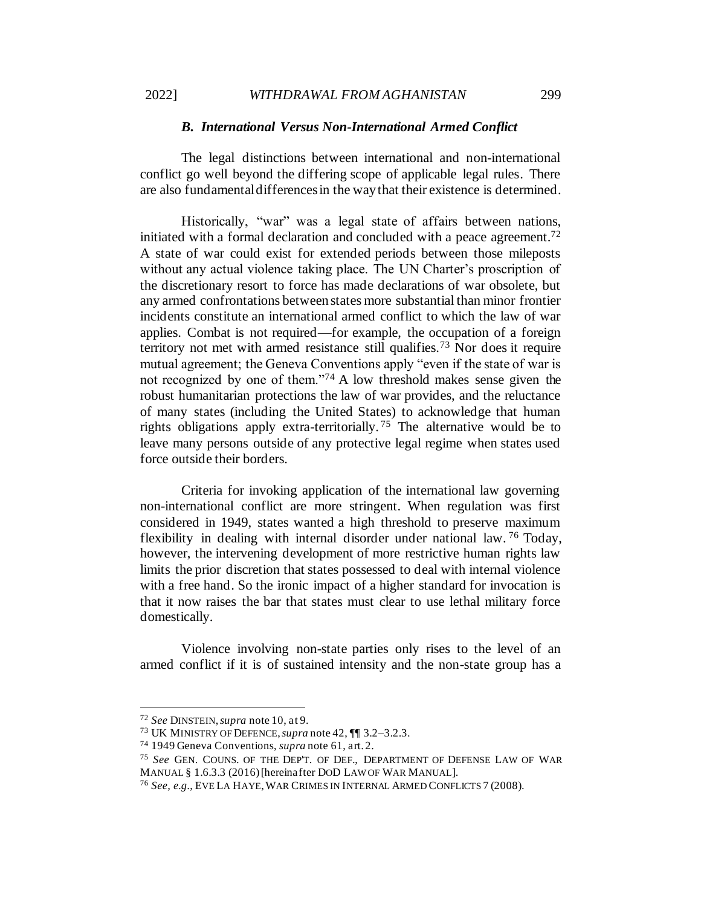### *B. International Versus Non-International Armed Conflict*

The legal distinctions between international and non-international conflict go well beyond the differing scope of applicable legal rules. There are also fundamental differences in the way that their existence is determined.

Historically, "war" was a legal state of affairs between nations, initiated with a formal declaration and concluded with a peace agreement.[72] A state of war could exist for extended periods between those mileposts without any actual violence taking place. The UN Charter's proscription of the discretionary resort to force has made declarations of war obsolete, but any armed confrontations between states more substantial than minor frontier incidents constitute an international armed conflict to which the law of war applies. Combat is not required—for example, the occupation of a foreign territory not met with armed resistance still qualifies.[73] Nor does it require mutual agreement; the Geneva Conventions apply "even if the state of war is not recognized by one of them."[74] A low threshold makes sense given the robust humanitarian protections the law of war provides, and the reluctance of many states (including the United States) to acknowledge that human rights obligations apply extra-territorially.[75] The alternative would be to leave many persons outside of any protective legal regime when states used force outside their borders.

Criteria for invoking application of the international law governing non-international conflict are more stringent. When regulation was first considered in 1949, states wanted a high threshold to preserve maximum flexibility in dealing with internal disorder under national law.[76] Today, however, the intervening development of more restrictive human rights law limits the prior discretion that states possessed to deal with internal violence with a free hand. So the ironic impact of a higher standard for invocation is that it now raises the bar that states must clear to use lethal military force domestically.

Violence involving non-state parties only rises to the level of an armed conflict if it is of sustained intensity and the non-state group has a

---

[72] *See* DINSTEIN, *supra* note 10, at 9.

[73] UK MINISTRY OF DEFENCE, *supra* note 42, ¶¶ 3.2–3.2.3.

[74] 1949 Geneva Conventions, *supra* note 61, art. 2.

[75] *See* GEN. COUNS. OF THE DEP'T. OF DEF., DEPARTMENT OF DEFENSE LAW OF WAR MANUAL § 1.6.3.3 (2016) [hereinafter DOD LAW OF WAR MANUAL].

[76] *See, e.g.*, EVE LA HAYE, WAR CRIMES IN INTERNAL ARMED CONFLICTS 7 (2008).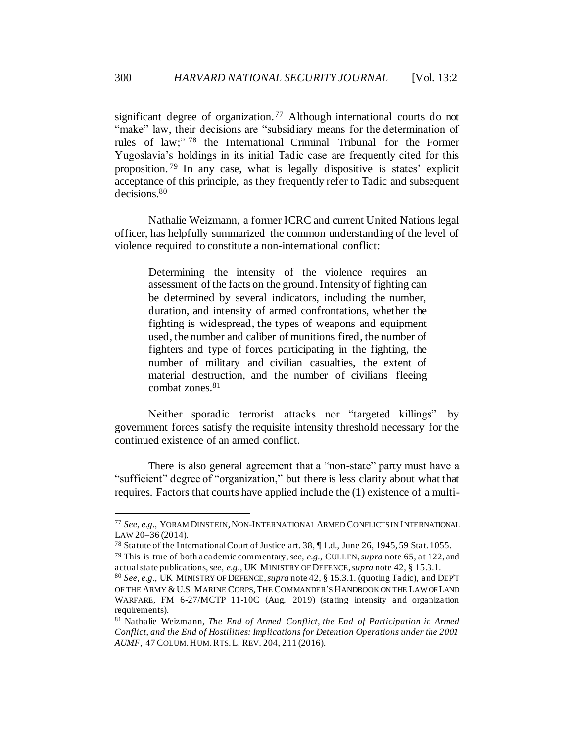significant degree of organization.[77] Although international courts do not "make" law, their decisions are "subsidiary means for the determination of rules of law;"[78] the International Criminal Tribunal for the Former Yugoslavia's holdings in its initial Tadic case are frequently cited for this proposition.[79] In any case, what is legally dispositive is states' explicit acceptance of this principle, as they frequently refer to Tadic and subsequent decisions.[80]

Nathalie Weizmann, a former ICRC and current United Nations legal officer, has helpfully summarized the common understanding of the level of violence required to constitute a non-international conflict:

> Determining the intensity of the violence requires an assessment of the facts on the ground. Intensity of fighting can be determined by several indicators, including the number, duration, and intensity of armed confrontations, whether the fighting is widespread, the types of weapons and equipment used, the number and caliber of munitions fired, the number of fighters and type of forces participating in the fighting, the number of military and civilian casualties, the extent of material destruction, and the number of civilians fleeing combat zones.[81]

Neither sporadic terrorist attacks nor "targeted killings" by government forces satisfy the requisite intensity threshold necessary for the continued existence of an armed conflict.

There is also general agreement that a "non-state" party must have a "sufficient" degree of "organization," but there is less clarity about what that requires. Factors that courts have applied include the (1) existence of a multi-

---

[77] *See, e.g.*, YORAM DINSTEIN, NON-INTERNATIONAL ARMED CONFLICTS IN INTERNATIONAL LAW 20–36 (2014).

[78] Statute of the International Court of Justice art. 38, ¶ 1.d., June 26, 1945, 59 Stat. 1055.

[79] This is true of both academic commentary, *see, e.g.*, CULLEN, *supra* note 65, at 122, and actual state publications, *see, e.g.*, UK MINISTRY OF DEFENCE, *supra* note 42, § 15.3.1.

[80] *See, e.g.*, UK MINISTRY OF DEFENCE, *supra* note 42, § 15.3.1. (quoting Tadic), and DEP'T OF THE ARMY & U.S. MARINE CORPS, THE COMMANDER'S HANDBOOK ON THE LAW OF LAND WARFARE, FM 6-27/MCTP 11-10C (Aug. 2019) (stating intensity and organization requirements).

[81] Nathalie Weizmann, *The End of Armed Conflict, the End of Participation in Armed Conflict, and the End of Hostilities: Implications for Detention Operations under the 2001 AUMF*, 47 COLUM. HUM. RTS. L. REV. 204, 211 (2016).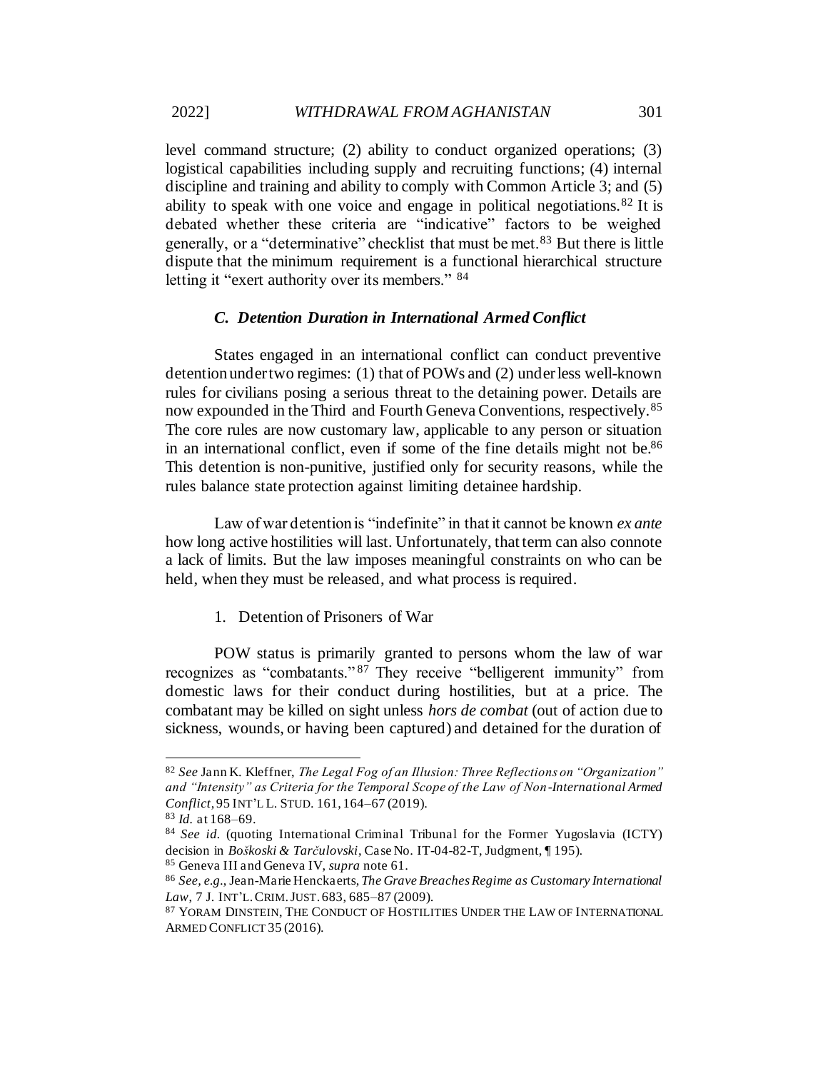level command structure; (2) ability to conduct organized operations; (3) logistical capabilities including supply and recruiting functions; (4) internal discipline and training and ability to comply with Common Article 3; and (5) ability to speak with one voice and engage in political negotiations.[82] It is debated whether these criteria are "indicative" factors to be weighed generally, or a "determinative" checklist that must be met.[83] But there is little dispute that the minimum requirement is a functional hierarchical structure letting it "exert authority over its members." [84]

### *C. Detention Duration in International Armed Conflict*

States engaged in an international conflict can conduct preventive detention under two regimes: (1) that of POWs and (2) under less well-known rules for civilians posing a serious threat to the detaining power. Details are now expounded in the Third and Fourth Geneva Conventions, respectively.[85] The core rules are now customary law, applicable to any person or situation in an international conflict, even if some of the fine details might not be.[86] This detention is non-punitive, justified only for security reasons, while the rules balance state protection against limiting detainee hardship.

Law of war detention is "indefinite" in that it cannot be known *ex ante* how long active hostilities will last. Unfortunately, that term can also connote a lack of limits. But the law imposes meaningful constraints on who can be held, when they must be released, and what process is required.

1. Detention of Prisoners of War

POW status is primarily granted to persons whom the law of war recognizes as "combatants."[87] They receive "belligerent immunity" from domestic laws for their conduct during hostilities, but at a price. The combatant may be killed on sight unless *hors de combat* (out of action due to sickness, wounds, or having been captured) and detained for the duration of

---

[82] *See* Jann K. Kleffner, *The Legal Fog of an Illusion: Three Reflections on "Organization" and "Intensity" as Criteria for the Temporal Scope of the Law of Non-International Armed Conflict*, 95 INT'L L. STUD. 161, 164–67 (2019).

[83] *Id.* at 168–69.

[84] *See id.* (quoting International Criminal Tribunal for the Former Yugoslavia (ICTY) decision in *Boškoski & Tarčulovski*, Case No. IT-04-82-T, Judgment, ¶ 195).

[85] Geneva III and Geneva IV, *supra* note 61.

[86] *See, e.g.*, Jean-Marie Henckaerts, *The Grave Breaches Regime as Customary International Law*, 7 J. INT'L CRIM. JUST. 683, 685–87 (2009).

[87] YORAM DINSTEIN, THE CONDUCT OF HOSTILITIES UNDER THE LAW OF INTERNATIONAL ARMED CONFLICT 35 (2016).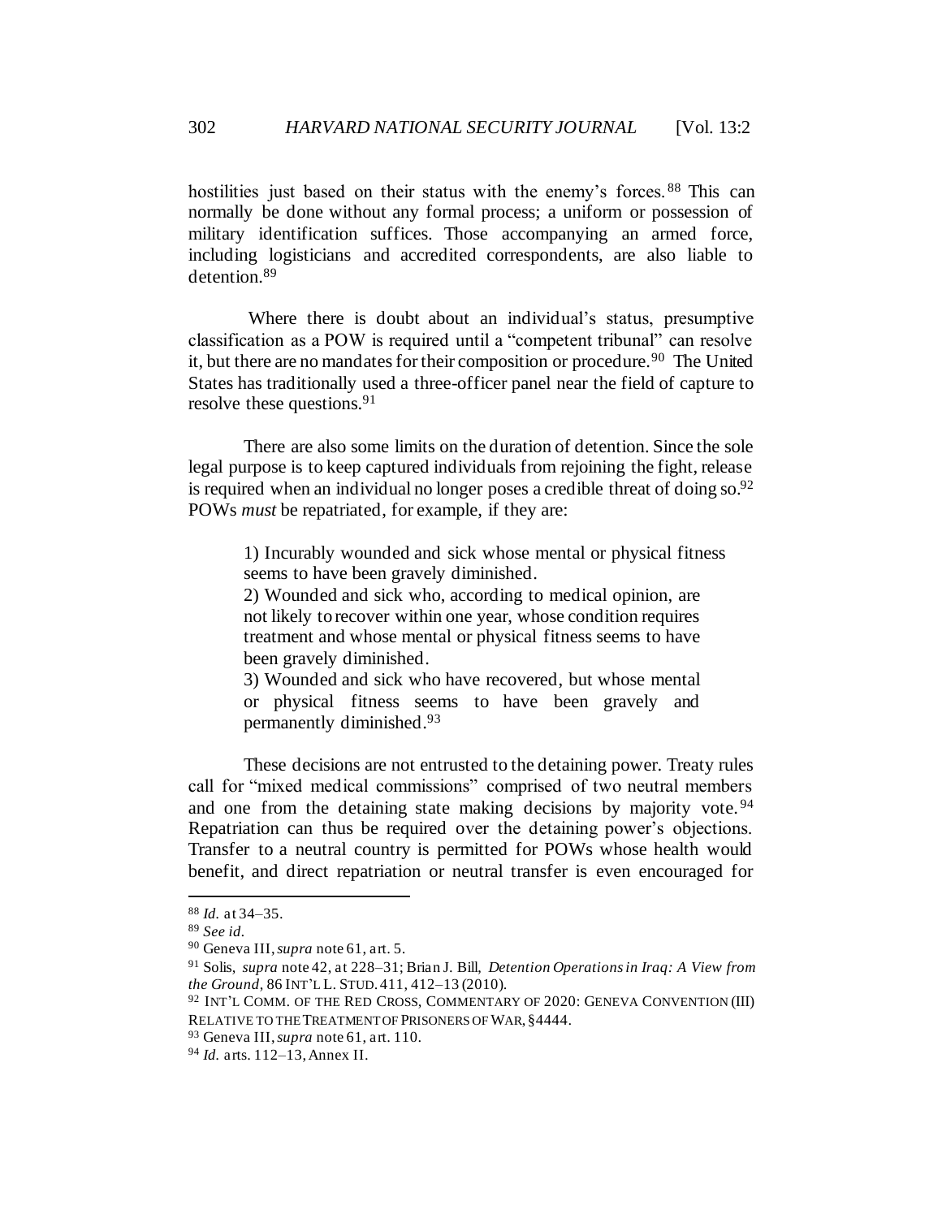hostilities just based on their status with the enemy's forces.[88] This can normally be done without any formal process; a uniform or possession of military identification suffices. Those accompanying an armed force, including logisticians and accredited correspondents, are also liable to detention.[89]

Where there is doubt about an individual's status, presumptive classification as a POW is required until a "competent tribunal" can resolve it, but there are no mandates for their composition or procedure.[90] The United States has traditionally used a three-officer panel near the field of capture to resolve these questions.[91]

There are also some limits on the duration of detention. Since the sole legal purpose is to keep captured individuals from rejoining the fight, release is required when an individual no longer poses a credible threat of doing so.[92] POWs *must* be repatriated, for example, if they are:

> 1) Incurably wounded and sick whose mental or physical fitness seems to have been gravely diminished.
> 2) Wounded and sick who, according to medical opinion, are not likely to recover within one year, whose condition requires treatment and whose mental or physical fitness seems to have been gravely diminished.
> 3) Wounded and sick who have recovered, but whose mental or physical fitness seems to have been gravely and permanently diminished.[93]

These decisions are not entrusted to the detaining power. Treaty rules call for "mixed medical commissions" comprised of two neutral members and one from the detaining state making decisions by majority vote.[94] Repatriation can thus be required over the detaining power's objections. Transfer to a neutral country is permitted for POWs whose health would benefit, and direct repatriation or neutral transfer is even encouraged for

---

[88] *Id.* at 34–35.

[89] *See id.*

[90] Geneva III, *supra* note 61, art. 5.

[91] Solis, *supra* note 42, at 228–31; Brian J. Bill, *Detention Operations in Iraq: A View from the Ground*, 86 INT'L L. STUD. 411, 412–13 (2010).

[92] INT'L COMM. OF THE RED CROSS, COMMENTARY OF 2020: GENEVA CONVENTION (III) RELATIVE TO THE TREATMENT OF PRISONERS OF WAR, §4444.

[93] Geneva III, *supra* note 61, art. 110.

[94] *Id.* arts. 112–13, Annex II.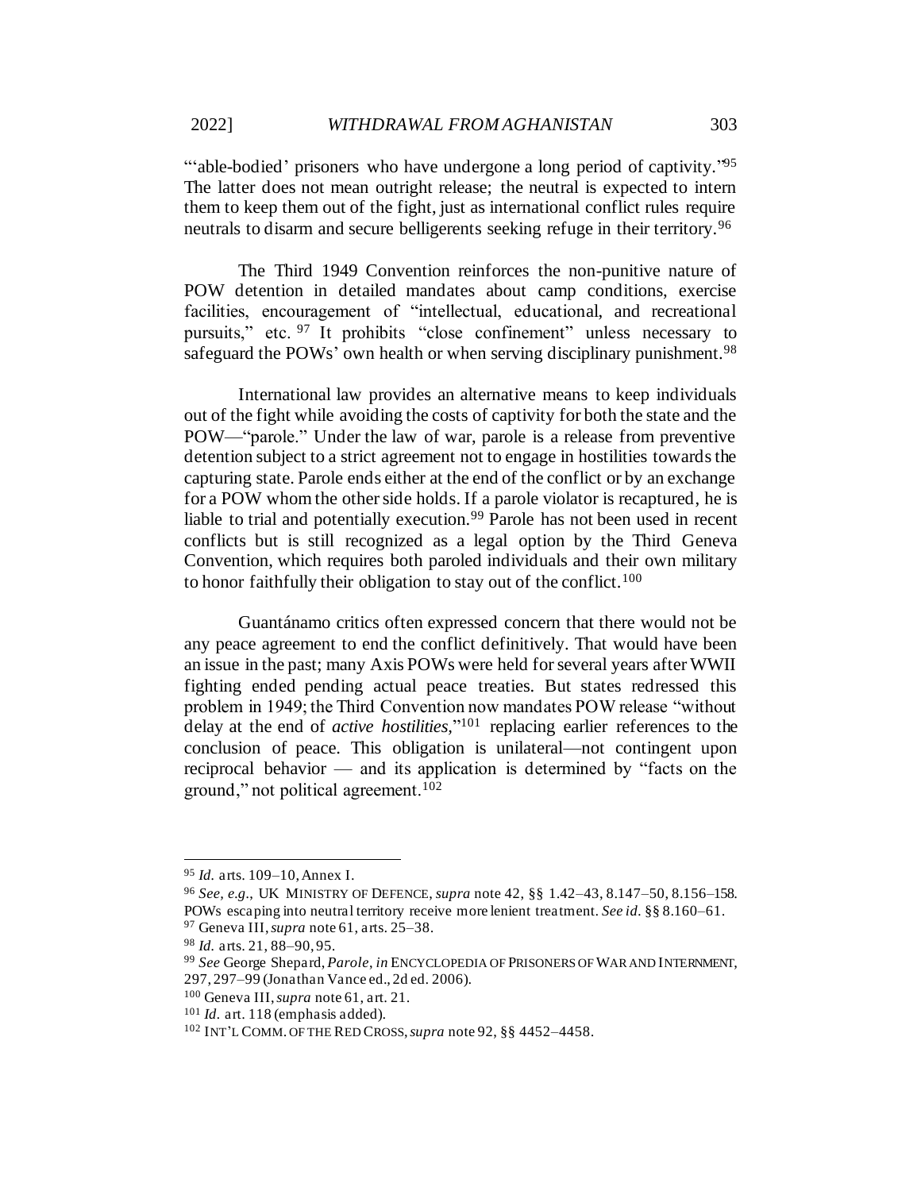"'able-bodied' prisoners who have undergone a long period of captivity."[95] The latter does not mean outright release; the neutral is expected to intern them to keep them out of the fight, just as international conflict rules require neutrals to disarm and secure belligerents seeking refuge in their territory.[96]

The Third 1949 Convention reinforces the non-punitive nature of POW detention in detailed mandates about camp conditions, exercise facilities, encouragement of "intellectual, educational, and recreational pursuits," etc.[97] It prohibits "close confinement" unless necessary to safeguard the POWs' own health or when serving disciplinary punishment.[98]

International law provides an alternative means to keep individuals out of the fight while avoiding the costs of captivity for both the state and the POW—"parole." Under the law of war, parole is a release from preventive detention subject to a strict agreement not to engage in hostilities towards the capturing state. Parole ends either at the end of the conflict or by an exchange for a POW whom the other side holds. If a parole violator is recaptured, he is liable to trial and potentially execution.[99] Parole has not been used in recent conflicts but is still recognized as a legal option by the Third Geneva Convention, which requires both paroled individuals and their own military to honor faithfully their obligation to stay out of the conflict.[100]

Guantánamo critics often expressed concern that there would not be any peace agreement to end the conflict definitively. That would have been an issue in the past; many Axis POWs were held for several years after WWII fighting ended pending actual peace treaties. But states redressed this problem in 1949; the Third Convention now mandates POW release "without delay at the end of *active hostilities*,"[101] replacing earlier references to the conclusion of peace. This obligation is unilateral—not contingent upon reciprocal behavior — and its application is determined by "facts on the ground," not political agreement.[102]

---

[95] *Id.* arts. 109–10, Annex I.

[96] *See, e.g.*, UK MINISTRY OF DEFENCE, *supra* note 42, §§ 1.42–43, 8.147–50, 8.156–158. POWs escaping into neutral territory receive more lenient treatment. *See id.* §§ 8.160–61.

[97] Geneva III, *supra* note 61, arts. 25–38.

[98] *Id.* arts. 21, 88–90, 95.

[99] *See* George Shepard, *Parole*, *in* ENCYCLOPEDIA OF PRISONERS OF WAR AND INTERNMENT, 297, 297–99 (Jonathan Vance ed., 2d ed. 2006).

[100] Geneva III, *supra* note 61, art. 21.

[101] *Id.* art. 118 (emphasis added).

[102] INT'L COMM. OF THE RED CROSS, *supra* note 92, §§ 4452–4458.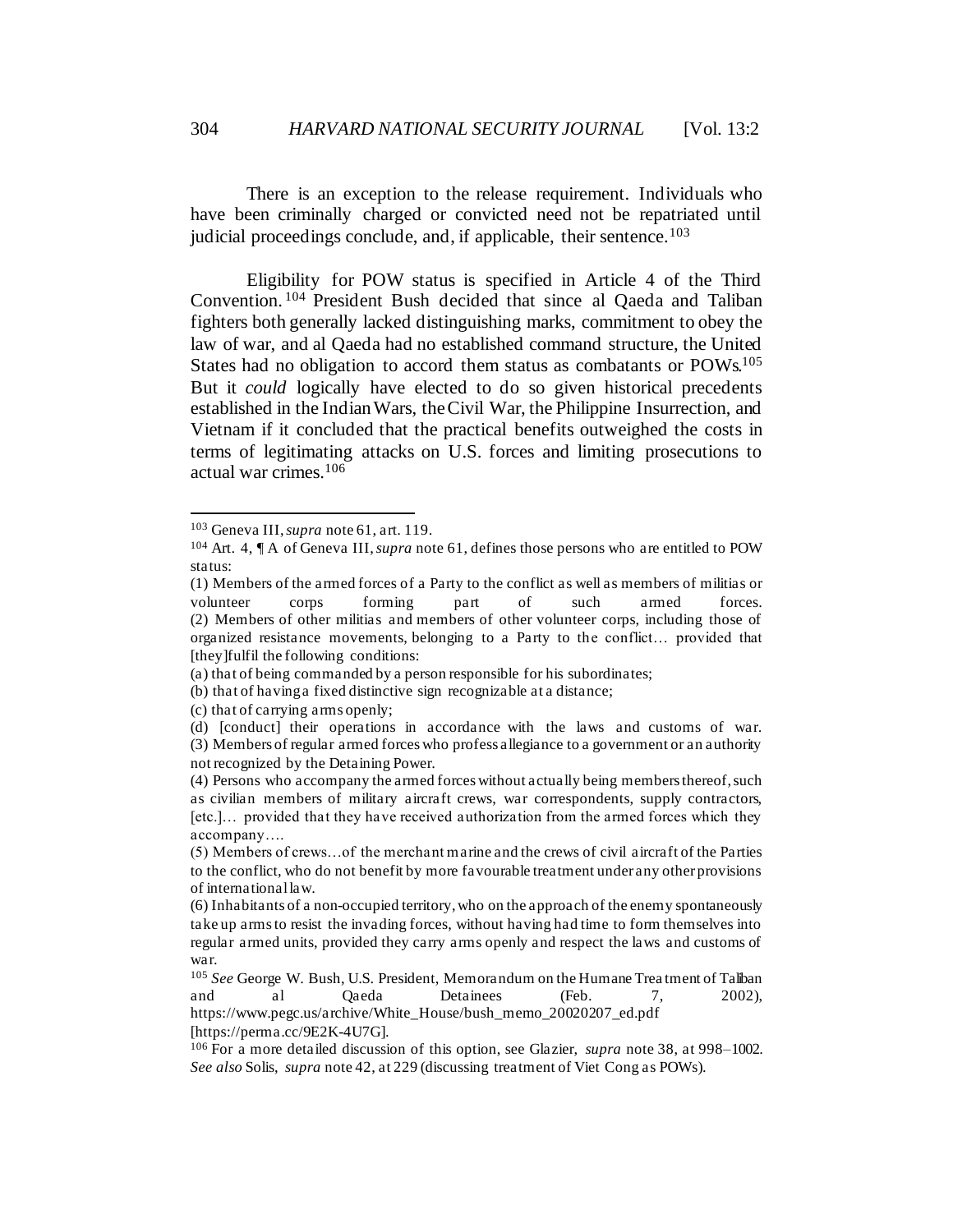There is an exception to the release requirement. Individuals who have been criminally charged or convicted need not be repatriated until judicial proceedings conclude, and, if applicable, their sentence.[103]

Eligibility for POW status is specified in Article 4 of the Third Convention.[104] President Bush decided that since al Qaeda and Taliban fighters both generally lacked distinguishing marks, commitment to obey the law of war, and al Qaeda had no established command structure, the United States had no obligation to accord them status as combatants or POWs.[105] But it *could* logically have elected to do so given historical precedents established in the Indian Wars, the Civil War, the Philippine Insurrection, and Vietnam if it concluded that the practical benefits outweighed the costs in terms of legitimating attacks on U.S. forces and limiting prosecutions to actual war crimes.[106]

---

[103] Geneva III, *supra* note 61, art. 119.

[104] Art. 4, ¶ A of Geneva III, *supra* note 61, defines those persons who are entitled to POW status:

(1) Members of the armed forces of a Party to the conflict as well as members of militias or volunteer corps forming part of such armed forces.
(2) Members of other militias and members of other volunteer corps, including those of organized resistance movements, belonging to a Party to the conflict… provided that [they]fulfil the following conditions:
(a) that of being commanded by a person responsible for his subordinates;
(b) that of having a fixed distinctive sign recognizable at a distance;
(c) that of carrying arms openly;
(d) [conduct] their operations in accordance with the laws and customs of war.
(3) Members of regular armed forces who profess allegiance to a government or an authority not recognized by the Detaining Power.
(4) Persons who accompany the armed forces without actually being members thereof, such as civilian members of military aircraft crews, war correspondents, supply contractors, [etc.]… provided that they have received authorization from the armed forces which they accompany….
(5) Members of crews…of the merchant marine and the crews of civil aircraft of the Parties to the conflict, who do not benefit by more favourable treatment under any other provisions of international law.
(6) Inhabitants of a non-occupied territory, who on the approach of the enemy spontaneously take up arms to resist the invading forces, without having had time to form themselves into regular armed units, provided they carry arms openly and respect the laws and customs of war.

[105] *See* George W. Bush, U.S. President, Memorandum on the Humane Treatment of Taliban and al Qaeda Detainees (Feb. 7, 2002), https://www.pegc.us/archive/White_House/bush_memo_20020207_ed.pdf [https://perma.cc/9E2K-4U7G].

[106] For a more detailed discussion of this option, see Glazier, *supra* note 38, at 998–1002. *See also* Solis, *supra* note 42, at 229 (discussing treatment of Viet Cong as POWs).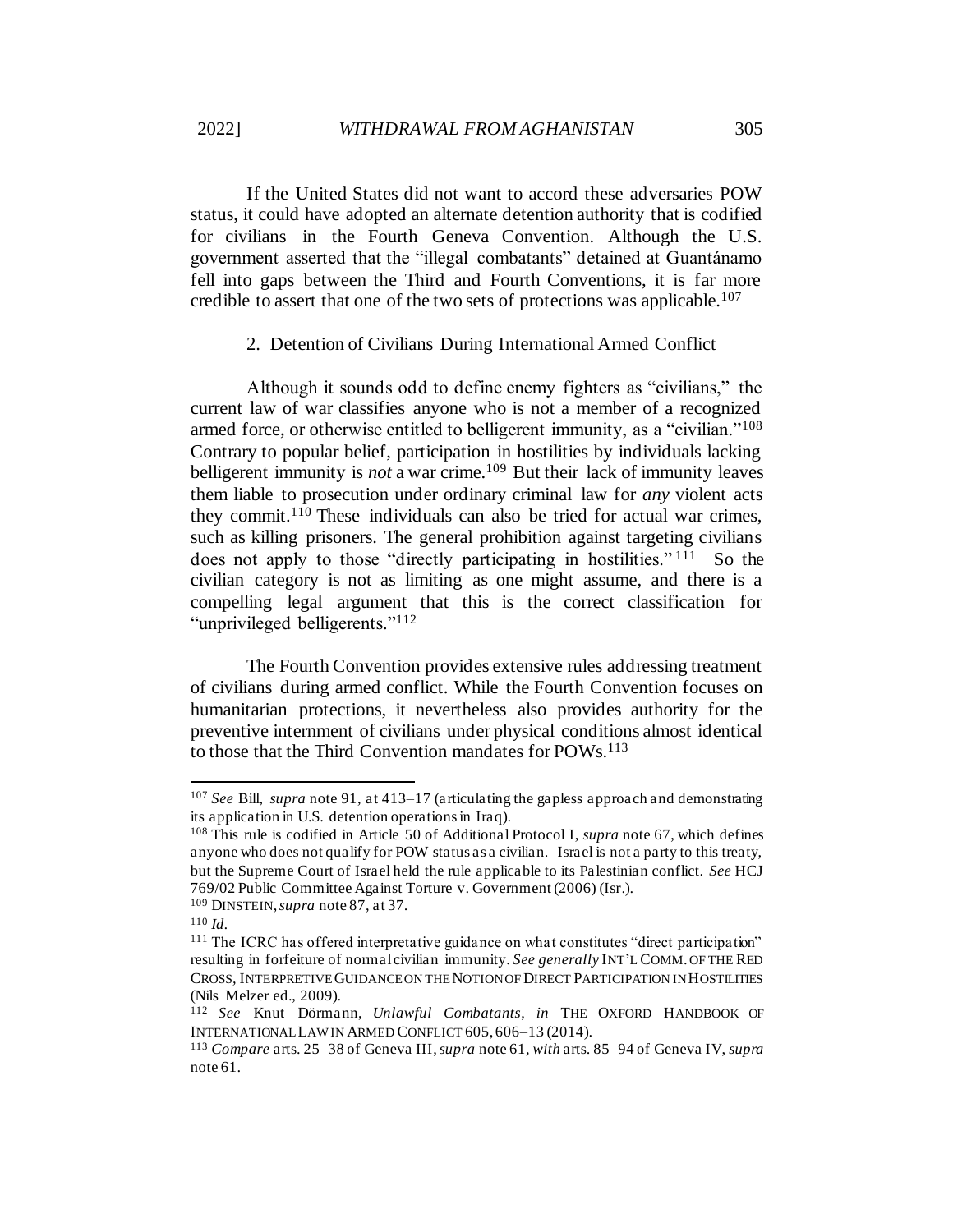If the United States did not want to accord these adversaries POW status, it could have adopted an alternate detention authority that is codified for civilians in the Fourth Geneva Convention. Although the U.S. government asserted that the "illegal combatants" detained at Guantánamo fell into gaps between the Third and Fourth Conventions, it is far more credible to assert that one of the two sets of protections was applicable.[107]

### 2. Detention of Civilians During International Armed Conflict

Although it sounds odd to define enemy fighters as "civilians," the current law of war classifies anyone who is not a member of a recognized armed force, or otherwise entitled to belligerent immunity, as a "civilian."[108] Contrary to popular belief, participation in hostilities by individuals lacking belligerent immunity is *not* a war crime.[109] But their lack of immunity leaves them liable to prosecution under ordinary criminal law for *any* violent acts they commit.[110] These individuals can also be tried for actual war crimes, such as killing prisoners. The general prohibition against targeting civilians does not apply to those "directly participating in hostilities."[111] So the civilian category is not as limiting as one might assume, and there is a compelling legal argument that this is the correct classification for "unprivileged belligerents."[112]

The Fourth Convention provides extensive rules addressing treatment of civilians during armed conflict. While the Fourth Convention focuses on humanitarian protections, it nevertheless also provides authority for the preventive internment of civilians under physical conditions almost identical to those that the Third Convention mandates for POWs.[113]

---

[107] *See* Bill, *supra* note 91, at 413–17 (articulating the gapless approach and demonstrating its application in U.S. detention operations in Iraq).

[108] This rule is codified in Article 50 of Additional Protocol I, *supra* note 67, which defines anyone who does not qualify for POW status as a civilian. Israel is not a party to this treaty, but the Supreme Court of Israel held the rule applicable to its Palestinian conflict. *See* HCJ 769/02 Public Committee Against Torture v. Government (2006) (Isr.).

[109] DINSTEIN, *supra* note 87, at 37.

[110] *Id.*

[111] The ICRC has offered interpretative guidance on what constitutes "direct participation" resulting in forfeiture of normal civilian immunity. *See generally* INT'L COMM. OF THE RED CROSS, INTERPRETIVE GUIDANCE ON THE NOTION OF DIRECT PARTICIPATION IN HOSTILITIES (Nils Melzer ed., 2009).

[112] *See* Knut Dörmann, *Unlawful Combatants*, *in* THE OXFORD HANDBOOK OF INTERNATIONAL LAW IN ARMED CONFLICT 605, 606–13 (2014).

[113] *Compare* arts. 25–38 of Geneva III, *supra* note 61, *with* arts. 85–94 of Geneva IV, *supra* note 61.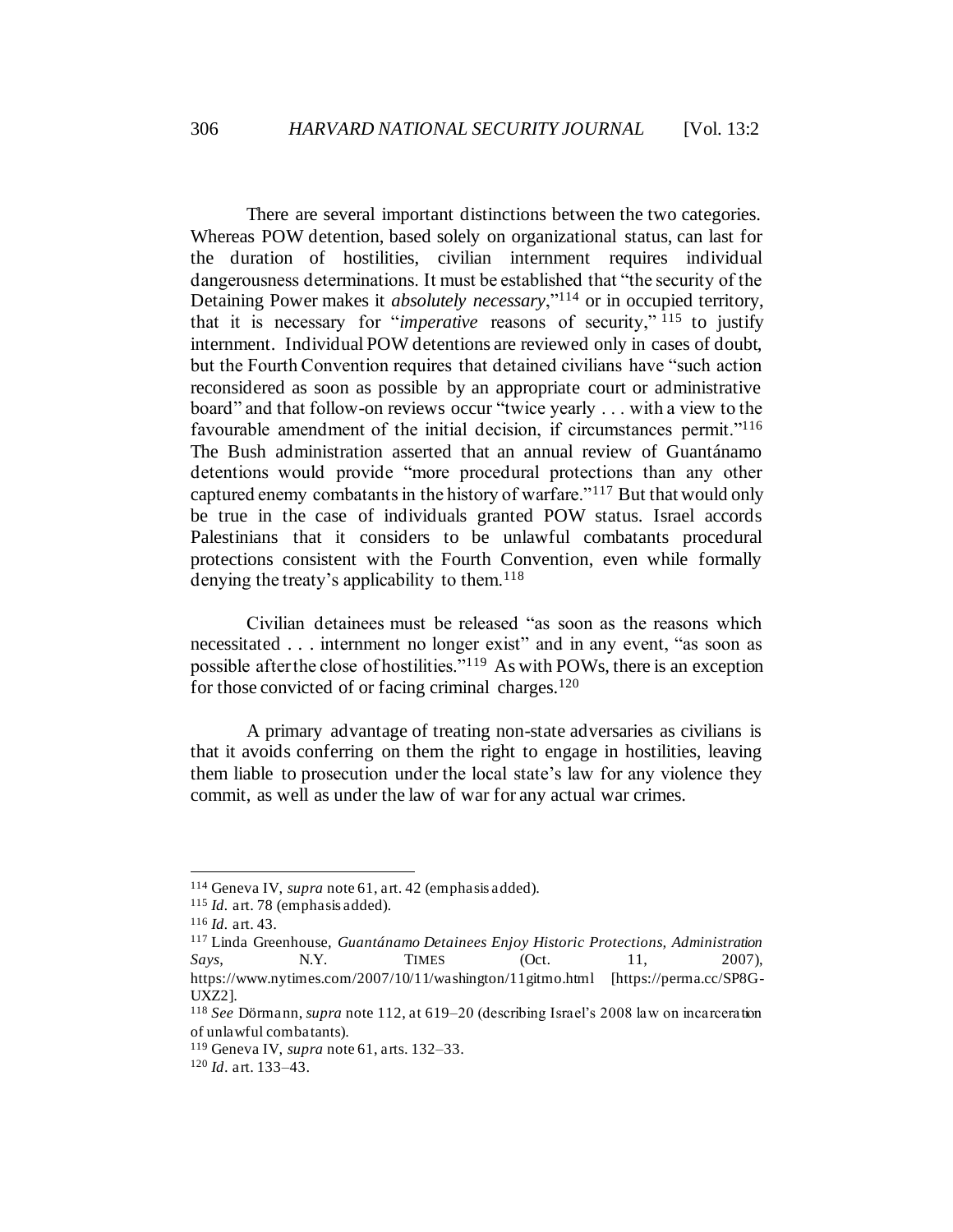There are several important distinctions between the two categories. Whereas POW detention, based solely on organizational status, can last for the duration of hostilities, civilian internment requires individual dangerousness determinations. It must be established that "the security of the Detaining Power makes it *absolutely necessary*,"[114] or in occupied territory, that it is necessary for "*imperative* reasons of security," [115] to justify internment. Individual POW detentions are reviewed only in cases of doubt, but the Fourth Convention requires that detained civilians have "such action reconsidered as soon as possible by an appropriate court or administrative board" and that follow-on reviews occur "twice yearly . . . with a view to the favourable amendment of the initial decision, if circumstances permit."[116] The Bush administration asserted that an annual review of Guantánamo detentions would provide "more procedural protections than any other captured enemy combatants in the history of warfare."[117] But that would only be true in the case of individuals granted POW status. Israel accords Palestinians that it considers to be unlawful combatants procedural protections consistent with the Fourth Convention, even while formally denying the treaty's applicability to them.[118]

Civilian detainees must be released "as soon as the reasons which necessitated . . . internment no longer exist" and in any event, "as soon as possible after the close of hostilities."[119] As with POWs, there is an exception for those convicted of or facing criminal charges.[120]

A primary advantage of treating non-state adversaries as civilians is that it avoids conferring on them the right to engage in hostilities, leaving them liable to prosecution under the local state's law for any violence they commit, as well as under the law of war for any actual war crimes.

---

[114] Geneva IV, *supra* note 61, art. 42 (emphasis added).

[115] *Id.* art. 78 (emphasis added).

[116] *Id.* art. 43.

[117] Linda Greenhouse, *Guantánamo Detainees Enjoy Historic Protections, Administration Says*, N.Y. TIMES (Oct. 11, 2007), https://www.nytimes.com/2007/10/11/washington/11gitmo.html [https://perma.cc/SP8G-UXZ2].

[118] *See* Dörmann, *supra* note 112, at 619–20 (describing Israel's 2008 law on incarceration of unlawful combatants).

[119] Geneva IV, *supra* note 61, arts. 132–33.

[120] *Id.* art. 133–43.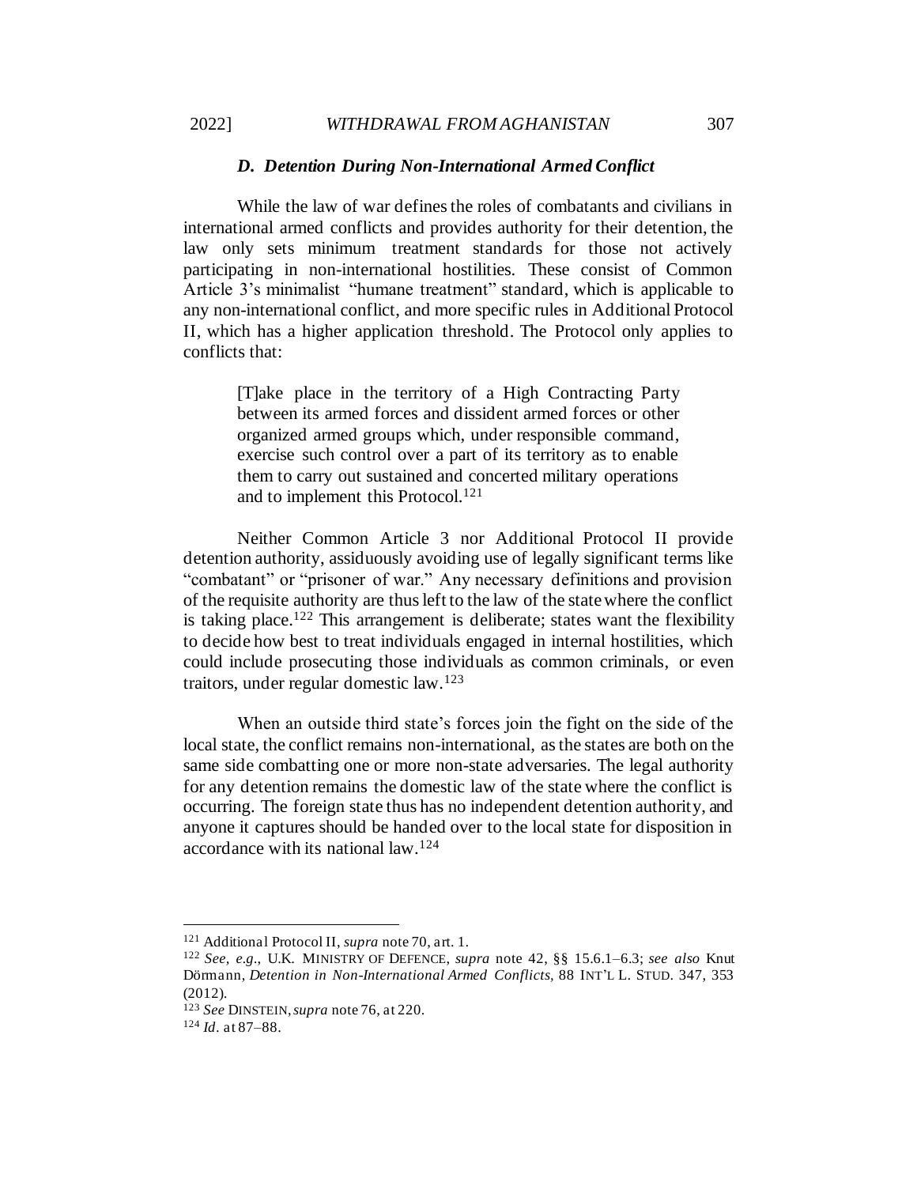### *D. Detention During Non-International Armed Conflict*

While the law of war defines the roles of combatants and civilians in international armed conflicts and provides authority for their detention, the law only sets minimum treatment standards for those not actively participating in non-international hostilities. These consist of Common Article 3's minimalist "humane treatment" standard, which is applicable to any non-international conflict, and more specific rules in Additional Protocol II, which has a higher application threshold. The Protocol only applies to conflicts that:

> [T]ake place in the territory of a High Contracting Party between its armed forces and dissident armed forces or other organized armed groups which, under responsible command, exercise such control over a part of its territory as to enable them to carry out sustained and concerted military operations and to implement this Protocol.[121]

Neither Common Article 3 nor Additional Protocol II provide detention authority, assiduously avoiding use of legally significant terms like "combatant" or "prisoner of war." Any necessary definitions and provision of the requisite authority are thus left to the law of the state where the conflict is taking place.[122] This arrangement is deliberate; states want the flexibility to decide how best to treat individuals engaged in internal hostilities, which could include prosecuting those individuals as common criminals, or even traitors, under regular domestic law.[123]

When an outside third state's forces join the fight on the side of the local state, the conflict remains non-international, as the states are both on the same side combatting one or more non-state adversaries. The legal authority for any detention remains the domestic law of the state where the conflict is occurring. The foreign state thus has no independent detention authority, and anyone it captures should be handed over to the local state for disposition in accordance with its national law.[124]

---

[121] Additional Protocol II, *supra* note 70, art. 1.

[122] *See, e.g.*, U.K. MINISTRY OF DEFENCE, *supra* note 42, §§ 15.6.1–6.3; *see also* Knut Dörmann, *Detention in Non-International Armed Conflicts*, 88 INT'L L. STUD. 347, 353 (2012).

[123] *See* DINSTEIN, *supra* note 76, at 220.

[124] *Id.* at 87–88.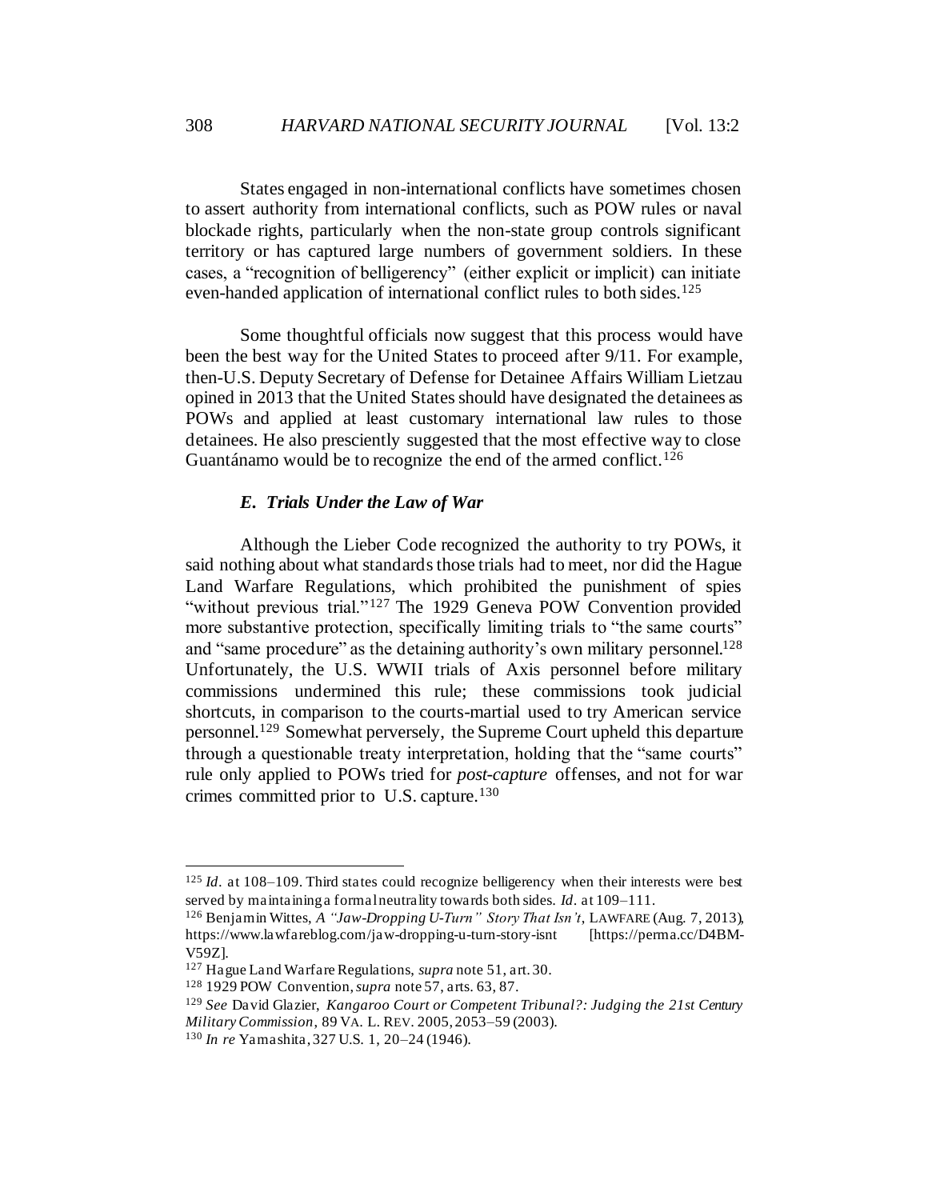States engaged in non-international conflicts have sometimes chosen to assert authority from international conflicts, such as POW rules or naval blockade rights, particularly when the non-state group controls significant territory or has captured large numbers of government soldiers. In these cases, a "recognition of belligerency" (either explicit or implicit) can initiate even-handed application of international conflict rules to both sides.[125]

Some thoughtful officials now suggest that this process would have been the best way for the United States to proceed after 9/11. For example, then-U.S. Deputy Secretary of Defense for Detainee Affairs William Lietzau opined in 2013 that the United States should have designated the detainees as POWs and applied at least customary international law rules to those detainees. He also presciently suggested that the most effective way to close Guantánamo would be to recognize the end of the armed conflict.[126]

### *E. Trials Under the Law of War*

Although the Lieber Code recognized the authority to try POWs, it said nothing about what standards those trials had to meet, nor did the Hague Land Warfare Regulations, which prohibited the punishment of spies "without previous trial."[127] The 1929 Geneva POW Convention provided more substantive protection, specifically limiting trials to "the same courts" and "same procedure" as the detaining authority's own military personnel.[128] Unfortunately, the U.S. WWII trials of Axis personnel before military commissions undermined this rule; these commissions took judicial shortcuts, in comparison to the courts-martial used to try American service personnel.[129] Somewhat perversely, the Supreme Court upheld this departure through a questionable treaty interpretation, holding that the "same courts" rule only applied to POWs tried for *post-capture* offenses, and not for war crimes committed prior to U.S. capture.[130]

---

[125] *Id.* at 108–109. Third states could recognize belligerency when their interests were best served by maintaining a formal neutrality towards both sides. *Id.* at 109–111.

[126] Benjamin Wittes, *A "Jaw-Dropping U-Turn" Story That Isn't*, LAWFARE (Aug. 7, 2013), https://www.lawfareblog.com/jaw-dropping-u-turn-story-isnt [https://perma.cc/D4BM-V59Z].

[127] Hague Land Warfare Regulations, *supra* note 51, art. 30.

[128] 1929 POW Convention, *supra* note 57, arts. 63, 87.

[129] *See* David Glazier, *Kangaroo Court or Competent Tribunal?: Judging the 21st Century Military Commission*, 89 VA. L. REV. 2005, 2053–59 (2003).

[130] *In re* Yamashita, 327 U.S. 1, 20–24 (1946).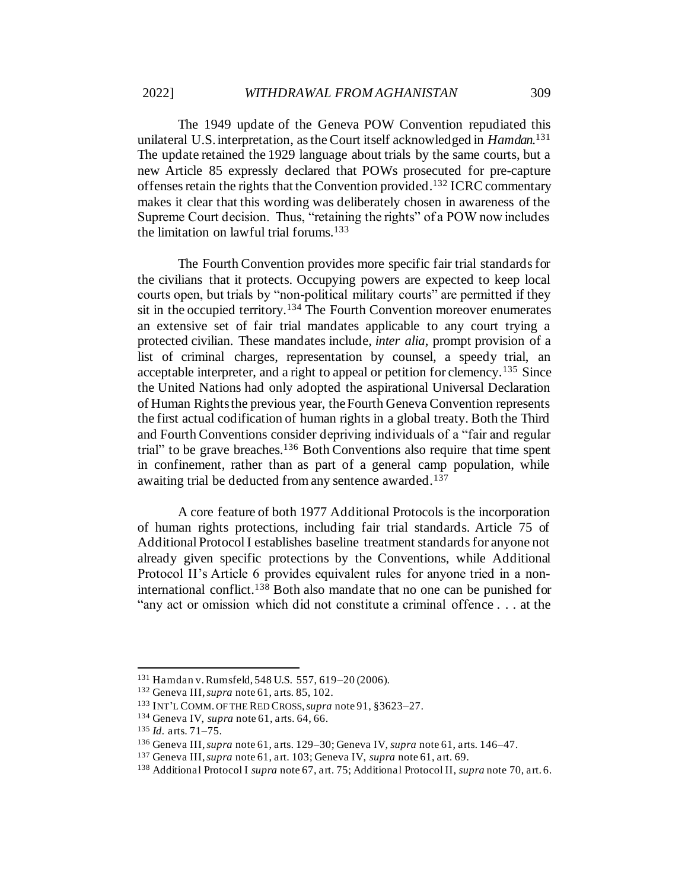The 1949 update of the Geneva POW Convention repudiated this unilateral U.S. interpretation, as the Court itself acknowledged in *Hamdan*.[131] The update retained the 1929 language about trials by the same courts, but a new Article 85 expressly declared that POWs prosecuted for pre-capture offenses retain the rights that the Convention provided.[132] ICRC commentary makes it clear that this wording was deliberately chosen in awareness of the Supreme Court decision. Thus, "retaining the rights" of a POW now includes the limitation on lawful trial forums.[133]

The Fourth Convention provides more specific fair trial standards for the civilians that it protects. Occupying powers are expected to keep local courts open, but trials by "non-political military courts" are permitted if they sit in the occupied territory.[134] The Fourth Convention moreover enumerates an extensive set of fair trial mandates applicable to any court trying a protected civilian. These mandates include, *inter alia*, prompt provision of a list of criminal charges, representation by counsel, a speedy trial, an acceptable interpreter, and a right to appeal or petition for clemency.[135] Since the United Nations had only adopted the aspirational Universal Declaration of Human Rights the previous year, the Fourth Geneva Convention represents the first actual codification of human rights in a global treaty. Both the Third and Fourth Conventions consider depriving individuals of a "fair and regular trial" to be grave breaches.[136] Both Conventions also require that time spent in confinement, rather than as part of a general camp population, while awaiting trial be deducted from any sentence awarded.[137]

A core feature of both 1977 Additional Protocols is the incorporation of human rights protections, including fair trial standards. Article 75 of Additional Protocol I establishes baseline treatment standards for anyone not already given specific protections by the Conventions, while Additional Protocol II's Article 6 provides equivalent rules for anyone tried in a non-international conflict.[138] Both also mandate that no one can be punished for "any act or omission which did not constitute a criminal offence . . . at the

---

[131] Hamdan v. Rumsfeld, 548 U.S. 557, 619–20 (2006).

[132] Geneva III, *supra* note 61, arts. 85, 102.

[133] INT'L COMM. OF THE RED CROSS, *supra* note 91, §3623–27.

[134] Geneva IV, *supra* note 61, arts. 64, 66.

[135] *Id.* arts. 71–75.

[136] Geneva III, *supra* note 61, arts. 129–30; Geneva IV, *supra* note 61, arts. 146–47.

[137] Geneva III, *supra* note 61, art. 103; Geneva IV, *supra* note 61, art. 69.

[138] Additional Protocol I *supra* note 67, art. 75; Additional Protocol II, *supra* note 70, art. 6.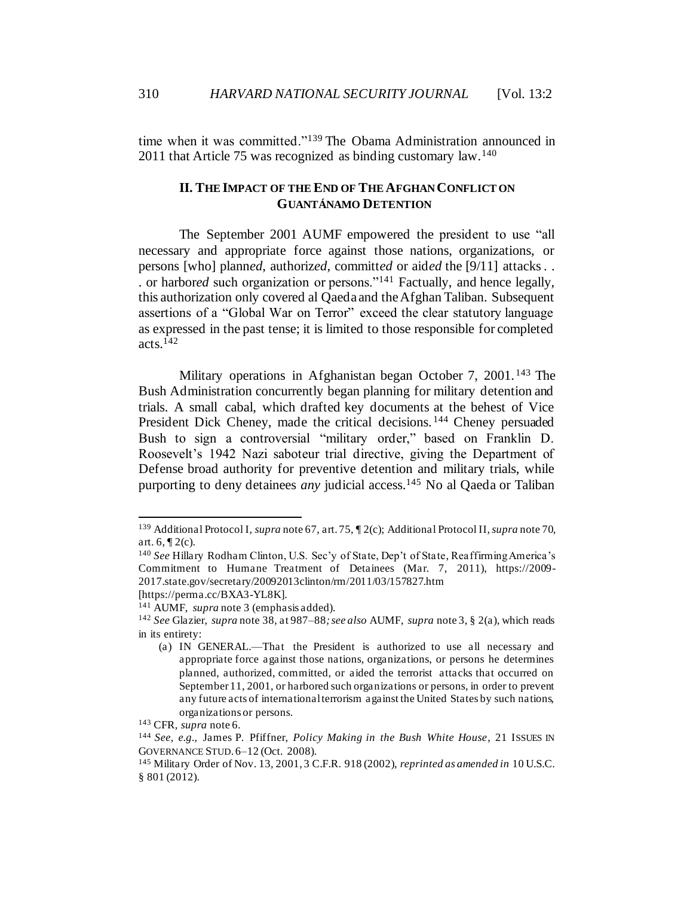time when it was committed."[139] The Obama Administration announced in 2011 that Article 75 was recognized as binding customary law.[140]

## II. The Impact of the End of The Afghan Conflict on Guantánamo Detention

The September 2001 AUMF empowered the president to use "all necessary and appropriate force against those nations, organizations, or persons [who] plann*ed*, authoriz*ed*, committ*ed* or aid*ed* the [9/11] attacks . . . or harbor*ed* such organization or persons."[141] Factually, and hence legally, this authorization only covered al Qaeda and the Afghan Taliban. Subsequent assertions of a "Global War on Terror" exceed the clear statutory language as expressed in the past tense; it is limited to those responsible for completed acts.[142]

Military operations in Afghanistan began October 7, 2001.[143] The Bush Administration concurrently began planning for military detention and trials. A small cabal, which drafted key documents at the behest of Vice President Dick Cheney, made the critical decisions.[144] Cheney persuaded Bush to sign a controversial "military order," based on Franklin D. Roosevelt's 1942 Nazi saboteur trial directive, giving the Department of Defense broad authority for preventive detention and military trials, while purporting to deny detainees *any* judicial access.[145] No al Qaeda or Taliban

---

[139] Additional Protocol I, *supra* note 67, art. 75, ¶ 2(c); Additional Protocol II, *supra* note 70, art. 6, ¶ 2(c).

[140] *See* Hillary Rodham Clinton, U.S. Sec'y of State, Dep't of State, Reaffirming America's Commitment to Humane Treatment of Detainees (Mar. 7, 2011), https://2009-2017.state.gov/secretary/20092013clinton/rm/2011/03/157827.htm [https://perma.cc/BXA3-YL8K].

[141] AUMF, *supra* note 3 (emphasis added).

[142] *See* Glazier, *supra* note 38, at 987–88*; see also* AUMF, *supra* note 3, § 2(a), which reads in its entirety:

> (a) IN GENERAL.—That the President is authorized to use all necessary and appropriate force against those nations, organizations, or persons he determines planned, authorized, committed, or aided the terrorist attacks that occurred on September 11, 2001, or harbored such organizations or persons, in order to prevent any future acts of international terrorism against the United States by such nations, organizations or persons.

[143] CFR, *supra* note 6.

[144] *See, e.g.*, James P. Pfiffner, *Policy Making in the Bush White House*, 21 ISSUES IN GOVERNANCE STUD. 6–12 (Oct. 2008).

[145] Military Order of Nov. 13, 2001, 3 C.F.R. 918 (2002), *reprinted as amended in* 10 U.S.C. § 801 (2012).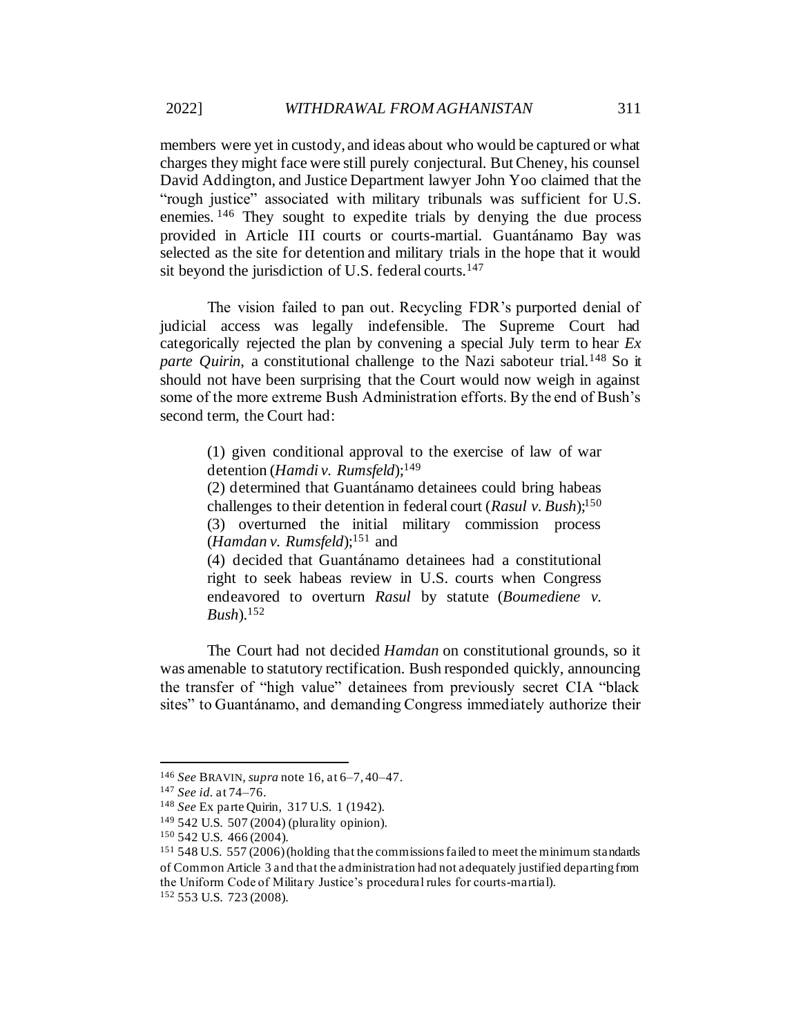members were yet in custody, and ideas about who would be captured or what charges they might face were still purely conjectural. But Cheney, his counsel David Addington, and Justice Department lawyer John Yoo claimed that the "rough justice" associated with military tribunals was sufficient for U.S. enemies.[146] They sought to expedite trials by denying the due process provided in Article III courts or courts-martial. Guantánamo Bay was selected as the site for detention and military trials in the hope that it would sit beyond the jurisdiction of U.S. federal courts.[147]

The vision failed to pan out. Recycling FDR's purported denial of judicial access was legally indefensible. The Supreme Court had categorically rejected the plan by convening a special July term to hear *Ex parte Quirin*, a constitutional challenge to the Nazi saboteur trial.[148] So it should not have been surprising that the Court would now weigh in against some of the more extreme Bush Administration efforts. By the end of Bush's second term, the Court had:

> (1) given conditional approval to the exercise of law of war detention (*Hamdi v. Rumsfeld*);[149]
> (2) determined that Guantánamo detainees could bring habeas challenges to their detention in federal court (*Rasul v. Bush*);[150]
> (3) overturned the initial military commission process (*Hamdan v. Rumsfeld*);[151] and
> (4) decided that Guantánamo detainees had a constitutional right to seek habeas review in U.S. courts when Congress endeavored to overturn *Rasul* by statute (*Boumediene v. Bush*).[152]

The Court had not decided *Hamdan* on constitutional grounds, so it was amenable to statutory rectification. Bush responded quickly, announcing the transfer of "high value" detainees from previously secret CIA "black sites" to Guantánamo, and demanding Congress immediately authorize their

---

[146] *See* BRAVIN, *supra* note 16, at 6–7, 40–47.

[147] *See id.* at 74–76.

[148] *See* Ex parte Quirin, 317 U.S. 1 (1942).

[149] 542 U.S. 507 (2004) (plurality opinion).

[150] 542 U.S. 466 (2004).

[151] 548 U.S. 557 (2006) (holding that the commissions failed to meet the minimum standards of Common Article 3 and that the administration had not adequately justified departing from the Uniform Code of Military Justice's procedural rules for courts-martial).

[152] 553 U.S. 723 (2008).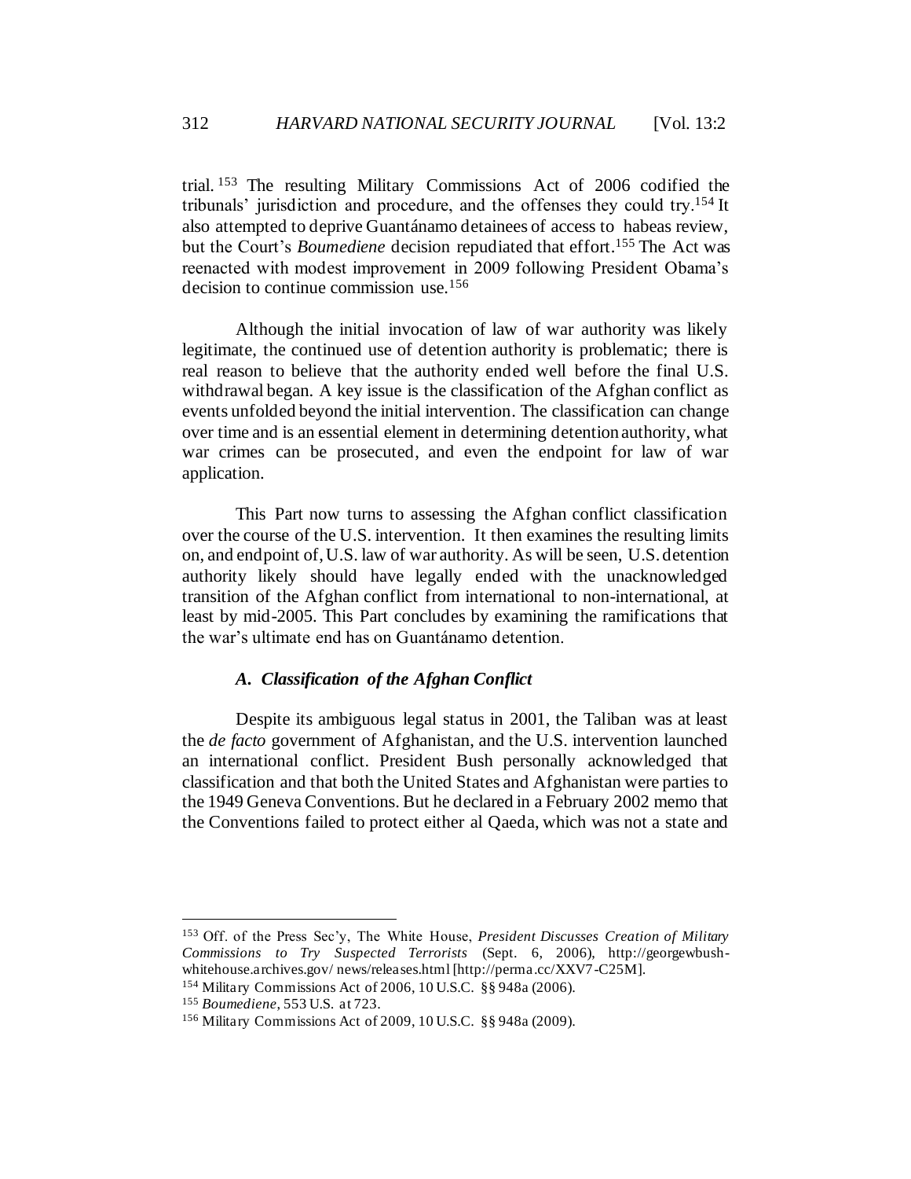trial.[153] The resulting Military Commissions Act of 2006 codified the tribunals' jurisdiction and procedure, and the offenses they could try.[154] It also attempted to deprive Guantánamo detainees of access to habeas review, but the Court's *Boumediene* decision repudiated that effort.[155] The Act was reenacted with modest improvement in 2009 following President Obama's decision to continue commission use.[156]

Although the initial invocation of law of war authority was likely legitimate, the continued use of detention authority is problematic; there is real reason to believe that the authority ended well before the final U.S. withdrawal began. A key issue is the classification of the Afghan conflict as events unfolded beyond the initial intervention. The classification can change over time and is an essential element in determining detention authority, what war crimes can be prosecuted, and even the endpoint for law of war application.

This Part now turns to assessing the Afghan conflict classification over the course of the U.S. intervention. It then examines the resulting limits on, and endpoint of, U.S. law of war authority. As will be seen, U.S. detention authority likely should have legally ended with the unacknowledged transition of the Afghan conflict from international to non-international, at least by mid-2005. This Part concludes by examining the ramifications that the war's ultimate end has on Guantánamo detention.

### *A. Classification of the Afghan Conflict*

Despite its ambiguous legal status in 2001, the Taliban was at least the *de facto* government of Afghanistan, and the U.S. intervention launched an international conflict. President Bush personally acknowledged that classification and that both the United States and Afghanistan were parties to the 1949 Geneva Conventions. But he declared in a February 2002 memo that the Conventions failed to protect either al Qaeda, which was not a state and

---

[153] Off. of the Press Sec'y, The White House, *President Discusses Creation of Military Commissions to Try Suspected Terrorists* (Sept. 6, 2006), http://georgewbush-whitehouse.archives.gov/ news/releases.html [http://perma.cc/XXV7-C25M].

[154] Military Commissions Act of 2006, 10 U.S.C. §§ 948a (2006).

[155] *Boumediene*, 553 U.S. at 723.

[156] Military Commissions Act of 2009, 10 U.S.C. §§ 948a (2009).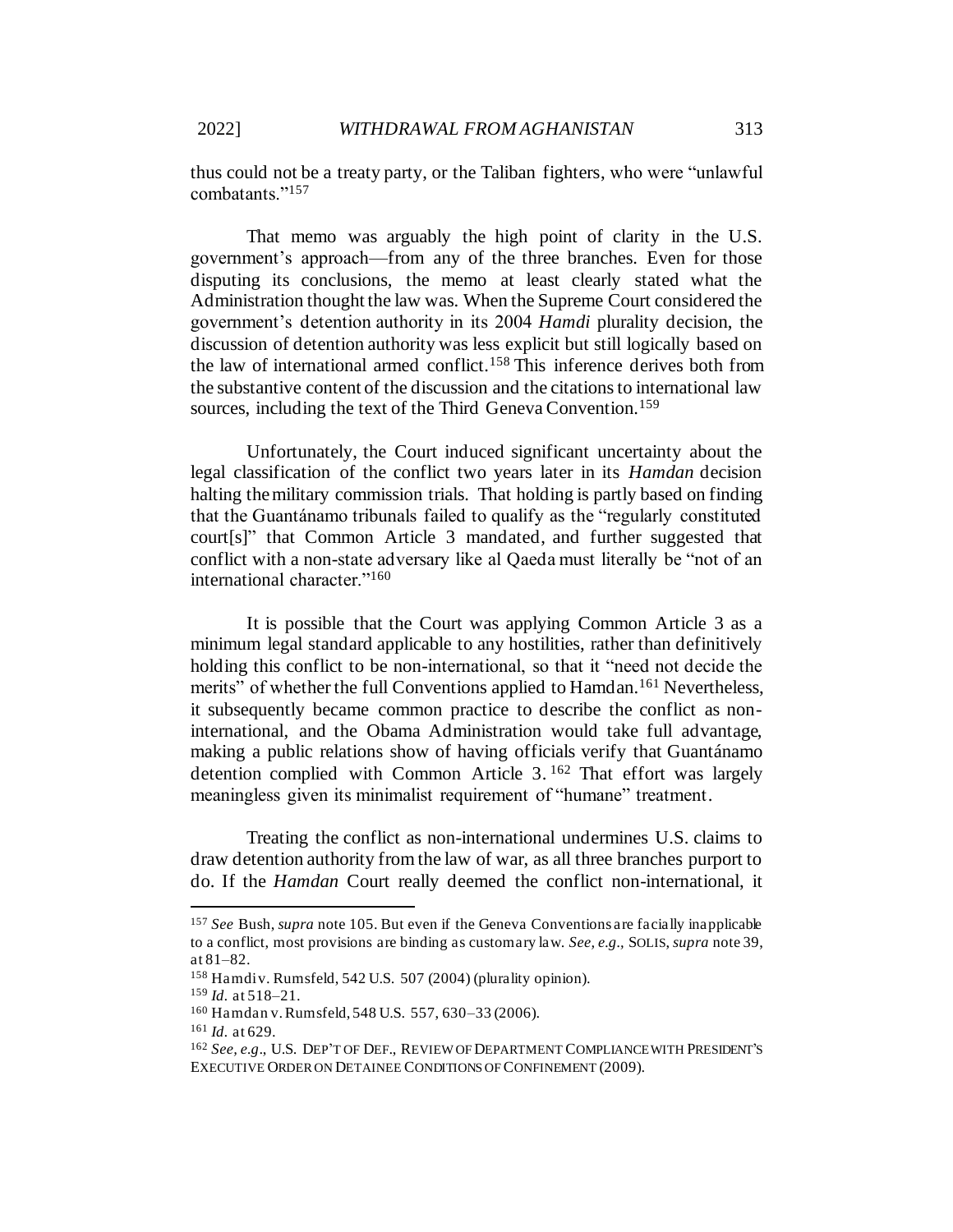thus could not be a treaty party, or the Taliban fighters, who were "unlawful combatants."[157]

That memo was arguably the high point of clarity in the U.S. government's approach—from any of the three branches. Even for those disputing its conclusions, the memo at least clearly stated what the Administration thought the law was. When the Supreme Court considered the government's detention authority in its 2004 *Hamdi* plurality decision, the discussion of detention authority was less explicit but still logically based on the law of international armed conflict.[158] This inference derives both from the substantive content of the discussion and the citations to international law sources, including the text of the Third Geneva Convention.[159]

Unfortunately, the Court induced significant uncertainty about the legal classification of the conflict two years later in its *Hamdan* decision halting the military commission trials. That holding is partly based on finding that the Guantánamo tribunals failed to qualify as the "regularly constituted court[s]" that Common Article 3 mandated, and further suggested that conflict with a non-state adversary like al Qaeda must literally be "not of an international character."[160]

It is possible that the Court was applying Common Article 3 as a minimum legal standard applicable to any hostilities, rather than definitively holding this conflict to be non-international, so that it "need not decide the merits" of whether the full Conventions applied to Hamdan.[161] Nevertheless, it subsequently became common practice to describe the conflict as non-international, and the Obama Administration would take full advantage, making a public relations show of having officials verify that Guantánamo detention complied with Common Article 3.[162] That effort was largely meaningless given its minimalist requirement of "humane" treatment.

Treating the conflict as non-international undermines U.S. claims to draw detention authority from the law of war, as all three branches purport to do. If the *Hamdan* Court really deemed the conflict non-international, it

---

[157] *See* Bush, *supra* note 105. But even if the Geneva Conventions are facially inapplicable to a conflict, most provisions are binding as customary law. *See, e.g.*, SOLIS, *supra* note 39, at 81–82.

[158] Hamdi v. Rumsfeld, 542 U.S. 507 (2004) (plurality opinion).

[159] *Id.* at 518–21.

[160] Hamdan v. Rumsfeld, 548 U.S. 557, 630–33 (2006).

[161] *Id.* at 629.

[162] *See, e.g.*, U.S. DEP'T OF DEF., REVIEW OF DEPARTMENT COMPLIANCE WITH PRESIDENT'S EXECUTIVE ORDER ON DETAINEE CONDITIONS OF CONFINEMENT (2009).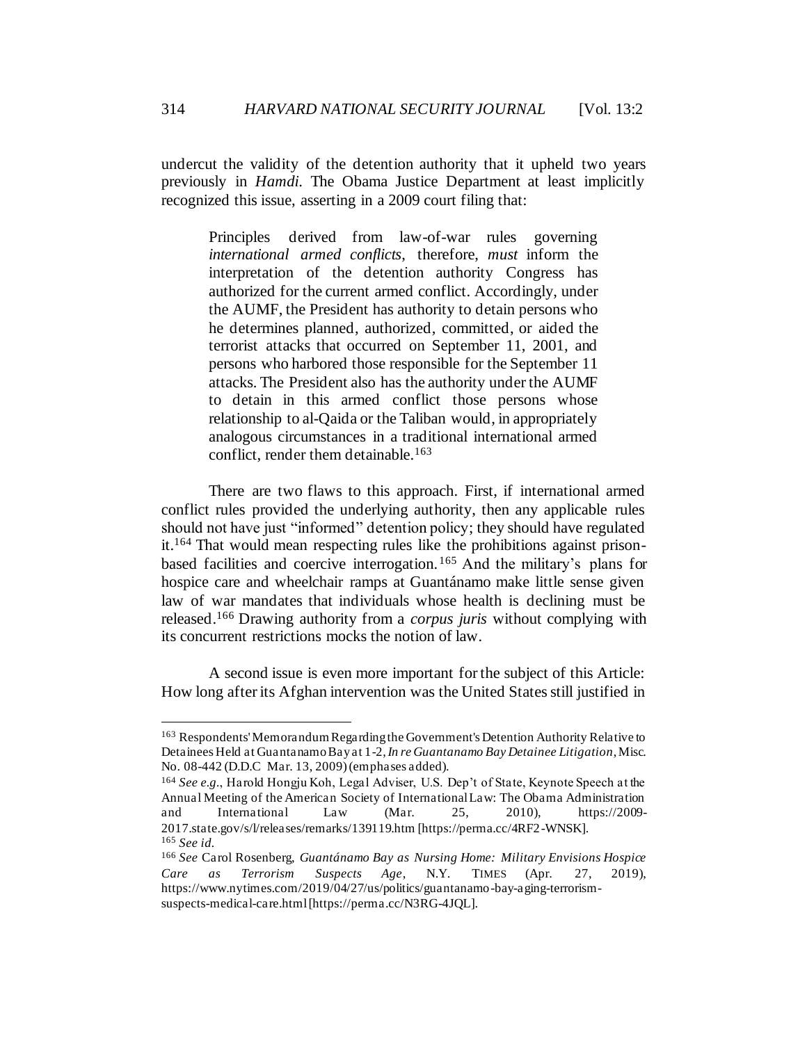undercut the validity of the detention authority that it upheld two years previously in *Hamdi.* The Obama Justice Department at least implicitly recognized this issue, asserting in a 2009 court filing that:

> Principles derived from law-of-war rules governing *international armed conflicts*, therefore, *must* inform the interpretation of the detention authority Congress has authorized for the current armed conflict. Accordingly, under the AUMF, the President has authority to detain persons who he determines planned, authorized, committed, or aided the terrorist attacks that occurred on September 11, 2001, and persons who harbored those responsible for the September 11 attacks. The President also has the authority under the AUMF to detain in this armed conflict those persons whose relationship to al-Qaida or the Taliban would, in appropriately analogous circumstances in a traditional international armed conflict, render them detainable.[163]

There are two flaws to this approach. First, if international armed conflict rules provided the underlying authority, then any applicable rules should not have just "informed" detention policy; they should have regulated it.[164] That would mean respecting rules like the prohibitions against prison-based facilities and coercive interrogation.[165] And the military's plans for hospice care and wheelchair ramps at Guantánamo make little sense given law of war mandates that individuals whose health is declining must be released.[166] Drawing authority from a *corpus juris* without complying with its concurrent restrictions mocks the notion of law.

A second issue is even more important for the subject of this Article: How long after its Afghan intervention was the United States still justified in

---

[163] Respondents' Memorandum Regarding the Government's Detention Authority Relative to Detainees Held at Guantanamo Bay at 1-2, *In re Guantanamo Bay Detainee Litigation*, Misc. No. 08-442 (D.D.C Mar. 13, 2009) (emphases added).

[164] *See e.g.*, Harold Hongju Koh, Legal Adviser, U.S. Dep't of State, Keynote Speech at the Annual Meeting of the American Society of International Law: The Obama Administration and International Law (Mar. 25, 2010), https://2009-2017.state.gov/s/l/releases/remarks/139119.htm [https://perma.cc/4RF2-WNSK].

[165] *See id.*

[166] *See* Carol Rosenberg, *Guantánamo Bay as Nursing Home: Military Envisions Hospice Care as Terrorism Suspects Age*, N.Y. TIMES (Apr. 27, 2019), https://www.nytimes.com/2019/04/27/us/politics/guantanamo-bay-aging-terrorism-suspects-medical-care.html [https://perma.cc/N3RG-4JQL].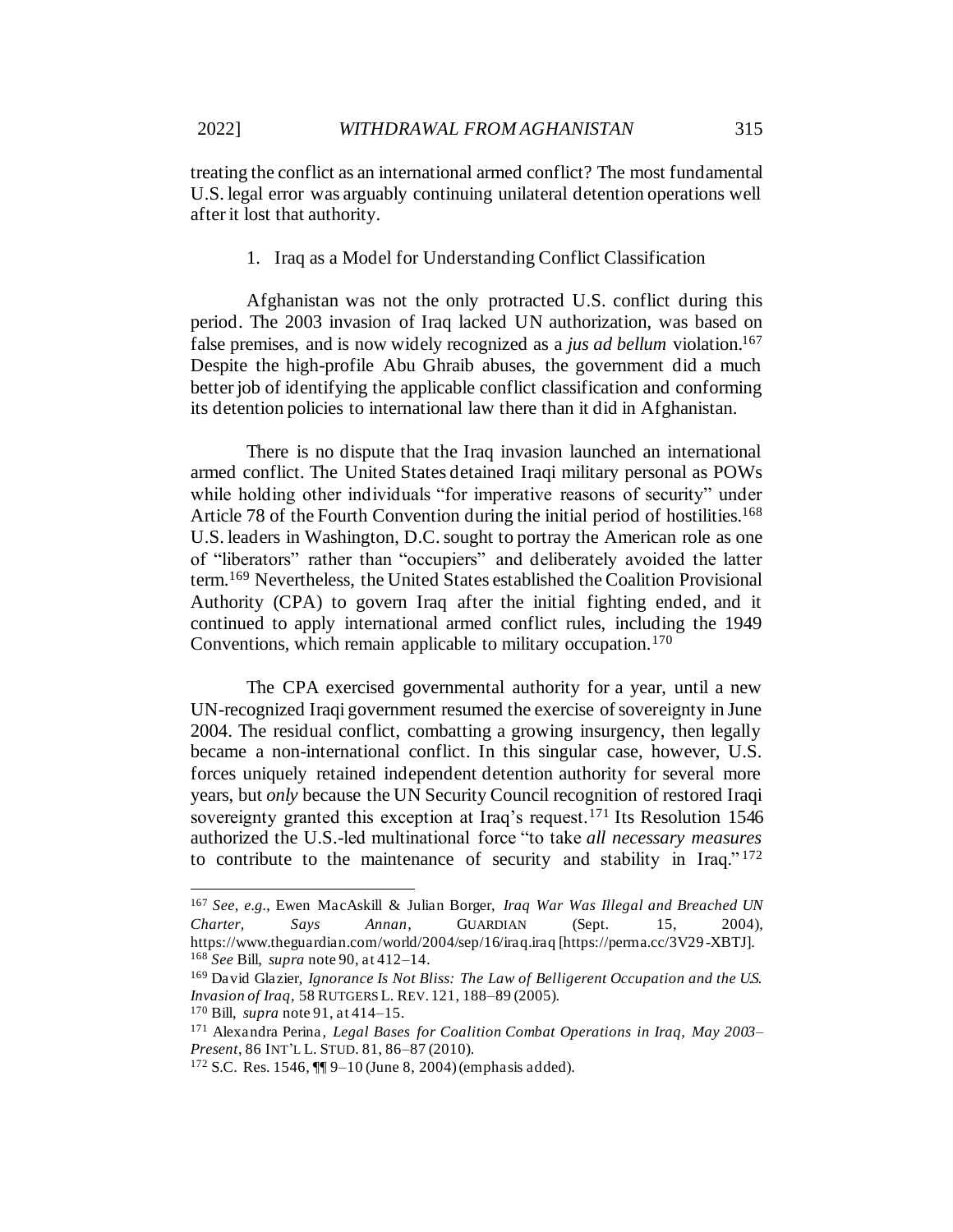treating the conflict as an international armed conflict? The most fundamental U.S. legal error was arguably continuing unilateral detention operations well after it lost that authority.

### 1. Iraq as a Model for Understanding Conflict Classification

Afghanistan was not the only protracted U.S. conflict during this period. The 2003 invasion of Iraq lacked UN authorization, was based on false premises, and is now widely recognized as a *jus ad bellum* violation.[167] Despite the high-profile Abu Ghraib abuses, the government did a much better job of identifying the applicable conflict classification and conforming its detention policies to international law there than it did in Afghanistan.

There is no dispute that the Iraq invasion launched an international armed conflict. The United States detained Iraqi military personal as POWs while holding other individuals "for imperative reasons of security" under Article 78 of the Fourth Convention during the initial period of hostilities.[168] U.S. leaders in Washington, D.C. sought to portray the American role as one of "liberators" rather than "occupiers" and deliberately avoided the latter term.[169] Nevertheless, the United States established the Coalition Provisional Authority (CPA) to govern Iraq after the initial fighting ended, and it continued to apply international armed conflict rules, including the 1949 Conventions, which remain applicable to military occupation.[170]

The CPA exercised governmental authority for a year, until a new UN-recognized Iraqi government resumed the exercise of sovereignty in June 2004. The residual conflict, combatting a growing insurgency, then legally became a non-international conflict. In this singular case, however, U.S. forces uniquely retained independent detention authority for several more years, but *only* because the UN Security Council recognition of restored Iraqi sovereignty granted this exception at Iraq's request.[171] Its Resolution 1546 authorized the U.S.-led multinational force "to take *all necessary measures* to contribute to the maintenance of security and stability in Iraq."[172]

---

[167] *See, e.g.*, Ewen MacAskill & Julian Borger, *Iraq War Was Illegal and Breached UN Charter, Says Annan*, GUARDIAN (Sept. 15, 2004), https://www.theguardian.com/world/2004/sep/16/iraq.iraq [https://perma.cc/3V29-XBTJ].

[168] *See* Bill, *supra* note 90, at 412–14.

[169] David Glazier, *Ignorance Is Not Bliss: The Law of Belligerent Occupation and the U.S. Invasion of Iraq*, 58 RUTGERS L. REV. 121, 188–89 (2005).

[170] Bill, *supra* note 91, at 414–15.

[171] Alexandra Perina, *Legal Bases for Coalition Combat Operations in Iraq, May 2003–Present*, 86 INT'L L. STUD. 81, 86–87 (2010).

[172] S.C. Res. 1546, ¶¶ 9–10 (June 8, 2004) (emphasis added).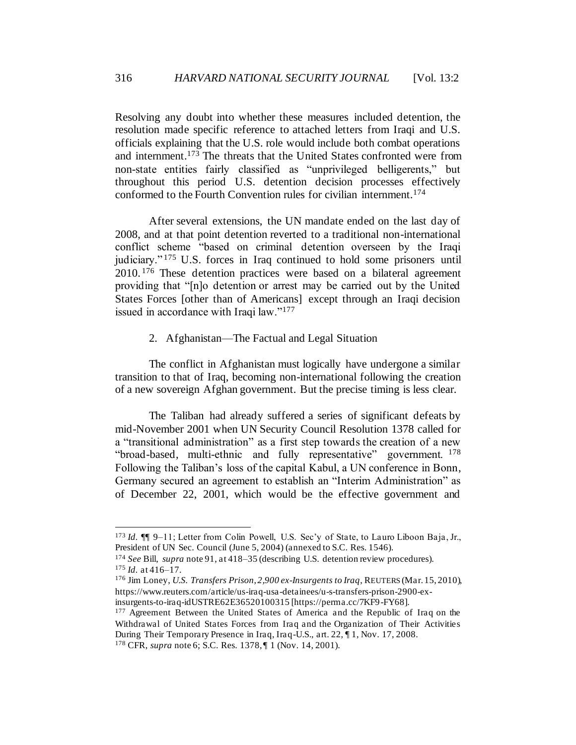Resolving any doubt into whether these measures included detention, the resolution made specific reference to attached letters from Iraqi and U.S. officials explaining that the U.S. role would include both combat operations and internment.[173] The threats that the United States confronted were from non-state entities fairly classified as "unprivileged belligerents," but throughout this period U.S. detention decision processes effectively conformed to the Fourth Convention rules for civilian internment.[174]

After several extensions, the UN mandate ended on the last day of 2008, and at that point detention reverted to a traditional non-international conflict scheme "based on criminal detention overseen by the Iraqi judiciary."[175] U.S. forces in Iraq continued to hold some prisoners until 2010.[176] These detention practices were based on a bilateral agreement providing that "[n]o detention or arrest may be carried out by the United States Forces [other than of Americans] except through an Iraqi decision issued in accordance with Iraqi law."[177]

### 2. Afghanistan—The Factual and Legal Situation

The conflict in Afghanistan must logically have undergone a similar transition to that of Iraq, becoming non-international following the creation of a new sovereign Afghan government. But the precise timing is less clear.

The Taliban had already suffered a series of significant defeats by mid-November 2001 when UN Security Council Resolution 1378 called for a "transitional administration" as a first step towards the creation of a new "broad-based, multi-ethnic and fully representative" government.[178] Following the Taliban's loss of the capital Kabul, a UN conference in Bonn, Germany secured an agreement to establish an "Interim Administration" as of December 22, 2001, which would be the effective government and

---

[173] *Id.* ¶¶ 9–11; Letter from Colin Powell, U.S. Sec'y of State, to Lauro Liboon Baja, Jr., President of UN Sec. Council (June 5, 2004) (annexed to S.C. Res. 1546).

[174] *See* Bill, *supra* note 91, at 418–35 (describing U.S. detention review procedures).

[175] *Id.* at 416–17.

[176] Jim Loney, *U.S. Transfers Prison, 2,900 ex-Insurgents to Iraq*, REUTERS (Mar. 15, 2010), https://www.reuters.com/article/us-iraq-usa-detainees/u-s-transfers-prison-2900-ex-insurgents-to-iraq-idUSTRE62E36520100315 [https://perma.cc/7KF9-FY68].

[177] Agreement Between the United States of America and the Republic of Iraq on the Withdrawal of United States Forces from Iraq and the Organization of Their Activities During Their Temporary Presence in Iraq, Iraq-U.S., art. 22, ¶ 1, Nov. 17, 2008.

[178] CFR, *supra* note 6; S.C. Res. 1378, ¶ 1 (Nov. 14, 2001).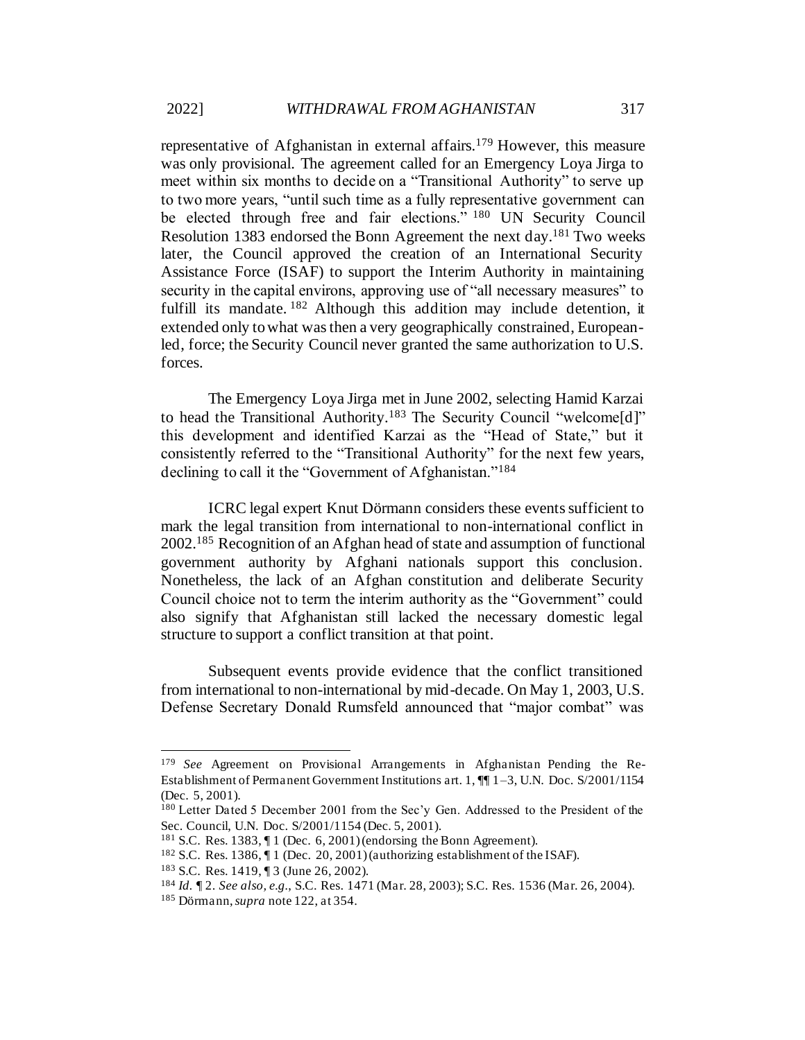representative of Afghanistan in external affairs.[179] However, this measure was only provisional. The agreement called for an Emergency Loya Jirga to meet within six months to decide on a "Transitional Authority" to serve up to two more years, "until such time as a fully representative government can be elected through free and fair elections."[180] UN Security Council Resolution 1383 endorsed the Bonn Agreement the next day.[181] Two weeks later, the Council approved the creation of an International Security Assistance Force (ISAF) to support the Interim Authority in maintaining security in the capital environs, approving use of "all necessary measures" to fulfill its mandate.[182] Although this addition may include detention, it extended only to what was then a very geographically constrained, European-led, force; the Security Council never granted the same authorization to U.S. forces.

The Emergency Loya Jirga met in June 2002, selecting Hamid Karzai to head the Transitional Authority.[183] The Security Council "welcome[d]" this development and identified Karzai as the "Head of State," but it consistently referred to the "Transitional Authority" for the next few years, declining to call it the "Government of Afghanistan."[184]

ICRC legal expert Knut Dörmann considers these events sufficient to mark the legal transition from international to non-international conflict in 2002.[185] Recognition of an Afghan head of state and assumption of functional government authority by Afghani nationals support this conclusion. Nonetheless, the lack of an Afghan constitution and deliberate Security Council choice not to term the interim authority as the "Government" could also signify that Afghanistan still lacked the necessary domestic legal structure to support a conflict transition at that point.

Subsequent events provide evidence that the conflict transitioned from international to non-international by mid-decade. On May 1, 2003, U.S. Defense Secretary Donald Rumsfeld announced that "major combat" was

---

[179] *See* Agreement on Provisional Arrangements in Afghanistan Pending the Re-Establishment of Permanent Government Institutions art. 1, ¶¶ 1–3, U.N. Doc. S/2001/1154 (Dec. 5, 2001).

[180] Letter Dated 5 December 2001 from the Sec'y Gen. Addressed to the President of the Sec. Council, U.N. Doc. S/2001/1154 (Dec. 5, 2001).

[181] S.C. Res. 1383, ¶ 1 (Dec. 6, 2001) (endorsing the Bonn Agreement).

[182] S.C. Res. 1386, ¶ 1 (Dec. 20, 2001) (authorizing establishment of the ISAF).

[183] S.C. Res. 1419, ¶ 3 (June 26, 2002).

[184] *Id.* ¶ 2. *See also, e.g.*, S.C. Res. 1471 (Mar. 28, 2003); S.C. Res. 1536 (Mar. 26, 2004).

[185] Dörmann, *supra* note 122, at 354.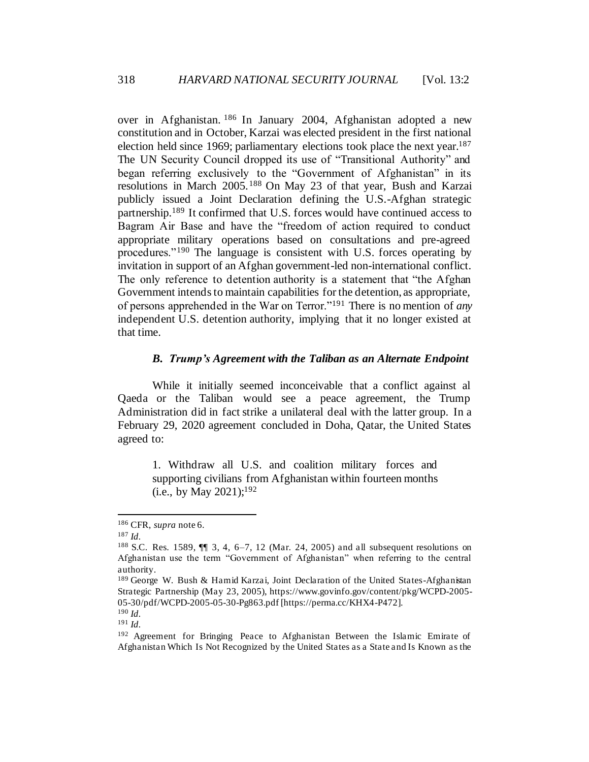over in Afghanistan.[186] In January 2004, Afghanistan adopted a new constitution and in October, Karzai was elected president in the first national election held since 1969; parliamentary elections took place the next year.[187] The UN Security Council dropped its use of "Transitional Authority" and began referring exclusively to the "Government of Afghanistan" in its resolutions in March 2005.[188] On May 23 of that year, Bush and Karzai publicly issued a Joint Declaration defining the U.S.-Afghan strategic partnership.[189] It confirmed that U.S. forces would have continued access to Bagram Air Base and have the "freedom of action required to conduct appropriate military operations based on consultations and pre-agreed procedures."[190] The language is consistent with U.S. forces operating by invitation in support of an Afghan government-led non-international conflict. The only reference to detention authority is a statement that "the Afghan Government intends to maintain capabilities for the detention, as appropriate, of persons apprehended in the War on Terror."[191] There is no mention of *any* independent U.S. detention authority, implying that it no longer existed at that time.

### *B. Trump's Agreement with the Taliban as an Alternate Endpoint*

While it initially seemed inconceivable that a conflict against al Qaeda or the Taliban would see a peace agreement, the Trump Administration did in fact strike a unilateral deal with the latter group. In a February 29, 2020 agreement concluded in Doha, Qatar, the United States agreed to:

> 1. Withdraw all U.S. and coalition military forces and supporting civilians from Afghanistan within fourteen months (i.e., by May 2021);[192]

---

[186] CFR, *supra* note 6.

[187] *Id.*

[188] S.C. Res. 1589, ¶¶ 3, 4, 6–7, 12 (Mar. 24, 2005) and all subsequent resolutions on Afghanistan use the term "Government of Afghanistan" when referring to the central authority.

[189] George W. Bush & Hamid Karzai, Joint Declaration of the United States-Afghanistan Strategic Partnership (May 23, 2005), https://www.govinfo.gov/content/pkg/WCPD-2005-05-30/pdf/WCPD-2005-05-30-Pg863.pdf [https://perma.cc/KHX4-P472].

[190] *Id.*

[191] *Id.*

[192] Agreement for Bringing Peace to Afghanistan Between the Islamic Emirate of Afghanistan Which Is Not Recognized by the United States as a State and Is Known as the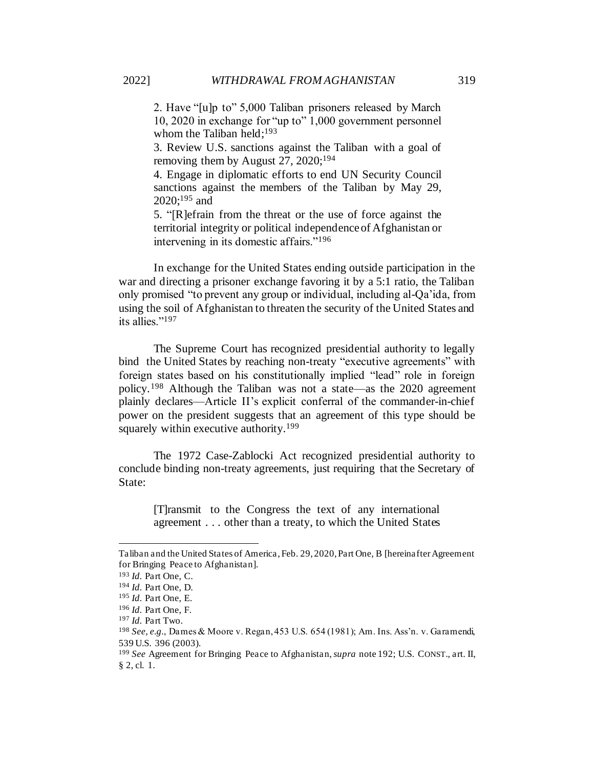2. Have "[u]p to" 5,000 Taliban prisoners released by March 10, 2020 in exchange for "up to" 1,000 government personnel whom the Taliban held;[193]

3. Review U.S. sanctions against the Taliban with a goal of removing them by August 27, 2020;[194]

4. Engage in diplomatic efforts to end UN Security Council sanctions against the members of the Taliban by May 29, 2020;[195] and

5. "[R]efrain from the threat or the use of force against the territorial integrity or political independence of Afghanistan or intervening in its domestic affairs."[196]

In exchange for the United States ending outside participation in the war and directing a prisoner exchange favoring it by a 5:1 ratio, the Taliban only promised "to prevent any group or individual, including al-Qa'ida, from using the soil of Afghanistan to threaten the security of the United States and its allies."[197]

The Supreme Court has recognized presidential authority to legally bind the United States by reaching non-treaty "executive agreements" with foreign states based on his constitutionally implied "lead" role in foreign policy.[198] Although the Taliban was not a state—as the 2020 agreement plainly declares—Article II's explicit conferral of the commander-in-chief power on the president suggests that an agreement of this type should be squarely within executive authority.[199]

The 1972 Case-Zablocki Act recognized presidential authority to conclude binding non-treaty agreements, just requiring that the Secretary of State:

> [T]ransmit to the Congress the text of any international agreement . . . other than a treaty, to which the United States

---

Taliban and the United States of America, Feb. 29, 2020, Part One, B [hereinafter Agreement for Bringing Peace to Afghanistan].

[193] *Id.* Part One, C.

[194] *Id.* Part One, D.

[195] *Id.* Part One, E.

[196] *Id.* Part One, F.

[197] *Id.* Part Two.

[198] *See, e.g.*, Dames & Moore v. Regan, 453 U.S. 654 (1981); Am. Ins. Ass'n. v. Garamendi, 539 U.S. 396 (2003).

[199] *See* Agreement for Bringing Peace to Afghanistan, *supra* note 192; U.S. CONST., art. II, § 2, cl. 1.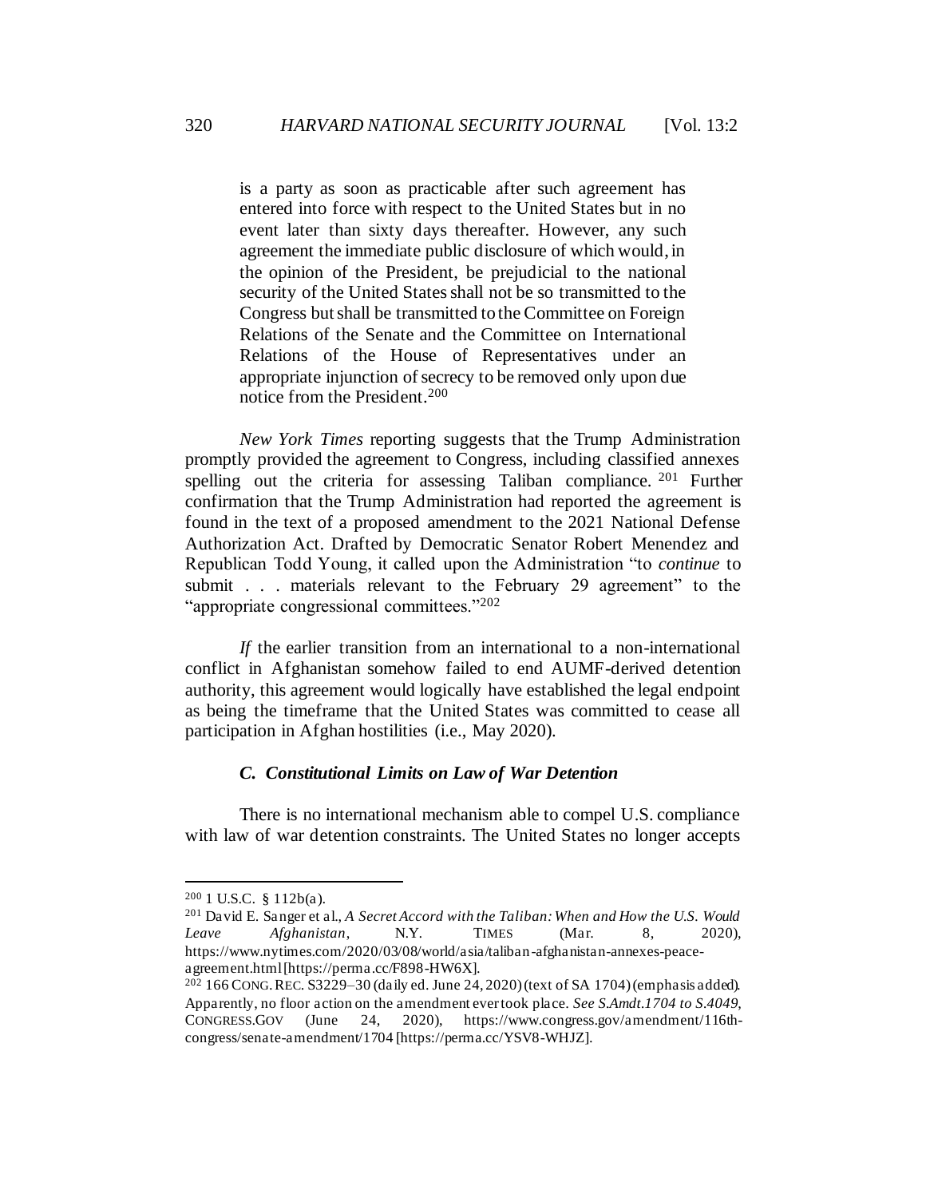> is a party as soon as practicable after such agreement has entered into force with respect to the United States but in no event later than sixty days thereafter. However, any such agreement the immediate public disclosure of which would, in the opinion of the President, be prejudicial to the national security of the United States shall not be so transmitted to the Congress but shall be transmitted to the Committee on Foreign Relations of the Senate and the Committee on International Relations of the House of Representatives under an appropriate injunction of secrecy to be removed only upon due notice from the President.[200]

*New York Times* reporting suggests that the Trump Administration promptly provided the agreement to Congress, including classified annexes spelling out the criteria for assessing Taliban compliance.[201] Further confirmation that the Trump Administration had reported the agreement is found in the text of a proposed amendment to the 2021 National Defense Authorization Act. Drafted by Democratic Senator Robert Menendez and Republican Todd Young, it called upon the Administration "to *continue* to submit . . . materials relevant to the February 29 agreement" to the "appropriate congressional committees."[202]

*If* the earlier transition from an international to a non-international conflict in Afghanistan somehow failed to end AUMF-derived detention authority, this agreement would logically have established the legal endpoint as being the timeframe that the United States was committed to cease all participation in Afghan hostilities (i.e., May 2020).

### *C. Constitutional Limits on Law of War Detention*

There is no international mechanism able to compel U.S. compliance with law of war detention constraints. The United States no longer accepts

---

[200] 1 U.S.C. § 112b(a).

[201] David E. Sanger et al., *A Secret Accord with the Taliban: When and How the U.S. Would Leave Afghanistan*, N.Y. TIMES (Mar. 8, 2020), https://www.nytimes.com/2020/03/08/world/asia/taliban-afghanistan-annexes-peace-agreement.html [https://perma.cc/F898-HW6X].

[202] 166 CONG. REC. S3229–30 (daily ed. June 24, 2020) (text of SA 1704) (emphasis added). Apparently, no floor action on the amendment ever took place. *See S.Amdt.1704 to S.4049*, CONGRESS.GOV (June 24, 2020), https://www.congress.gov/amendment/116th-congress/senate-amendment/1704 [https://perma.cc/YSV8-WHJZ].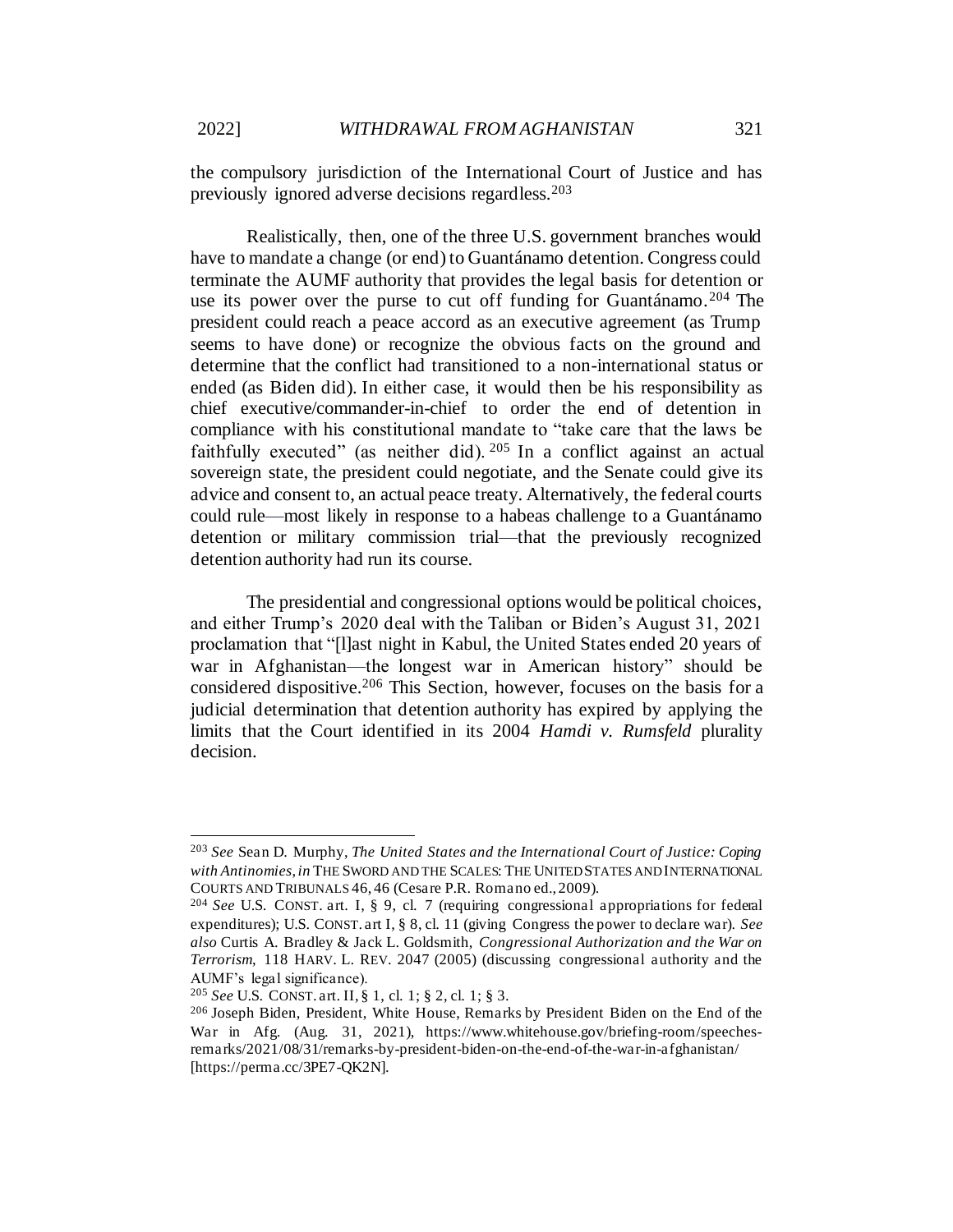the compulsory jurisdiction of the International Court of Justice and has previously ignored adverse decisions regardless.[203]

Realistically, then, one of the three U.S. government branches would have to mandate a change (or end) to Guantánamo detention. Congress could terminate the AUMF authority that provides the legal basis for detention or use its power over the purse to cut off funding for Guantánamo.[204] The president could reach a peace accord as an executive agreement (as Trump seems to have done) or recognize the obvious facts on the ground and determine that the conflict had transitioned to a non-international status or ended (as Biden did). In either case, it would then be his responsibility as chief executive/commander-in-chief to order the end of detention in compliance with his constitutional mandate to "take care that the laws be faithfully executed" (as neither did).[205] In a conflict against an actual sovereign state, the president could negotiate, and the Senate could give its advice and consent to, an actual peace treaty. Alternatively, the federal courts could rule—most likely in response to a habeas challenge to a Guantánamo detention or military commission trial—that the previously recognized detention authority had run its course.

The presidential and congressional options would be political choices, and either Trump's 2020 deal with the Taliban or Biden's August 31, 2021 proclamation that "[l]ast night in Kabul, the United States ended 20 years of war in Afghanistan—the longest war in American history" should be considered dispositive.[206] This Section, however, focuses on the basis for a judicial determination that detention authority has expired by applying the limits that the Court identified in its 2004 *Hamdi v. Rumsfeld* plurality decision.

---

[203] *See* Sean D. Murphy, *The United States and the International Court of Justice: Coping with Antinomies*, *in* THE SWORD AND THE SCALES: THE UNITED STATES AND INTERNATIONAL COURTS AND TRIBUNALS 46, 46 (Cesare P.R. Romano ed., 2009).

[204] *See* U.S. CONST. art. I, § 9, cl. 7 (requiring congressional appropriations for federal expenditures); U.S. CONST. art I, § 8, cl. 11 (giving Congress the power to declare war). *See also* Curtis A. Bradley & Jack L. Goldsmith, *Congressional Authorization and the War on Terrorism*, 118 HARV. L. REV. 2047 (2005) (discussing congressional authority and the AUMF's legal significance).

[205] *See* U.S. CONST. art. II, § 1, cl. 1; § 2, cl. 1; § 3.

[206] Joseph Biden, President, White House, Remarks by President Biden on the End of the War in Afg. (Aug. 31, 2021), https://www.whitehouse.gov/briefing-room/speeches-remarks/2021/08/31/remarks-by-president-biden-on-the-end-of-the-war-in-afghanistan/ [https://perma.cc/3PE7-QK2N].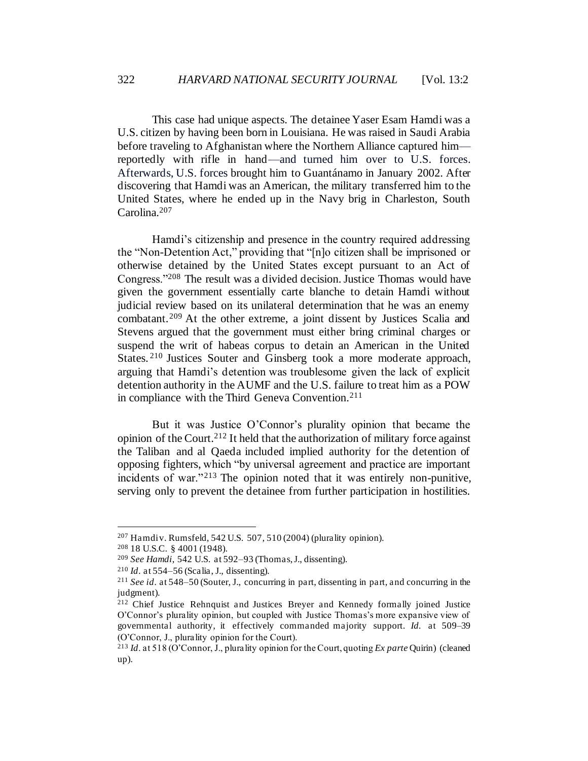This case had unique aspects. The detainee Yaser Esam Hamdi was a U.S. citizen by having been born in Louisiana. He was raised in Saudi Arabia before traveling to Afghanistan where the Northern Alliance captured him—reportedly with rifle in hand—and turned him over to U.S. forces. Afterwards, U.S. forces brought him to Guantánamo in January 2002. After discovering that Hamdi was an American, the military transferred him to the United States, where he ended up in the Navy brig in Charleston, South Carolina.[207]

Hamdi's citizenship and presence in the country required addressing the "Non-Detention Act," providing that "[n]o citizen shall be imprisoned or otherwise detained by the United States except pursuant to an Act of Congress."[208] The result was a divided decision. Justice Thomas would have given the government essentially carte blanche to detain Hamdi without judicial review based on its unilateral determination that he was an enemy combatant.[209] At the other extreme, a joint dissent by Justices Scalia and Stevens argued that the government must either bring criminal charges or suspend the writ of habeas corpus to detain an American in the United States.[210] Justices Souter and Ginsberg took a more moderate approach, arguing that Hamdi's detention was troublesome given the lack of explicit detention authority in the AUMF and the U.S. failure to treat him as a POW in compliance with the Third Geneva Convention.[211]

But it was Justice O'Connor's plurality opinion that became the opinion of the Court.[212] It held that the authorization of military force against the Taliban and al Qaeda included implied authority for the detention of opposing fighters, which "by universal agreement and practice are important incidents of war."[213] The opinion noted that it was entirely non-punitive, serving only to prevent the detainee from further participation in hostilities.

---

[207] Hamdi v. Rumsfeld, 542 U.S. 507, 510 (2004) (plurality opinion).

[208] 18 U.S.C. § 4001 (1948).

[209] *See Hamdi*, 542 U.S. at 592–93 (Thomas, J., dissenting).

[210] *Id.* at 554–56 (Scalia, J., dissenting).

[211] *See id.* at 548–50 (Souter, J., concurring in part, dissenting in part, and concurring in the judgment).

[212] Chief Justice Rehnquist and Justices Breyer and Kennedy formally joined Justice O'Connor's plurality opinion, but coupled with Justice Thomas's more expansive view of governmental authority, it effectively commanded majority support. *Id.* at 509–39 (O'Connor, J., plurality opinion for the Court).

[213] *Id.* at 518 (O'Connor, J., plurality opinion for the Court, quoting *Ex parte* Quirin) (cleaned up).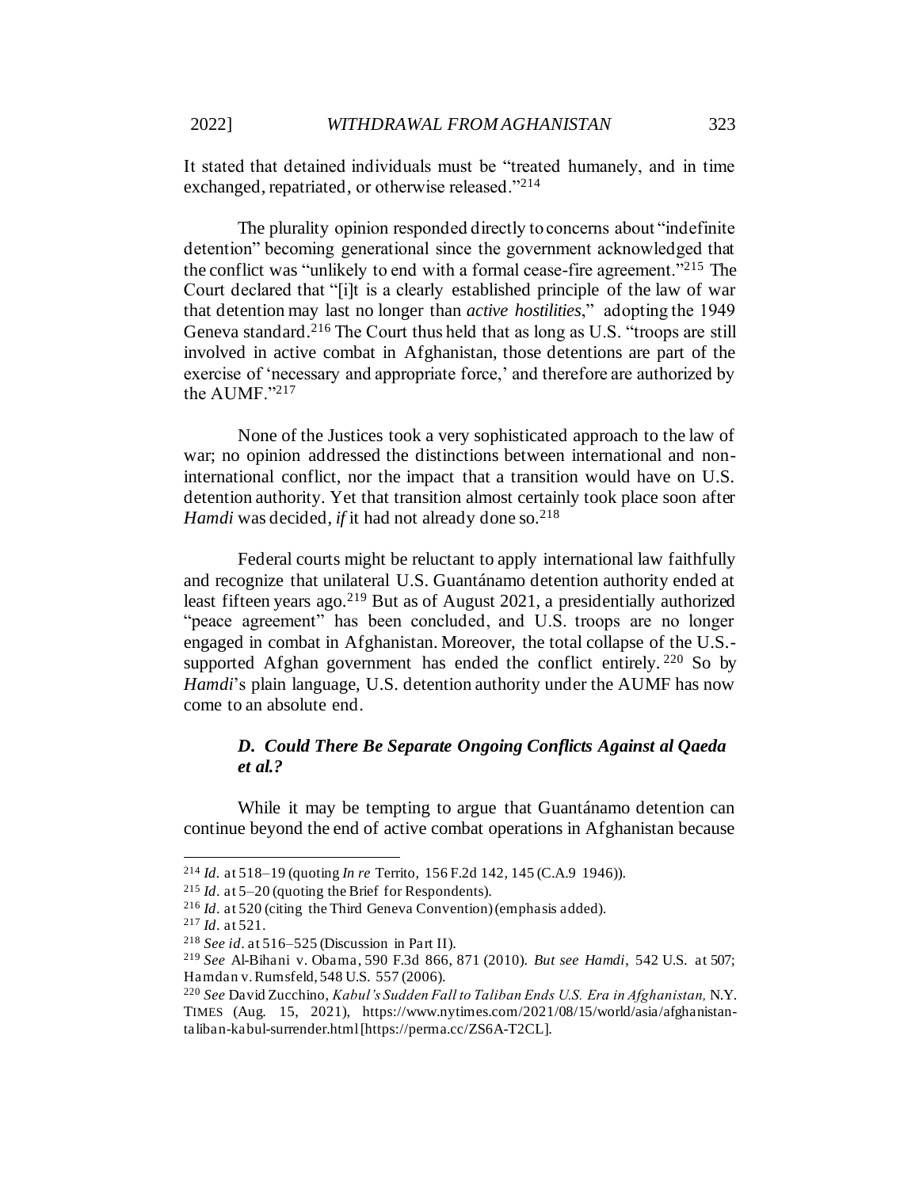It stated that detained individuals must be "treated humanely, and in time exchanged, repatriated, or otherwise released."[214]

The plurality opinion responded directly to concerns about "indefinite detention" becoming generational since the government acknowledged that the conflict was "unlikely to end with a formal cease-fire agreement."[215] The Court declared that "[i]t is a clearly established principle of the law of war that detention may last no longer than *active hostilities*," adopting the 1949 Geneva standard.[216] The Court thus held that as long as U.S. "troops are still involved in active combat in Afghanistan, those detentions are part of the exercise of 'necessary and appropriate force,' and therefore are authorized by the AUMF."[217]

None of the Justices took a very sophisticated approach to the law of war; no opinion addressed the distinctions between international and non-international conflict, nor the impact that a transition would have on U.S. detention authority. Yet that transition almost certainly took place soon after *Hamdi* was decided, *if* it had not already done so.[218]

Federal courts might be reluctant to apply international law faithfully and recognize that unilateral U.S. Guantánamo detention authority ended at least fifteen years ago.[219] But as of August 2021, a presidentially authorized "peace agreement" has been concluded, and U.S. troops are no longer engaged in combat in Afghanistan. Moreover, the total collapse of the U.S.-supported Afghan government has ended the conflict entirely.[220] So by *Hamdi*'s plain language, U.S. detention authority under the AUMF has now come to an absolute end.

### *D. Could There Be Separate Ongoing Conflicts Against al Qaeda et al.?*

While it may be tempting to argue that Guantánamo detention can continue beyond the end of active combat operations in Afghanistan because

---

[214] *Id.* at 518–19 (quoting *In re* Territo, 156 F.2d 142, 145 (C.A.9 1946)).

[215] *Id.* at 5–20 (quoting the Brief for Respondents).

[216] *Id.* at 520 (citing the Third Geneva Convention) (emphasis added).

[217] *Id.* at 521.

[218] *See id.* at 516–525 (Discussion in Part II).

[219] *See* Al-Bihani v. Obama, 590 F.3d 866, 871 (2010). *But see Hamdi*, 542 U.S. at 507; Hamdan v. Rumsfeld, 548 U.S. 557 (2006).

[220] *See* David Zucchino, *Kabul's Sudden Fall to Taliban Ends U.S. Era in Afghanistan,* N.Y. TIMES (Aug. 15, 2021), https://www.nytimes.com/2021/08/15/world/asia/afghanistan-taliban-kabul-surrender.html [https://perma.cc/ZS6A-T2CL].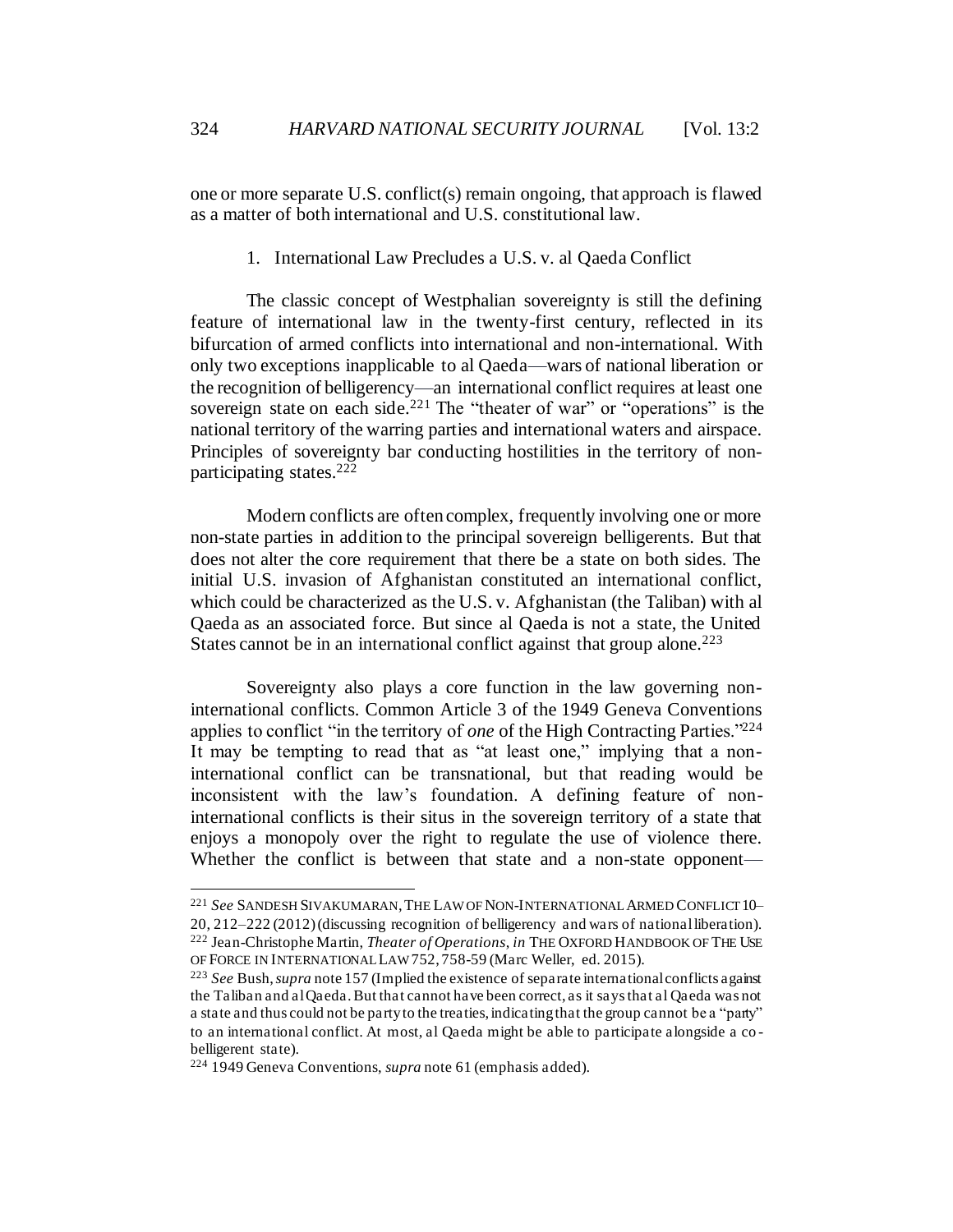one or more separate U.S. conflict(s) remain ongoing, that approach is flawed as a matter of both international and U.S. constitutional law.

### 1. International Law Precludes a U.S. v. al Qaeda Conflict

The classic concept of Westphalian sovereignty is still the defining feature of international law in the twenty-first century, reflected in its bifurcation of armed conflicts into international and non-international. With only two exceptions inapplicable to al Qaeda—wars of national liberation or the recognition of belligerency—an international conflict requires at least one sovereign state on each side.[221] The "theater of war" or "operations" is the national territory of the warring parties and international waters and airspace. Principles of sovereignty bar conducting hostilities in the territory of non-participating states.[222]

Modern conflicts are often complex, frequently involving one or more non-state parties in addition to the principal sovereign belligerents. But that does not alter the core requirement that there be a state on both sides. The initial U.S. invasion of Afghanistan constituted an international conflict, which could be characterized as the U.S. v. Afghanistan (the Taliban) with al Qaeda as an associated force. But since al Qaeda is not a state, the United States cannot be in an international conflict against that group alone.[223]

Sovereignty also plays a core function in the law governing non-international conflicts. Common Article 3 of the 1949 Geneva Conventions applies to conflict "in the territory of *one* of the High Contracting Parties."[224] It may be tempting to read that as "at least one," implying that a non-international conflict can be transnational, but that reading would be inconsistent with the law's foundation. A defining feature of non-international conflicts is their situs in the sovereign territory of a state that enjoys a monopoly over the right to regulate the use of violence there. Whether the conflict is between that state and a non-state opponent—

---

[221] *See* SANDESH SIVAKUMARAN, THE LAW OF NON-INTERNATIONAL ARMED CONFLICT 10–20, 212–222 (2012) (discussing recognition of belligerency and wars of national liberation).

[222] Jean-Christophe Martin, *Theater of Operations*, *in* THE OXFORD HANDBOOK OF THE USE OF FORCE IN INTERNATIONAL LAW 752, 758-59 (Marc Weller, ed. 2015).

[223] *See* Bush, *supra* note 157 (Implied the existence of separate international conflicts against the Taliban and al Qaeda. But that cannot have been correct, as it says that al Qaeda was not a state and thus could not be party to the treaties, indicating that the group cannot be a "party" to an international conflict. At most, al Qaeda might be able to participate alongside a co-belligerent state).

[224] 1949 Geneva Conventions, *supra* note 61 (emphasis added).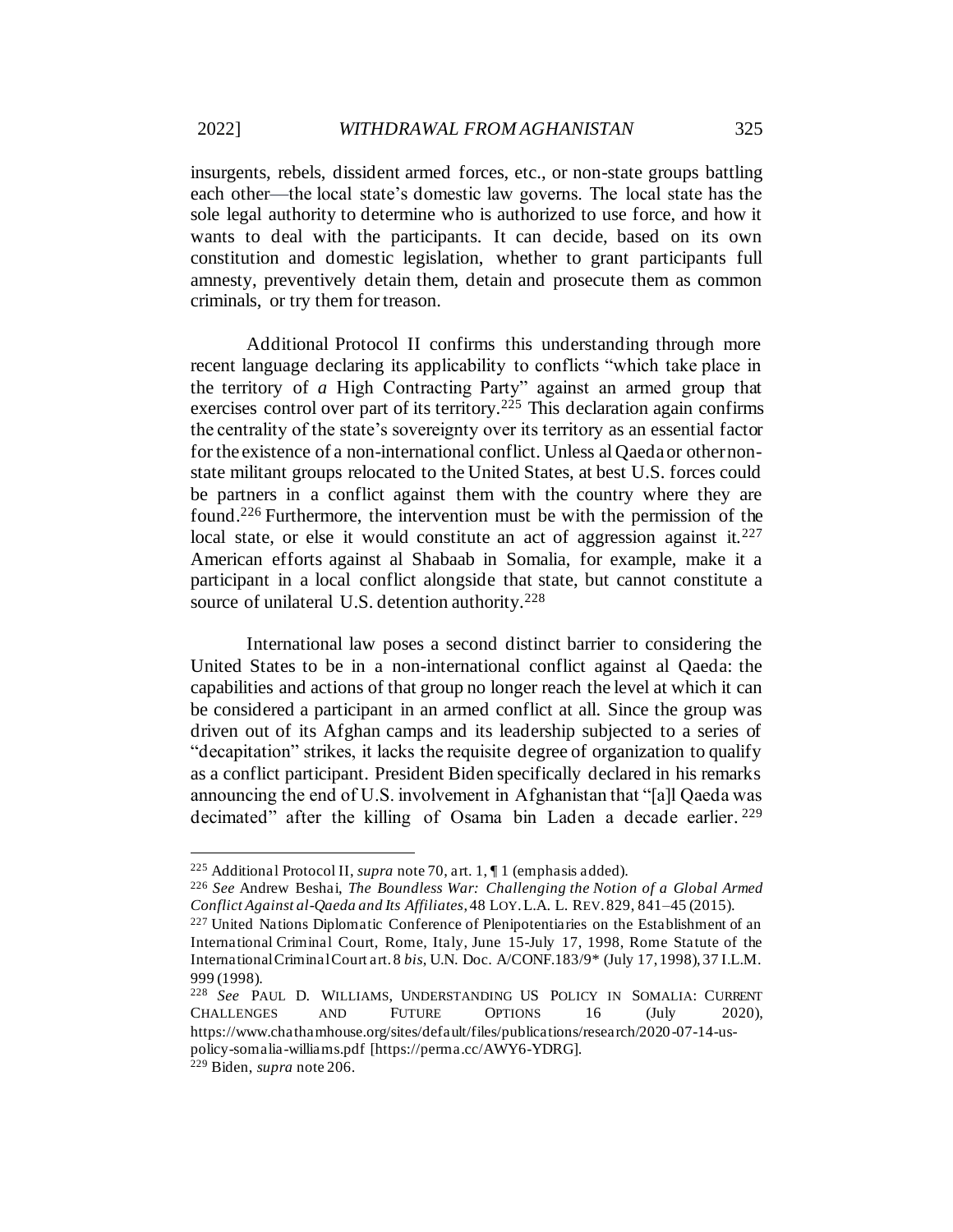insurgents, rebels, dissident armed forces, etc., or non-state groups battling each other—the local state's domestic law governs. The local state has the sole legal authority to determine who is authorized to use force, and how it wants to deal with the participants. It can decide, based on its own constitution and domestic legislation, whether to grant participants full amnesty, preventively detain them, detain and prosecute them as common criminals, or try them for treason.

Additional Protocol II confirms this understanding through more recent language declaring its applicability to conflicts "which take place in the territory of *a* High Contracting Party" against an armed group that exercises control over part of its territory.[225] This declaration again confirms the centrality of the state's sovereignty over its territory as an essential factor for the existence of a non-international conflict. Unless al Qaeda or other non-state militant groups relocated to the United States, at best U.S. forces could be partners in a conflict against them with the country where they are found.[226] Furthermore, the intervention must be with the permission of the local state, or else it would constitute an act of aggression against it.[227] American efforts against al Shabaab in Somalia, for example, make it a participant in a local conflict alongside that state, but cannot constitute a source of unilateral U.S. detention authority.[228]

International law poses a second distinct barrier to considering the United States to be in a non-international conflict against al Qaeda: the capabilities and actions of that group no longer reach the level at which it can be considered a participant in an armed conflict at all. Since the group was driven out of its Afghan camps and its leadership subjected to a series of "decapitation" strikes, it lacks the requisite degree of organization to qualify as a conflict participant. President Biden specifically declared in his remarks announcing the end of U.S. involvement in Afghanistan that "[a]l Qaeda was decimated" after the killing of Osama bin Laden a decade earlier.[229]

---

[225] Additional Protocol II, *supra* note 70, art. 1, ¶ 1 (emphasis added).

[226] *See* Andrew Beshai, *The Boundless War: Challenging the Notion of a Global Armed Conflict Against al-Qaeda and Its Affiliates*, 48 LOY. L.A. L. REV. 829, 841–45 (2015).

[227] United Nations Diplomatic Conference of Plenipotentiaries on the Establishment of an International Criminal Court, Rome, Italy, June 15-July 17, 1998, Rome Statute of the International Criminal Court art. 8 *bis*, U.N. Doc. A/CONF.183/9* (July 17, 1998), 37 I.L.M. 999 (1998).

[228] *See* PAUL D. WILLIAMS, UNDERSTANDING US POLICY IN SOMALIA: CURRENT CHALLENGES AND FUTURE OPTIONS 16 (July 2020), https://www.chathamhouse.org/sites/default/files/publications/research/2020-07-14-us-policy-somalia-williams.pdf [https://perma.cc/AWY6-YDRG].

[229] Biden, *supra* note 206.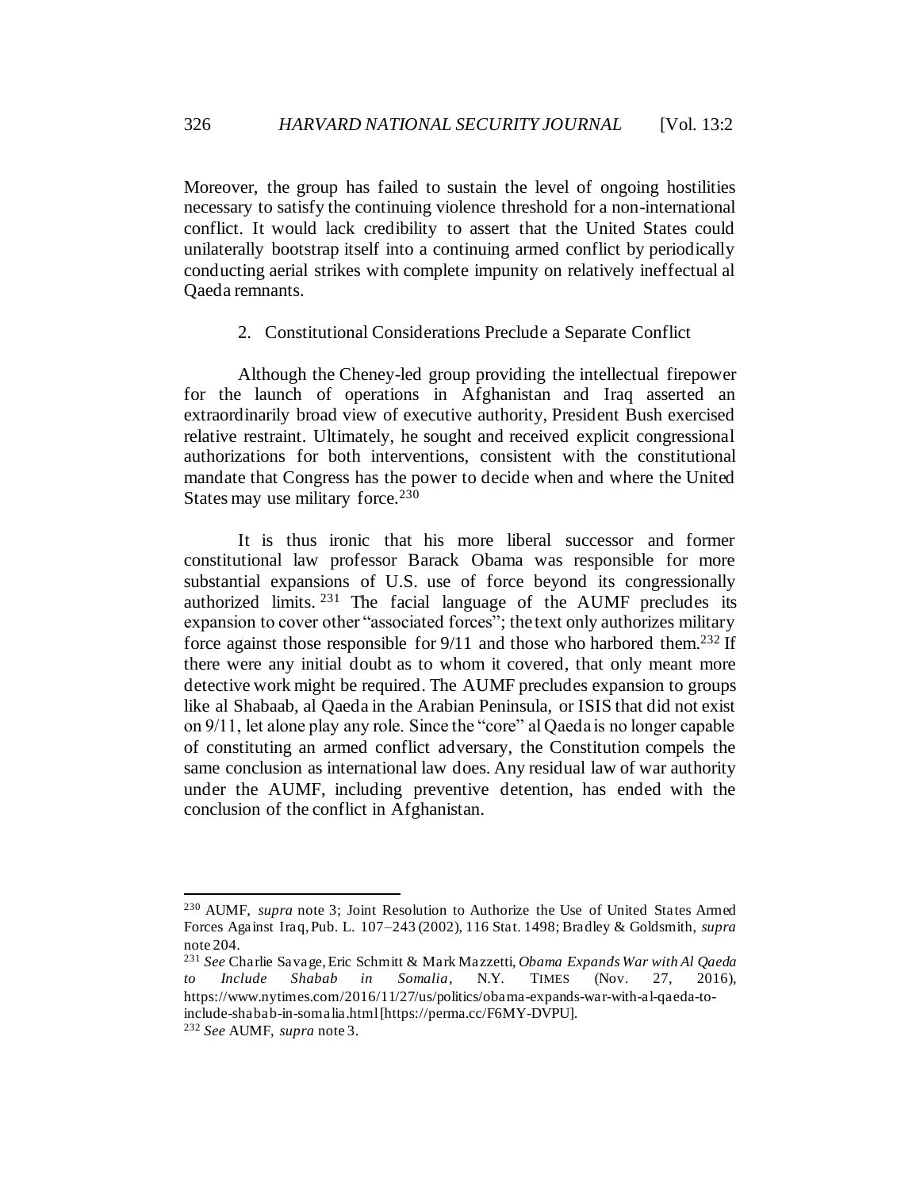Moreover, the group has failed to sustain the level of ongoing hostilities necessary to satisfy the continuing violence threshold for a non-international conflict. It would lack credibility to assert that the United States could unilaterally bootstrap itself into a continuing armed conflict by periodically conducting aerial strikes with complete impunity on relatively ineffectual al Qaeda remnants.

### 2. Constitutional Considerations Preclude a Separate Conflict

Although the Cheney-led group providing the intellectual firepower for the launch of operations in Afghanistan and Iraq asserted an extraordinarily broad view of executive authority, President Bush exercised relative restraint. Ultimately, he sought and received explicit congressional authorizations for both interventions, consistent with the constitutional mandate that Congress has the power to decide when and where the United States may use military force.[230]

It is thus ironic that his more liberal successor and former constitutional law professor Barack Obama was responsible for more substantial expansions of U.S. use of force beyond its congressionally authorized limits.[231] The facial language of the AUMF precludes its expansion to cover other "associated forces"; the text only authorizes military force against those responsible for 9/11 and those who harbored them.[232] If there were any initial doubt as to whom it covered, that only meant more detective work might be required. The AUMF precludes expansion to groups like al Shabaab, al Qaeda in the Arabian Peninsula, or ISIS that did not exist on 9/11, let alone play any role. Since the "core" al Qaeda is no longer capable of constituting an armed conflict adversary, the Constitution compels the same conclusion as international law does. Any residual law of war authority under the AUMF, including preventive detention, has ended with the conclusion of the conflict in Afghanistan.

---

[230] AUMF, *supra* note 3; Joint Resolution to Authorize the Use of United States Armed Forces Against Iraq, Pub. L. 107–243 (2002), 116 Stat. 1498; Bradley & Goldsmith, *supra* note 204.

[231] *See* Charlie Savage, Eric Schmitt & Mark Mazzetti, *Obama Expands War with Al Qaeda to Include Shabab in Somalia*, N.Y. TIMES (Nov. 27, 2016), https://www.nytimes.com/2016/11/27/us/politics/obama-expands-war-with-al-qaeda-to-include-shabab-in-somalia.html [https://perma.cc/F6MY-DVPU].

[232] *See* AUMF, *supra* note 3.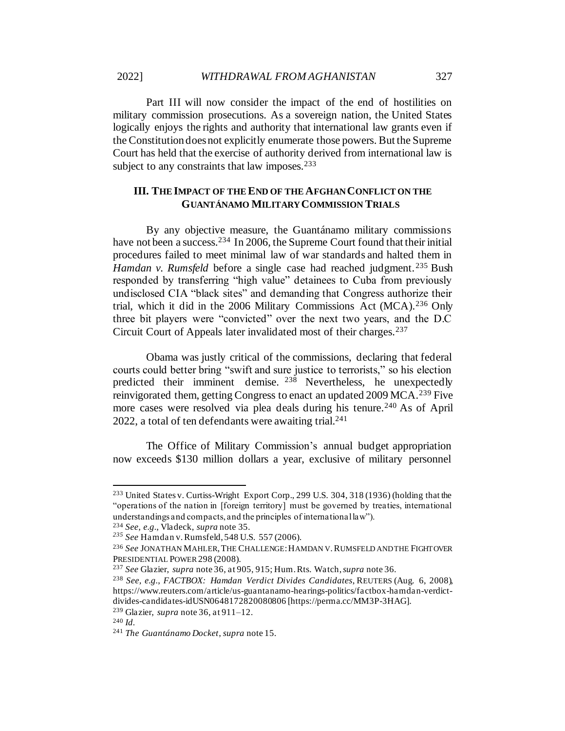Part III will now consider the impact of the end of hostilities on military commission prosecutions. As a sovereign nation, the United States logically enjoys the rights and authority that international law grants even if the Constitution does not explicitly enumerate those powers. But the Supreme Court has held that the exercise of authority derived from international law is subject to any constraints that law imposes.[233]

## III. The Impact of the End of the Afghan Conflict on the Guantánamo Military Commission Trials

By any objective measure, the Guantánamo military commissions have not been a success.[234] In 2006, the Supreme Court found that their initial procedures failed to meet minimal law of war standards and halted them in *Hamdan v. Rumsfeld* before a single case had reached judgment.[235] Bush responded by transferring "high value" detainees to Cuba from previously undisclosed CIA "black sites" and demanding that Congress authorize their trial, which it did in the 2006 Military Commissions Act (MCA).[236] Only three bit players were "convicted" over the next two years, and the D.C Circuit Court of Appeals later invalidated most of their charges.[237]

Obama was justly critical of the commissions, declaring that federal courts could better bring "swift and sure justice to terrorists," so his election predicted their imminent demise.[238] Nevertheless, he unexpectedly reinvigorated them, getting Congress to enact an updated 2009 MCA.[239] Five more cases were resolved via plea deals during his tenure.[240] As of April 2022, a total of ten defendants were awaiting trial.[241]

The Office of Military Commission's annual budget appropriation now exceeds $130 million dollars a year, exclusive of military personnel

---

[233] United States v. Curtiss-Wright Export Corp., 299 U.S. 304, 318 (1936) (holding that the "operations of the nation in [foreign territory] must be governed by treaties, international understandings and compacts, and the principles of international law").

[234] *See, e.g.*, Vladeck, *supra* note 35.

[235] *See* Hamdan v. Rumsfeld, 548 U.S. 557 (2006).

[236] *See* JONATHAN MAHLER, THE CHALLENGE: HAMDAN V. RUMSFELD AND THE FIGHT OVER PRESIDENTIAL POWER 298 (2008).

[237] *See* Glazier, *supra* note 36, at 905, 915; Hum. Rts. Watch, *supra* note 36.

[238] *See, e.g.*, *FACTBOX: Hamdan Verdict Divides Candidates*, REUTERS (Aug. 6, 2008), https://www.reuters.com/article/us-guantanamo-hearings-politics/factbox-hamdan-verdict-divides-candidates-idUSN0648172820080806 [https://perma.cc/MM3P-3HAG].

[239] Glazier, *supra* note 36, at 911–12.

[240] *Id.*

[241] *The Guantánamo Docket*, *supra* note 15.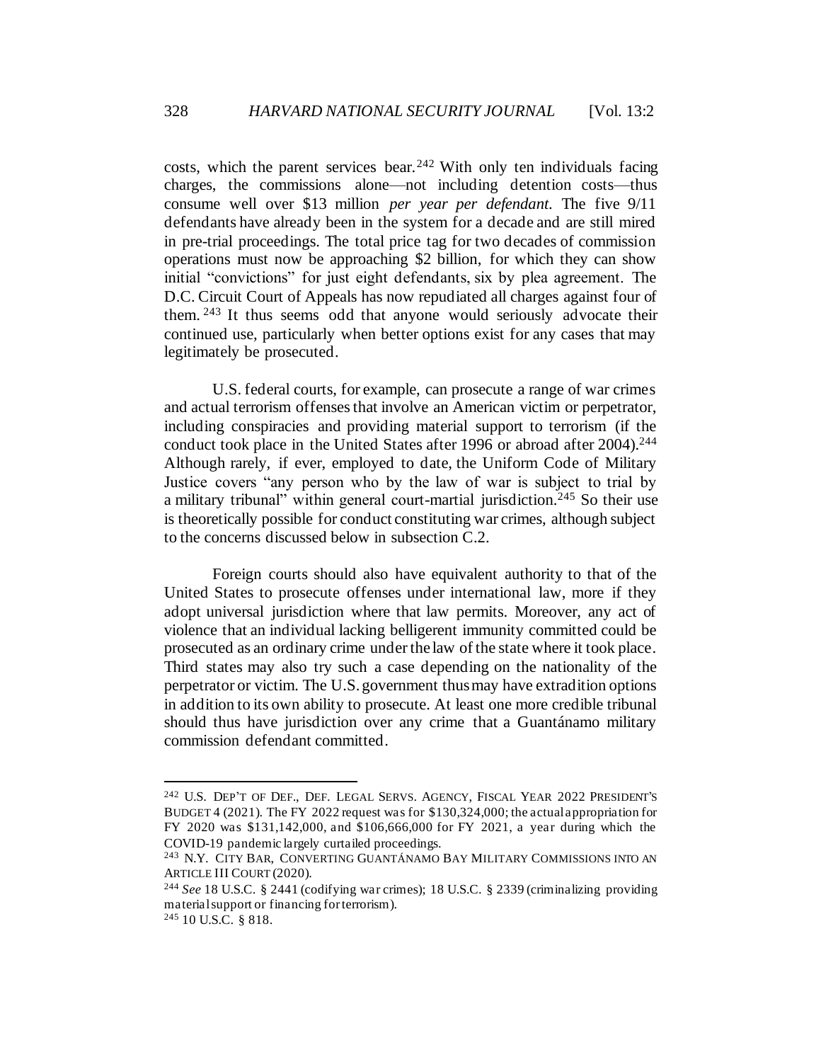costs, which the parent services bear.[242] With only ten individuals facing charges, the commissions alone—not including detention costs—thus consume well over $13 million *per year per defendant.* The five 9/11 defendants have already been in the system for a decade and are still mired in pre-trial proceedings. The total price tag for two decades of commission operations must now be approaching $2 billion, for which they can show initial "convictions" for just eight defendants, six by plea agreement. The D.C. Circuit Court of Appeals has now repudiated all charges against four of them.[243] It thus seems odd that anyone would seriously advocate their continued use, particularly when better options exist for any cases that may legitimately be prosecuted.

U.S. federal courts, for example, can prosecute a range of war crimes and actual terrorism offenses that involve an American victim or perpetrator, including conspiracies and providing material support to terrorism (if the conduct took place in the United States after 1996 or abroad after 2004).[244] Although rarely, if ever, employed to date, the Uniform Code of Military Justice covers "any person who by the law of war is subject to trial by a military tribunal" within general court-martial jurisdiction.[245] So their use is theoretically possible for conduct constituting war crimes, although subject to the concerns discussed below in subsection C.2.

Foreign courts should also have equivalent authority to that of the United States to prosecute offenses under international law, more if they adopt universal jurisdiction where that law permits. Moreover, any act of violence that an individual lacking belligerent immunity committed could be prosecuted as an ordinary crime under the law of the state where it took place. Third states may also try such a case depending on the nationality of the perpetrator or victim. The U.S. government thus may have extradition options in addition to its own ability to prosecute. At least one more credible tribunal should thus have jurisdiction over any crime that a Guantánamo military commission defendant committed.

---

[242] U.S. DEP'T OF DEF., DEF. LEGAL SERVS. AGENCY, FISCAL YEAR 2022 PRESIDENT'S BUDGET 4 (2021). The FY 2022 request was for $130,324,000; the actual appropriation for FY 2020 was $131,142,000, and $106,666,000 for FY 2021, a year during which the COVID-19 pandemic largely curtailed proceedings.

[243] N.Y. CITY BAR, CONVERTING GUANTÁNAMO BAY MILITARY COMMISSIONS INTO AN ARTICLE III COURT (2020).

[244] *See* 18 U.S.C. § 2441 (codifying war crimes); 18 U.S.C. § 2339 (criminalizing providing material support or financing for terrorism).

[245] 10 U.S.C. § 818.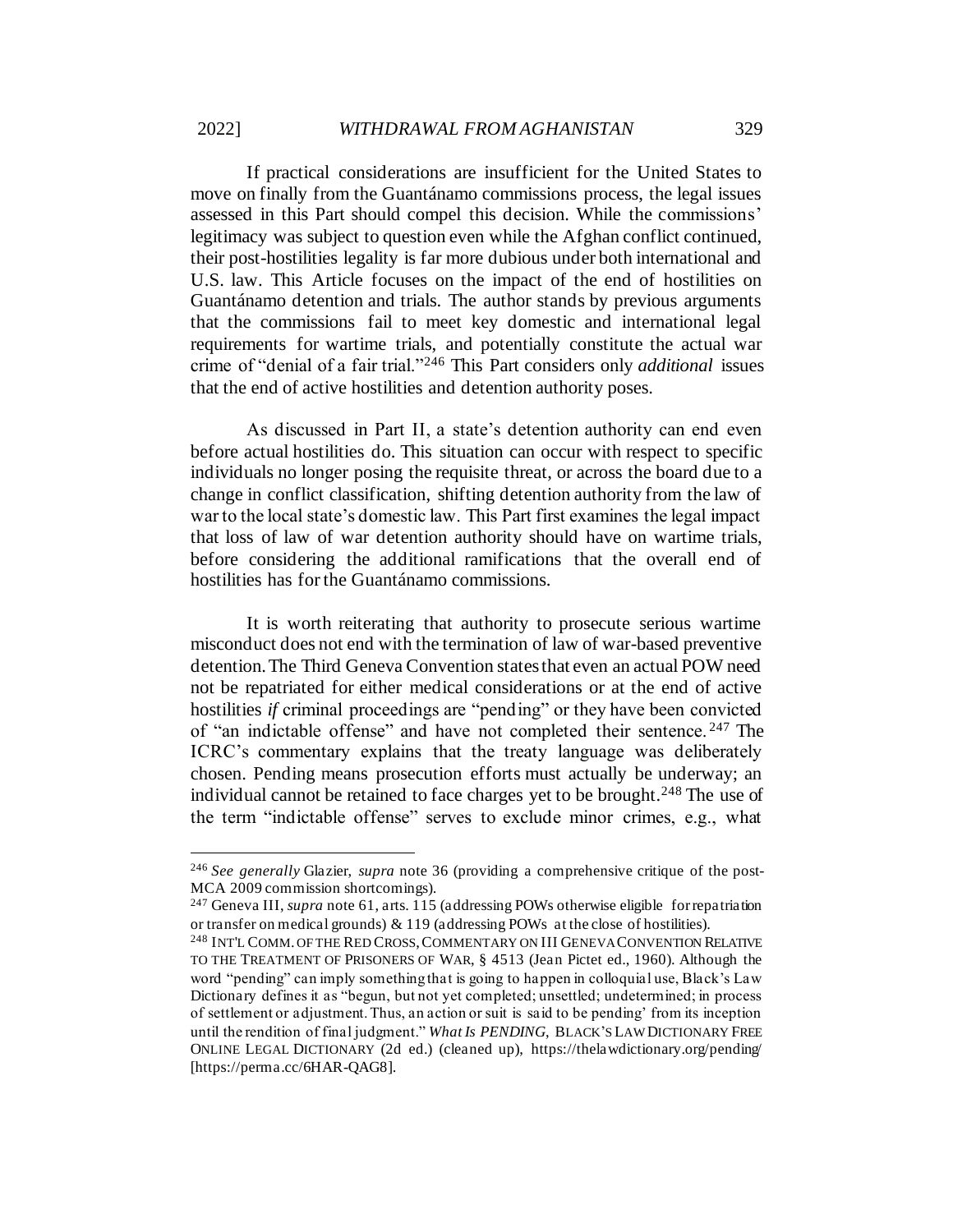If practical considerations are insufficient for the United States to move on finally from the Guantánamo commissions process, the legal issues assessed in this Part should compel this decision. While the commissions' legitimacy was subject to question even while the Afghan conflict continued, their post-hostilities legality is far more dubious under both international and U.S. law. This Article focuses on the impact of the end of hostilities on Guantánamo detention and trials. The author stands by previous arguments that the commissions fail to meet key domestic and international legal requirements for wartime trials, and potentially constitute the actual war crime of "denial of a fair trial."[246] This Part considers only *additional* issues that the end of active hostilities and detention authority poses.

As discussed in Part II, a state's detention authority can end even before actual hostilities do. This situation can occur with respect to specific individuals no longer posing the requisite threat, or across the board due to a change in conflict classification, shifting detention authority from the law of war to the local state's domestic law. This Part first examines the legal impact that loss of law of war detention authority should have on wartime trials, before considering the additional ramifications that the overall end of hostilities has for the Guantánamo commissions.

It is worth reiterating that authority to prosecute serious wartime misconduct does not end with the termination of law of war-based preventive detention. The Third Geneva Convention states that even an actual POW need not be repatriated for either medical considerations or at the end of active hostilities *if* criminal proceedings are "pending" or they have been convicted of "an indictable offense" and have not completed their sentence.[247] The ICRC's commentary explains that the treaty language was deliberately chosen. Pending means prosecution efforts must actually be underway; an individual cannot be retained to face charges yet to be brought.[248] The use of the term "indictable offense" serves to exclude minor crimes, e.g., what

---

[246] *See generally* Glazier, *supra* note 36 (providing a comprehensive critique of the post-MCA 2009 commission shortcomings).

[247] Geneva III, *supra* note 61, arts. 115 (addressing POWs otherwise eligible for repatriation or transfer on medical grounds) & 119 (addressing POWs at the close of hostilities).

[248] INT'L COMM. OF THE RED CROSS, COMMENTARY ON III GENEVA CONVENTION RELATIVE TO THE TREATMENT OF PRISONERS OF WAR, § 4513 (Jean Pictet ed., 1960). Although the word "pending" can imply something that is going to happen in colloquial use, Black's Law Dictionary defines it as "begun, but not yet completed; unsettled; undetermined; in process of settlement or adjustment. Thus, an action or suit is said to be pending' from its inception until the rendition of final judgment." *What Is PENDING*, BLACK'S LAW DICTIONARY FREE ONLINE LEGAL DICTIONARY (2d ed.) (cleaned up), https://thelawdictionary.org/pending/ [https://perma.cc/6HAR-QAG8].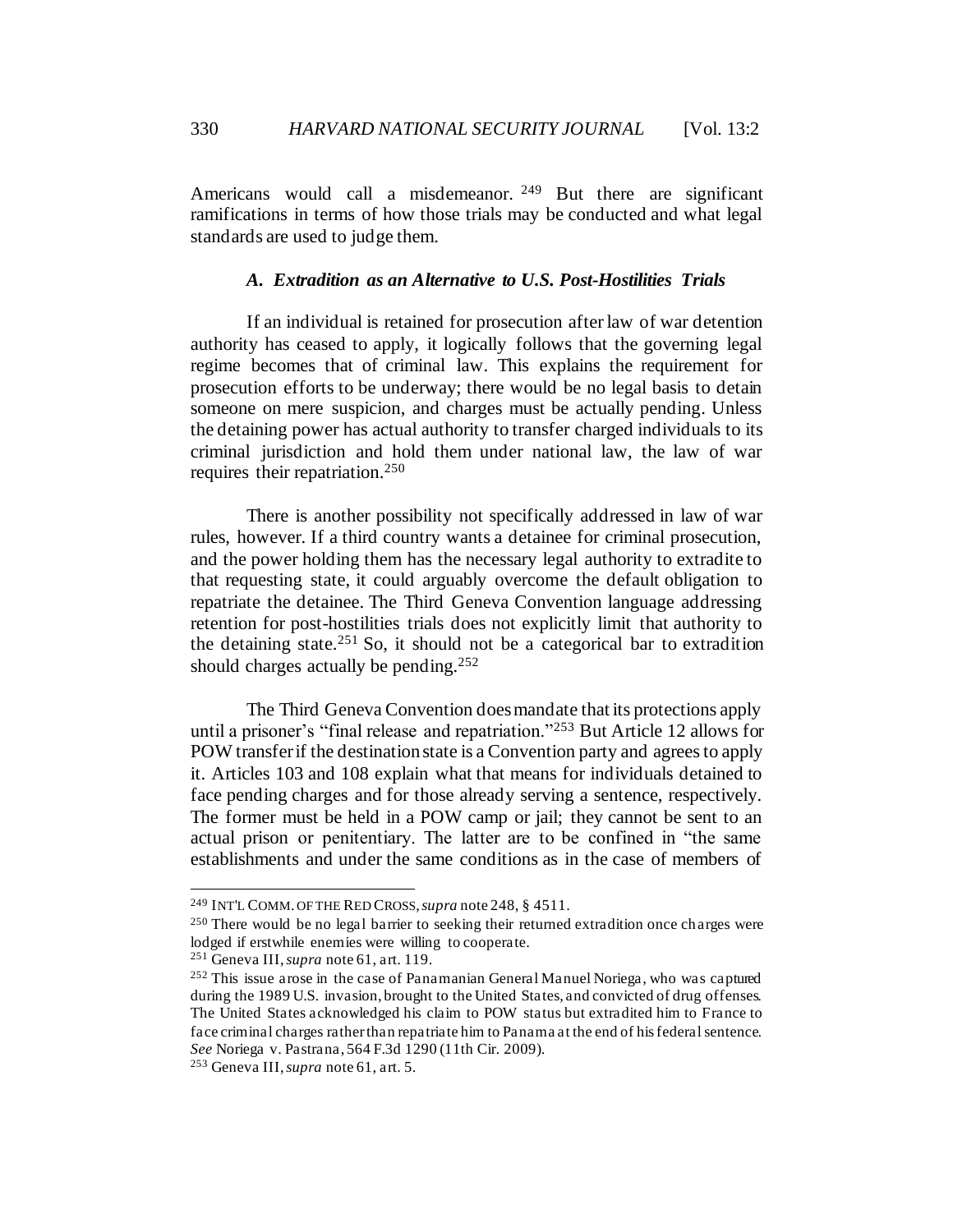Americans would call a misdemeanor. [249] But there are significant ramifications in terms of how those trials may be conducted and what legal standards are used to judge them.

### *A. Extradition as an Alternative to U.S. Post-Hostilities Trials*

If an individual is retained for prosecution after law of war detention authority has ceased to apply, it logically follows that the governing legal regime becomes that of criminal law. This explains the requirement for prosecution efforts to be underway; there would be no legal basis to detain someone on mere suspicion, and charges must be actually pending. Unless the detaining power has actual authority to transfer charged individuals to its criminal jurisdiction and hold them under national law, the law of war requires their repatriation.[250]

There is another possibility not specifically addressed in law of war rules, however. If a third country wants a detainee for criminal prosecution, and the power holding them has the necessary legal authority to extradite to that requesting state, it could arguably overcome the default obligation to repatriate the detainee. The Third Geneva Convention language addressing retention for post-hostilities trials does not explicitly limit that authority to the detaining state.[251] So, it should not be a categorical bar to extradition should charges actually be pending.[252]

The Third Geneva Convention does mandate that its protections apply until a prisoner's "final release and repatriation."[253] But Article 12 allows for POW transfer if the destination state is a Convention party and agrees to apply it. Articles 103 and 108 explain what that means for individuals detained to face pending charges and for those already serving a sentence, respectively. The former must be held in a POW camp or jail; they cannot be sent to an actual prison or penitentiary. The latter are to be confined in "the same establishments and under the same conditions as in the case of members of

---

[249] INT'L COMM. OF THE RED CROSS, *supra* note 248, § 4511.

[250] There would be no legal barrier to seeking their returned extradition once charges were lodged if erstwhile enemies were willing to cooperate.

[251] Geneva III, *supra* note 61, art. 119.

[252] This issue arose in the case of Panamanian General Manuel Noriega, who was captured during the 1989 U.S. invasion, brought to the United States, and convicted of drug offenses. The United States acknowledged his claim to POW status but extradited him to France to face criminal charges rather than repatriate him to Panama at the end of his federal sentence. *See* Noriega v. Pastrana, 564 F.3d 1290 (11th Cir. 2009).

[253] Geneva III, *supra* note 61, art. 5.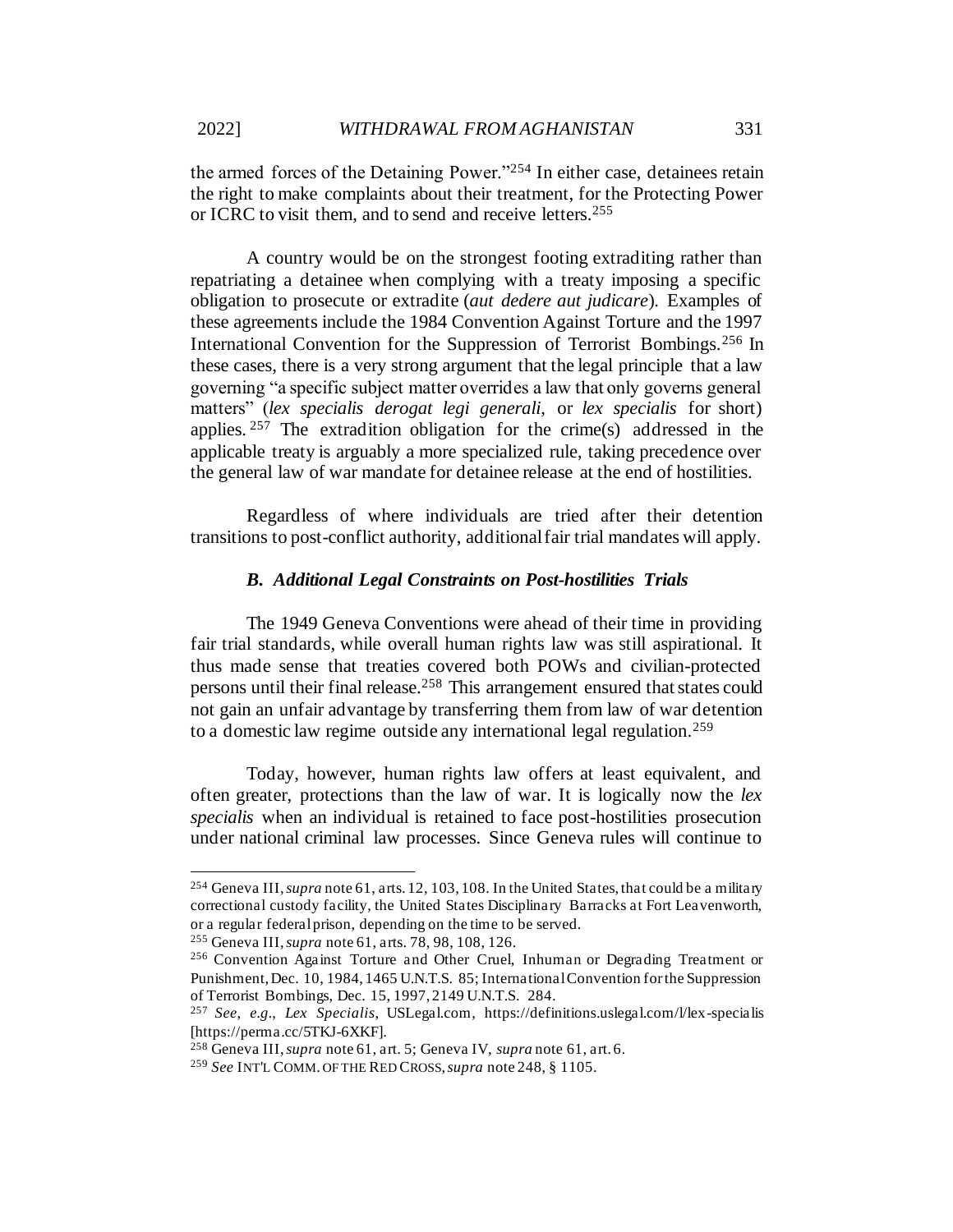the armed forces of the Detaining Power."[254] In either case, detainees retain the right to make complaints about their treatment, for the Protecting Power or ICRC to visit them, and to send and receive letters.[255]

A country would be on the strongest footing extraditing rather than repatriating a detainee when complying with a treaty imposing a specific obligation to prosecute or extradite (*aut dedere aut judicare*). Examples of these agreements include the 1984 Convention Against Torture and the 1997 International Convention for the Suppression of Terrorist Bombings.[256] In these cases, there is a very strong argument that the legal principle that a law governing "a specific subject matter overrides a law that only governs general matters" (*lex specialis derogat legi generali*, or *lex specialis* for short) applies.[257] The extradition obligation for the crime(s) addressed in the applicable treaty is arguably a more specialized rule, taking precedence over the general law of war mandate for detainee release at the end of hostilities.

Regardless of where individuals are tried after their detention transitions to post-conflict authority, additional fair trial mandates will apply.

### *B. Additional Legal Constraints on Post-hostilities Trials*

The 1949 Geneva Conventions were ahead of their time in providing fair trial standards, while overall human rights law was still aspirational. It thus made sense that treaties covered both POWs and civilian-protected persons until their final release.[258] This arrangement ensured that states could not gain an unfair advantage by transferring them from law of war detention to a domestic law regime outside any international legal regulation.[259]

Today, however, human rights law offers at least equivalent, and often greater, protections than the law of war. It is logically now the *lex specialis* when an individual is retained to face post-hostilities prosecution under national criminal law processes. Since Geneva rules will continue to

---

[254] Geneva III, *supra* note 61, arts. 12, 103, 108. In the United States, that could be a military correctional custody facility, the United States Disciplinary Barracks at Fort Leavenworth, or a regular federal prison, depending on the time to be served.

[255] Geneva III, *supra* note 61, arts. 78, 98, 108, 126.

[256] Convention Against Torture and Other Cruel, Inhuman or Degrading Treatment or Punishment, Dec. 10, 1984, 1465 U.N.T.S. 85; International Convention for the Suppression of Terrorist Bombings, Dec. 15, 1997, 2149 U.N.T.S. 284.

[257] *See, e.g.*, *Lex Specialis*, USLegal.com, https://definitions.uslegal.com/l/lex-specialis [https://perma.cc/5TKJ-6XKF].

[258] Geneva III, *supra* note 61, art. 5; Geneva IV, *supra* note 61, art. 6.

[259] *See* INT'L COMM. OF THE RED CROSS, *supra* note 248, § 1105.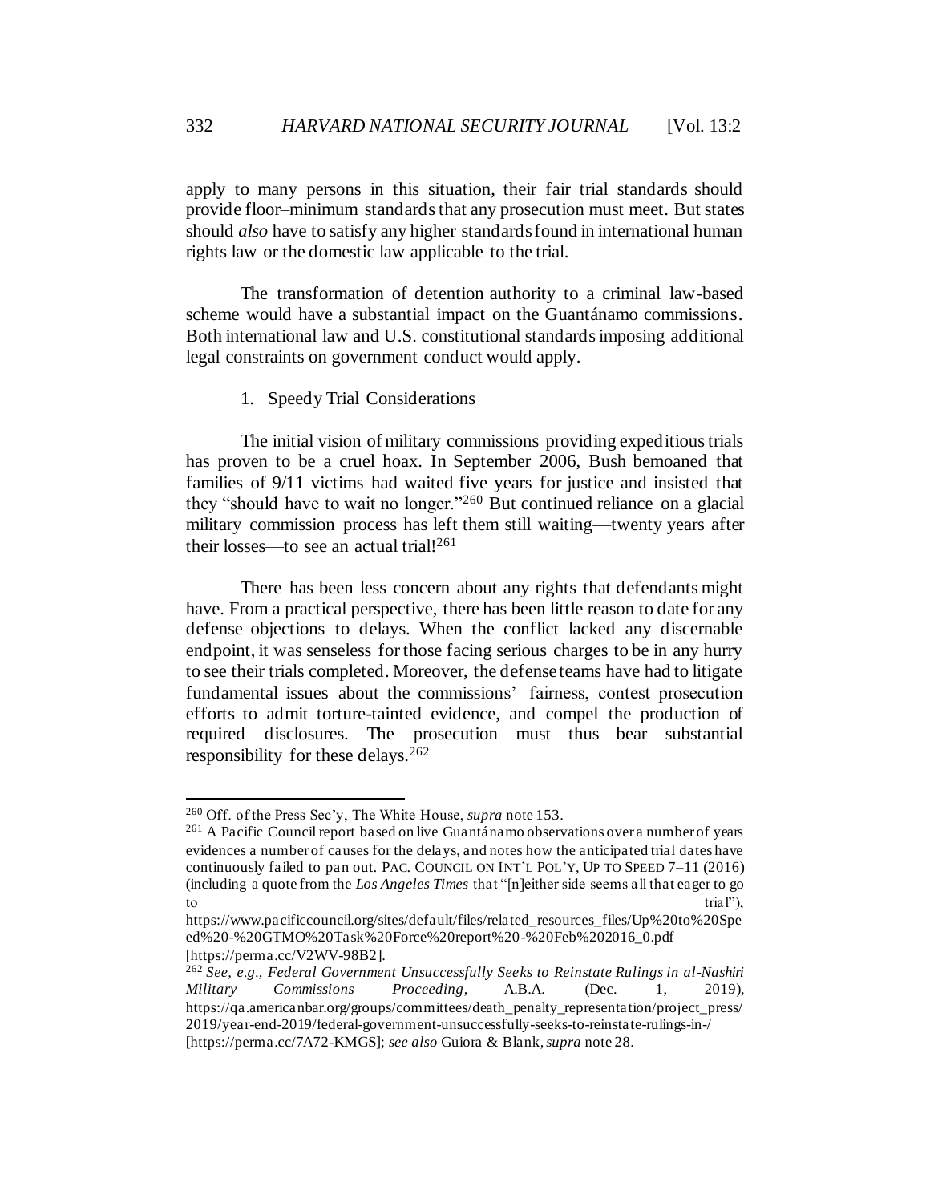apply to many persons in this situation, their fair trial standards should provide floor–minimum standards that any prosecution must meet. But states should *also* have to satisfy any higher standards found in international human rights law or the domestic law applicable to the trial.

The transformation of detention authority to a criminal law-based scheme would have a substantial impact on the Guantánamo commissions. Both international law and U.S. constitutional standards imposing additional legal constraints on government conduct would apply.

1. Speedy Trial Considerations

The initial vision of military commissions providing expeditious trials has proven to be a cruel hoax. In September 2006, Bush bemoaned that families of 9/11 victims had waited five years for justice and insisted that they "should have to wait no longer."[260] But continued reliance on a glacial military commission process has left them still waiting—twenty years after their losses—to see an actual trial![261]

There has been less concern about any rights that defendants might have. From a practical perspective, there has been little reason to date for any defense objections to delays. When the conflict lacked any discernable endpoint, it was senseless for those facing serious charges to be in any hurry to see their trials completed. Moreover, the defense teams have had to litigate fundamental issues about the commissions' fairness, contest prosecution efforts to admit torture-tainted evidence, and compel the production of required disclosures. The prosecution must thus bear substantial responsibility for these delays.[262]

---

[260] Off. of the Press Sec'y, The White House, *supra* note 153.

[261] A Pacific Council report based on live Guantánamo observations over a number of years evidences a number of causes for the delays, and notes how the anticipated trial dates have continuously failed to pan out. PAC. COUNCIL ON INT'L POL'Y, UP TO SPEED 7–11 (2016) (including a quote from the *Los Angeles Times* that "[n]either side seems all that eager to go to trial"), https://www.pacificcouncil.org/sites/default/files/related_resources_files/Up%20to%20Speed%20-%20GTMO%20Task%20Force%20report%20-%20Feb%202016_0.pdf [https://perma.cc/V2WV-98B2].

[262] *See, e.g.*, *Federal Government Unsuccessfully Seeks to Reinstate Rulings in al-Nashiri Military Commissions Proceeding*, A.B.A. (Dec. 1, 2019), https://qa.americanbar.org/groups/committees/death_penalty_representation/project_press/2019/year-end-2019/federal-government-unsuccessfully-seeks-to-reinstate-rulings-in-/ [https://perma.cc/7A72-KMGS]; *see also* Guiora & Blank, *supra* note 28.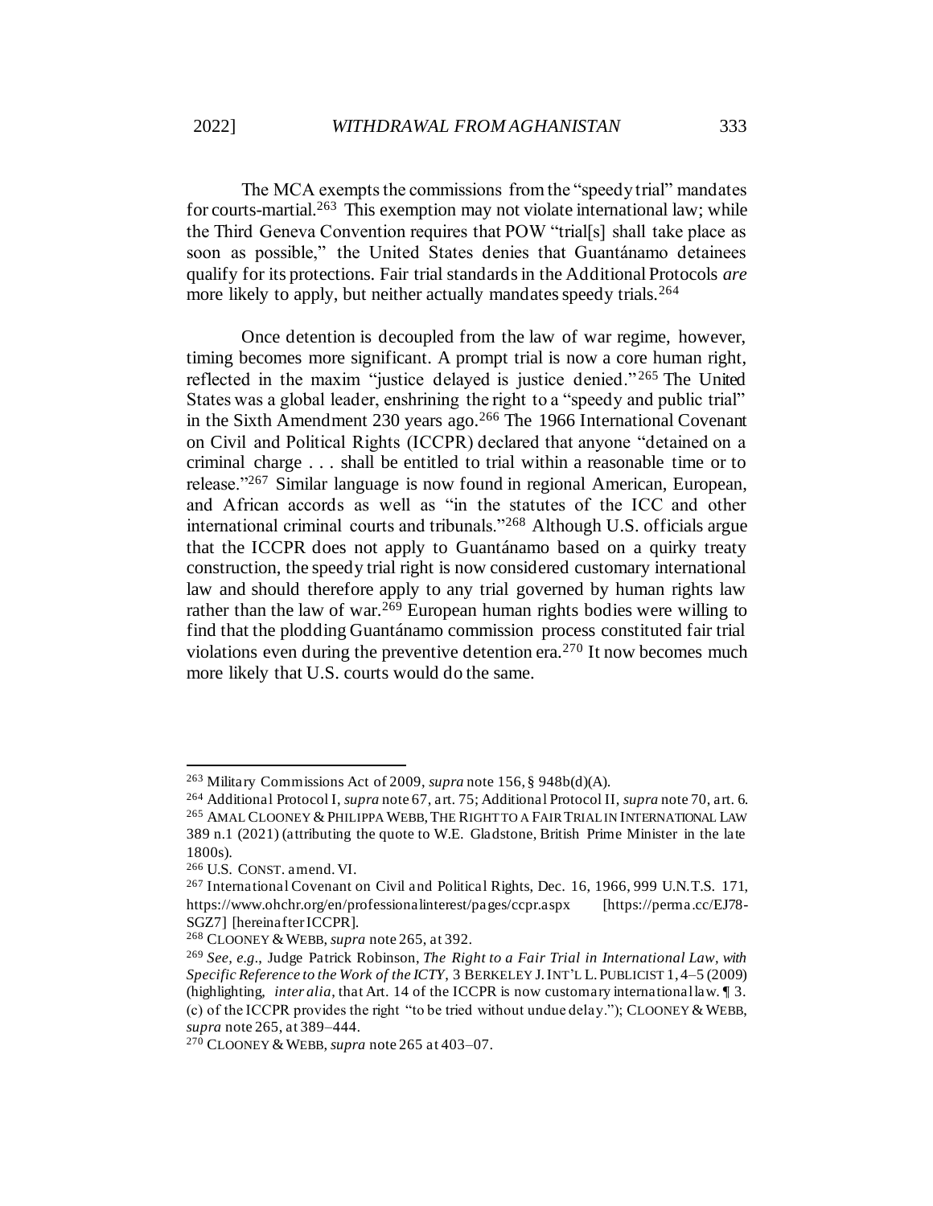The MCA exempts the commissions from the "speedy trial" mandates for courts-martial.[263] This exemption may not violate international law; while the Third Geneva Convention requires that POW "trial[s] shall take place as soon as possible," the United States denies that Guantánamo detainees qualify for its protections. Fair trial standards in the Additional Protocols *are* more likely to apply, but neither actually mandates speedy trials.[264]

Once detention is decoupled from the law of war regime, however, timing becomes more significant. A prompt trial is now a core human right, reflected in the maxim "justice delayed is justice denied."[265] The United States was a global leader, enshrining the right to a "speedy and public trial" in the Sixth Amendment 230 years ago.[266] The 1966 International Covenant on Civil and Political Rights (ICCPR) declared that anyone "detained on a criminal charge . . . shall be entitled to trial within a reasonable time or to release."[267] Similar language is now found in regional American, European, and African accords as well as "in the statutes of the ICC and other international criminal courts and tribunals."[268] Although U.S. officials argue that the ICCPR does not apply to Guantánamo based on a quirky treaty construction, the speedy trial right is now considered customary international law and should therefore apply to any trial governed by human rights law rather than the law of war.[269] European human rights bodies were willing to find that the plodding Guantánamo commission process constituted fair trial violations even during the preventive detention era.[270] It now becomes much more likely that U.S. courts would do the same.

---

[263] Military Commissions Act of 2009, *supra* note 156, § 948b(d)(A).

[264] Additional Protocol I, *supra* note 67, art. 75; Additional Protocol II, *supra* note 70, art. 6.

[265] AMAL CLOONEY & PHILIPPA WEBB, THE RIGHT TO A FAIR TRIAL IN INTERNATIONAL LAW 389 n.1 (2021) (attributing the quote to W.E. Gladstone, British Prime Minister in the late 1800s).

[266] U.S. CONST. amend. VI.

[267] International Covenant on Civil and Political Rights, Dec. 16, 1966, 999 U.N.T.S. 171, https://www.ohchr.org/en/professionalinterest/pages/ccpr.aspx [https://perma.cc/EJ78-SGZ7] [hereinafter ICCPR].

[268] CLOONEY & WEBB, *supra* note 265, at 392.

[269] *See, e.g.*, Judge Patrick Robinson, *The Right to a Fair Trial in International Law, with Specific Reference to the Work of the ICTY*, 3 BERKELEY J. INT'L L. PUBLICIST 1, 4–5 (2009) (highlighting, *inter alia*, that Art. 14 of the ICCPR is now customary international law. ¶ 3. (c) of the ICCPR provides the right "to be tried without undue delay."); CLOONEY & WEBB, *supra* note 265, at 389–444.

[270] CLOONEY & WEBB, *supra* note 265 at 403–07.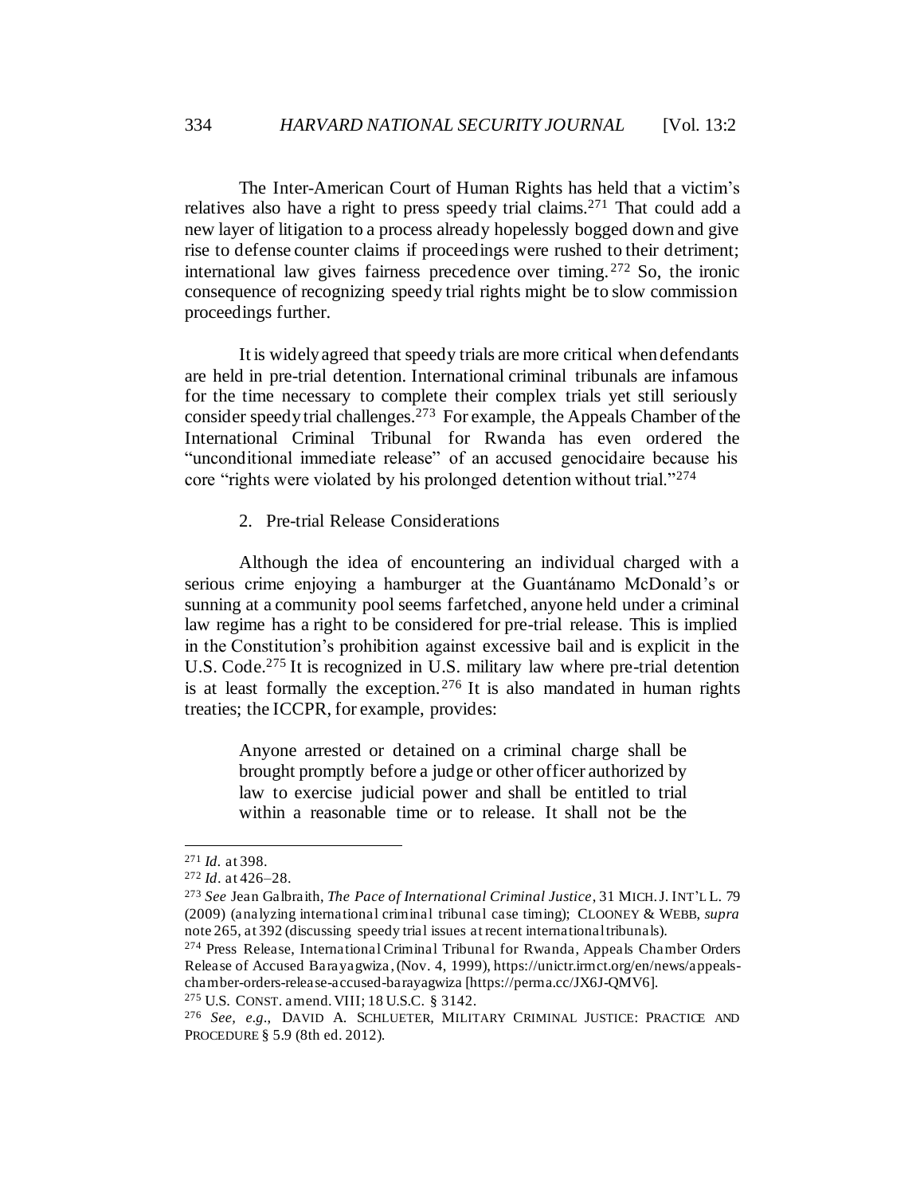The Inter-American Court of Human Rights has held that a victim's relatives also have a right to press speedy trial claims.[271] That could add a new layer of litigation to a process already hopelessly bogged down and give rise to defense counter claims if proceedings were rushed to their detriment; international law gives fairness precedence over timing.[272] So, the ironic consequence of recognizing speedy trial rights might be to slow commission proceedings further.

It is widely agreed that speedy trials are more critical when defendants are held in pre-trial detention. International criminal tribunals are infamous for the time necessary to complete their complex trials yet still seriously consider speedy trial challenges.[273] For example, the Appeals Chamber of the International Criminal Tribunal for Rwanda has even ordered the "unconditional immediate release" of an accused genocidaire because his core "rights were violated by his prolonged detention without trial."[274]

### 2. Pre-trial Release Considerations

Although the idea of encountering an individual charged with a serious crime enjoying a hamburger at the Guantánamo McDonald's or sunning at a community pool seems farfetched, anyone held under a criminal law regime has a right to be considered for pre-trial release. This is implied in the Constitution's prohibition against excessive bail and is explicit in the U.S. Code.[275] It is recognized in U.S. military law where pre-trial detention is at least formally the exception.[276] It is also mandated in human rights treaties; the ICCPR, for example, provides:

> Anyone arrested or detained on a criminal charge shall be brought promptly before a judge or other officer authorized by law to exercise judicial power and shall be entitled to trial within a reasonable time or to release. It shall not be the

---

[271] *Id.* at 398.

[272] *Id.* at 426–28.

[273] *See* Jean Galbraith, *The Pace of International Criminal Justice*, 31 MICH. J. INT'L L. 79 (2009) (analyzing international criminal tribunal case timing); CLOONEY & WEBB, *supra* note 265, at 392 (discussing speedy trial issues at recent international tribunals).

[274] Press Release, International Criminal Tribunal for Rwanda, Appeals Chamber Orders Release of Accused Barayagwiza, (Nov. 4, 1999), https://unictr.irmct.org/en/news/appeals-chamber-orders-release-accused-barayagwiza [https://perma.cc/JX6J-QMV6].

[275] U.S. CONST. amend. VIII; 18 U.S.C. § 3142.

[276] *See, e.g.*, DAVID A. SCHLUETER, MILITARY CRIMINAL JUSTICE: PRACTICE AND PROCEDURE § 5.9 (8th ed. 2012).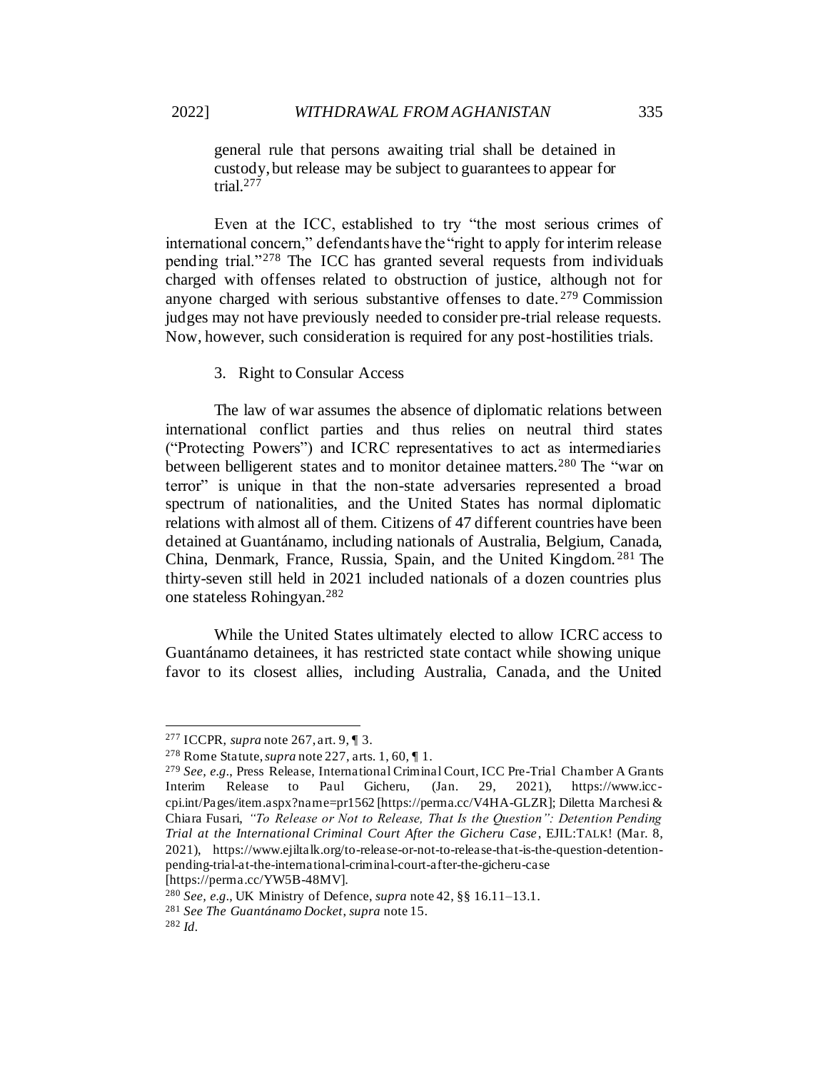general rule that persons awaiting trial shall be detained in custody, but release may be subject to guarantees to appear for trial.[277]

Even at the ICC, established to try "the most serious crimes of international concern," defendants have the "right to apply for interim release pending trial."[278] The ICC has granted several requests from individuals charged with offenses related to obstruction of justice, although not for anyone charged with serious substantive offenses to date.[279] Commission judges may not have previously needed to consider pre-trial release requests. Now, however, such consideration is required for any post-hostilities trials.

3. Right to Consular Access

The law of war assumes the absence of diplomatic relations between international conflict parties and thus relies on neutral third states ("Protecting Powers") and ICRC representatives to act as intermediaries between belligerent states and to monitor detainee matters.[280] The "war on terror" is unique in that the non-state adversaries represented a broad spectrum of nationalities, and the United States has normal diplomatic relations with almost all of them. Citizens of 47 different countries have been detained at Guantánamo, including nationals of Australia, Belgium, Canada, China, Denmark, France, Russia, Spain, and the United Kingdom.[281] The thirty-seven still held in 2021 included nationals of a dozen countries plus one stateless Rohingyan.[282]

While the United States ultimately elected to allow ICRC access to Guantánamo detainees, it has restricted state contact while showing unique favor to its closest allies, including Australia, Canada, and the United

---

[277] ICCPR, *supra* note 267, art. 9, ¶ 3.

[278] Rome Statute, *supra* note 227, arts. 1, 60, ¶ 1.

[279] *See, e.g.*, Press Release, International Criminal Court, ICC Pre-Trial Chamber A Grants Interim Release to Paul Gicheru, (Jan. 29, 2021), https://www.icc-cpi.int/Pages/item.aspx?name=pr1562 [https://perma.cc/V4HA-GLZR]; Diletta Marchesi & Chiara Fusari, *"To Release or Not to Release, That Is the Question": Detention Pending Trial at the International Criminal Court After the Gicheru Case*, EJIL:TALK! (Mar. 8, 2021), https://www.ejiltalk.org/to-release-or-not-to-release-that-is-the-question-detention-pending-trial-at-the-international-criminal-court-after-the-gicheru-case [https://perma.cc/YW5B-48MV].

[280] *See, e.g.*, UK Ministry of Defence, *supra* note 42, §§ 16.11–13.1.

[281] *See The Guantánamo Docket*, *supra* note 15.

[282] *Id.*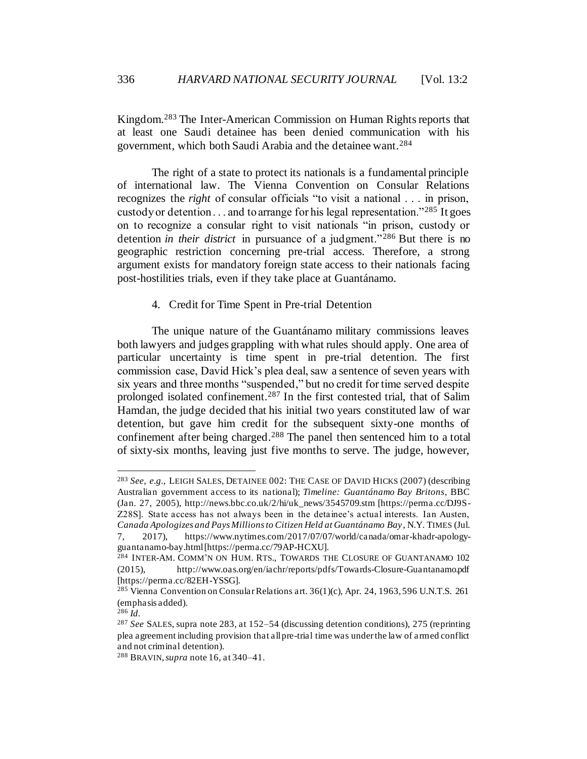Kingdom.[283] The Inter-American Commission on Human Rights reports that at least one Saudi detainee has been denied communication with his government, which both Saudi Arabia and the detainee want.[284]

The right of a state to protect its nationals is a fundamental principle of international law. The Vienna Convention on Consular Relations recognizes the *right* of consular officials "to visit a national . . . in prison, custody or detention . . . and to arrange for his legal representation."[285] It goes on to recognize a consular right to visit nationals "in prison, custody or detention *in their district* in pursuance of a judgment."[286] But there is no geographic restriction concerning pre-trial access. Therefore, a strong argument exists for mandatory foreign state access to their nationals facing post-hostilities trials, even if they take place at Guantánamo.

4. Credit for Time Spent in Pre-trial Detention

The unique nature of the Guantánamo military commissions leaves both lawyers and judges grappling with what rules should apply. One area of particular uncertainty is time spent in pre-trial detention. The first commission case, David Hick's plea deal, saw a sentence of seven years with six years and three months "suspended," but no credit for time served despite prolonged isolated confinement.[287] In the first contested trial, that of Salim Hamdan, the judge decided that his initial two years constituted law of war detention, but gave him credit for the subsequent sixty-one months of confinement after being charged.[288] The panel then sentenced him to a total of sixty-six months, leaving just five months to serve. The judge, however,

---

[283] *See, e.g.*, LEIGH SALES, DETAINEE 002: THE CASE OF DAVID HICKS (2007) (describing Australian government access to its national); *Timeline: Guantánamo Bay Britons*, BBC (Jan. 27, 2005), http://news.bbc.co.uk/2/hi/uk_news/3545709.stm [https://perma.cc/DJ9S-Z28S]. State access has not always been in the detainee's actual interests. Ian Austen, *Canada Apologizes and Pays Millions to Citizen Held at Guantánamo Bay*, N.Y. TIMES (Jul. 7, 2017), https://www.nytimes.com/2017/07/07/world/canada/omar-khadr-apology-guantanamo-bay.html [https://perma.cc/79AP-HCXU].

[284] INTER-AM. COMM'N ON HUM. RTS., TOWARDS THE CLOSURE OF GUANTANAMO 102 (2015), http://www.oas.org/en/iachr/reports/pdfs/Towards-Closure-Guantanamo.pdf [https://perma.cc/82EH-YSSG].

[285] Vienna Convention on Consular Relations art. 36(1)(c), Apr. 24, 1963, 596 U.N.T.S. 261 (emphasis added).

[286] *Id.*

[287] *See* SALES, supra note 283, at 152–54 (discussing detention conditions), 275 (reprinting plea agreement including provision that all pre-trial time was under the law of armed conflict and not criminal detention).

[288] BRAVIN, *supra* note 16, at 340–41.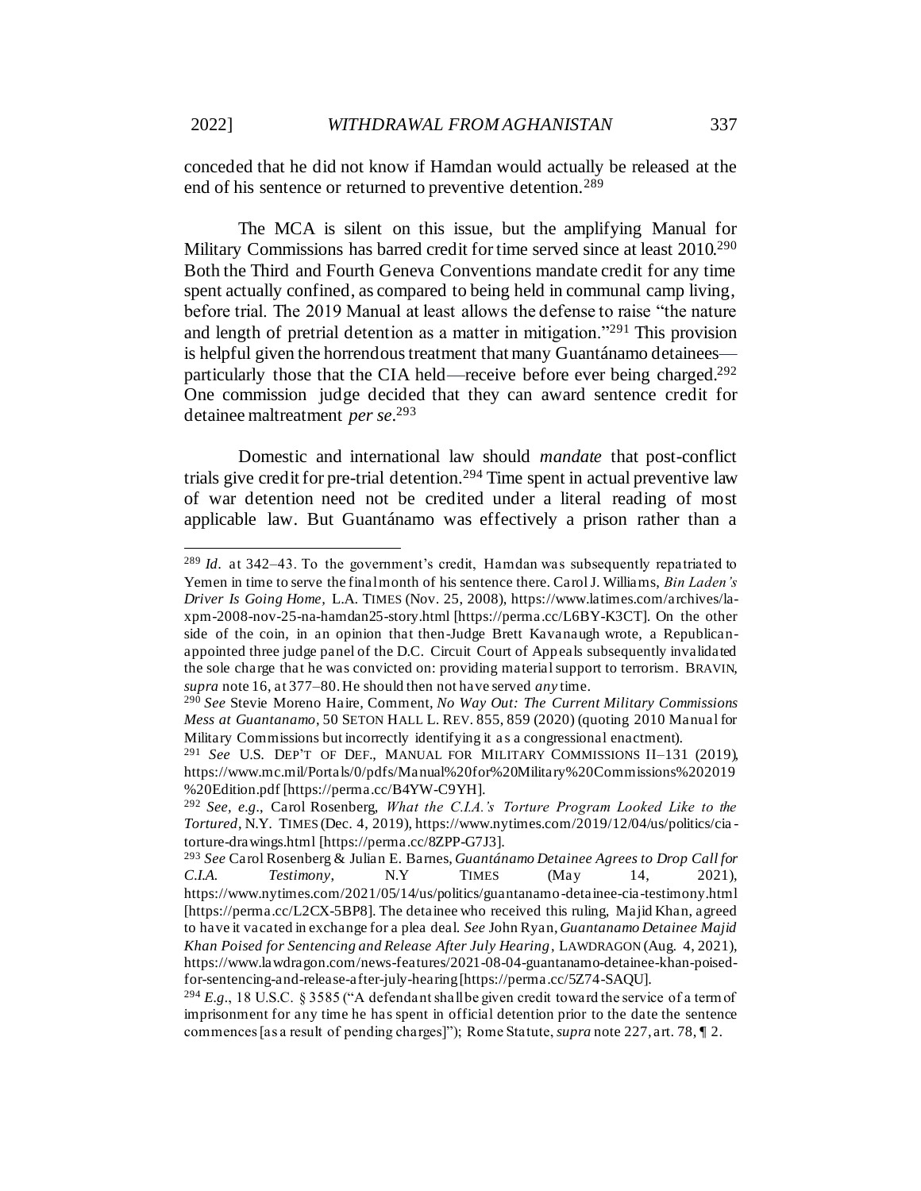conceded that he did not know if Hamdan would actually be released at the end of his sentence or returned to preventive detention.[289]

The MCA is silent on this issue, but the amplifying Manual for Military Commissions has barred credit for time served since at least 2010.[290] Both the Third and Fourth Geneva Conventions mandate credit for any time spent actually confined, as compared to being held in communal camp living, before trial. The 2019 Manual at least allows the defense to raise "the nature and length of pretrial detention as a matter in mitigation."[291] This provision is helpful given the horrendous treatment that many Guantánamo detainees—particularly those that the CIA held—receive before ever being charged.[292] One commission judge decided that they can award sentence credit for detainee maltreatment *per se*.[293]

Domestic and international law should *mandate* that post-conflict trials give credit for pre-trial detention.[294] Time spent in actual preventive law of war detention need not be credited under a literal reading of most applicable law. But Guantánamo was effectively a prison rather than a

---

[289] *Id.* at 342–43. To the government's credit, Hamdan was subsequently repatriated to Yemen in time to serve the final month of his sentence there. Carol J. Williams, *Bin Laden's Driver Is Going Home,* L.A. TIMES (Nov. 25, 2008), https://www.latimes.com/archives/la-xpm-2008-nov-25-na-hamdan25-story.html [https://perma.cc/L6BY-K3CT]. On the other side of the coin, in an opinion that then-Judge Brett Kavanaugh wrote, a Republican-appointed three judge panel of the D.C. Circuit Court of Appeals subsequently invalidated the sole charge that he was convicted on: providing material support to terrorism. BRAVIN, *supra* note 16, at 377–80. He should then not have served *any* time.

[290] *See* Stevie Moreno Haire, Comment, *No Way Out: The Current Military Commissions Mess at Guantanamo*, 50 SETON HALL L. REV. 855, 859 (2020) (quoting 2010 Manual for Military Commissions but incorrectly identifying it as a congressional enactment).

[291] *See* U.S. DEP'T OF DEF., MANUAL FOR MILITARY COMMISSIONS II–131 (2019), https://www.mc.mil/Portals/0/pdfs/Manual%20for%20Military%20Commissions%202019%20Edition.pdf [https://perma.cc/B4YW-C9YH].

[292] *See, e.g.*, Carol Rosenberg, *What the C.I.A.'s Torture Program Looked Like to the Tortured*, N.Y. TIMES (Dec. 4, 2019), https://www.nytimes.com/2019/12/04/us/politics/cia-torture-drawings.html [https://perma.cc/8ZPP-G7J3].

[293] *See* Carol Rosenberg & Julian E. Barnes, *Guantánamo Detainee Agrees to Drop Call for C.I.A. Testimony*, N.Y TIMES (May 14, 2021), https://www.nytimes.com/2021/05/14/us/politics/guantanamo-detainee-cia-testimony.html [https://perma.cc/L2CX-5BP8]. The detainee who received this ruling, Majid Khan, agreed to have it vacated in exchange for a plea deal. *See* John Ryan, *Guantanamo Detainee Majid Khan Poised for Sentencing and Release After July Hearing*, LAWDRAGON (Aug. 4, 2021), https://www.lawdragon.com/news-features/2021-08-04-guantanamo-detainee-khan-poised-for-sentencing-and-release-after-july-hearing [https://perma.cc/5Z74-SAQU].

[294] *E.g.*, 18 U.S.C. § 3585 ("A defendant shall be given credit toward the service of a term of imprisonment for any time he has spent in official detention prior to the date the sentence commences [as a result of pending charges]"); Rome Statute, *supra* note 227, art. 78, ¶ 2.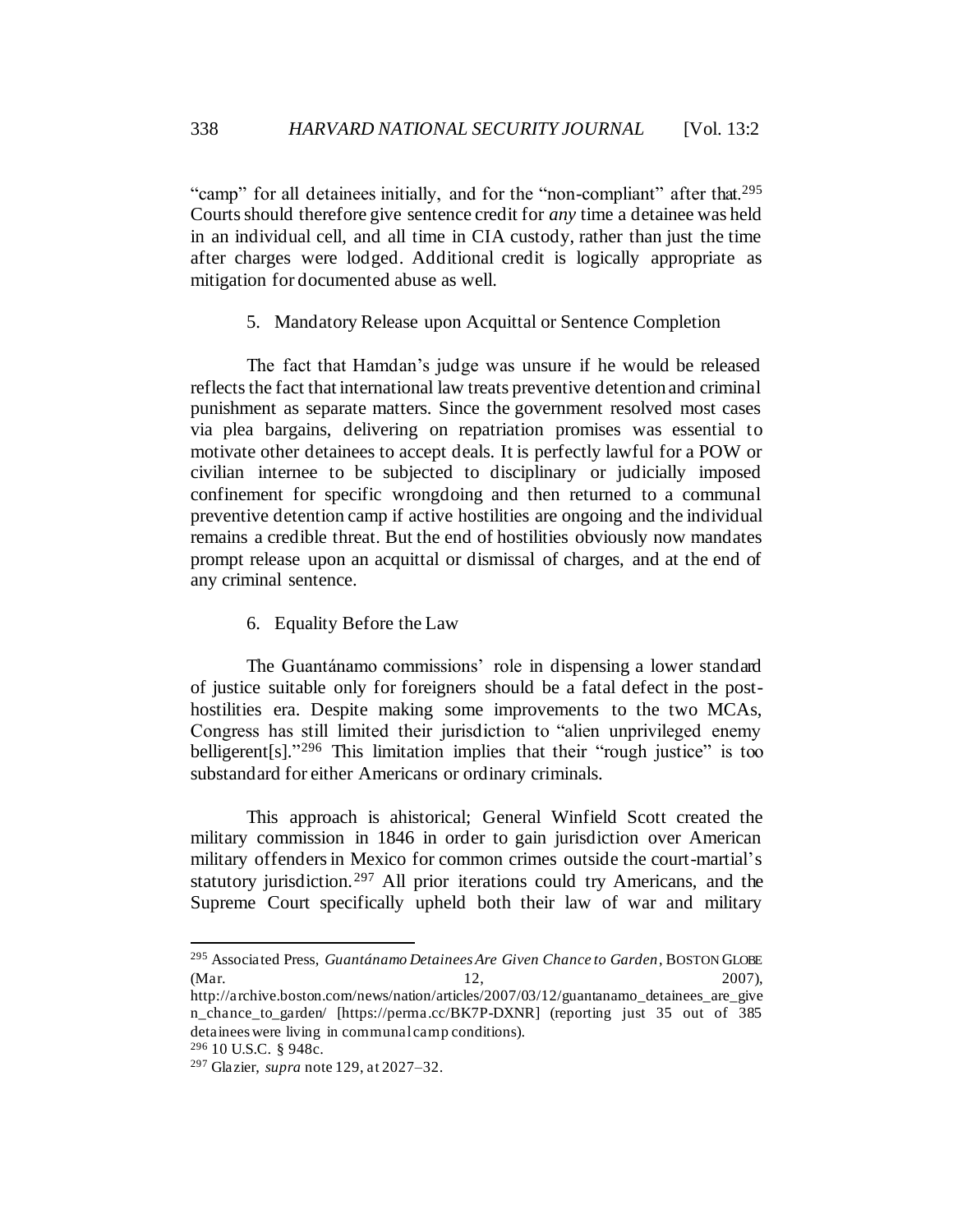"camp" for all detainees initially, and for the "non-compliant" after that.[295] Courts should therefore give sentence credit for *any* time a detainee was held in an individual cell, and all time in CIA custody, rather than just the time after charges were lodged. Additional credit is logically appropriate as mitigation for documented abuse as well.

### 5. Mandatory Release upon Acquittal or Sentence Completion

The fact that Hamdan's judge was unsure if he would be released reflects the fact that international law treats preventive detention and criminal punishment as separate matters. Since the government resolved most cases via plea bargains, delivering on repatriation promises was essential to motivate other detainees to accept deals. It is perfectly lawful for a POW or civilian internee to be subjected to disciplinary or judicially imposed confinement for specific wrongdoing and then returned to a communal preventive detention camp if active hostilities are ongoing and the individual remains a credible threat. But the end of hostilities obviously now mandates prompt release upon an acquittal or dismissal of charges, and at the end of any criminal sentence.

### 6. Equality Before the Law

The Guantánamo commissions' role in dispensing a lower standard of justice suitable only for foreigners should be a fatal defect in the post-hostilities era. Despite making some improvements to the two MCAs, Congress has still limited their jurisdiction to "alien unprivileged enemy belligerent[s]."[296] This limitation implies that their "rough justice" is too substandard for either Americans or ordinary criminals.

This approach is ahistorical; General Winfield Scott created the military commission in 1846 in order to gain jurisdiction over American military offenders in Mexico for common crimes outside the court-martial's statutory jurisdiction.[297] All prior iterations could try Americans, and the Supreme Court specifically upheld both their law of war and military

---

[295] Associated Press, *Guantánamo Detainees Are Given Chance to Garden*, BOSTON GLOBE (Mar. 12, 2007), http://archive.boston.com/news/nation/articles/2007/03/12/guantanamo_detainees_are_given_chance_to_garden/ [https://perma.cc/BK7P-DXNR] (reporting just 35 out of 385 detainees were living in communal camp conditions).

[296] 10 U.S.C. § 948c.

[297] Glazier, *supra* note 129, at 2027–32.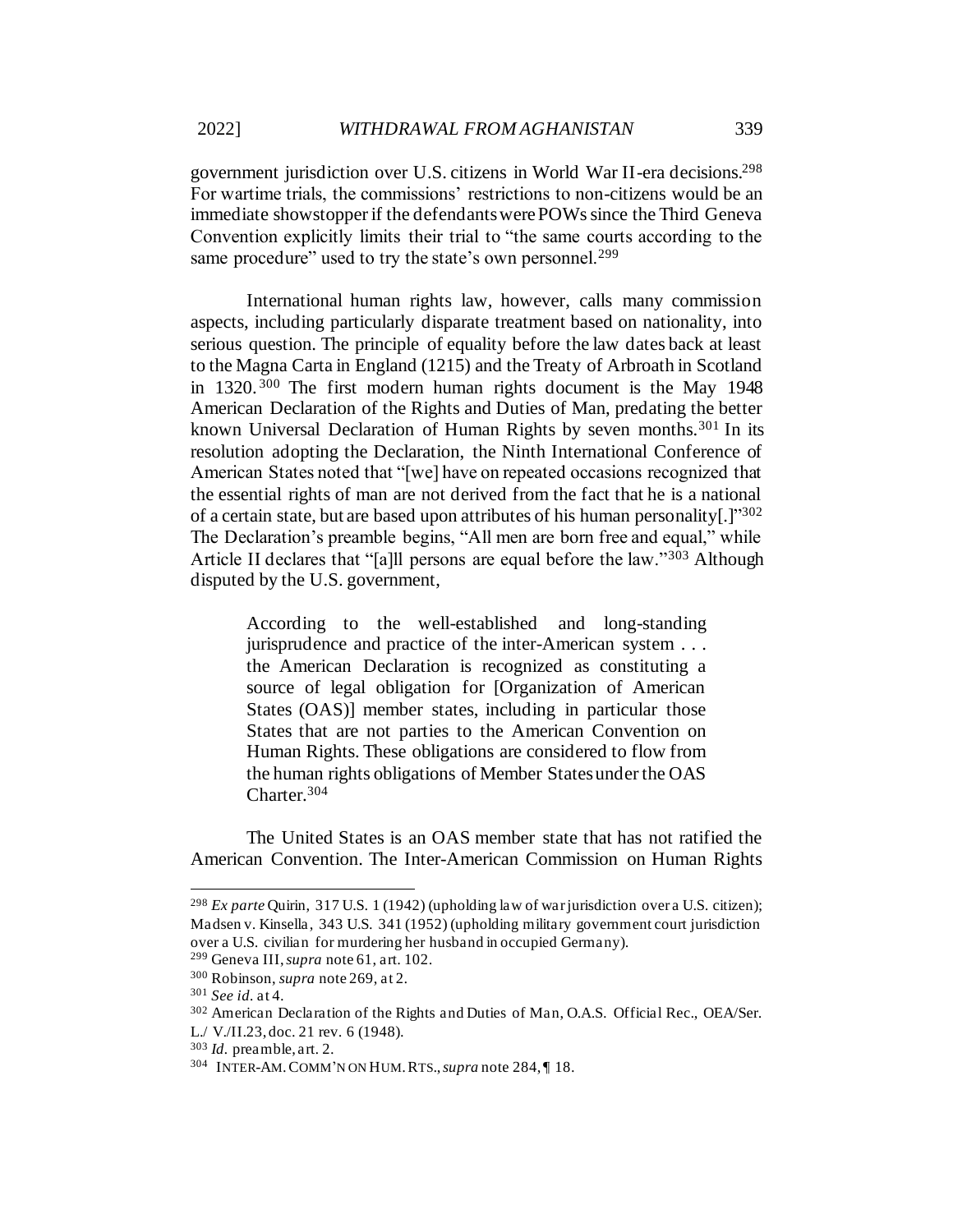government jurisdiction over U.S. citizens in World War II-era decisions.[298] For wartime trials, the commissions' restrictions to non-citizens would be an immediate showstopper if the defendants were POWs since the Third Geneva Convention explicitly limits their trial to "the same courts according to the same procedure" used to try the state's own personnel.[299]

International human rights law, however, calls many commission aspects, including particularly disparate treatment based on nationality, into serious question. The principle of equality before the law dates back at least to the Magna Carta in England (1215) and the Treaty of Arbroath in Scotland in 1320.[300] The first modern human rights document is the May 1948 American Declaration of the Rights and Duties of Man, predating the better known Universal Declaration of Human Rights by seven months.[301] In its resolution adopting the Declaration, the Ninth International Conference of American States noted that "[we] have on repeated occasions recognized that the essential rights of man are not derived from the fact that he is a national of a certain state, but are based upon attributes of his human personality[.]"[302] The Declaration's preamble begins, "All men are born free and equal," while Article II declares that "[a]ll persons are equal before the law."[303] Although disputed by the U.S. government,

> According to the well-established and long-standing jurisprudence and practice of the inter-American system . . . the American Declaration is recognized as constituting a source of legal obligation for [Organization of American States (OAS)] member states, including in particular those States that are not parties to the American Convention on Human Rights. These obligations are considered to flow from the human rights obligations of Member States under the OAS Charter.[304]

The United States is an OAS member state that has not ratified the American Convention. The Inter-American Commission on Human Rights

---

[298] *Ex parte* Quirin, 317 U.S. 1 (1942) (upholding law of war jurisdiction over a U.S. citizen); Madsen v. Kinsella, 343 U.S. 341 (1952) (upholding military government court jurisdiction over a U.S. civilian for murdering her husband in occupied Germany).

[299] Geneva III, *supra* note 61, art. 102.

[300] Robinson, *supra* note 269, at 2.

[301] *See id.* at 4.

[302] American Declaration of the Rights and Duties of Man, O.A.S. Official Rec., OEA/Ser. L./ V./II.23, doc. 21 rev. 6 (1948).

[303] *Id.* preamble, art. 2.

[304] INTER-AM. COMM'N ON HUM. RTS., *supra* note 284, ¶ 18.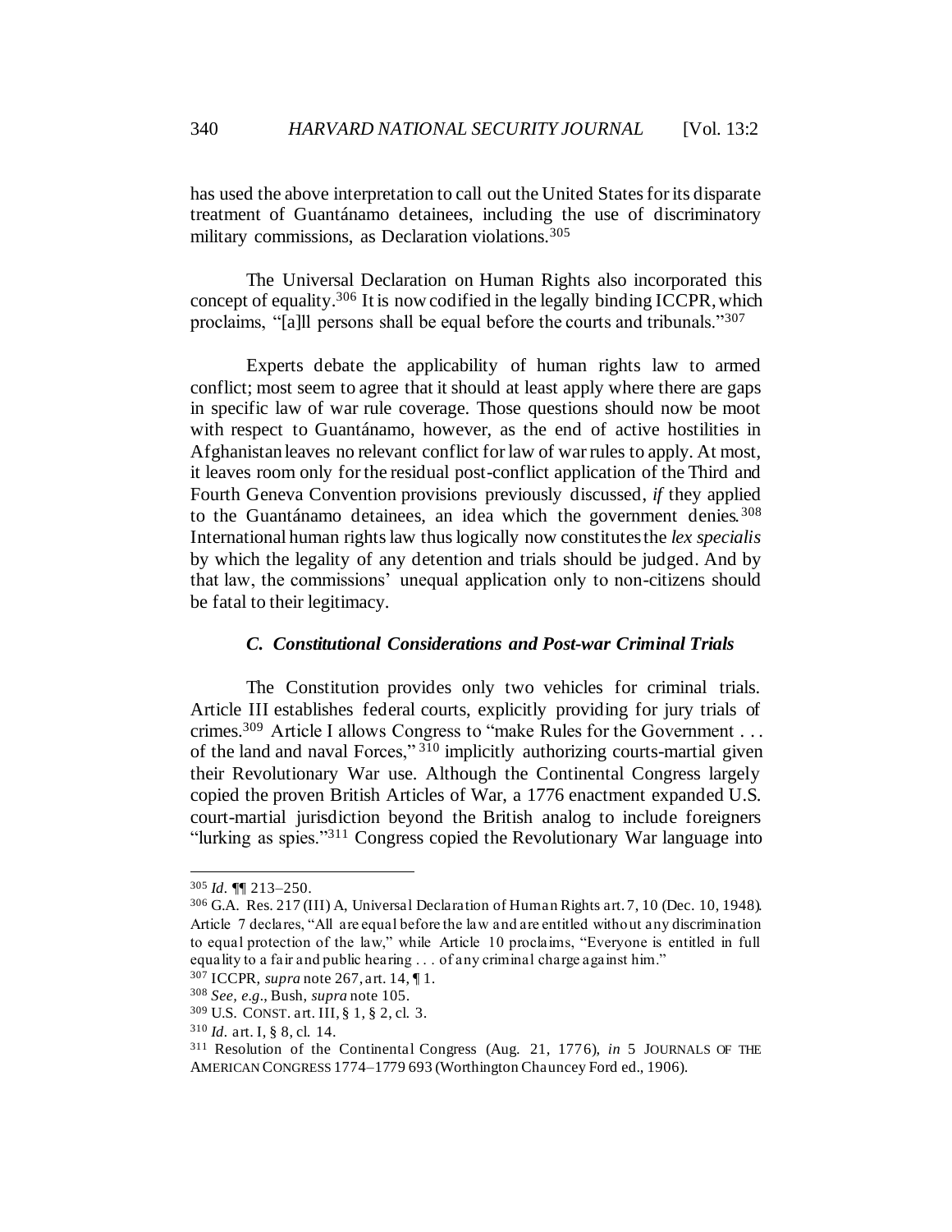has used the above interpretation to call out the United States for its disparate treatment of Guantánamo detainees, including the use of discriminatory military commissions, as Declaration violations.[305]

The Universal Declaration on Human Rights also incorporated this concept of equality.[306] It is now codified in the legally binding ICCPR, which proclaims, "[a]ll persons shall be equal before the courts and tribunals."[307]

Experts debate the applicability of human rights law to armed conflict; most seem to agree that it should at least apply where there are gaps in specific law of war rule coverage. Those questions should now be moot with respect to Guantánamo, however, as the end of active hostilities in Afghanistan leaves no relevant conflict for law of war rules to apply. At most, it leaves room only for the residual post-conflict application of the Third and Fourth Geneva Convention provisions previously discussed, *if* they applied to the Guantánamo detainees, an idea which the government denies.[308] International human rights law thus logically now constitutes the *lex specialis* by which the legality of any detention and trials should be judged. And by that law, the commissions' unequal application only to non-citizens should be fatal to their legitimacy.

### *C. Constitutional Considerations and Post-war Criminal Trials*

The Constitution provides only two vehicles for criminal trials. Article III establishes federal courts, explicitly providing for jury trials of crimes.[309] Article I allows Congress to "make Rules for the Government . . . of the land and naval Forces,"[310] implicitly authorizing courts-martial given their Revolutionary War use. Although the Continental Congress largely copied the proven British Articles of War, a 1776 enactment expanded U.S. court-martial jurisdiction beyond the British analog to include foreigners "lurking as spies."[311] Congress copied the Revolutionary War language into

---

[305] *Id.* ¶¶ 213–250.

[306] G.A. Res. 217 (III) A, Universal Declaration of Human Rights art. 7, 10 (Dec. 10, 1948). Article 7 declares, "All are equal before the law and are entitled without any discrimination to equal protection of the law," while Article 10 proclaims, "Everyone is entitled in full equality to a fair and public hearing . . . of any criminal charge against him."

[307] ICCPR, *supra* note 267, art. 14, ¶ 1.

[308] *See, e.g.*, Bush, *supra* note 105.

[309] U.S. CONST. art. III, § 1, § 2, cl. 3.

[310] *Id.* art. I, § 8, cl. 14.

[311] Resolution of the Continental Congress (Aug. 21, 1776), *in* 5 JOURNALS OF THE AMERICAN CONGRESS 1774–1779 693 (Worthington Chauncey Ford ed., 1906).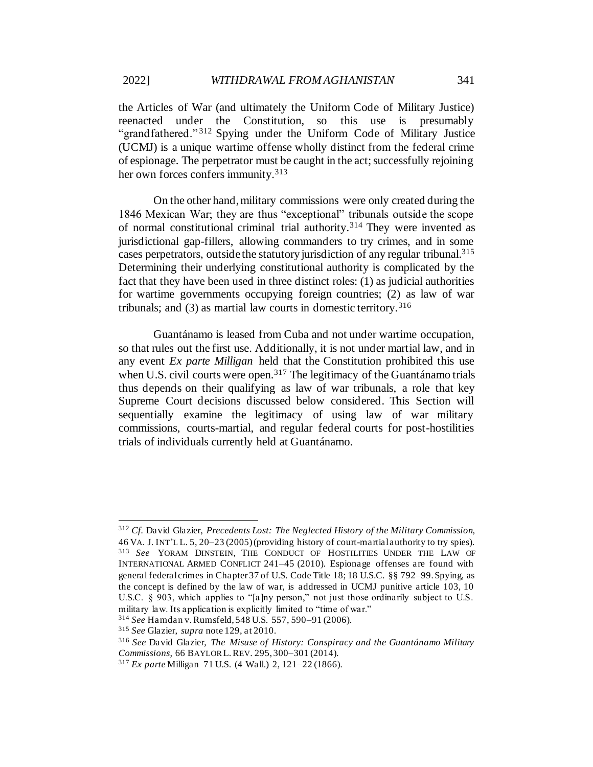the Articles of War (and ultimately the Uniform Code of Military Justice) reenacted under the Constitution, so this use is presumably "grandfathered."[312] Spying under the Uniform Code of Military Justice (UCMJ) is a unique wartime offense wholly distinct from the federal crime of espionage. The perpetrator must be caught in the act; successfully rejoining her own forces confers immunity.[313]

On the other hand, military commissions were only created during the 1846 Mexican War; they are thus "exceptional" tribunals outside the scope of normal constitutional criminal trial authority.[314] They were invented as jurisdictional gap-fillers, allowing commanders to try crimes, and in some cases perpetrators, outside the statutory jurisdiction of any regular tribunal.[315] Determining their underlying constitutional authority is complicated by the fact that they have been used in three distinct roles: (1) as judicial authorities for wartime governments occupying foreign countries; (2) as law of war tribunals; and (3) as martial law courts in domestic territory.[316]

Guantánamo is leased from Cuba and not under wartime occupation, so that rules out the first use. Additionally, it is not under martial law, and in any event *Ex parte Milligan* held that the Constitution prohibited this use when U.S. civil courts were open.[317] The legitimacy of the Guantánamo trials thus depends on their qualifying as law of war tribunals, a role that key Supreme Court decisions discussed below considered. This Section will sequentially examine the legitimacy of using law of war military commissions, courts-martial, and regular federal courts for post-hostilities trials of individuals currently held at Guantánamo.

---

[312] *Cf.* David Glazier, *Precedents Lost: The Neglected History of the Military Commission,* 46 VA. J. INT'L L. 5, 20–23 (2005) (providing history of court-martial authority to try spies).

[313] *See* YORAM DINSTEIN, THE CONDUCT OF HOSTILITIES UNDER THE LAW OF INTERNATIONAL ARMED CONFLICT 241–45 (2010). Espionage offenses are found with general federal crimes in Chapter 37 of U.S. Code Title 18; 18 U.S.C. §§ 792–99. Spying, as the concept is defined by the law of war, is addressed in UCMJ punitive article 103, 10 U.S.C. § 903, which applies to "[a]ny person," not just those ordinarily subject to U.S. military law. Its application is explicitly limited to "time of war."

[314] *See* Hamdan v. Rumsfeld, 548 U.S. 557, 590–91 (2006).

[315] *See* Glazier, *supra* note 129, at 2010.

[316] *See* David Glazier, *The Misuse of History: Conspiracy and the Guantánamo Military Commissions,* 66 BAYLOR L. REV. 295, 300–301 (2014).

[317] *Ex parte* Milligan 71 U.S. (4 Wall.) 2, 121–22 (1866).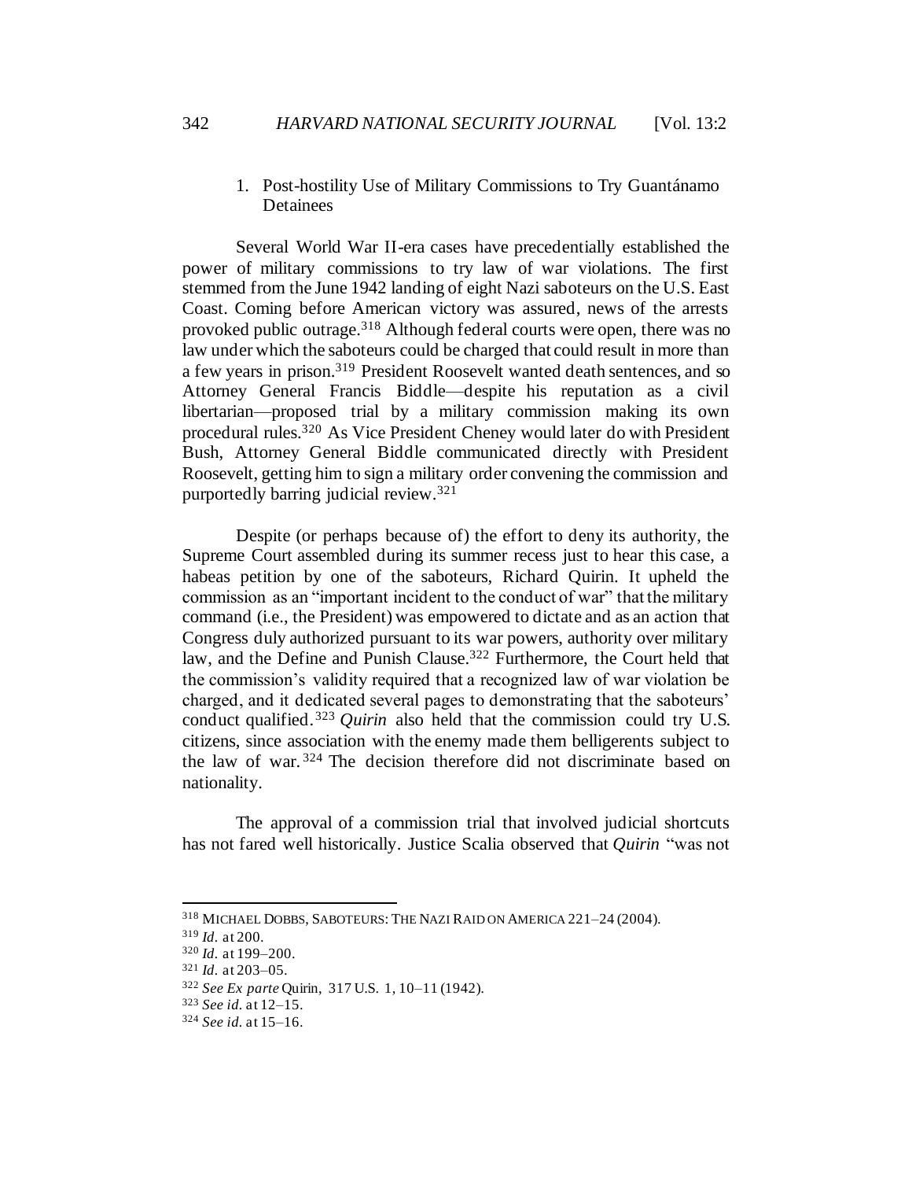1. Post-hostility Use of Military Commissions to Try Guantánamo Detainees

Several World War II-era cases have precedentially established the power of military commissions to try law of war violations. The first stemmed from the June 1942 landing of eight Nazi saboteurs on the U.S. East Coast. Coming before American victory was assured, news of the arrests provoked public outrage.[318] Although federal courts were open, there was no law under which the saboteurs could be charged that could result in more than a few years in prison.[319] President Roosevelt wanted death sentences, and so Attorney General Francis Biddle—despite his reputation as a civil libertarian—proposed trial by a military commission making its own procedural rules.[320] As Vice President Cheney would later do with President Bush, Attorney General Biddle communicated directly with President Roosevelt, getting him to sign a military order convening the commission and purportedly barring judicial review.[321]

Despite (or perhaps because of) the effort to deny its authority, the Supreme Court assembled during its summer recess just to hear this case, a habeas petition by one of the saboteurs, Richard Quirin. It upheld the commission as an "important incident to the conduct of war" that the military command (i.e., the President) was empowered to dictate and as an action that Congress duly authorized pursuant to its war powers, authority over military law, and the Define and Punish Clause.[322] Furthermore, the Court held that the commission's validity required that a recognized law of war violation be charged, and it dedicated several pages to demonstrating that the saboteurs' conduct qualified.[323] *Quirin* also held that the commission could try U.S. citizens, since association with the enemy made them belligerents subject to the law of war.[324] The decision therefore did not discriminate based on nationality.

The approval of a commission trial that involved judicial shortcuts has not fared well historically. Justice Scalia observed that *Quirin* "was not

---

[318] MICHAEL DOBBS, SABOTEURS: THE NAZI RAID ON AMERICA 221–24 (2004).

[319] *Id.* at 200.

[320] *Id.* at 199–200.

[321] *Id.* at 203–05.

[322] *See Ex parte* Quirin, 317 U.S. 1, 10–11 (1942).

[323] *See id.* at 12–15.

[324] *See id.* at 15–16.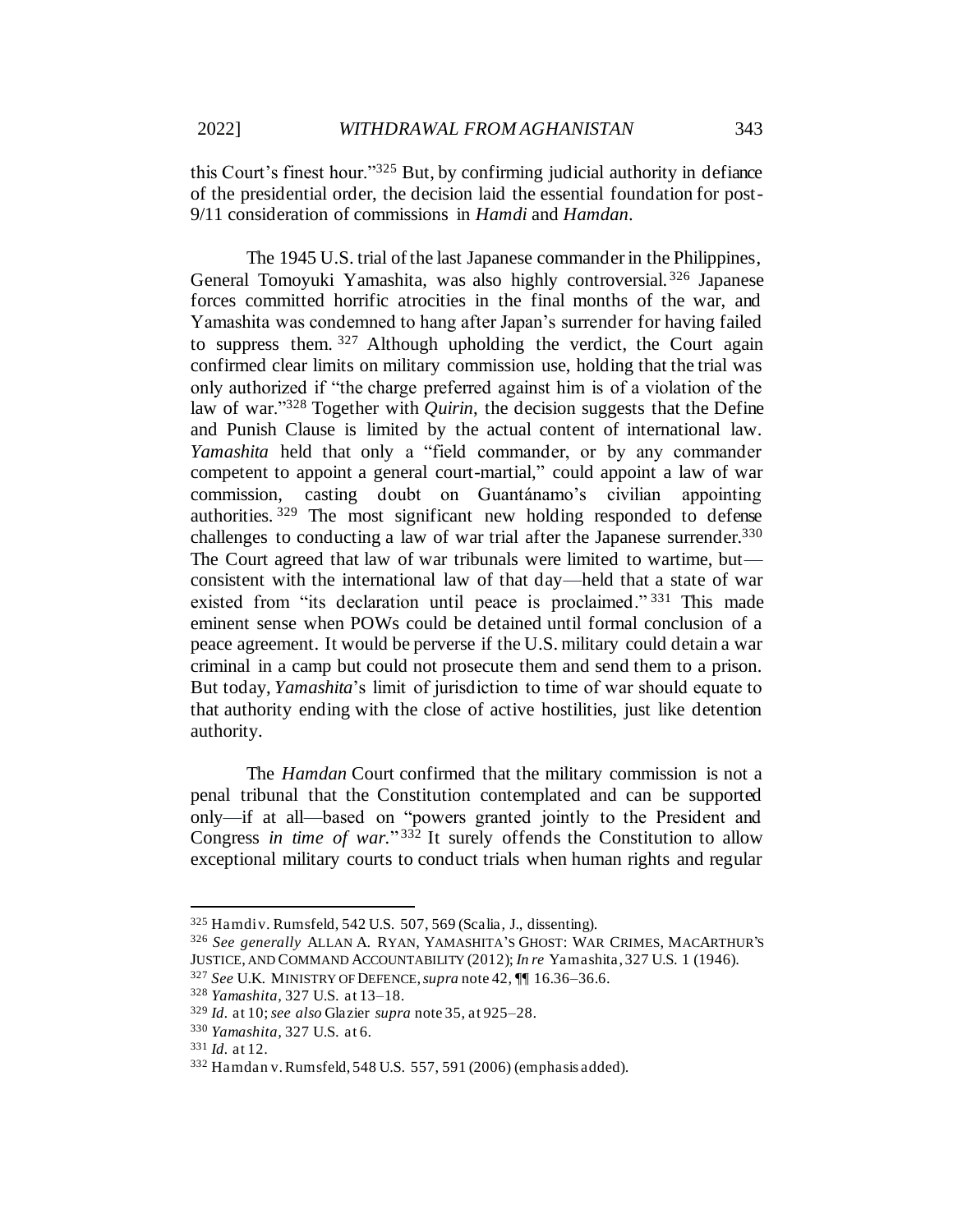this Court's finest hour."[325] But, by confirming judicial authority in defiance of the presidential order, the decision laid the essential foundation for post-9/11 consideration of commissions in *Hamdi* and *Hamdan*.

The 1945 U.S. trial of the last Japanese commander in the Philippines, General Tomoyuki Yamashita, was also highly controversial.[326] Japanese forces committed horrific atrocities in the final months of the war, and Yamashita was condemned to hang after Japan's surrender for having failed to suppress them.[327] Although upholding the verdict, the Court again confirmed clear limits on military commission use, holding that the trial was only authorized if "the charge preferred against him is of a violation of the law of war."[328] Together with *Quirin*, the decision suggests that the Define and Punish Clause is limited by the actual content of international law. *Yamashita* held that only a "field commander, or by any commander competent to appoint a general court-martial," could appoint a law of war commission, casting doubt on Guantánamo's civilian appointing authorities.[329] The most significant new holding responded to defense challenges to conducting a law of war trial after the Japanese surrender.[330] The Court agreed that law of war tribunals were limited to wartime, but—consistent with the international law of that day—held that a state of war existed from "its declaration until peace is proclaimed."[331] This made eminent sense when POWs could be detained until formal conclusion of a peace agreement. It would be perverse if the U.S. military could detain a war criminal in a camp but could not prosecute them and send them to a prison. But today, *Yamashita*'s limit of jurisdiction to time of war should equate to that authority ending with the close of active hostilities, just like detention authority.

The *Hamdan* Court confirmed that the military commission is not a penal tribunal that the Constitution contemplated and can be supported only—if at all—based on "powers granted jointly to the President and Congress *in time of war*."[332] It surely offends the Constitution to allow exceptional military courts to conduct trials when human rights and regular

---

[325] Hamdi v. Rumsfeld, 542 U.S. 507, 569 (Scalia, J., dissenting).

[326] *See generally* ALLAN A. RYAN, YAMASHITA'S GHOST: WAR CRIMES, MACARTHUR'S JUSTICE, AND COMMAND ACCOUNTABILITY (2012); *In re* Yamashita, 327 U.S. 1 (1946).

[327] *See* U.K. MINISTRY OF DEFENCE, *supra* note 42, ¶¶ 16.36–36.6.

[328] *Yamashita*, 327 U.S. at 13–18.

[329] *Id.* at 10; *see also* Glazier *supra* note 35, at 925–28.

[330] *Yamashita*, 327 U.S. at 6.

[331] *Id.* at 12.

[332] Hamdan v. Rumsfeld, 548 U.S. 557, 591 (2006) (emphasis added).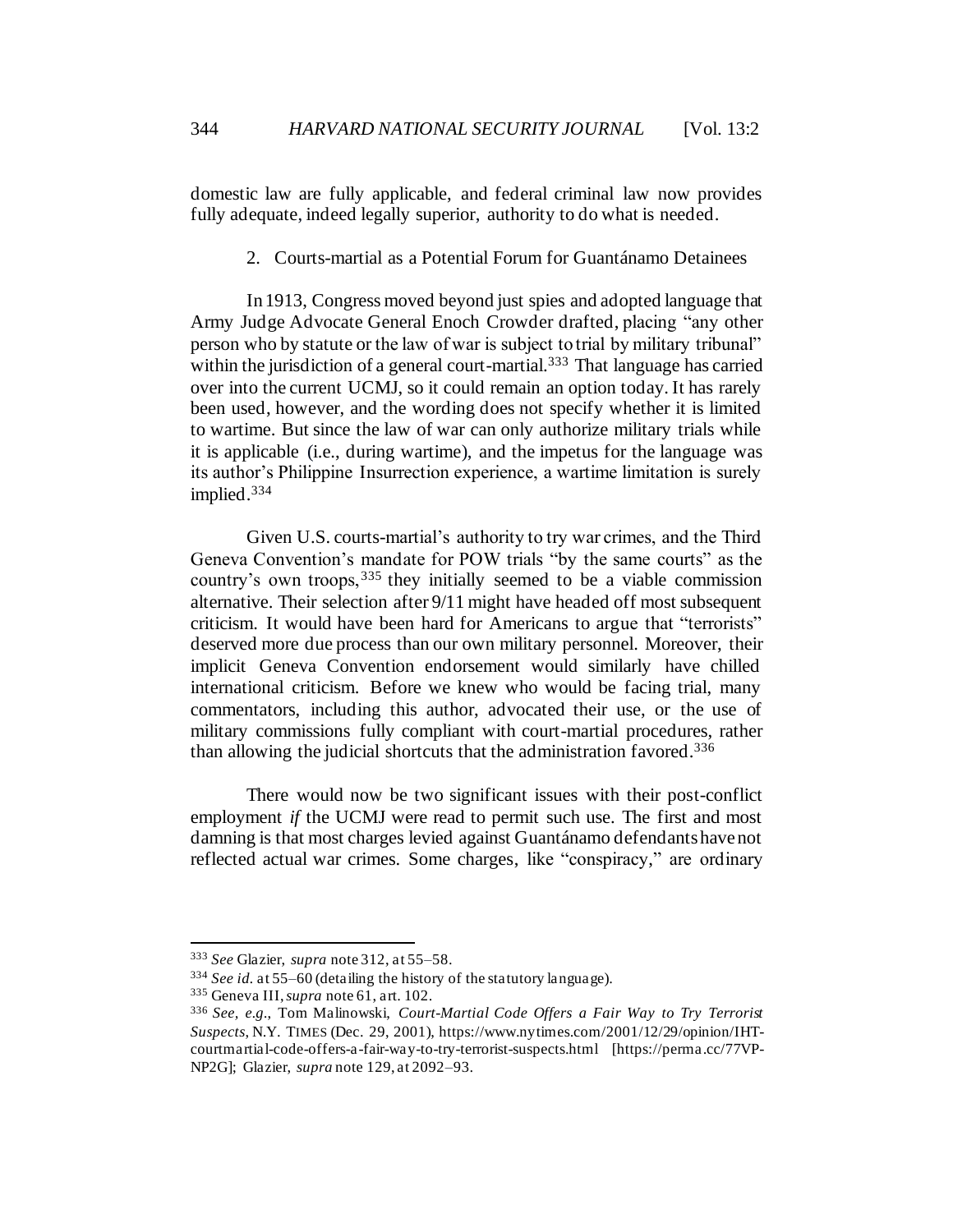domestic law are fully applicable, and federal criminal law now provides fully adequate, indeed legally superior, authority to do what is needed.

### 2. Courts-martial as a Potential Forum for Guantánamo Detainees

In 1913, Congress moved beyond just spies and adopted language that Army Judge Advocate General Enoch Crowder drafted, placing "any other person who by statute or the law of war is subject to trial by military tribunal" within the jurisdiction of a general court-martial.[333] That language has carried over into the current UCMJ, so it could remain an option today. It has rarely been used, however, and the wording does not specify whether it is limited to wartime. But since the law of war can only authorize military trials while it is applicable (i.e., during wartime), and the impetus for the language was its author's Philippine Insurrection experience, a wartime limitation is surely implied.[334]

Given U.S. courts-martial's authority to try war crimes, and the Third Geneva Convention's mandate for POW trials "by the same courts" as the country's own troops,[335] they initially seemed to be a viable commission alternative. Their selection after 9/11 might have headed off most subsequent criticism. It would have been hard for Americans to argue that "terrorists" deserved more due process than our own military personnel. Moreover, their implicit Geneva Convention endorsement would similarly have chilled international criticism. Before we knew who would be facing trial, many commentators, including this author, advocated their use, or the use of military commissions fully compliant with court-martial procedures, rather than allowing the judicial shortcuts that the administration favored.[336]

There would now be two significant issues with their post-conflict employment *if* the UCMJ were read to permit such use. The first and most damning is that most charges levied against Guantánamo defendants have not reflected actual war crimes. Some charges, like "conspiracy," are ordinary

---

[333] *See* Glazier, *supra* note 312, at 55–58.

[334] *See id.* at 55–60 (detailing the history of the statutory language).

[335] Geneva III, *supra* note 61, art. 102.

[336] *See, e.g.*, Tom Malinowski, *Court-Martial Code Offers a Fair Way to Try Terrorist Suspects*, N.Y. TIMES (Dec. 29, 2001), https://www.nytimes.com/2001/12/29/opinion/IHT-courtmartial-code-offers-a-fair-way-to-try-terrorist-suspects.html [https://perma.cc/77VP-NP2G]; Glazier, *supra* note 129, at 2092–93.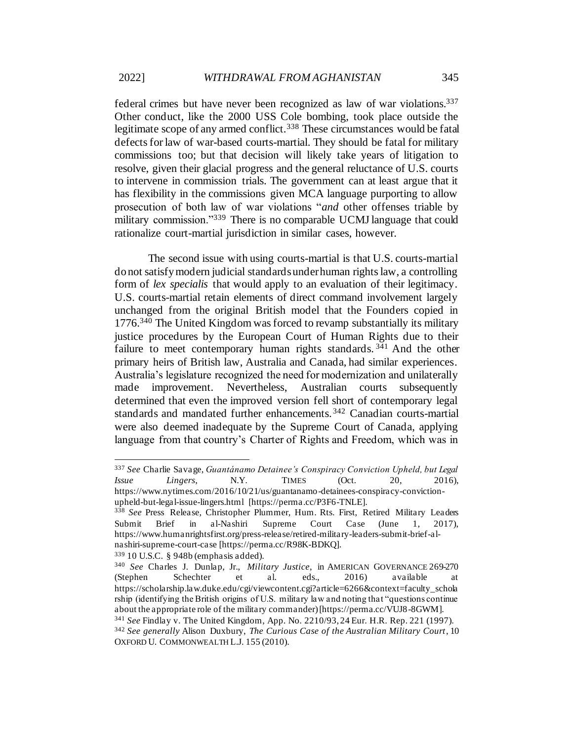federal crimes but have never been recognized as law of war violations.[337] Other conduct, like the 2000 USS Cole bombing, took place outside the legitimate scope of any armed conflict.[338] These circumstances would be fatal defects for law of war-based courts-martial. They should be fatal for military commissions too; but that decision will likely take years of litigation to resolve, given their glacial progress and the general reluctance of U.S. courts to intervene in commission trials. The government can at least argue that it has flexibility in the commissions given MCA language purporting to allow prosecution of both law of war violations "*and* other offenses triable by military commission."[339] There is no comparable UCMJ language that could rationalize court-martial jurisdiction in similar cases, however.

The second issue with using courts-martial is that U.S. courts-martial do not satisfy modern judicial standards under human rights law, a controlling form of *lex specialis* that would apply to an evaluation of their legitimacy. U.S. courts-martial retain elements of direct command involvement largely unchanged from the original British model that the Founders copied in 1776.[340] The United Kingdom was forced to revamp substantially its military justice procedures by the European Court of Human Rights due to their failure to meet contemporary human rights standards.[341] And the other primary heirs of British law, Australia and Canada, had similar experiences. Australia's legislature recognized the need for modernization and unilaterally made improvement. Nevertheless, Australian courts subsequently determined that even the improved version fell short of contemporary legal standards and mandated further enhancements.[342] Canadian courts-martial were also deemed inadequate by the Supreme Court of Canada, applying language from that country's Charter of Rights and Freedom, which was in

---

[337] *See* Charlie Savage, *Guantánamo Detainee's Conspiracy Conviction Upheld, but Legal Issue Lingers*, N.Y. TIMES (Oct. 20, 2016), https://www.nytimes.com/2016/10/21/us/guantanamo-detainees-conspiracy-conviction-upheld-but-legal-issue-lingers.html [https://perma.cc/P3F6-TNLE].

[338] *See* Press Release, Christopher Plummer, Hum. Rts. First, Retired Military Leaders Submit Brief in al-Nashiri Supreme Court Case (June 1, 2017), https://www.humanrightsfirst.org/press-release/retired-military-leaders-submit-brief-al-nashiri-supreme-court-case [https://perma.cc/R98K-BDKQ].

[339] 10 U.S.C. § 948b (emphasis added).

[340] *See* Charles J. Dunlap, Jr., *Military Justice*, in AMERICAN GOVERNANCE 269-270 (Stephen Schechter et al. eds., 2016) available at https://scholarship.law.duke.edu/cgi/viewcontent.cgi?article=6266&context=faculty_scholarship (identifying the British origins of U.S. military law and noting that "questions continue about the appropriate role of the military commander) [https://perma.cc/VUJ8-8GWM].

[341] *See* Findlay v. The United Kingdom, App. No. 2210/93, 24 Eur. H.R. Rep. 221 (1997).

[342] *See generally* Alison Duxbury, *The Curious Case of the Australian Military Court*, 10 OXFORD U. COMMONWEALTH L.J. 155 (2010).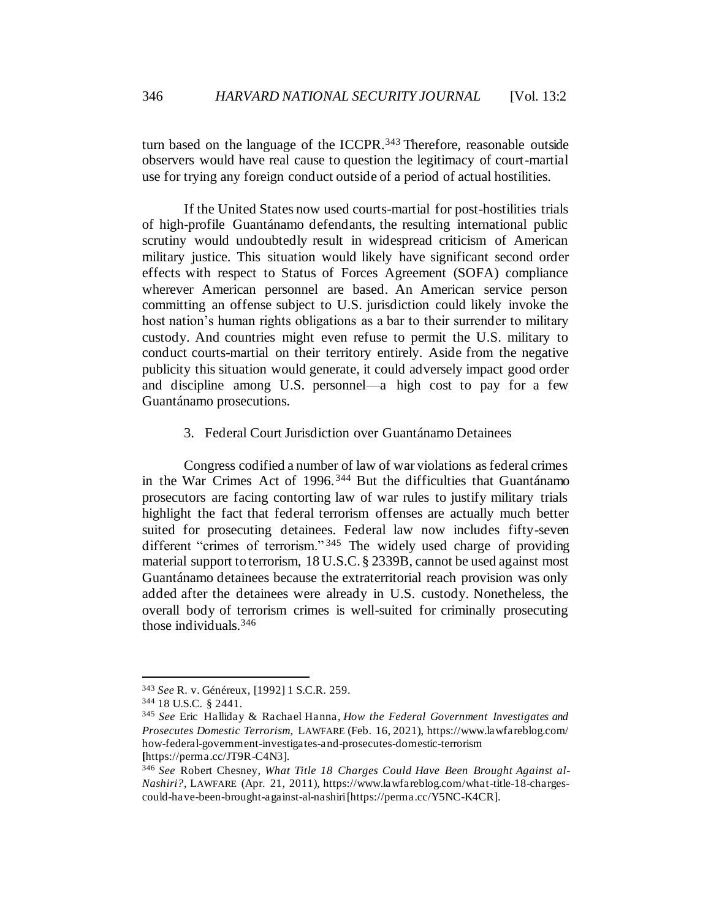turn based on the language of the ICCPR.[343] Therefore, reasonable outside observers would have real cause to question the legitimacy of court-martial use for trying any foreign conduct outside of a period of actual hostilities.

If the United States now used courts-martial for post-hostilities trials of high-profile Guantánamo defendants, the resulting international public scrutiny would undoubtedly result in widespread criticism of American military justice. This situation would likely have significant second order effects with respect to Status of Forces Agreement (SOFA) compliance wherever American personnel are based. An American service person committing an offense subject to U.S. jurisdiction could likely invoke the host nation's human rights obligations as a bar to their surrender to military custody. And countries might even refuse to permit the U.S. military to conduct courts-martial on their territory entirely. Aside from the negative publicity this situation would generate, it could adversely impact good order and discipline among U.S. personnel—a high cost to pay for a few Guantánamo prosecutions.

### 3. Federal Court Jurisdiction over Guantánamo Detainees

Congress codified a number of law of war violations as federal crimes in the War Crimes Act of 1996.[344] But the difficulties that Guantánamo prosecutors are facing contorting law of war rules to justify military trials highlight the fact that federal terrorism offenses are actually much better suited for prosecuting detainees. Federal law now includes fifty-seven different "crimes of terrorism."[345] The widely used charge of providing material support to terrorism, 18 U.S.C. § 2339B, cannot be used against most Guantánamo detainees because the extraterritorial reach provision was only added after the detainees were already in U.S. custody. Nonetheless, the overall body of terrorism crimes is well-suited for criminally prosecuting those individuals.[346]

---

[343] *See* R. v. Généreux, [1992] 1 S.C.R. 259.

[344] 18 U.S.C. § 2441.

[345] *See* Eric Halliday & Rachael Hanna, *How the Federal Government Investigates and Prosecutes Domestic Terrorism*, LAWFARE (Feb. 16, 2021), https://www.lawfareblog.com/how-federal-government-investigates-and-prosecutes-domestic-terrorism [https://perma.cc/JT9R-C4N3].

[346] *See* Robert Chesney, *What Title 18 Charges Could Have Been Brought Against al-Nashiri?*, LAWFARE (Apr. 21, 2011), https://www.lawfareblog.com/what-title-18-charges-could-have-been-brought-against-al-nashiri [https://perma.cc/Y5NC-K4CR].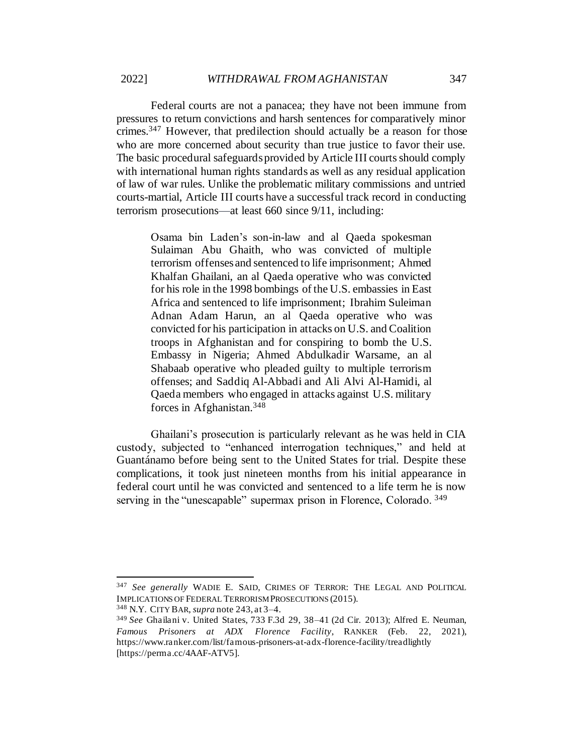Federal courts are not a panacea; they have not been immune from pressures to return convictions and harsh sentences for comparatively minor crimes.[347] However, that predilection should actually be a reason for those who are more concerned about security than true justice to favor their use. The basic procedural safeguards provided by Article III courts should comply with international human rights standards as well as any residual application of law of war rules. Unlike the problematic military commissions and untried courts-martial, Article III courts have a successful track record in conducting terrorism prosecutions—at least 660 since 9/11, including:

> Osama bin Laden's son-in-law and al Qaeda spokesman Sulaiman Abu Ghaith, who was convicted of multiple terrorism offenses and sentenced to life imprisonment; Ahmed Khalfan Ghailani, an al Qaeda operative who was convicted for his role in the 1998 bombings of the U.S. embassies in East Africa and sentenced to life imprisonment; Ibrahim Suleiman Adnan Adam Harun, an al Qaeda operative who was convicted for his participation in attacks on U.S. and Coalition troops in Afghanistan and for conspiring to bomb the U.S. Embassy in Nigeria; Ahmed Abdulkadir Warsame, an al Shabaab operative who pleaded guilty to multiple terrorism offenses; and Saddiq Al-Abbadi and Ali Alvi Al-Hamidi, al Qaeda members who engaged in attacks against U.S. military forces in Afghanistan.[348]

Ghailani's prosecution is particularly relevant as he was held in CIA custody, subjected to "enhanced interrogation techniques," and held at Guantánamo before being sent to the United States for trial. Despite these complications, it took just nineteen months from his initial appearance in federal court until he was convicted and sentenced to a life term he is now serving in the "unescapable" supermax prison in Florence, Colorado.[349]

---

[347] *See generally* WADIE E. SAID, CRIMES OF TERROR: THE LEGAL AND POLITICAL IMPLICATIONS OF FEDERAL TERRORISM PROSECUTIONS (2015).

[348] N.Y. CITY BAR, *supra* note 243, at 3–4.

[349] *See* Ghailani v. United States, 733 F.3d 29, 38–41 (2d Cir. 2013); Alfred E. Neuman, *Famous Prisoners at ADX Florence Facility*, RANKER (Feb. 22, 2021), https://www.ranker.com/list/famous-prisoners-at-adx-florence-facility/treadlightly [https://perma.cc/4AAF-ATV5].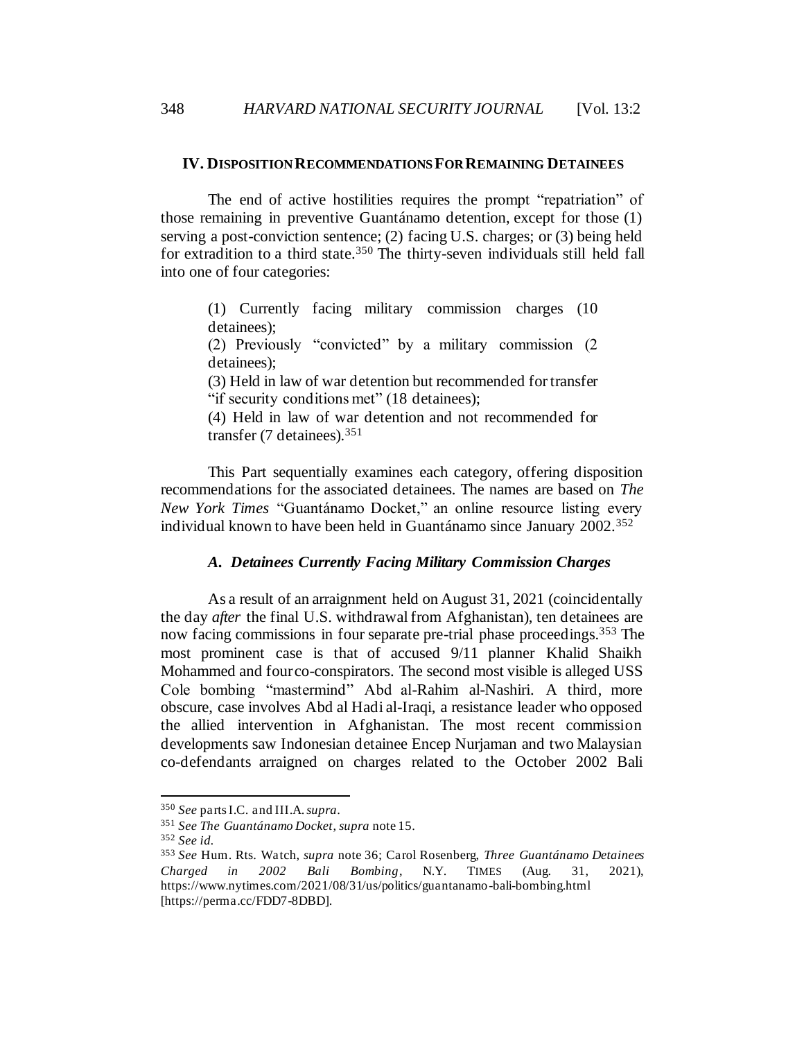## IV. Disposition Recommendations For Remaining Detainees

The end of active hostilities requires the prompt "repatriation" of those remaining in preventive Guantánamo detention, except for those (1) serving a post-conviction sentence; (2) facing U.S. charges; or (3) being held for extradition to a third state.[350] The thirty-seven individuals still held fall into one of four categories:

> (1) Currently facing military commission charges (10 detainees);
> (2) Previously "convicted" by a military commission (2 detainees);
> (3) Held in law of war detention but recommended for transfer "if security conditions met" (18 detainees);
> (4) Held in law of war detention and not recommended for transfer (7 detainees).[351]

This Part sequentially examines each category, offering disposition recommendations for the associated detainees. The names are based on *The New York Times* "Guantánamo Docket," an online resource listing every individual known to have been held in Guantánamo since January 2002.[352]

### *A. Detainees Currently Facing Military Commission Charges*

As a result of an arraignment held on August 31, 2021 (coincidentally the day *after* the final U.S. withdrawal from Afghanistan), ten detainees are now facing commissions in four separate pre-trial phase proceedings.[353] The most prominent case is that of accused 9/11 planner Khalid Shaikh Mohammed and four co-conspirators. The second most visible is alleged USS Cole bombing "mastermind" Abd al-Rahim al-Nashiri. A third, more obscure, case involves Abd al Hadi al-Iraqi, a resistance leader who opposed the allied intervention in Afghanistan. The most recent commission developments saw Indonesian detainee Encep Nurjaman and two Malaysian co-defendants arraigned on charges related to the October 2002 Bali

---

[350] *See* parts I.C. and III.A. *supra*.

[351] *See The Guantánamo Docket*, *supra* note 15.

[352] *See id.*

[353] *See* Hum. Rts. Watch, *supra* note 36; Carol Rosenberg, *Three Guantánamo Detainees Charged in 2002 Bali Bombing*, N.Y. TIMES (Aug. 31, 2021), https://www.nytimes.com/2021/08/31/us/politics/guantanamo-bali-bombing.html [https://perma.cc/FDD7-8DBD].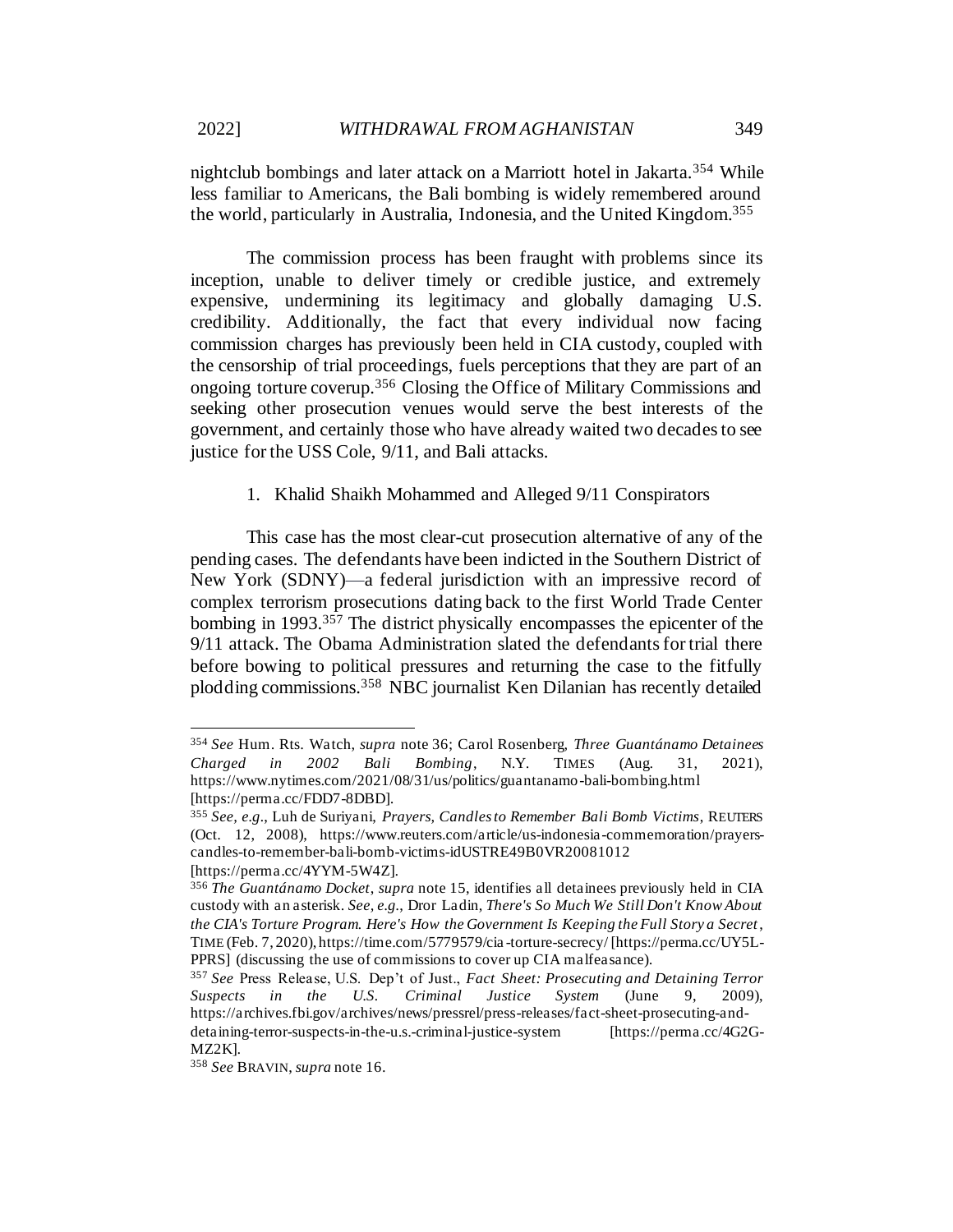nightclub bombings and later attack on a Marriott hotel in Jakarta.[354] While less familiar to Americans, the Bali bombing is widely remembered around the world, particularly in Australia, Indonesia, and the United Kingdom.[355]

The commission process has been fraught with problems since its inception, unable to deliver timely or credible justice, and extremely expensive, undermining its legitimacy and globally damaging U.S. credibility. Additionally, the fact that every individual now facing commission charges has previously been held in CIA custody, coupled with the censorship of trial proceedings, fuels perceptions that they are part of an ongoing torture coverup.[356] Closing the Office of Military Commissions and seeking other prosecution venues would serve the best interests of the government, and certainly those who have already waited two decades to see justice for the USS Cole, 9/11, and Bali attacks.

1. Khalid Shaikh Mohammed and Alleged 9/11 Conspirators

This case has the most clear-cut prosecution alternative of any of the pending cases. The defendants have been indicted in the Southern District of New York (SDNY)—a federal jurisdiction with an impressive record of complex terrorism prosecutions dating back to the first World Trade Center bombing in 1993.[357] The district physically encompasses the epicenter of the 9/11 attack. The Obama Administration slated the defendants for trial there before bowing to political pressures and returning the case to the fitfully plodding commissions.[358] NBC journalist Ken Dilanian has recently detailed

---

[354] *See* Hum. Rts. Watch, *supra* note 36; Carol Rosenberg, *Three Guantánamo Detainees Charged in 2002 Bali Bombing*, N.Y. TIMES (Aug. 31, 2021), https://www.nytimes.com/2021/08/31/us/politics/guantanamo-bali-bombing.html [https://perma.cc/FDD7-8DBD].

[355] *See, e.g.*, Luh de Suriyani, *Prayers, Candles to Remember Bali Bomb Victims*, REUTERS (Oct. 12, 2008), https://www.reuters.com/article/us-indonesia-commemoration/prayers-candles-to-remember-bali-bomb-victims-idUSTRE49B0VR20081012 [https://perma.cc/4YYM-5W4Z].

[356] *The Guantánamo Docket*, *supra* note 15, identifies all detainees previously held in CIA custody with an asterisk. *See, e.g.*, Dror Ladin, *There's So Much We Still Don't Know About the CIA's Torture Program. Here's How the Government Is Keeping the Full Story a Secret*, TIME (Feb. 7, 2020), https://time.com/5779579/cia-torture-secrecy/ [https://perma.cc/UY5L-PPRS] (discussing the use of commissions to cover up CIA malfeasance).

[357] *See* Press Release, U.S. Dep't of Just., *Fact Sheet: Prosecuting and Detaining Terror Suspects in the U.S. Criminal Justice System* (June 9, 2009), https://archives.fbi.gov/archives/news/pressrel/press-releases/fact-sheet-prosecuting-and-detaining-terror-suspects-in-the-u.s.-criminal-justice-system [https://perma.cc/4G2G-MZ2K].

[358] *See* BRAVIN, *supra* note 16.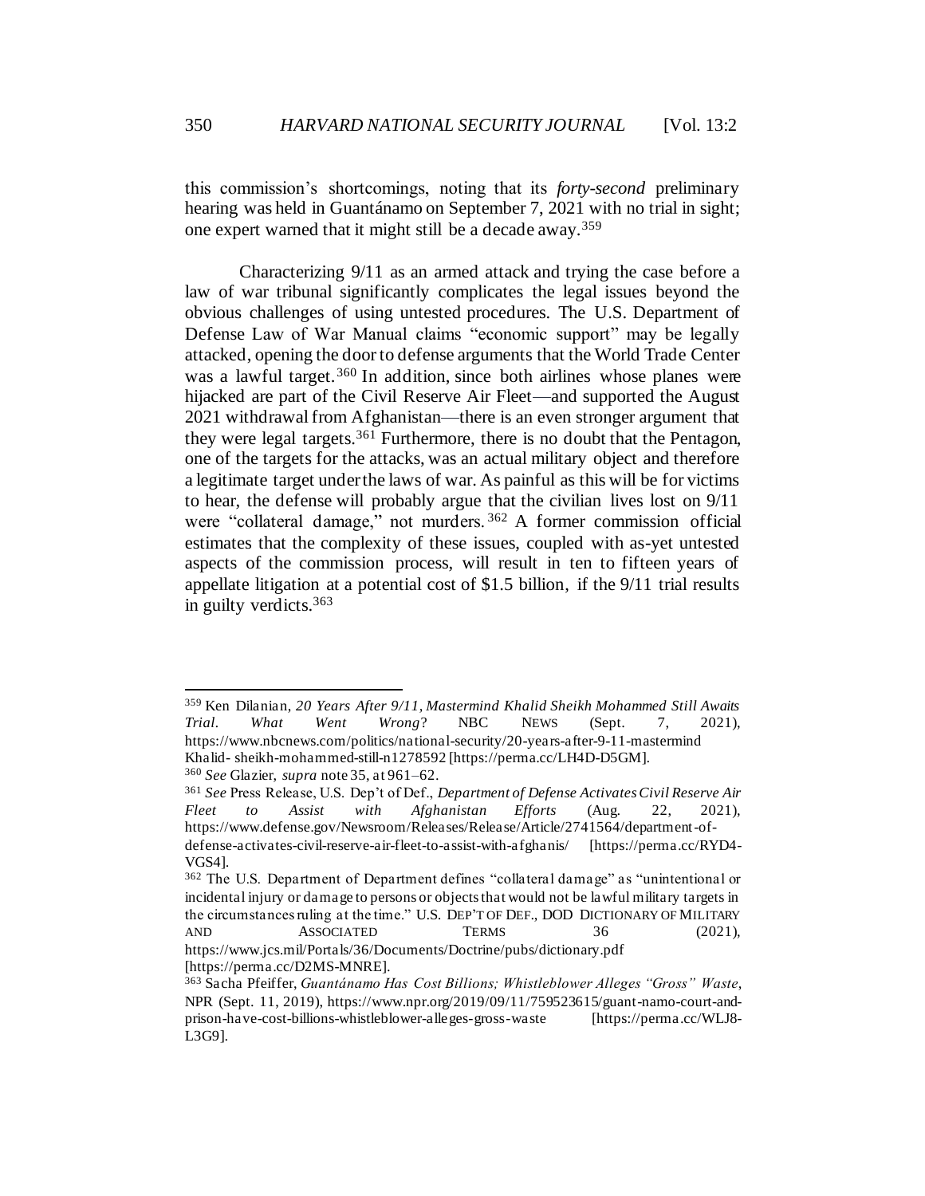this commission's shortcomings, noting that its *forty-second* preliminary hearing was held in Guantánamo on September 7, 2021 with no trial in sight; one expert warned that it might still be a decade away.[359]

Characterizing 9/11 as an armed attack and trying the case before a law of war tribunal significantly complicates the legal issues beyond the obvious challenges of using untested procedures. The U.S. Department of Defense Law of War Manual claims "economic support" may be legally attacked, opening the door to defense arguments that the World Trade Center was a lawful target.[360] In addition, since both airlines whose planes were hijacked are part of the Civil Reserve Air Fleet—and supported the August 2021 withdrawal from Afghanistan—there is an even stronger argument that they were legal targets.[361] Furthermore, there is no doubt that the Pentagon, one of the targets for the attacks, was an actual military object and therefore a legitimate target under the laws of war. As painful as this will be for victims to hear, the defense will probably argue that the civilian lives lost on 9/11 were "collateral damage," not murders.[362] A former commission official estimates that the complexity of these issues, coupled with as-yet untested aspects of the commission process, will result in ten to fifteen years of appellate litigation at a potential cost of $1.5 billion, if the 9/11 trial results in guilty verdicts.[363]

---

[359] Ken Dilanian, *20 Years After 9/11, Mastermind Khalid Sheikh Mohammed Still Awaits Trial. What Went Wrong*? NBC NEWS (Sept. 7, 2021), https://www.nbcnews.com/politics/national-security/20-years-after-9-11-mastermind Khalid- sheikh-mohammed-still-n1278592 [https://perma.cc/LH4D-D5GM].

[360] *See* Glazier, *supra* note 35, at 961–62.

[361] *See* Press Release, U.S. Dep't of Def., *Department of Defense Activates Civil Reserve Air Fleet to Assist with Afghanistan Efforts* (Aug. 22, 2021), https://www.defense.gov/Newsroom/Releases/Release/Article/2741564/department-of-defense-activates-civil-reserve-air-fleet-to-assist-with-afghanis/ [https://perma.cc/RYD4-VGS4].

[362] The U.S. Department of Department defines "collateral damage" as "unintentional or incidental injury or damage to persons or objects that would not be lawful military targets in the circumstances ruling at the time." U.S. DEP'T OF DEF., DOD DICTIONARY OF MILITARY AND ASSOCIATED TERMS 36 (2021), https://www.jcs.mil/Portals/36/Documents/Doctrine/pubs/dictionary.pdf [https://perma.cc/D2MS-MNRE].

[363] Sacha Pfeiffer, *Guantánamo Has Cost Billions; Whistleblower Alleges "Gross" Waste*, NPR (Sept. 11, 2019), https://www.npr.org/2019/09/11/759523615/guant-namo-court-and-prison-have-cost-billions-whistleblower-alleges-gross-waste [https://perma.cc/WLJ8-L3G9].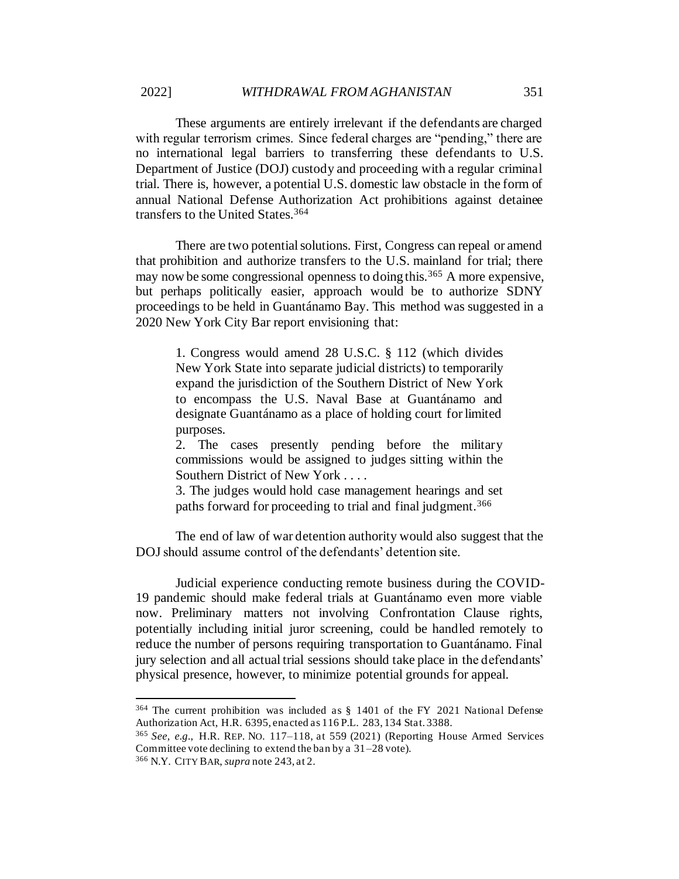These arguments are entirely irrelevant if the defendants are charged with regular terrorism crimes. Since federal charges are "pending," there are no international legal barriers to transferring these defendants to U.S. Department of Justice (DOJ) custody and proceeding with a regular criminal trial. There is, however, a potential U.S. domestic law obstacle in the form of annual National Defense Authorization Act prohibitions against detainee transfers to the United States.[364]

There are two potential solutions. First, Congress can repeal or amend that prohibition and authorize transfers to the U.S. mainland for trial; there may now be some congressional openness to doing this.[365] A more expensive, but perhaps politically easier, approach would be to authorize SDNY proceedings to be held in Guantánamo Bay. This method was suggested in a 2020 New York City Bar report envisioning that:

> 1. Congress would amend 28 U.S.C. § 112 (which divides New York State into separate judicial districts) to temporarily expand the jurisdiction of the Southern District of New York to encompass the U.S. Naval Base at Guantánamo and designate Guantánamo as a place of holding court for limited purposes.
> 2. The cases presently pending before the military commissions would be assigned to judges sitting within the Southern District of New York . . . .
> 3. The judges would hold case management hearings and set paths forward for proceeding to trial and final judgment.[366]

The end of law of war detention authority would also suggest that the DOJ should assume control of the defendants' detention site.

Judicial experience conducting remote business during the COVID-19 pandemic should make federal trials at Guantánamo even more viable now. Preliminary matters not involving Confrontation Clause rights, potentially including initial juror screening, could be handled remotely to reduce the number of persons requiring transportation to Guantánamo. Final jury selection and all actual trial sessions should take place in the defendants' physical presence, however, to minimize potential grounds for appeal.

---

[364] The current prohibition was included as § 1401 of the FY 2021 National Defense Authorization Act, H.R. 6395, enacted as 116 P.L. 283, 134 Stat. 3388.

[365] *See, e.g.*, H.R. REP. NO. 117–118, at 559 (2021) (Reporting House Armed Services Committee vote declining to extend the ban by a 31–28 vote).

[366] N.Y. CITY BAR, *supra* note 243, at 2.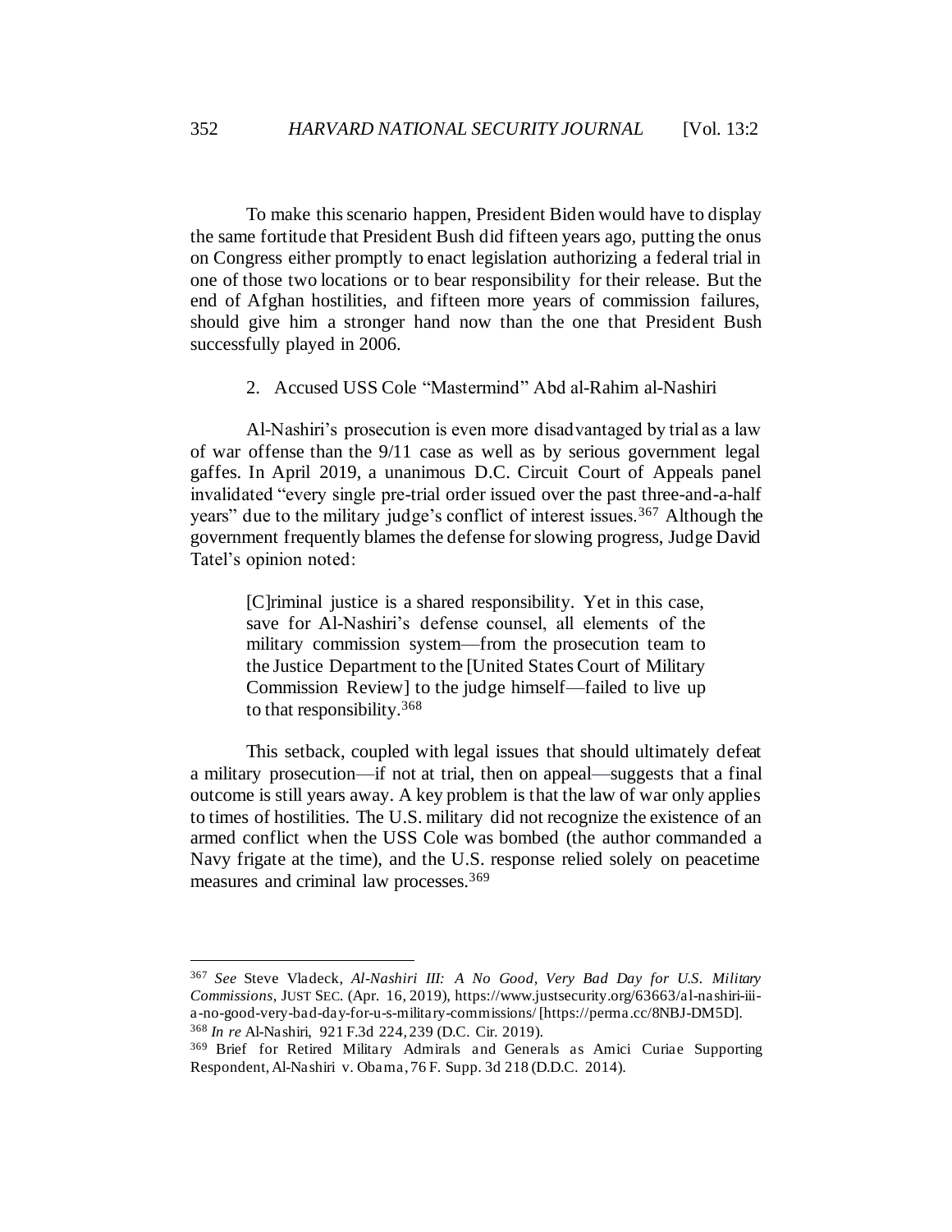To make this scenario happen, President Biden would have to display the same fortitude that President Bush did fifteen years ago, putting the onus on Congress either promptly to enact legislation authorizing a federal trial in one of those two locations or to bear responsibility for their release. But the end of Afghan hostilities, and fifteen more years of commission failures, should give him a stronger hand now than the one that President Bush successfully played in 2006.

### 2. Accused USS Cole "Mastermind" Abd al-Rahim al-Nashiri

Al-Nashiri's prosecution is even more disadvantaged by trial as a law of war offense than the 9/11 case as well as by serious government legal gaffes. In April 2019, a unanimous D.C. Circuit Court of Appeals panel invalidated "every single pre-trial order issued over the past three-and-a-half years" due to the military judge's conflict of interest issues.[367] Although the government frequently blames the defense for slowing progress, Judge David Tatel's opinion noted:

> [C]riminal justice is a shared responsibility. Yet in this case, save for Al-Nashiri's defense counsel, all elements of the military commission system—from the prosecution team to the Justice Department to the [United States Court of Military Commission Review] to the judge himself—failed to live up to that responsibility.[368]

This setback, coupled with legal issues that should ultimately defeat a military prosecution—if not at trial, then on appeal—suggests that a final outcome is still years away. A key problem is that the law of war only applies to times of hostilities. The U.S. military did not recognize the existence of an armed conflict when the USS Cole was bombed (the author commanded a Navy frigate at the time), and the U.S. response relied solely on peacetime measures and criminal law processes.[369]

---

[367] *See* Steve Vladeck, *Al-Nashiri III: A No Good, Very Bad Day for U.S. Military Commissions*, JUST SEC. (Apr. 16, 2019), https://www.justsecurity.org/63663/al-nashiri-iii-a-no-good-very-bad-day-for-u-s-military-commissions/ [https://perma.cc/8NBJ-DM5D].

[368] *In re* Al-Nashiri, 921 F.3d 224, 239 (D.C. Cir. 2019).

[369] Brief for Retired Military Admirals and Generals as Amici Curiae Supporting Respondent, Al-Nashiri v. Obama, 76 F. Supp. 3d 218 (D.D.C. 2014).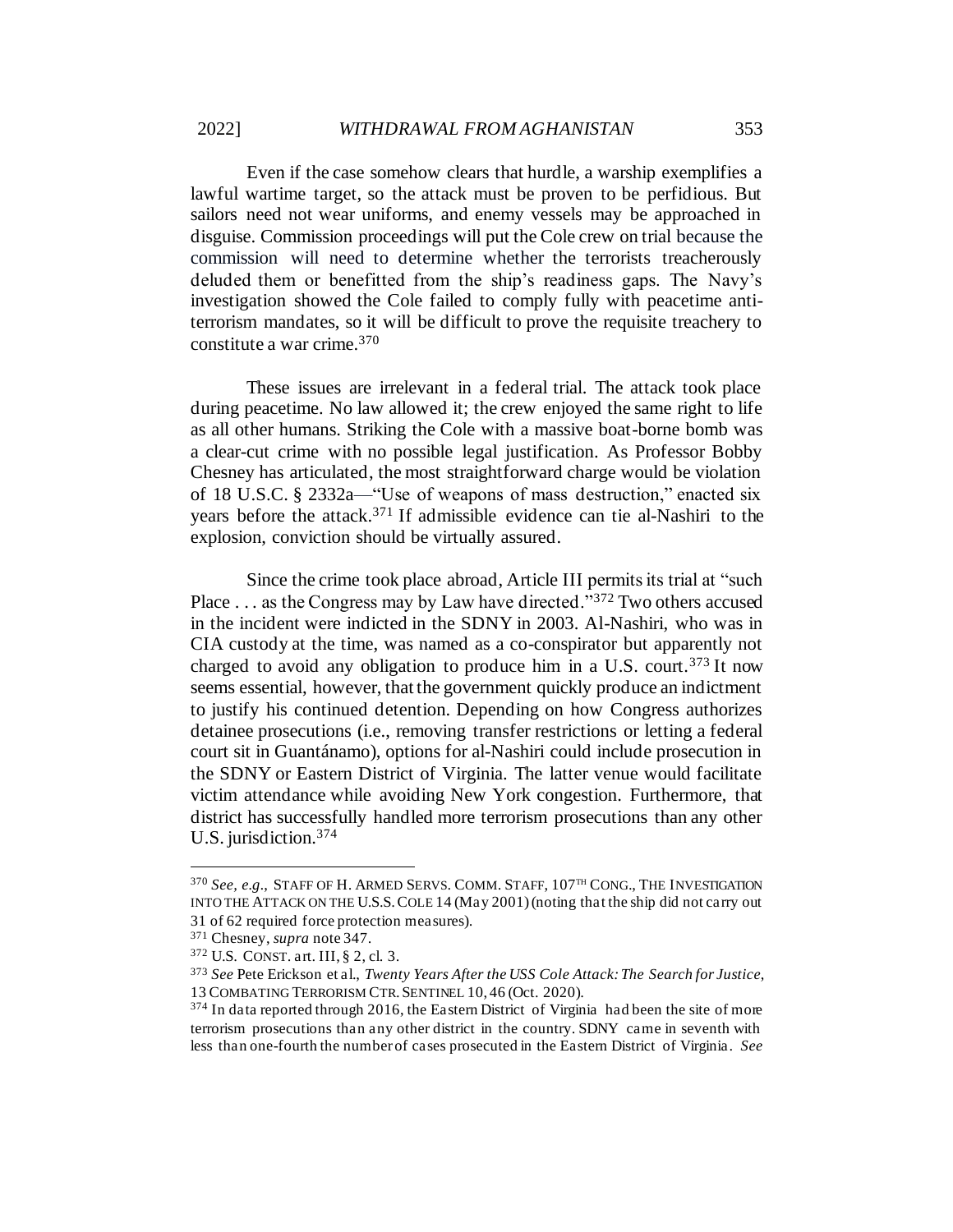Even if the case somehow clears that hurdle, a warship exemplifies a lawful wartime target, so the attack must be proven to be perfidious. But sailors need not wear uniforms, and enemy vessels may be approached in disguise. Commission proceedings will put the Cole crew on trial because the commission will need to determine whether the terrorists treacherously deluded them or benefitted from the ship's readiness gaps. The Navy's investigation showed the Cole failed to comply fully with peacetime anti-terrorism mandates, so it will be difficult to prove the requisite treachery to constitute a war crime.[370]

These issues are irrelevant in a federal trial. The attack took place during peacetime. No law allowed it; the crew enjoyed the same right to life as all other humans. Striking the Cole with a massive boat-borne bomb was a clear-cut crime with no possible legal justification. As Professor Bobby Chesney has articulated, the most straightforward charge would be violation of 18 U.S.C. § 2332a—"Use of weapons of mass destruction," enacted six years before the attack.[371] If admissible evidence can tie al-Nashiri to the explosion, conviction should be virtually assured.

Since the crime took place abroad, Article III permits its trial at "such Place . . . as the Congress may by Law have directed."[372] Two others accused in the incident were indicted in the SDNY in 2003. Al-Nashiri, who was in CIA custody at the time, was named as a co-conspirator but apparently not charged to avoid any obligation to produce him in a U.S. court.[373] It now seems essential, however, that the government quickly produce an indictment to justify his continued detention. Depending on how Congress authorizes detainee prosecutions (i.e., removing transfer restrictions or letting a federal court sit in Guantánamo), options for al-Nashiri could include prosecution in the SDNY or Eastern District of Virginia. The latter venue would facilitate victim attendance while avoiding New York congestion. Furthermore, that district has successfully handled more terrorism prosecutions than any other U.S. jurisdiction.[374]

---

[370] *See, e.g.*, STAFF OF H. ARMED SERVS. COMM. STAFF, 107TH CONG., THE INVESTIGATION INTO THE ATTACK ON THE U.S.S. COLE 14 (May 2001) (noting that the ship did not carry out 31 of 62 required force protection measures).

[371] Chesney, *supra* note 347.

[372] U.S. CONST. art. III, § 2, cl. 3.

[373] *See* Pete Erickson et al., *Twenty Years After the USS Cole Attack: The Search for Justice*, 13 COMBATING TERRORISM CTR. SENTINEL 10, 46 (Oct. 2020).

[374] In data reported through 2016, the Eastern District of Virginia had been the site of more terrorism prosecutions than any other district in the country. SDNY came in seventh with less than one-fourth the number of cases prosecuted in the Eastern District of Virginia. *See*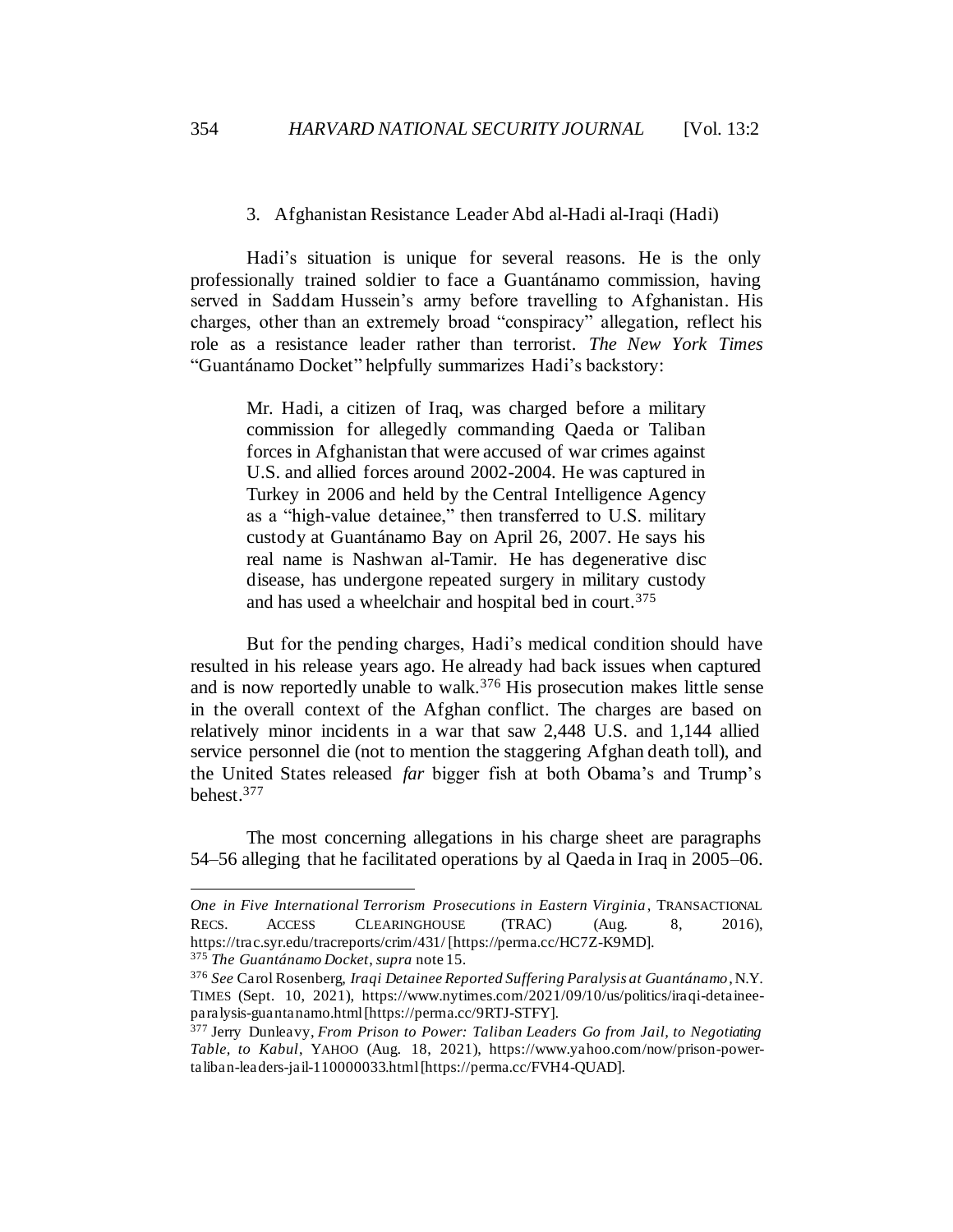### 3. Afghanistan Resistance Leader Abd al-Hadi al-Iraqi (Hadi)

Hadi's situation is unique for several reasons. He is the only professionally trained soldier to face a Guantánamo commission, having served in Saddam Hussein's army before travelling to Afghanistan. His charges, other than an extremely broad "conspiracy" allegation, reflect his role as a resistance leader rather than terrorist. *The New York Times* "Guantánamo Docket" helpfully summarizes Hadi's backstory:

> Mr. Hadi, a citizen of Iraq, was charged before a military commission for allegedly commanding Qaeda or Taliban forces in Afghanistan that were accused of war crimes against U.S. and allied forces around 2002-2004. He was captured in Turkey in 2006 and held by the Central Intelligence Agency as a "high-value detainee," then transferred to U.S. military custody at Guantánamo Bay on April 26, 2007. He says his real name is Nashwan al-Tamir. He has degenerative disc disease, has undergone repeated surgery in military custody and has used a wheelchair and hospital bed in court.[375]

But for the pending charges, Hadi's medical condition should have resulted in his release years ago. He already had back issues when captured and is now reportedly unable to walk.[376] His prosecution makes little sense in the overall context of the Afghan conflict. The charges are based on relatively minor incidents in a war that saw 2,448 U.S. and 1,144 allied service personnel die (not to mention the staggering Afghan death toll), and the United States released *far* bigger fish at both Obama's and Trump's behest.[377]

The most concerning allegations in his charge sheet are paragraphs 54–56 alleging that he facilitated operations by al Qaeda in Iraq in 2005–06.

---

*One in Five International Terrorism Prosecutions in Eastern Virginia*, TRANSACTIONAL RECS. ACCESS CLEARINGHOUSE (TRAC) (Aug. 8, 2016), https://trac.syr.edu/tracreports/crim/431/ [https://perma.cc/HC7Z-K9MD].

[375] *The Guantánamo Docket*, *supra* note 15.

[376] *See* Carol Rosenberg, *Iraqi Detainee Reported Suffering Paralysis at Guantánamo*, N.Y. TIMES (Sept. 10, 2021), https://www.nytimes.com/2021/09/10/us/politics/iraqi-detainee-paralysis-guantanamo.html [https://perma.cc/9RTJ-STFY].

[377] Jerry Dunleavy, *From Prison to Power: Taliban Leaders Go from Jail, to Negotiating Table, to Kabul*, YAHOO (Aug. 18, 2021), https://www.yahoo.com/now/prison-power-taliban-leaders-jail-110000033.html [https://perma.cc/FVH4-QUAD].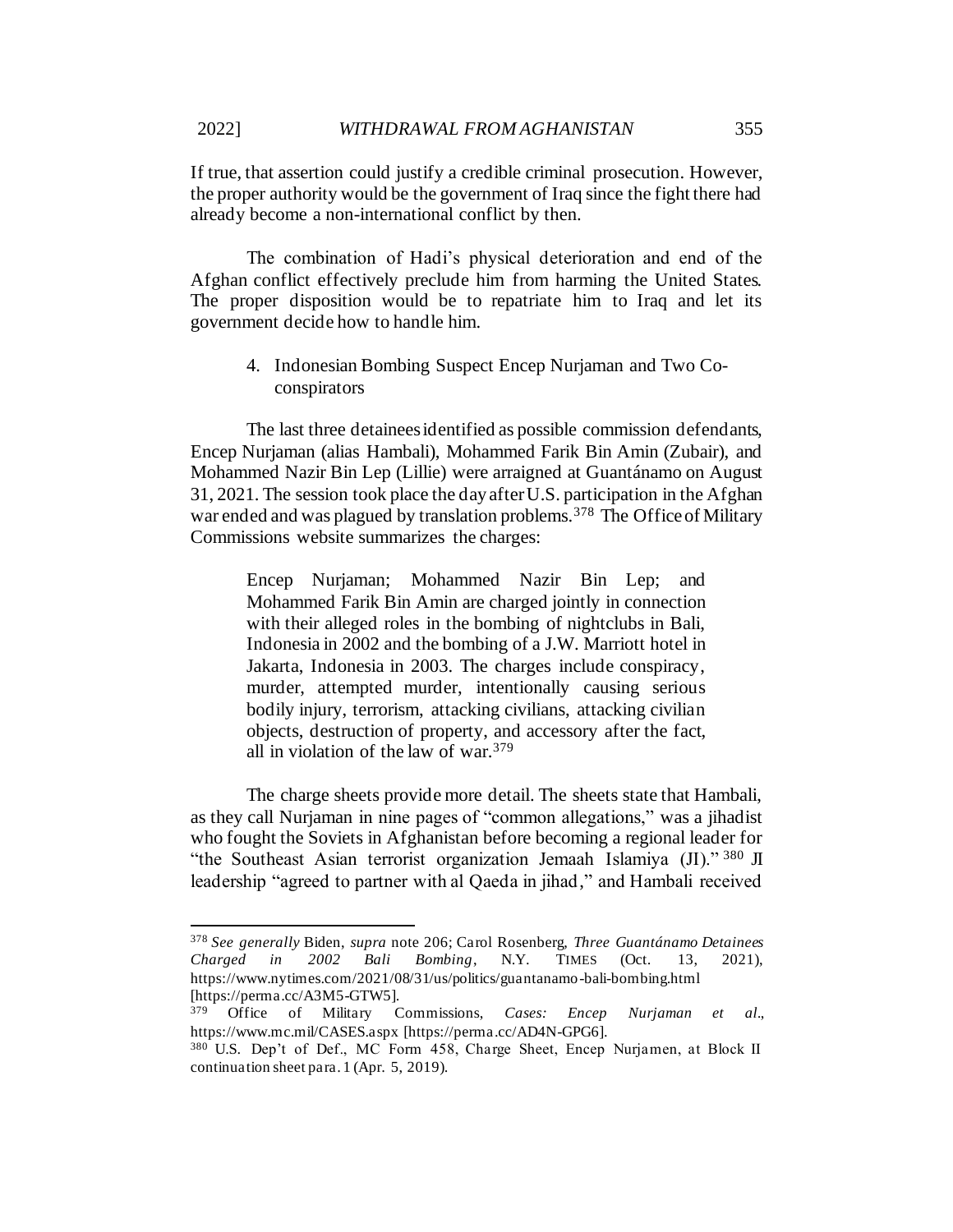If true, that assertion could justify a credible criminal prosecution. However, the proper authority would be the government of Iraq since the fight there had already become a non-international conflict by then.

The combination of Hadi's physical deterioration and end of the Afghan conflict effectively preclude him from harming the United States. The proper disposition would be to repatriate him to Iraq and let its government decide how to handle him.

4. Indonesian Bombing Suspect Encep Nurjaman and Two Co-conspirators

The last three detainees identified as possible commission defendants, Encep Nurjaman (alias Hambali), Mohammed Farik Bin Amin (Zubair), and Mohammed Nazir Bin Lep (Lillie) were arraigned at Guantánamo on August 31, 2021. The session took place the day after U.S. participation in the Afghan war ended and was plagued by translation problems.[378] The Office of Military Commissions website summarizes the charges:

> Encep Nurjaman; Mohammed Nazir Bin Lep; and Mohammed Farik Bin Amin are charged jointly in connection with their alleged roles in the bombing of nightclubs in Bali, Indonesia in 2002 and the bombing of a J.W. Marriott hotel in Jakarta, Indonesia in 2003. The charges include conspiracy, murder, attempted murder, intentionally causing serious bodily injury, terrorism, attacking civilians, attacking civilian objects, destruction of property, and accessory after the fact, all in violation of the law of war.[379]

The charge sheets provide more detail. The sheets state that Hambali, as they call Nurjaman in nine pages of "common allegations," was a jihadist who fought the Soviets in Afghanistan before becoming a regional leader for "the Southeast Asian terrorist organization Jemaah Islamiya (JI)."[380] JI leadership "agreed to partner with al Qaeda in jihad," and Hambali received

---

[378] *See generally* Biden, *supra* note 206; Carol Rosenberg, *Three Guantánamo Detainees Charged in 2002 Bali Bombing*, N.Y. TIMES (Oct. 13, 2021), https://www.nytimes.com/2021/08/31/us/politics/guantanamo-bali-bombing.html [https://perma.cc/A3M5-GTW5].

[379] Office of Military Commissions, *Cases: Encep Nurjaman et al*., https://www.mc.mil/CASES.aspx [https://perma.cc/AD4N-GPG6].

[380] U.S. Dep't of Def., MC Form 458, Charge Sheet, Encep Nurjamen, at Block II continuation sheet para. 1 (Apr. 5, 2019).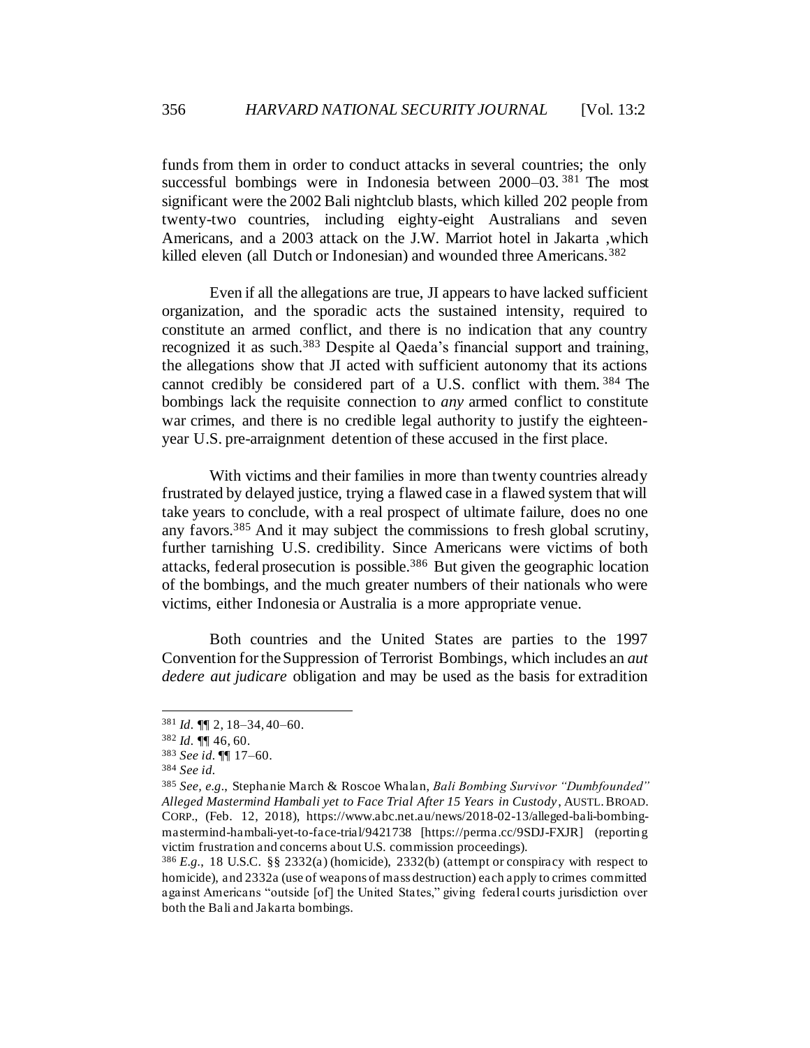funds from them in order to conduct attacks in several countries; the only successful bombings were in Indonesia between 2000–03.[381] The most significant were the 2002 Bali nightclub blasts, which killed 202 people from twenty-two countries, including eighty-eight Australians and seven Americans, and a 2003 attack on the J.W. Marriot hotel in Jakarta ,which killed eleven (all Dutch or Indonesian) and wounded three Americans.[382]

Even if all the allegations are true, JI appears to have lacked sufficient organization, and the sporadic acts the sustained intensity, required to constitute an armed conflict, and there is no indication that any country recognized it as such.[383] Despite al Qaeda's financial support and training, the allegations show that JI acted with sufficient autonomy that its actions cannot credibly be considered part of a U.S. conflict with them.[384] The bombings lack the requisite connection to *any* armed conflict to constitute war crimes, and there is no credible legal authority to justify the eighteen-year U.S. pre-arraignment detention of these accused in the first place.

With victims and their families in more than twenty countries already frustrated by delayed justice, trying a flawed case in a flawed system that will take years to conclude, with a real prospect of ultimate failure, does no one any favors.[385] And it may subject the commissions to fresh global scrutiny, further tarnishing U.S. credibility. Since Americans were victims of both attacks, federal prosecution is possible.[386] But given the geographic location of the bombings, and the much greater numbers of their nationals who were victims, either Indonesia or Australia is a more appropriate venue.

Both countries and the United States are parties to the 1997 Convention for the Suppression of Terrorist Bombings, which includes an *aut dedere aut judicare* obligation and may be used as the basis for extradition

---

[381] *Id.* ¶¶ 2, 18–34, 40–60.

[382] *Id.* ¶¶ 46, 60.

[383] *See id.* ¶¶ 17–60.

[384] *See id.*

[385] *See, e.g.*, Stephanie March & Roscoe Whalan, *Bali Bombing Survivor "Dumbfounded" Alleged Mastermind Hambali yet to Face Trial After 15 Years in Custody*, AUSTL. BROAD. CORP., (Feb. 12, 2018), https://www.abc.net.au/news/2018-02-13/alleged-bali-bombing-mastermind-hambali-yet-to-face-trial/9421738 [https://perma.cc/9SDJ-FXJR] (reporting victim frustration and concerns about U.S. commission proceedings).

[386] *E.g.*, 18 U.S.C. §§ 2332(a) (homicide), 2332(b) (attempt or conspiracy with respect to homicide), and 2332a (use of weapons of mass destruction) each apply to crimes committed against Americans "outside [of] the United States," giving federal courts jurisdiction over both the Bali and Jakarta bombings.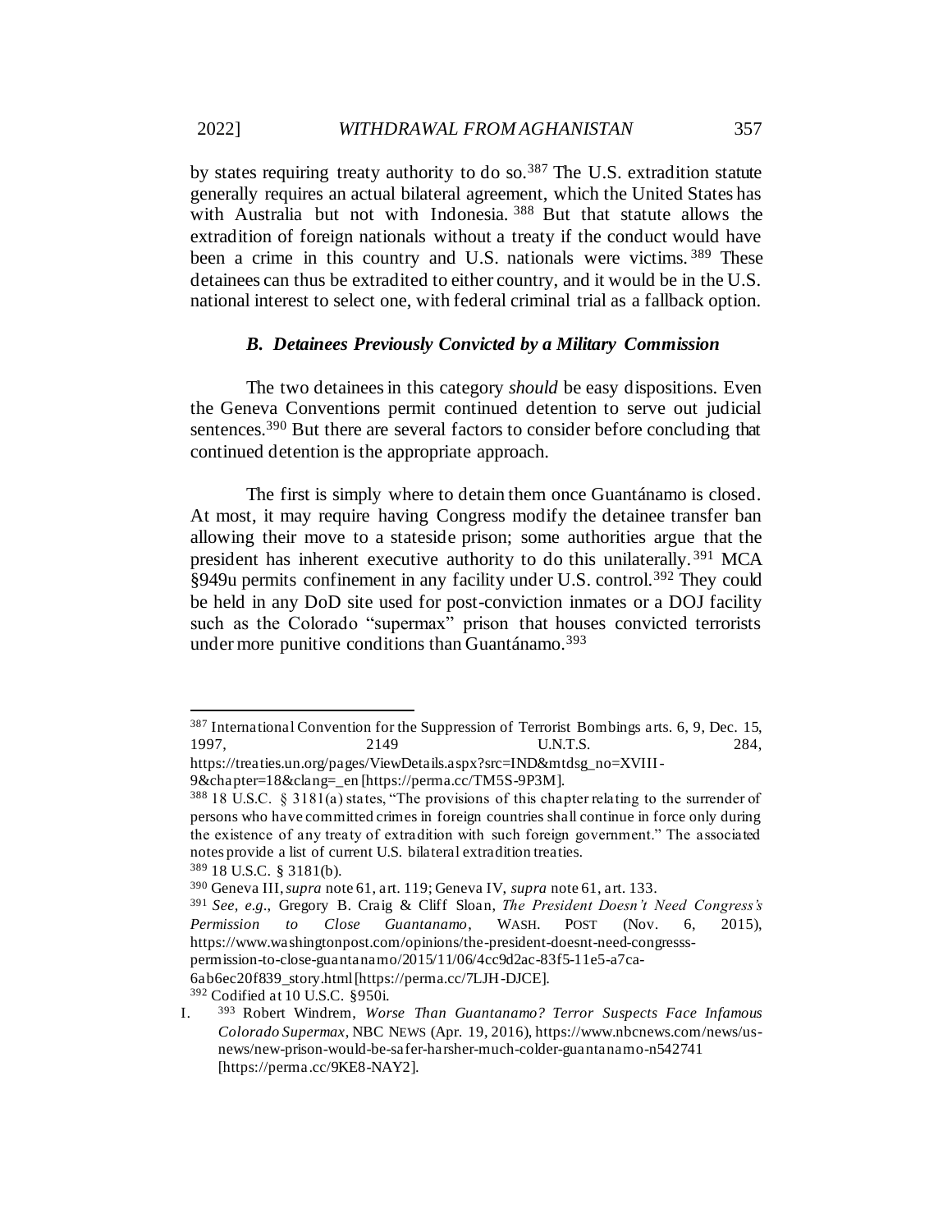by states requiring treaty authority to do so.[387] The U.S. extradition statute generally requires an actual bilateral agreement, which the United States has with Australia but not with Indonesia.[388] But that statute allows the extradition of foreign nationals without a treaty if the conduct would have been a crime in this country and U.S. nationals were victims.[389] These detainees can thus be extradited to either country, and it would be in the U.S. national interest to select one, with federal criminal trial as a fallback option.

### *B. Detainees Previously Convicted by a Military Commission*

The two detainees in this category *should* be easy dispositions. Even the Geneva Conventions permit continued detention to serve out judicial sentences.[390] But there are several factors to consider before concluding that continued detention is the appropriate approach.

The first is simply where to detain them once Guantánamo is closed. At most, it may require having Congress modify the detainee transfer ban allowing their move to a stateside prison; some authorities argue that the president has inherent executive authority to do this unilaterally.[391] MCA §949u permits confinement in any facility under U.S. control.[392] They could be held in any DoD site used for post-conviction inmates or a DOJ facility such as the Colorado "supermax" prison that houses convicted terrorists under more punitive conditions than Guantánamo.[393]

---

[387] International Convention for the Suppression of Terrorist Bombings arts. 6, 9, Dec. 15, 1997, 2149 U.N.T.S. 284, https://treaties.un.org/pages/ViewDetails.aspx?src=IND&mtdsg_no=XVIII-9&chapter=18&clang=_en [https://perma.cc/TM5S-9P3M].

[388] 18 U.S.C. § 3181(a) states, "The provisions of this chapter relating to the surrender of persons who have committed crimes in foreign countries shall continue in force only during the existence of any treaty of extradition with such foreign government." The associated notes provide a list of current U.S. bilateral extradition treaties.

[389] 18 U.S.C. § 3181(b).

[390] Geneva III, *supra* note 61, art. 119; Geneva IV, *supra* note 61, art. 133.

[391] *See, e.g.*, Gregory B. Craig & Cliff Sloan, *The President Doesn't Need Congress's Permission to Close Guantanamo*, WASH. POST (Nov. 6, 2015), https://www.washingtonpost.com/opinions/the-president-doesnt-need-congresss-permission-to-close-guantanamo/2015/11/06/4cc9d2ac-83f5-11e5-a7ca-6ab6ec20f839_story.html [https://perma.cc/7LJH-DJCE].

[392] Codified at 10 U.S.C. §950i.

[393] Robert Windrem, *Worse Than Guantanamo? Terror Suspects Face Infamous Colorado Supermax*, NBC NEWS (Apr. 19, 2016), https://www.nbcnews.com/news/us-news/new-prison-would-be-safer-harsher-much-colder-guantanamo-n542741 [https://perma.cc/9KE8-NAY2].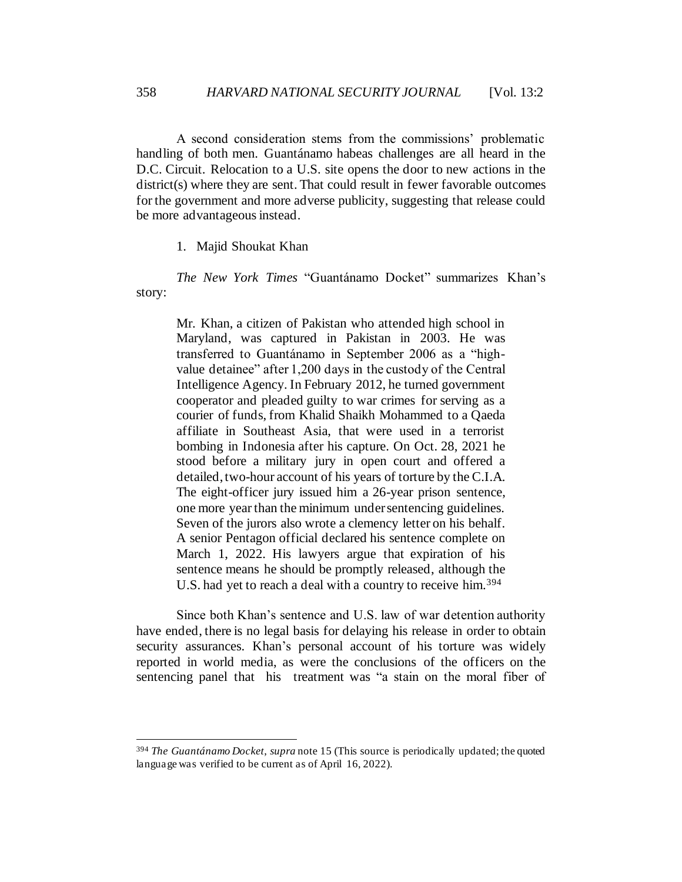A second consideration stems from the commissions' problematic handling of both men. Guantánamo habeas challenges are all heard in the D.C. Circuit. Relocation to a U.S. site opens the door to new actions in the district(s) where they are sent. That could result in fewer favorable outcomes for the government and more adverse publicity, suggesting that release could be more advantageous instead.

1. Majid Shoukat Khan

*The New York Times* "Guantánamo Docket" summarizes Khan's story:

> Mr. Khan, a citizen of Pakistan who attended high school in Maryland, was captured in Pakistan in 2003. He was transferred to Guantánamo in September 2006 as a "high-value detainee" after 1,200 days in the custody of the Central Intelligence Agency. In February 2012, he turned government cooperator and pleaded guilty to war crimes for serving as a courier of funds, from Khalid Shaikh Mohammed to a Qaeda affiliate in Southeast Asia, that were used in a terrorist bombing in Indonesia after his capture. On Oct. 28, 2021 he stood before a military jury in open court and offered a detailed, two-hour account of his years of torture by the C.I.A. The eight-officer jury issued him a 26-year prison sentence, one more year than the minimum under sentencing guidelines. Seven of the jurors also wrote a clemency letter on his behalf. A senior Pentagon official declared his sentence complete on March 1, 2022. His lawyers argue that expiration of his sentence means he should be promptly released, although the U.S. had yet to reach a deal with a country to receive him.[394]

Since both Khan's sentence and U.S. law of war detention authority have ended, there is no legal basis for delaying his release in order to obtain security assurances. Khan's personal account of his torture was widely reported in world media, as were the conclusions of the officers on the sentencing panel that his treatment was "a stain on the moral fiber of

---

[394] *The Guantánamo Docket*, *supra* note 15 (This source is periodically updated; the quoted language was verified to be current as of April 16, 2022).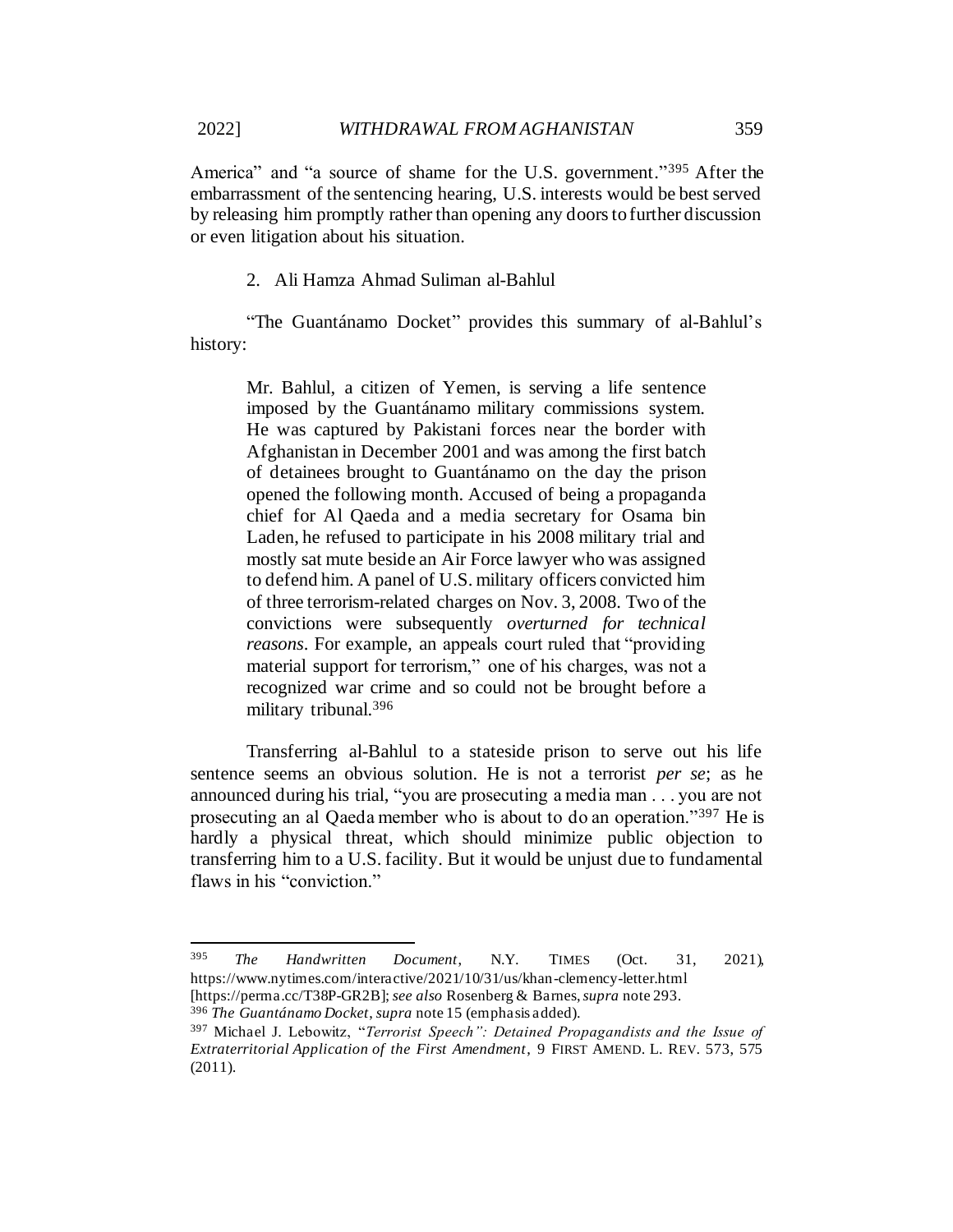America" and "a source of shame for the U.S. government."[395] After the embarrassment of the sentencing hearing, U.S. interests would be best served by releasing him promptly rather than opening any doors to further discussion or even litigation about his situation.

2. Ali Hamza Ahmad Suliman al-Bahlul

"The Guantánamo Docket" provides this summary of al-Bahlul's history:

> Mr. Bahlul, a citizen of Yemen, is serving a life sentence imposed by the Guantánamo military commissions system. He was captured by Pakistani forces near the border with Afghanistan in December 2001 and was among the first batch of detainees brought to Guantánamo on the day the prison opened the following month. Accused of being a propaganda chief for Al Qaeda and a media secretary for Osama bin Laden, he refused to participate in his 2008 military trial and mostly sat mute beside an Air Force lawyer who was assigned to defend him. A panel of U.S. military officers convicted him of three terrorism-related charges on Nov. 3, 2008. Two of the convictions were subsequently *overturned for technical reasons*. For example, an appeals court ruled that "providing material support for terrorism," one of his charges, was not a recognized war crime and so could not be brought before a military tribunal.[396]

Transferring al-Bahlul to a stateside prison to serve out his life sentence seems an obvious solution. He is not a terrorist *per se*; as he announced during his trial, "you are prosecuting a media man . . . you are not prosecuting an al Qaeda member who is about to do an operation."[397] He is hardly a physical threat, which should minimize public objection to transferring him to a U.S. facility. But it would be unjust due to fundamental flaws in his "conviction."

---

[395] *The Handwritten Document*, N.Y. TIMES (Oct. 31, 2021), https://www.nytimes.com/interactive/2021/10/31/us/khan-clemency-letter.html [https://perma.cc/T38P-GR2B]; *see also* Rosenberg & Barnes, *supra* note 293.

[396] *The Guantánamo Docket*, *supra* note 15 (emphasis added).

[397] Michael J. Lebowitz, "*Terrorist Speech": Detained Propagandists and the Issue of Extraterritorial Application of the First Amendment*, 9 FIRST AMEND. L. REV. 573, 575 (2011).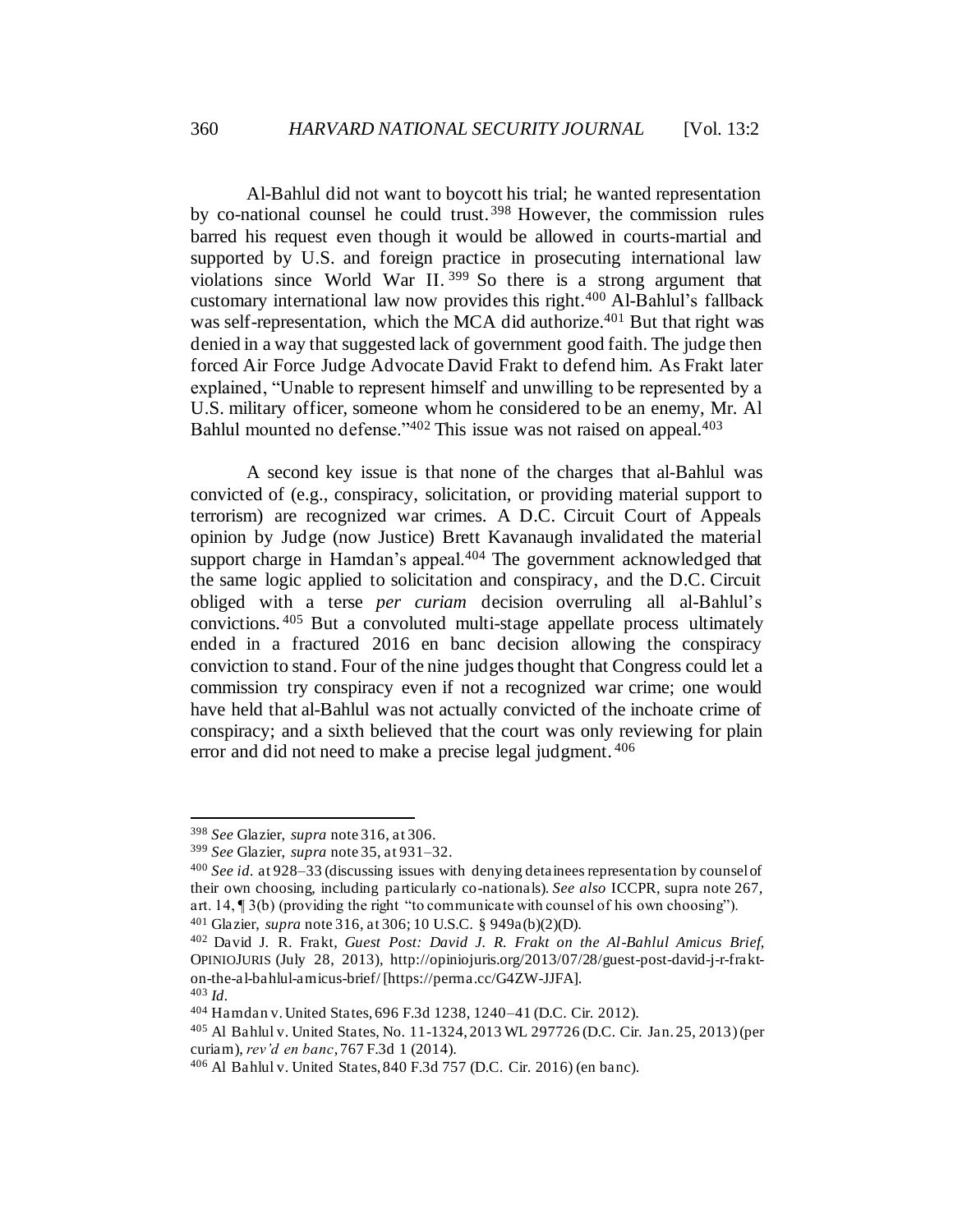Al-Bahlul did not want to boycott his trial; he wanted representation by co-national counsel he could trust.[398] However, the commission rules barred his request even though it would be allowed in courts-martial and supported by U.S. and foreign practice in prosecuting international law violations since World War II.[399] So there is a strong argument that customary international law now provides this right.[400] Al-Bahlul's fallback was self-representation, which the MCA did authorize.[401] But that right was denied in a way that suggested lack of government good faith. The judge then forced Air Force Judge Advocate David Frakt to defend him. As Frakt later explained, "Unable to represent himself and unwilling to be represented by a U.S. military officer, someone whom he considered to be an enemy, Mr. Al Bahlul mounted no defense."[402] This issue was not raised on appeal.[403]

A second key issue is that none of the charges that al-Bahlul was convicted of (e.g., conspiracy, solicitation, or providing material support to terrorism) are recognized war crimes. A D.C. Circuit Court of Appeals opinion by Judge (now Justice) Brett Kavanaugh invalidated the material support charge in Hamdan's appeal.[404] The government acknowledged that the same logic applied to solicitation and conspiracy, and the D.C. Circuit obliged with a terse *per curiam* decision overruling all al-Bahlul's convictions.[405] But a convoluted multi-stage appellate process ultimately ended in a fractured 2016 en banc decision allowing the conspiracy conviction to stand. Four of the nine judges thought that Congress could let a commission try conspiracy even if not a recognized war crime; one would have held that al-Bahlul was not actually convicted of the inchoate crime of conspiracy; and a sixth believed that the court was only reviewing for plain error and did not need to make a precise legal judgment.[406]

---

[398] *See* Glazier, *supra* note 316, at 306.

[399] *See* Glazier, *supra* note 35, at 931–32.

[400] *See id.* at 928–33 (discussing issues with denying detainees representation by counsel of their own choosing, including particularly co-nationals). *See also* ICCPR, supra note 267, art. 14, ¶ 3(b) (providing the right "to communicate with counsel of his own choosing").

[401] Glazier, *supra* note 316, at 306; 10 U.S.C. § 949a(b)(2)(D).

[402] David J. R. Frakt, *Guest Post: David J. R. Frakt on the Al-Bahlul Amicus Brief*, OPINIOJURIS (July 28, 2013), http://opiniojuris.org/2013/07/28/guest-post-david-j-r-frakt-on-the-al-bahlul-amicus-brief/ [https://perma.cc/G4ZW-JJFA].

[403] *Id.*

[404] Hamdan v. United States, 696 F.3d 1238, 1240–41 (D.C. Cir. 2012).

[405] Al Bahlul v. United States, No. 11-1324, 2013 WL 297726 (D.C. Cir. Jan. 25, 2013) (per curiam), *rev'd en banc*, 767 F.3d 1 (2014).

[406] Al Bahlul v. United States, 840 F.3d 757 (D.C. Cir. 2016) (en banc).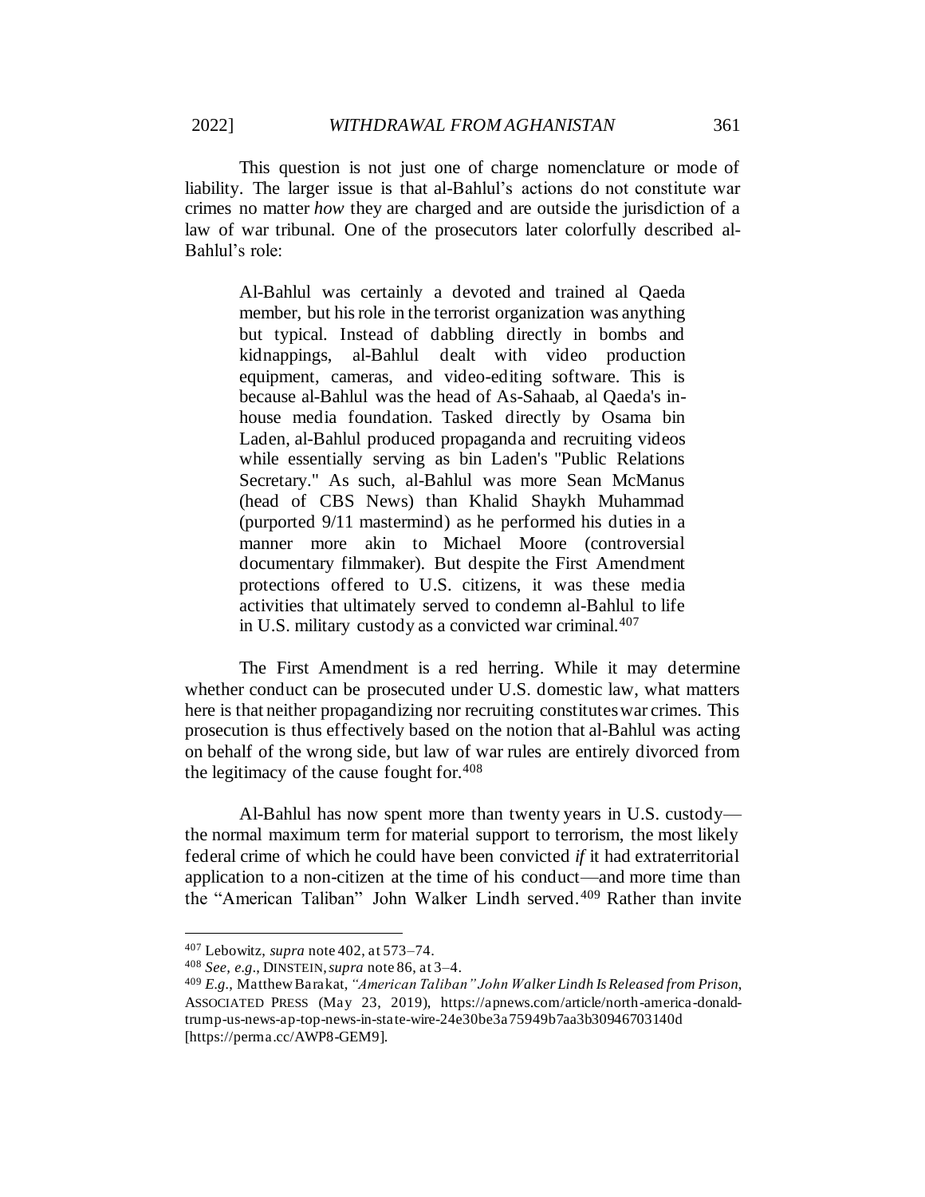This question is not just one of charge nomenclature or mode of liability. The larger issue is that al-Bahlul's actions do not constitute war crimes no matter *how* they are charged and are outside the jurisdiction of a law of war tribunal. One of the prosecutors later colorfully described al-Bahlul's role:

> Al-Bahlul was certainly a devoted and trained al Qaeda member, but his role in the terrorist organization was anything but typical. Instead of dabbling directly in bombs and kidnappings, al-Bahlul dealt with video production equipment, cameras, and video-editing software. This is because al-Bahlul was the head of As-Sahaab, al Qaeda's in-house media foundation. Tasked directly by Osama bin Laden, al-Bahlul produced propaganda and recruiting videos while essentially serving as bin Laden's "Public Relations Secretary." As such, al-Bahlul was more Sean McManus (head of CBS News) than Khalid Shaykh Muhammad (purported 9/11 mastermind) as he performed his duties in a manner more akin to Michael Moore (controversial documentary filmmaker). But despite the First Amendment protections offered to U.S. citizens, it was these media activities that ultimately served to condemn al-Bahlul to life in U.S. military custody as a convicted war criminal.[407]

The First Amendment is a red herring. While it may determine whether conduct can be prosecuted under U.S. domestic law, what matters here is that neither propagandizing nor recruiting constitutes war crimes. This prosecution is thus effectively based on the notion that al-Bahlul was acting on behalf of the wrong side, but law of war rules are entirely divorced from the legitimacy of the cause fought for.[408]

Al-Bahlul has now spent more than twenty years in U.S. custody—the normal maximum term for material support to terrorism, the most likely federal crime of which he could have been convicted *if* it had extraterritorial application to a non-citizen at the time of his conduct—and more time than the "American Taliban" John Walker Lindh served.[409] Rather than invite

---

[407] Lebowitz, *supra* note 402, at 573–74.

[408] *See, e.g.*, DINSTEIN, *supra* note 86, at 3–4.

[409] *E.g.*, Matthew Barakat, *"American Taliban" John Walker Lindh Is Released from Prison*, ASSOCIATED PRESS (May 23, 2019), https://apnews.com/article/north-america-donald-trump-us-news-ap-top-news-in-state-wire-24e30be3a75949b7aa3b30946703140d [https://perma.cc/AWP8-GEM9].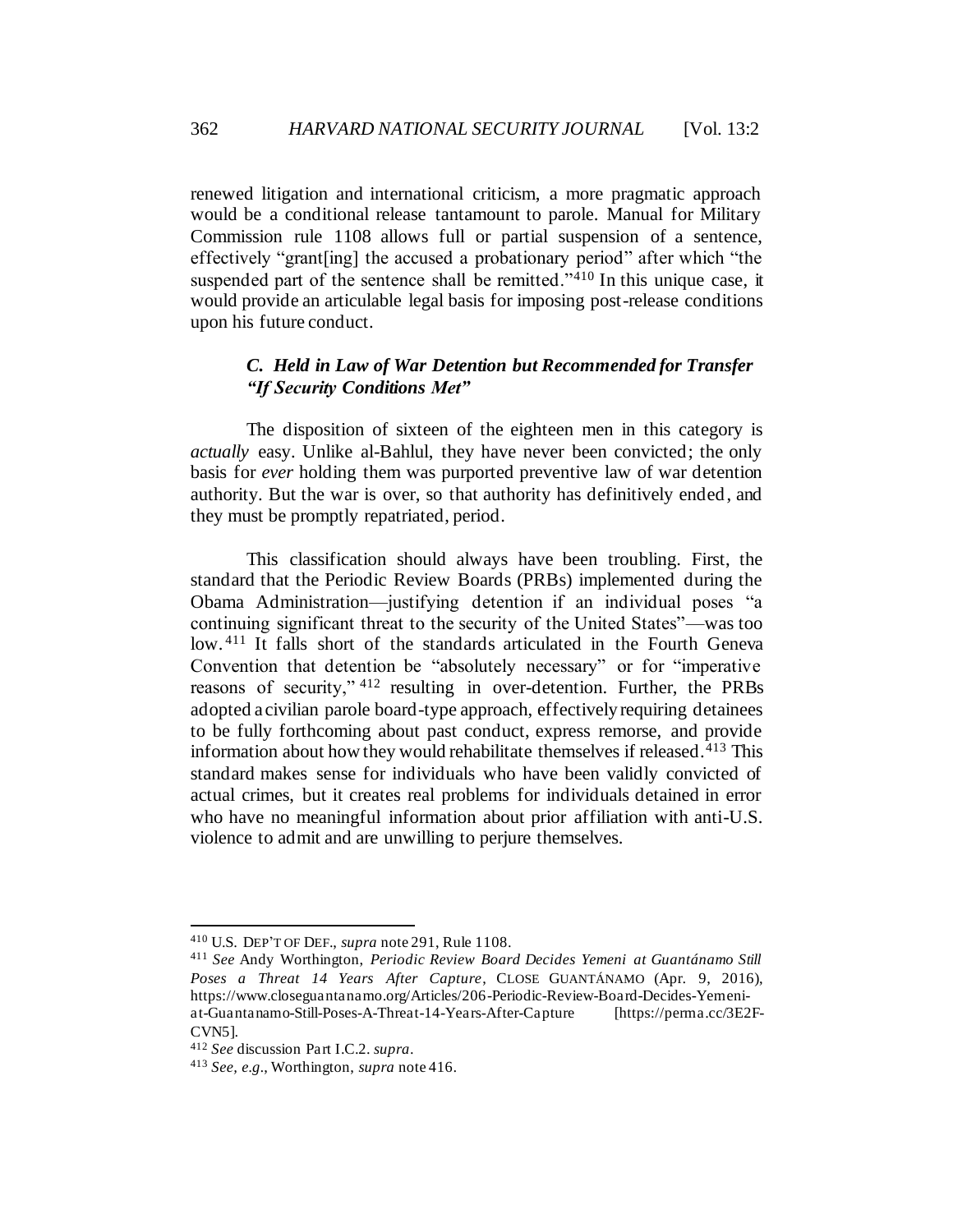renewed litigation and international criticism, a more pragmatic approach would be a conditional release tantamount to parole. Manual for Military Commission rule 1108 allows full or partial suspension of a sentence, effectively "grant[ing] the accused a probationary period" after which "the suspended part of the sentence shall be remitted."[410] In this unique case, it would provide an articulable legal basis for imposing post-release conditions upon his future conduct.

### *C. Held in Law of War Detention but Recommended for Transfer "If Security Conditions Met"*

The disposition of sixteen of the eighteen men in this category is *actually* easy. Unlike al-Bahlul, they have never been convicted; the only basis for *ever* holding them was purported preventive law of war detention authority. But the war is over, so that authority has definitively ended, and they must be promptly repatriated, period.

This classification should always have been troubling. First, the standard that the Periodic Review Boards (PRBs) implemented during the Obama Administration—justifying detention if an individual poses "a continuing significant threat to the security of the United States"—was too low.[411] It falls short of the standards articulated in the Fourth Geneva Convention that detention be "absolutely necessary" or for "imperative reasons of security,"[412] resulting in over-detention. Further, the PRBs adopted a civilian parole board-type approach, effectively requiring detainees to be fully forthcoming about past conduct, express remorse, and provide information about how they would rehabilitate themselves if released.[413] This standard makes sense for individuals who have been validly convicted of actual crimes, but it creates real problems for individuals detained in error who have no meaningful information about prior affiliation with anti-U.S. violence to admit and are unwilling to perjure themselves.

---

[410] U.S. DEP'T OF DEF., *supra* note 291, Rule 1108.

[411] *See* Andy Worthington, *Periodic Review Board Decides Yemeni at Guantánamo Still Poses a Threat 14 Years After Capture*, CLOSE GUANTÁNAMO (Apr. 9, 2016), https://www.closeguantanamo.org/Articles/206-Periodic-Review-Board-Decides-Yemeni-at-Guantanamo-Still-Poses-A-Threat-14-Years-After-Capture [https://perma.cc/3E2F-CVN5].

[412] *See* discussion Part I.C.2. *supra*.

[413] *See, e.g.*, Worthington, *supra* note 416.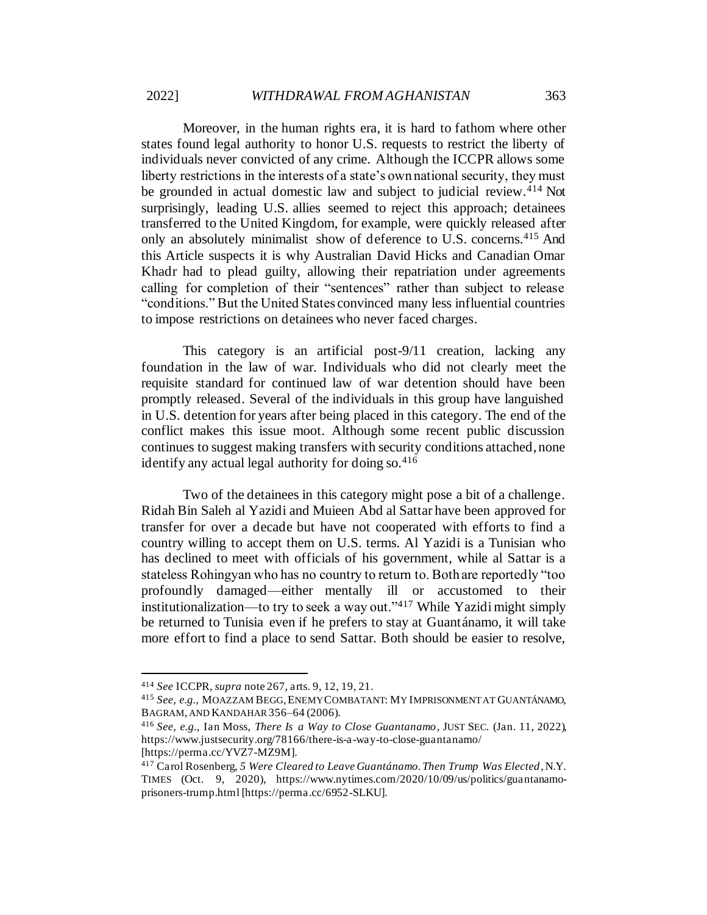Moreover, in the human rights era, it is hard to fathom where other states found legal authority to honor U.S. requests to restrict the liberty of individuals never convicted of any crime. Although the ICCPR allows some liberty restrictions in the interests of a state's own national security, they must be grounded in actual domestic law and subject to judicial review.[414] Not surprisingly, leading U.S. allies seemed to reject this approach; detainees transferred to the United Kingdom, for example, were quickly released after only an absolutely minimalist show of deference to U.S. concerns.[415] And this Article suspects it is why Australian David Hicks and Canadian Omar Khadr had to plead guilty, allowing their repatriation under agreements calling for completion of their "sentences" rather than subject to release "conditions." But the United States convinced many less influential countries to impose restrictions on detainees who never faced charges.

This category is an artificial post-9/11 creation, lacking any foundation in the law of war. Individuals who did not clearly meet the requisite standard for continued law of war detention should have been promptly released. Several of the individuals in this group have languished in U.S. detention for years after being placed in this category. The end of the conflict makes this issue moot. Although some recent public discussion continues to suggest making transfers with security conditions attached, none identify any actual legal authority for doing so.[416]

Two of the detainees in this category might pose a bit of a challenge. Ridah Bin Saleh al Yazidi and Muieen Abd al Sattar have been approved for transfer for over a decade but have not cooperated with efforts to find a country willing to accept them on U.S. terms. Al Yazidi is a Tunisian who has declined to meet with officials of his government, while al Sattar is a stateless Rohingyan who has no country to return to. Both are reportedly "too profoundly damaged—either mentally ill or accustomed to their institutionalization—to try to seek a way out."[417] While Yazidi might simply be returned to Tunisia even if he prefers to stay at Guantánamo, it will take more effort to find a place to send Sattar. Both should be easier to resolve,

---

[414] *See* ICCPR, *supra* note 267, arts. 9, 12, 19, 21.

[415] *See, e.g.*, MOAZZAM BEGG, ENEMY COMBATANT: MY IMPRISONMENT AT GUANTÁNAMO, BAGRAM, AND KANDAHAR 356–64 (2006).

[416] *See, e.g.*, Ian Moss, *There Is a Way to Close Guantanamo*, JUST SEC. (Jan. 11, 2022), https://www.justsecurity.org/78166/there-is-a-way-to-close-guantanamo/ [https://perma.cc/YVZ7-MZ9M].

[417] Carol Rosenberg, *5 Were Cleared to Leave Guantánamo. Then Trump Was Elected*, N.Y. TIMES (Oct. 9, 2020), https://www.nytimes.com/2020/10/09/us/politics/guantanamo-prisoners-trump.html [https://perma.cc/6952-SLKU].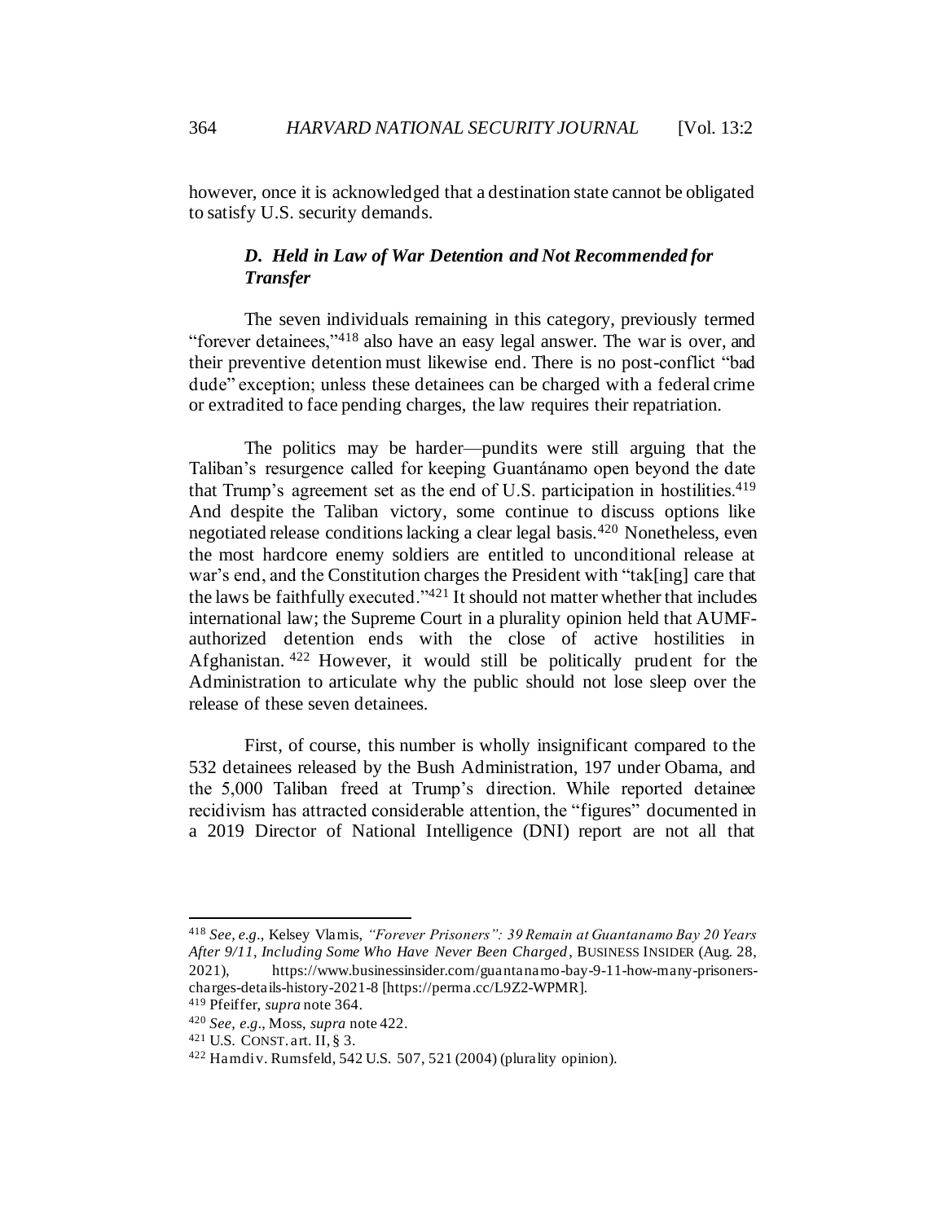however, once it is acknowledged that a destination state cannot be obligated to satisfy U.S. security demands.

### *D. Held in Law of War Detention and Not Recommended for Transfer*

The seven individuals remaining in this category, previously termed "forever detainees,"[418] also have an easy legal answer. The war is over, and their preventive detention must likewise end. There is no post-conflict "bad dude" exception; unless these detainees can be charged with a federal crime or extradited to face pending charges, the law requires their repatriation.

The politics may be harder—pundits were still arguing that the Taliban's resurgence called for keeping Guantánamo open beyond the date that Trump's agreement set as the end of U.S. participation in hostilities.[419] And despite the Taliban victory, some continue to discuss options like negotiated release conditions lacking a clear legal basis.[420] Nonetheless, even the most hardcore enemy soldiers are entitled to unconditional release at war's end, and the Constitution charges the President with "tak[ing] care that the laws be faithfully executed."[421] It should not matter whether that includes international law; the Supreme Court in a plurality opinion held that AUMF-authorized detention ends with the close of active hostilities in Afghanistan.[422] However, it would still be politically prudent for the Administration to articulate why the public should not lose sleep over the release of these seven detainees.

First, of course, this number is wholly insignificant compared to the 532 detainees released by the Bush Administration, 197 under Obama, and the 5,000 Taliban freed at Trump's direction. While reported detainee recidivism has attracted considerable attention, the "figures" documented in a 2019 Director of National Intelligence (DNI) report are not all that

---

[418] *See, e.g.*, Kelsey Vlamis, *"Forever Prisoners": 39 Remain at Guantanamo Bay 20 Years After 9/11, Including Some Who Have Never Been Charged*, BUSINESS INSIDER (Aug. 28, 2021), https://www.businessinsider.com/guantanamo-bay-9-11-how-many-prisoners-charges-details-history-2021-8 [https://perma.cc/L9Z2-WPMR].

[419] Pfeiffer, *supra* note 364.

[420] *See, e.g.*, Moss, *supra* note 422.

[421] U.S. CONST. art. II, § 3.

[422] Hamdi v. Rumsfeld, 542 U.S. 507, 521 (2004) (plurality opinion).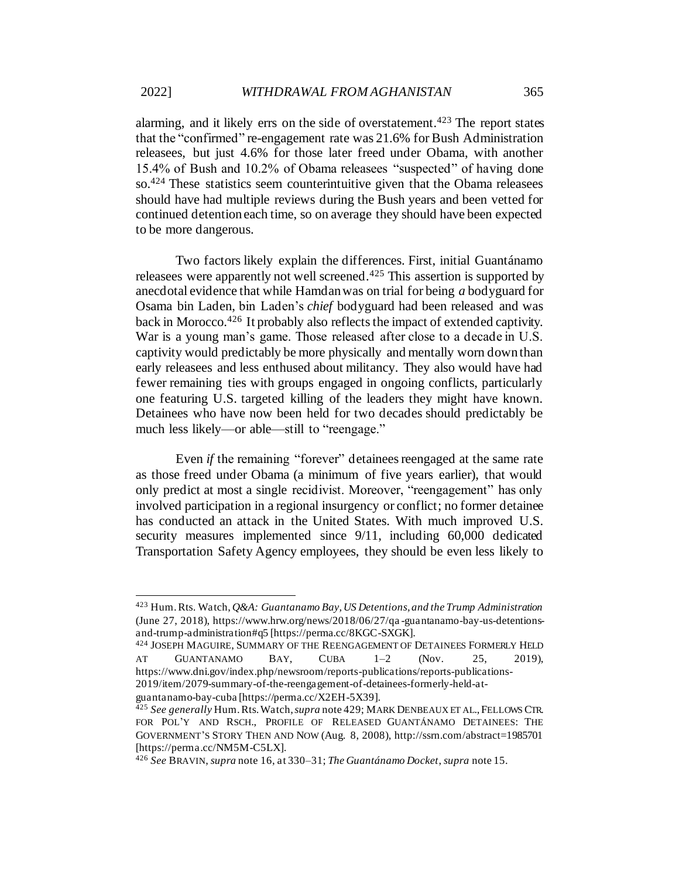alarming, and it likely errs on the side of overstatement.[423] The report states that the "confirmed" re-engagement rate was 21.6% for Bush Administration releasees, but just 4.6% for those later freed under Obama, with another 15.4% of Bush and 10.2% of Obama releasees "suspected" of having done so.[424] These statistics seem counterintuitive given that the Obama releasees should have had multiple reviews during the Bush years and been vetted for continued detention each time, so on average they should have been expected to be more dangerous.

Two factors likely explain the differences. First, initial Guantánamo releasees were apparently not well screened.[425] This assertion is supported by anecdotal evidence that while Hamdan was on trial for being *a* bodyguard for Osama bin Laden, bin Laden's *chief* bodyguard had been released and was back in Morocco.[426] It probably also reflects the impact of extended captivity. War is a young man's game. Those released after close to a decade in U.S. captivity would predictably be more physically and mentally worn down than early releasees and less enthused about militancy. They also would have had fewer remaining ties with groups engaged in ongoing conflicts, particularly one featuring U.S. targeted killing of the leaders they might have known. Detainees who have now been held for two decades should predictably be much less likely—or able—still to "reengage."

Even *if* the remaining "forever" detainees reengaged at the same rate as those freed under Obama (a minimum of five years earlier), that would only predict at most a single recidivist. Moreover, "reengagement" has only involved participation in a regional insurgency or conflict; no former detainee has conducted an attack in the United States. With much improved U.S. security measures implemented since 9/11, including 60,000 dedicated Transportation Safety Agency employees, they should be even less likely to

---

[423] Hum. Rts. Watch, *Q&A: Guantanamo Bay, US Detentions, and the Trump Administration* (June 27, 2018), https://www.hrw.org/news/2018/06/27/qa-guantanamo-bay-us-detentions-and-trump-administration#q5 [https://perma.cc/8KGC-SXGK].

[424] JOSEPH MAGUIRE, SUMMARY OF THE REENGAGEMENT OF DETAINEES FORMERLY HELD AT GUANTANAMO BAY, CUBA 1–2 (Nov. 25, 2019), https://www.dni.gov/index.php/newsroom/reports-publications/reports-publications-2019/item/2079-summary-of-the-reengagement-of-detainees-formerly-held-at-guantanamo-bay-cuba [https://perma.cc/X2EH-5X39].

[425] *See generally* Hum. Rts. Watch, *supra* note 429; MARK DENBEAUX ET AL., FELLOWS CTR. FOR POL'Y AND RSCH., PROFILE OF RELEASED GUANTÁNAMO DETAINEES: THE GOVERNMENT'S STORY THEN AND NOW (Aug. 8, 2008), http://ssrn.com/abstract=1985701 [https://perma.cc/NM5M-C5LX].

[426] *See* BRAVIN, *supra* note 16, at 330–31; *The Guantánamo Docket*, *supra* note 15.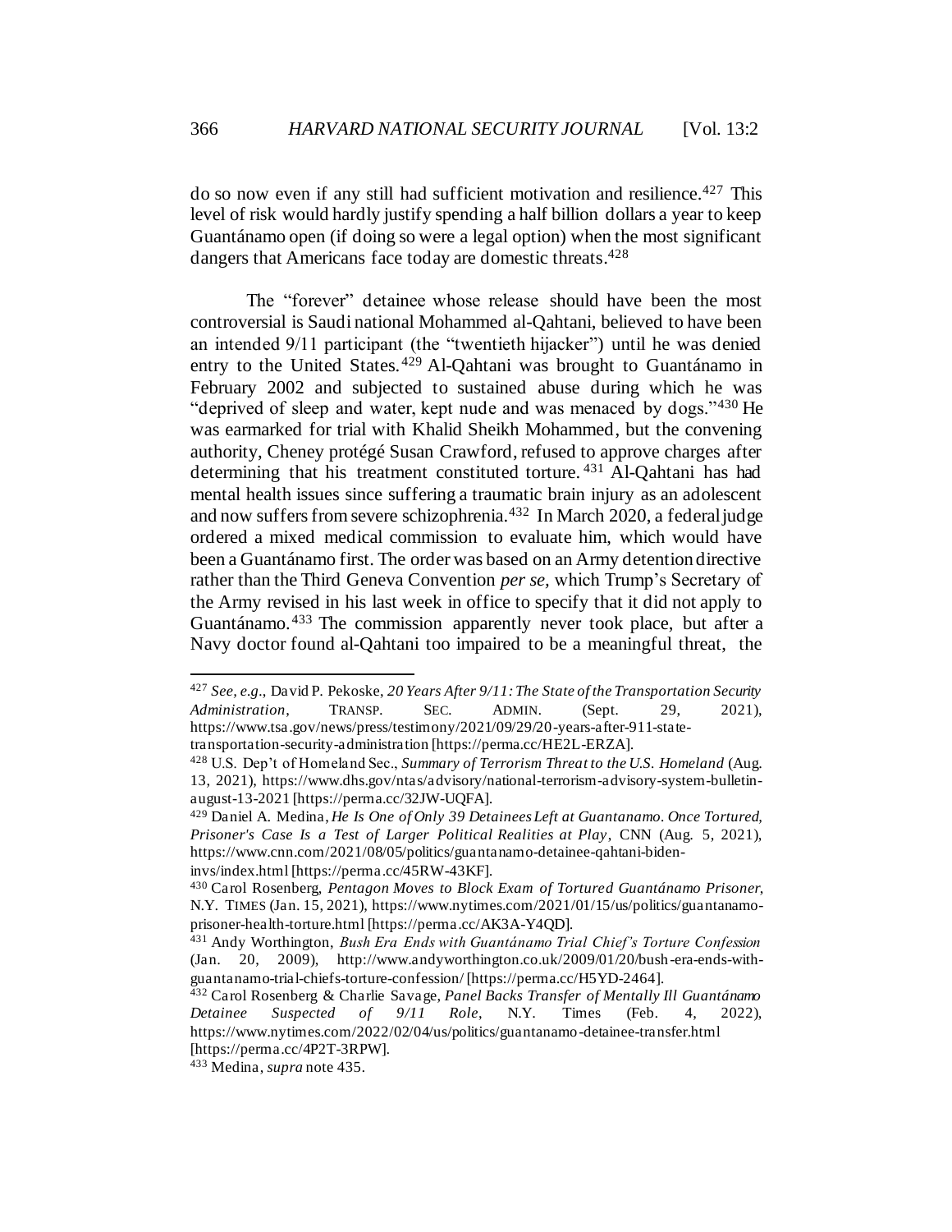do so now even if any still had sufficient motivation and resilience.[427] This level of risk would hardly justify spending a half billion dollars a year to keep Guantánamo open (if doing so were a legal option) when the most significant dangers that Americans face today are domestic threats.[428]

The "forever" detainee whose release should have been the most controversial is Saudi national Mohammed al-Qahtani, believed to have been an intended 9/11 participant (the "twentieth hijacker") until he was denied entry to the United States.[429] Al-Qahtani was brought to Guantánamo in February 2002 and subjected to sustained abuse during which he was "deprived of sleep and water, kept nude and was menaced by dogs."[430] He was earmarked for trial with Khalid Sheikh Mohammed, but the convening authority, Cheney protégé Susan Crawford, refused to approve charges after determining that his treatment constituted torture.[431] Al-Qahtani has had mental health issues since suffering a traumatic brain injury as an adolescent and now suffers from severe schizophrenia.[432] In March 2020, a federal judge ordered a mixed medical commission to evaluate him, which would have been a Guantánamo first. The order was based on an Army detention directive rather than the Third Geneva Convention *per se,* which Trump's Secretary of the Army revised in his last week in office to specify that it did not apply to Guantánamo.[433] The commission apparently never took place, but after a Navy doctor found al-Qahtani too impaired to be a meaningful threat, the

---

[427] *See, e.g.*, David P. Pekoske, *20 Years After 9/11: The State of the Transportation Security Administration*, TRANSP. SEC. ADMIN. (Sept. 29, 2021), https://www.tsa.gov/news/press/testimony/2021/09/29/20-years-after-911-state-transportation-security-administration [https://perma.cc/HE2L-ERZA].

[428] U.S. Dep't of Homeland Sec., *Summary of Terrorism Threat to the U.S. Homeland* (Aug. 13, 2021), https://www.dhs.gov/ntas/advisory/national-terrorism-advisory-system-bulletin-august-13-2021 [https://perma.cc/32JW-UQFA].

[429] Daniel A. Medina, *He Is One of Only 39 Detainees Left at Guantanamo. Once Tortured, Prisoner's Case Is a Test of Larger Political Realities at Play*, CNN (Aug. 5, 2021), https://www.cnn.com/2021/08/05/politics/guantanamo-detainee-qahtani-biden-invs/index.html [https://perma.cc/45RW-43KF].

[430] Carol Rosenberg, *Pentagon Moves to Block Exam of Tortured Guantánamo Prisoner*, N.Y. TIMES (Jan. 15, 2021), https://www.nytimes.com/2021/01/15/us/politics/guantanamo-prisoner-health-torture.html [https://perma.cc/AK3A-Y4QD].

[431] Andy Worthington, *Bush Era Ends with Guantánamo Trial Chief's Torture Confession* (Jan. 20, 2009), http://www.andyworthington.co.uk/2009/01/20/bush-era-ends-with-guantanamo-trial-chiefs-torture-confession/ [https://perma.cc/H5YD-2464].

[432] Carol Rosenberg & Charlie Savage, *Panel Backs Transfer of Mentally Ill Guantánamo Detainee Suspected of 9/11 Role*, N.Y. Times (Feb. 4, 2022), https://www.nytimes.com/2022/02/04/us/politics/guantanamo-detainee-transfer.html [https://perma.cc/4P2T-3RPW].

[433] Medina, *supra* note 435.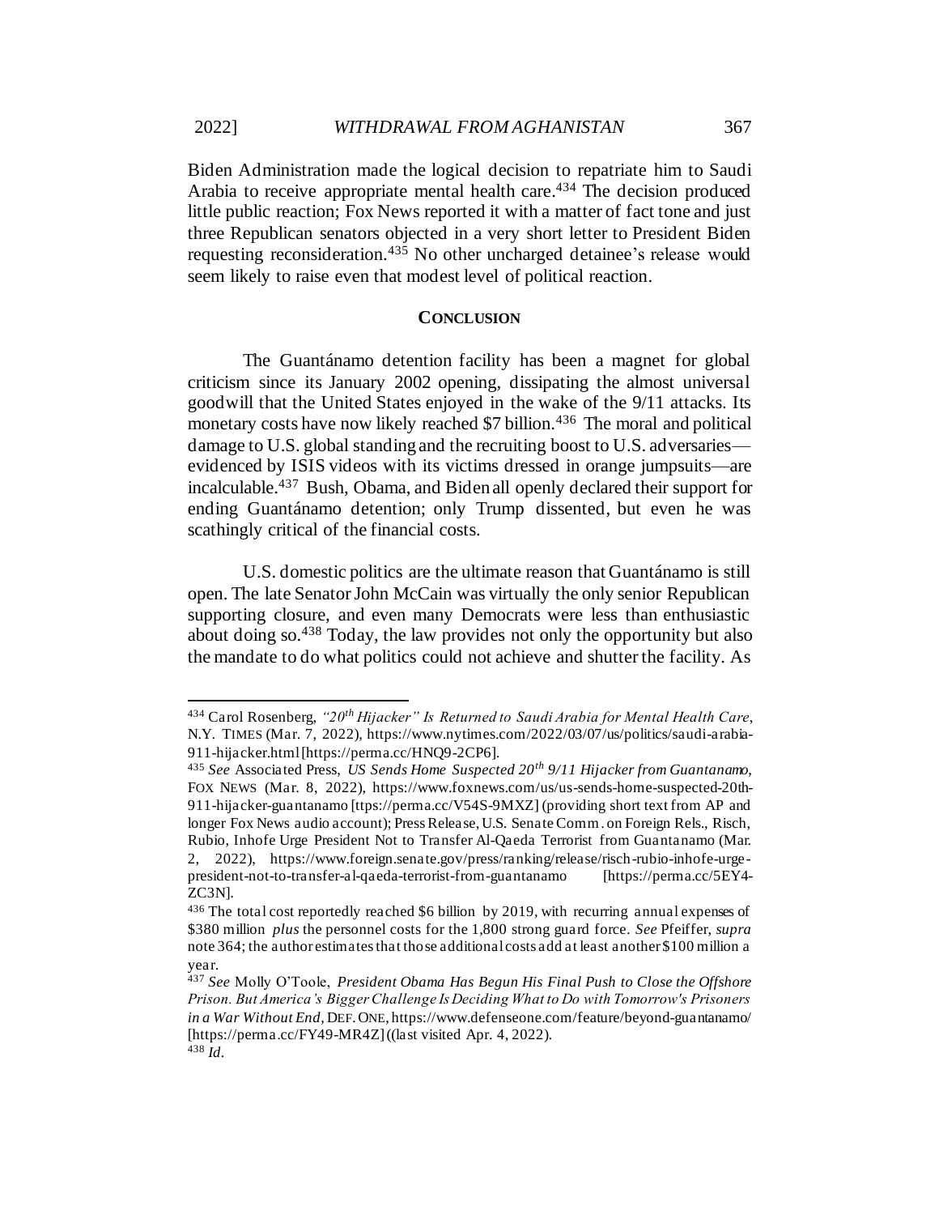Biden Administration made the logical decision to repatriate him to Saudi Arabia to receive appropriate mental health care.[434] The decision produced little public reaction; Fox News reported it with a matter of fact tone and just three Republican senators objected in a very short letter to President Biden requesting reconsideration.[435] No other uncharged detainee's release would seem likely to raise even that modest level of political reaction.

## **CONCLUSION**

The Guantánamo detention facility has been a magnet for global criticism since its January 2002 opening, dissipating the almost universal goodwill that the United States enjoyed in the wake of the 9/11 attacks. Its monetary costs have now likely reached $7 billion.[436] The moral and political damage to U.S. global standing and the recruiting boost to U.S. adversaries—evidenced by ISIS videos with its victims dressed in orange jumpsuits—are incalculable.[437] Bush, Obama, and Biden all openly declared their support for ending Guantánamo detention; only Trump dissented, but even he was scathingly critical of the financial costs.

U.S. domestic politics are the ultimate reason that Guantánamo is still open. The late Senator John McCain was virtually the only senior Republican supporting closure, and even many Democrats were less than enthusiastic about doing so.[438] Today, the law provides not only the opportunity but also the mandate to do what politics could not achieve and shutter the facility. As

---

[434] Carol Rosenberg, *"20th Hijacker" Is Returned to Saudi Arabia for Mental Health Care*, N.Y. TIMES (Mar. 7, 2022), https://www.nytimes.com/2022/03/07/us/politics/saudi-arabia-911-hijacker.html [https://perma.cc/HNQ9-2CP6].

[435] *See* Associated Press, *US Sends Home Suspected 20th 9/11 Hijacker from Guantanamo*, FOX NEWS (Mar. 8, 2022), https://www.foxnews.com/us/us-sends-home-suspected-20th-911-hijacker-guantanamo [ttps://perma.cc/V54S-9MXZ] (providing short text from AP and longer Fox News audio account); Press Release, U.S. Senate Comm. on Foreign Rels., Risch, Rubio, Inhofe Urge President Not to Transfer Al-Qaeda Terrorist from Guantanamo (Mar. 2, 2022), https://www.foreign.senate.gov/press/ranking/release/risch-rubio-inhofe-urge-president-not-to-transfer-al-qaeda-terrorist-from-guantanamo [https://perma.cc/5EY4-ZC3N].

[436] The total cost reportedly reached $6 billion by 2019, with recurring annual expenses of $380 million *plus* the personnel costs for the 1,800 strong guard force. *See* Pfeiffer, *supra* note 364; the author estimates that those additional costs add at least another $100 million a year.

[437] *See* Molly O'Toole, *President Obama Has Begun His Final Push to Close the Offshore Prison. But America's Bigger Challenge Is Deciding What to Do with Tomorrow's Prisoners in a War Without End*, DEF. ONE, https://www.defenseone.com/feature/beyond-guantanamo/ [https://perma.cc/FY49-MR4Z] ((last visited Apr. 4, 2022).

[438] *Id.*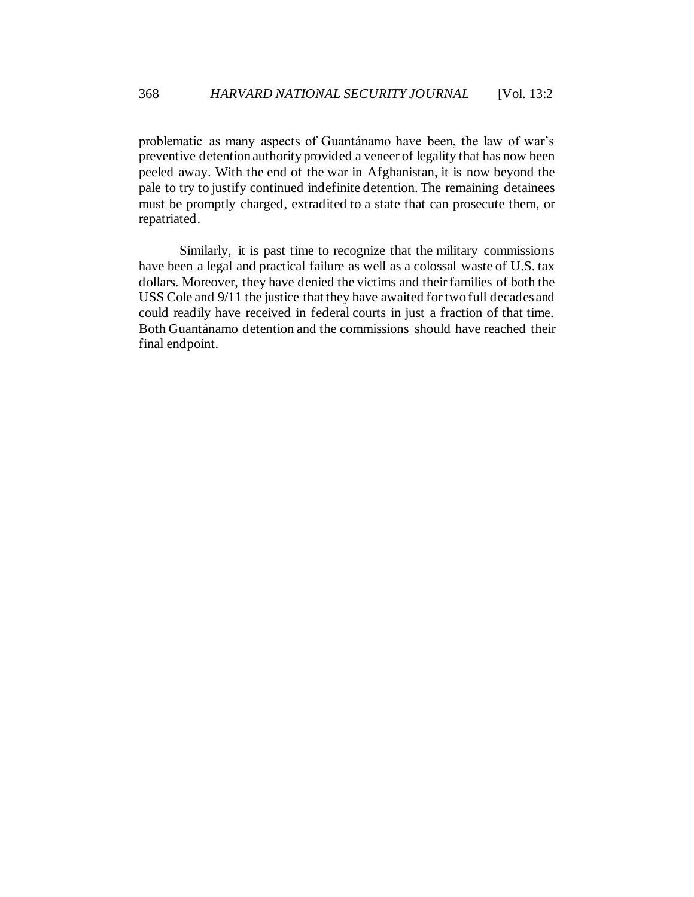problematic as many aspects of Guantánamo have been, the law of war's preventive detention authority provided a veneer of legality that has now been peeled away. With the end of the war in Afghanistan, it is now beyond the pale to try to justify continued indefinite detention. The remaining detainees must be promptly charged, extradited to a state that can prosecute them, or repatriated.

Similarly, it is past time to recognize that the military commissions have been a legal and practical failure as well as a colossal waste of U.S. tax dollars. Moreover, they have denied the victims and their families of both the USS Cole and 9/11 the justice that they have awaited for two full decades and could readily have received in federal courts in just a fraction of that time. Both Guantánamo detention and the commissions should have reached their final endpoint.